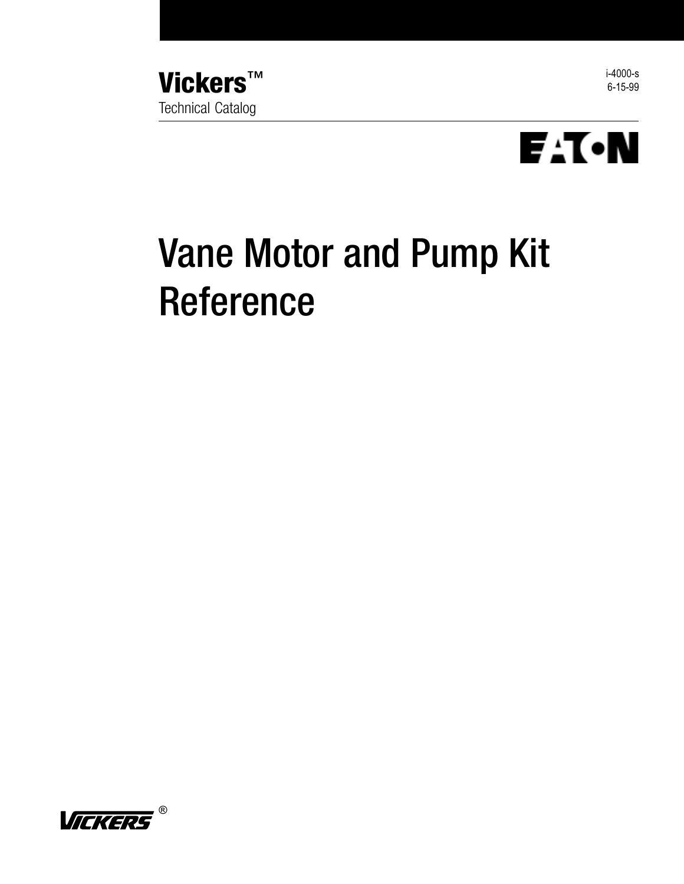**Vickers™**
Technical Catalog

i-4000-s
6-15-99

EATON

# Vane Motor and Pump Kit Reference

VICKERS®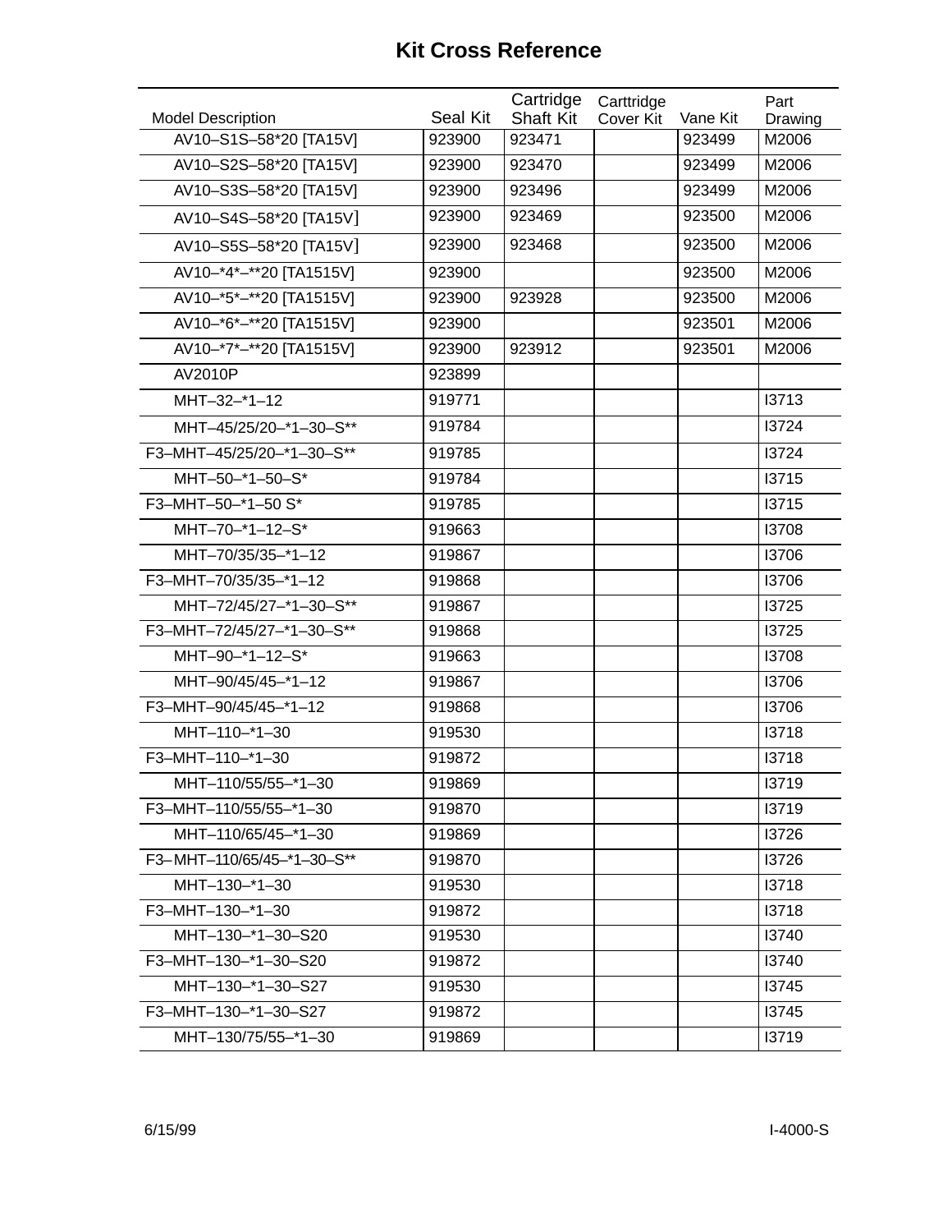# Kit Cross Reference

| Model Description | Seal Kit | Cartridge Shaft Kit | Carttridge Cover Kit | Vane Kit | Part Drawing |
|---|---|---|---|---|---|
| AV10–S1S–58*20 [TA15V] | 923900 | 923471 | | 923499 | M2006 |
| AV10–S2S–58*20 [TA15V] | 923900 | 923470 | | 923499 | M2006 |
| AV10–S3S–58*20 [TA15V] | 923900 | 923496 | | 923499 | M2006 |
| AV10–S4S–58*20 [TA15V] | 923900 | 923469 | | 923500 | M2006 |
| AV10–S5S–58*20 [TA15V] | 923900 | 923468 | | 923500 | M2006 |
| AV10–*4*–**20 [TA1515V] | 923900 | | | 923500 | M2006 |
| AV10–*5*–**20 [TA1515V] | 923900 | 923928 | | 923500 | M2006 |
| AV10–*6*–**20 [TA1515V] | 923900 | | | 923501 | M2006 |
| AV10–*7*–**20 [TA1515V] | 923900 | 923912 | | 923501 | M2006 |
| AV2010P | 923899 | | | | |
| MHT–32–*1–12 | 919771 | | | | I3713 |
| MHT–45/25/20–*1–30–S** | 919784 | | | | I3724 |
| F3–MHT–45/25/20–*1–30–S** | 919785 | | | | I3724 |
| MHT–50–*1–50–S* | 919784 | | | | I3715 |
| F3–MHT–50–*1–50 S* | 919785 | | | | I3715 |
| MHT–70–*1–12–S* | 919663 | | | | I3708 |
| MHT–70/35/35–*1–12 | 919867 | | | | I3706 |
| F3–MHT–70/35/35–*1–12 | 919868 | | | | I3706 |
| MHT–72/45/27–*1–30–S** | 919867 | | | | I3725 |
| F3–MHT–72/45/27–*1–30–S** | 919868 | | | | I3725 |
| MHT–90–*1–12–S* | 919663 | | | | I3708 |
| MHT–90/45/45–*1–12 | 919867 | | | | I3706 |
| F3–MHT–90/45/45–*1–12 | 919868 | | | | I3706 |
| MHT–110–*1–30 | 919530 | | | | I3718 |
| F3–MHT–110–*1–30 | 919872 | | | | I3718 |
| MHT–110/55/55–*1–30 | 919869 | | | | I3719 |
| F3–MHT–110/55/55–*1–30 | 919870 | | | | I3719 |
| MHT–110/65/45–*1–30 | 919869 | | | | I3726 |
| F3– MHT–110/65/45–*1–30–S** | 919870 | | | | I3726 |
| MHT–130–*1–30 | 919530 | | | | I3718 |
| F3–MHT–130–*1–30 | 919872 | | | | I3718 |
| MHT–130–*1–30–S20 | 919530 | | | | I3740 |
| F3–MHT–130–*1–30–S20 | 919872 | | | | I3740 |
| MHT–130–*1–30–S27 | 919530 | | | | I3745 |
| F3–MHT–130–*1–30–S27 | 919872 | | | | I3745 |
| MHT–130/75/55–*1–30 | 919869 | | | | I3719 |

6/15/99

I-4000-S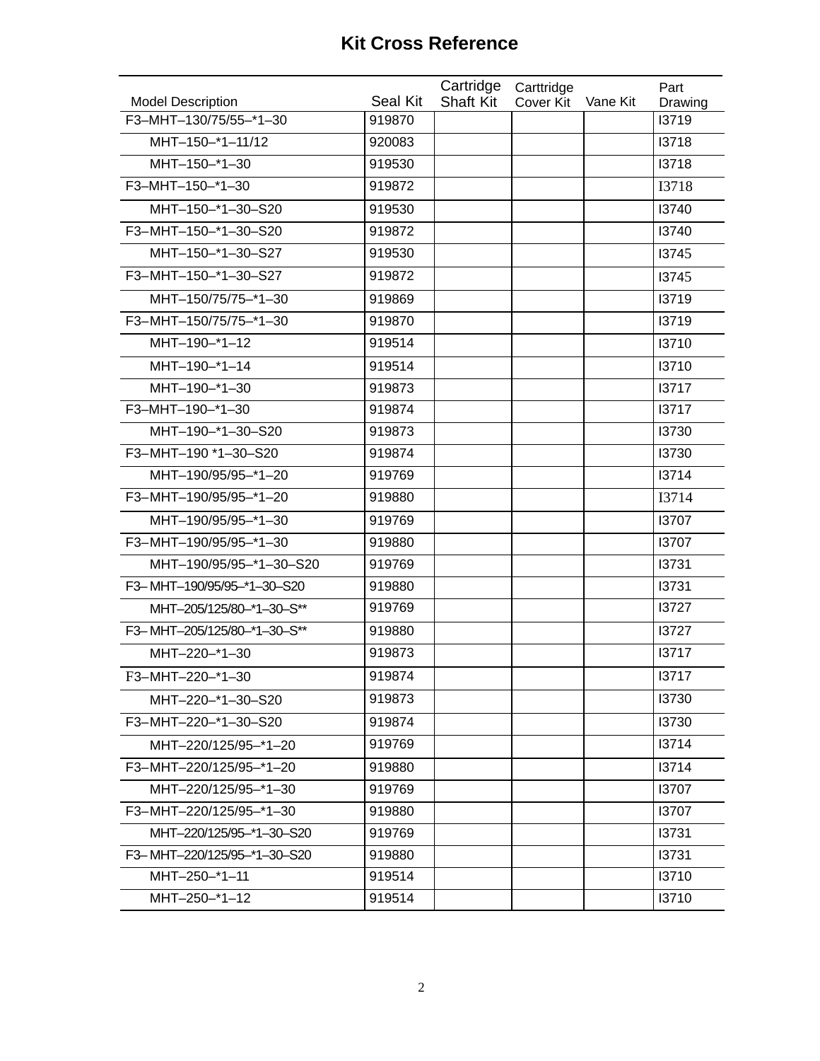# Kit Cross Reference

| Model Description | Seal Kit | Cartridge Shaft Kit | Carttridge Cover Kit | Vane Kit | Part Drawing |
|---|---|---|---|---|---|
| F3–MHT–130/75/55–*1–30 | 919870 | | | | I3719 |
| MHT–150–*1–11/12 | 920083 | | | | I3718 |
| MHT–150–*1–30 | 919530 | | | | I3718 |
| F3–MHT–150–*1–30 | 919872 | | | | I3718 |
| MHT–150–*1–30–S20 | 919530 | | | | I3740 |
| F3–MHT–150–*1–30–S20 | 919872 | | | | I3740 |
| MHT–150–*1–30–S27 | 919530 | | | | I3745 |
| F3–MHT–150–*1–30–S27 | 919872 | | | | I3745 |
| MHT–150/75/75–*1–30 | 919869 | | | | I3719 |
| F3–MHT–150/75/75–*1–30 | 919870 | | | | I3719 |
| MHT–190–*1–12 | 919514 | | | | I3710 |
| MHT–190–*1–14 | 919514 | | | | I3710 |
| MHT–190–*1–30 | 919873 | | | | I3717 |
| F3–MHT–190–*1–30 | 919874 | | | | I3717 |
| MHT–190–*1–30–S20 | 919873 | | | | I3730 |
| F3–MHT–190 *1–30–S20 | 919874 | | | | I3730 |
| MHT–190/95/95–*1–20 | 919769 | | | | I3714 |
| F3–MHT–190/95/95–*1–20 | 919880 | | | | I3714 |
| MHT–190/95/95–*1–30 | 919769 | | | | I3707 |
| F3–MHT–190/95/95–*1–30 | 919880 | | | | I3707 |
| MHT–190/95/95–*1–30–S20 | 919769 | | | | I3731 |
| F3– MHT–190/95/95–*1–30–S20 | 919880 | | | | I3731 |
| MHT–205/125/80–*1–30–S** | 919769 | | | | I3727 |
| F3– MHT–205/125/80–*1–30–S** | 919880 | | | | I3727 |
| MHT–220–*1–30 | 919873 | | | | I3717 |
| F3–MHT–220–*1–30 | 919874 | | | | I3717 |
| MHT–220–*1–30–S20 | 919873 | | | | I3730 |
| F3–MHT–220–*1–30–S20 | 919874 | | | | I3730 |
| MHT–220/125/95–*1–20 | 919769 | | | | I3714 |
| F3–MHT–220/125/95–*1–20 | 919880 | | | | I3714 |
| MHT–220/125/95–*1–30 | 919769 | | | | I3707 |
| F3–MHT–220/125/95–*1–30 | 919880 | | | | I3707 |
| MHT–220/125/95–*1–30–S20 | 919769 | | | | I3731 |
| F3– MHT–220/125/95–*1–30–S20 | 919880 | | | | I3731 |
| MHT–250–*1–11 | 919514 | | | | I3710 |
| MHT–250–*1–12 | 919514 | | | | I3710 |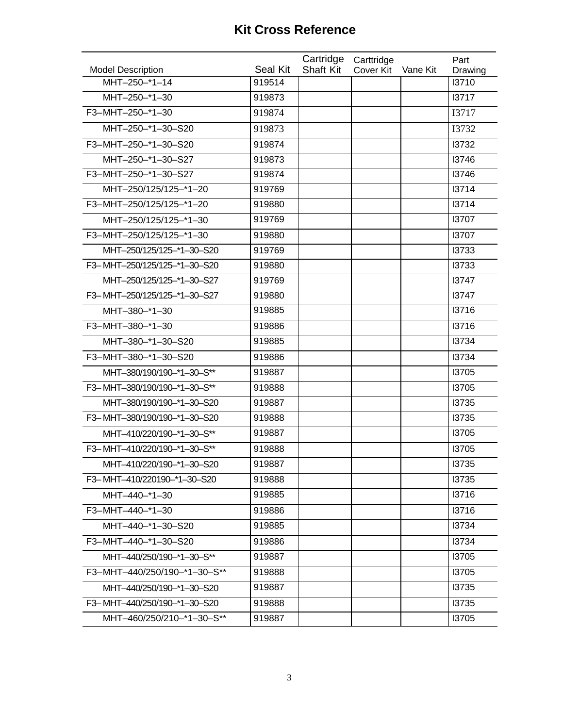# Kit Cross Reference

| Model Description | Seal Kit | Cartridge Shaft Kit | Carttridge Cover Kit | Vane Kit | Part Drawing |
|---|---|---|---|---|---|
| MHT–250–*1–14 | 919514 | | | | I3710 |
| MHT–250–*1–30 | 919873 | | | | I3717 |
| F3–MHT–250–*1–30 | 919874 | | | | I3717 |
| MHT–250–*1–30–S20 | 919873 | | | | I3732 |
| F3–MHT–250–*1–30–S20 | 919874 | | | | I3732 |
| MHT–250–*1–30–S27 | 919873 | | | | I3746 |
| F3–MHT–250–*1–30–S27 | 919874 | | | | I3746 |
| MHT–250/125/125–*1–20 | 919769 | | | | I3714 |
| F3–MHT–250/125/125–*1–20 | 919880 | | | | I3714 |
| MHT–250/125/125–*1–30 | 919769 | | | | I3707 |
| F3–MHT–250/125/125–*1–30 | 919880 | | | | I3707 |
| MHT–250/125/125–*1–30–S20 | 919769 | | | | I3733 |
| F3– MHT–250/125/125–*1–30–S20 | 919880 | | | | I3733 |
| MHT–250/125/125–*1–30–S27 | 919769 | | | | I3747 |
| F3– MHT–250/125/125–*1–30–S27 | 919880 | | | | I3747 |
| MHT–380–*1–30 | 919885 | | | | I3716 |
| F3–MHT–380–*1–30 | 919886 | | | | I3716 |
| MHT–380–*1–30–S20 | 919885 | | | | I3734 |
| F3–MHT–380–*1–30–S20 | 919886 | | | | I3734 |
| MHT–380/190/190–*1–30–S** | 919887 | | | | I3705 |
| F3– MHT–380/190/190–*1–30–S** | 919888 | | | | I3705 |
| MHT–380/190/190–*1–30–S20 | 919887 | | | | I3735 |
| F3– MHT–380/190/190–*1–30–S20 | 919888 | | | | I3735 |
| MHT–410/220/190–*1–30–S** | 919887 | | | | I3705 |
| F3– MHT–410/220/190–*1–30–S** | 919888 | | | | I3705 |
| MHT–410/220/190–*1–30–S20 | 919887 | | | | I3735 |
| F3– MHT–410/220190–*1–30–S20 | 919888 | | | | I3735 |
| MHT–440–*1–30 | 919885 | | | | I3716 |
| F3–MHT–440–*1–30 | 919886 | | | | I3716 |
| MHT–440–*1–30–S20 | 919885 | | | | I3734 |
| F3–MHT–440–*1–30–S20 | 919886 | | | | I3734 |
| MHT–440/250/190–*1–30–S** | 919887 | | | | I3705 |
| F3–MHT–440/250/190–*1–30–S** | 919888 | | | | I3705 |
| MHT–440/250/190–*1–30–S20 | 919887 | | | | I3735 |
| F3– MHT–440/250/190–*1–30–S20 | 919888 | | | | I3735 |
| MHT–460/250/210–*1–30–S** | 919887 | | | | I3705 |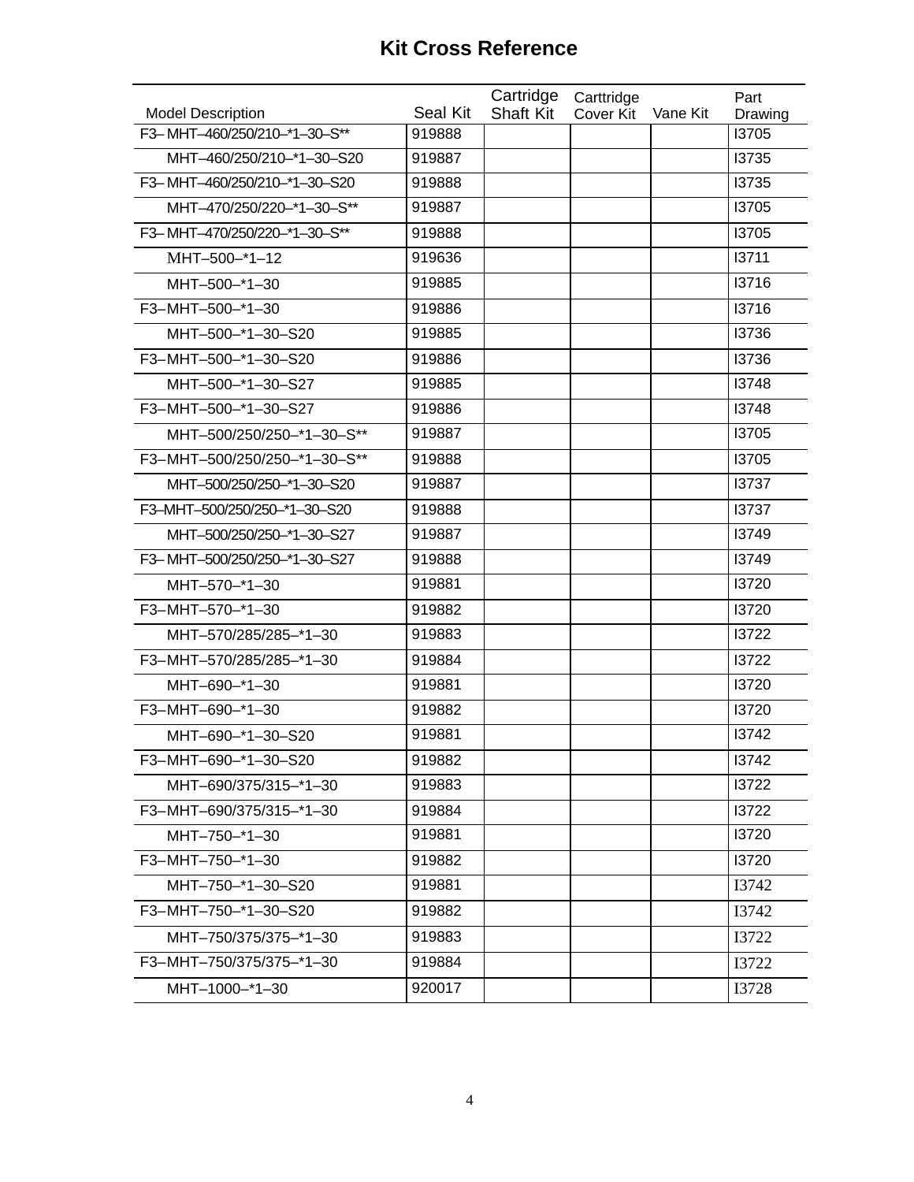# Kit Cross Reference

| Model Description | Seal Kit | Cartridge Shaft Kit | Carttridge Cover Kit | Vane Kit | Part Drawing |
|---|---|---|---|---|---|
| F3– MHT–460/250/210–*1–30–S** | 919888 | | | | I3705 |
| MHT–460/250/210–*1–30–S20 | 919887 | | | | I3735 |
| F3– MHT–460/250/210–*1–30–S20 | 919888 | | | | I3735 |
| MHT–470/250/220–*1–30–S** | 919887 | | | | I3705 |
| F3– MHT–470/250/220–*1–30–S** | 919888 | | | | I3705 |
| MHT–500–*1–12 | 919636 | | | | I3711 |
| MHT–500–*1–30 | 919885 | | | | I3716 |
| F3–MHT–500–*1–30 | 919886 | | | | I3716 |
| MHT–500–*1–30–S20 | 919885 | | | | I3736 |
| F3–MHT–500–*1–30–S20 | 919886 | | | | I3736 |
| MHT–500–*1–30–S27 | 919885 | | | | I3748 |
| F3–MHT–500–*1–30–S27 | 919886 | | | | I3748 |
| MHT–500/250/250–*1–30–S** | 919887 | | | | I3705 |
| F3–MHT–500/250/250–*1–30–S** | 919888 | | | | I3705 |
| MHT–500/250/250–*1–30–S20 | 919887 | | | | I3737 |
| F3–MHT–500/250/250–*1–30–S20 | 919888 | | | | I3737 |
| MHT–500/250/250–*1–30–S27 | 919887 | | | | I3749 |
| F3– MHT–500/250/250–*1–30–S27 | 919888 | | | | I3749 |
| MHT–570–*1–30 | 919881 | | | | I3720 |
| F3–MHT–570–*1–30 | 919882 | | | | I3720 |
| MHT–570/285/285–*1–30 | 919883 | | | | I3722 |
| F3–MHT–570/285/285–*1–30 | 919884 | | | | I3722 |
| MHT–690–*1–30 | 919881 | | | | I3720 |
| F3–MHT–690–*1–30 | 919882 | | | | I3720 |
| MHT–690–*1–30–S20 | 919881 | | | | I3742 |
| F3–MHT–690–*1–30–S20 | 919882 | | | | I3742 |
| MHT–690/375/315–*1–30 | 919883 | | | | I3722 |
| F3–MHT–690/375/315–*1–30 | 919884 | | | | I3722 |
| MHT–750–*1–30 | 919881 | | | | I3720 |
| F3–MHT–750–*1–30 | 919882 | | | | I3720 |
| MHT–750–*1–30–S20 | 919881 | | | | I3742 |
| F3–MHT–750–*1–30–S20 | 919882 | | | | I3742 |
| MHT–750/375/375–*1–30 | 919883 | | | | I3722 |
| F3–MHT–750/375/375–*1–30 | 919884 | | | | I3722 |
| MHT–1000–*1–30 | 920017 | | | | I3728 |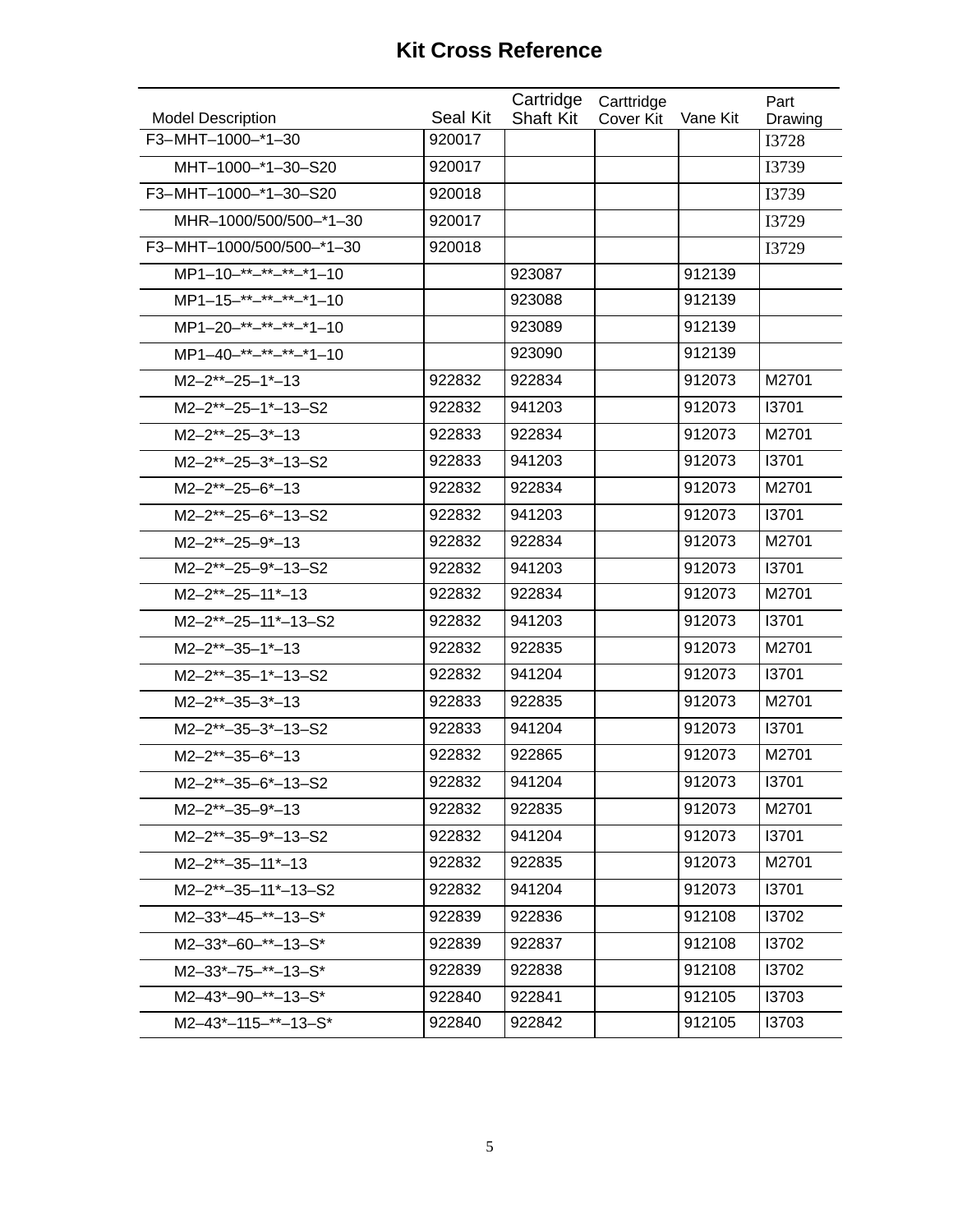# Kit Cross Reference

| Model Description | Seal Kit | Cartridge Shaft Kit | Carttridge Cover Kit | Vane Kit | Part Drawing |
|---|---|---|---|---|---|
| F3–MHT–1000–*1–30 | 920017 | | | | I3728 |
| MHT–1000–*1–30–S20 | 920017 | | | | I3739 |
| F3–MHT–1000–*1–30–S20 | 920018 | | | | I3739 |
| MHR–1000/500/500–*1–30 | 920017 | | | | I3729 |
| F3–MHT–1000/500/500–*1–30 | 920018 | | | | I3729 |
| MP1–10–**–**–**–*1–10 | | 923087 | | 912139 | |
| MP1–15–**–**–**–*1–10 | | 923088 | | 912139 | |
| MP1–20–**–**–**–*1–10 | | 923089 | | 912139 | |
| MP1–40–**–**–**–*1–10 | | 923090 | | 912139 | |
| M2–2**–25–1*–13 | 922832 | 922834 | | 912073 | M2701 |
| M2–2**–25–1*–13–S2 | 922832 | 941203 | | 912073 | I3701 |
| M2–2**–25–3*–13 | 922833 | 922834 | | 912073 | M2701 |
| M2–2**–25–3*–13–S2 | 922833 | 941203 | | 912073 | I3701 |
| M2–2**–25–6*–13 | 922832 | 922834 | | 912073 | M2701 |
| M2–2**–25–6*–13–S2 | 922832 | 941203 | | 912073 | I3701 |
| M2–2**–25–9*–13 | 922832 | 922834 | | 912073 | M2701 |
| M2–2**–25–9*–13–S2 | 922832 | 941203 | | 912073 | I3701 |
| M2–2**–25–11*–13 | 922832 | 922834 | | 912073 | M2701 |
| M2–2**–25–11*–13–S2 | 922832 | 941203 | | 912073 | I3701 |
| M2–2**–35–1*–13 | 922832 | 922835 | | 912073 | M2701 |
| M2–2**–35–1*–13–S2 | 922832 | 941204 | | 912073 | I3701 |
| M2–2**–35–3*–13 | 922833 | 922835 | | 912073 | M2701 |
| M2–2**–35–3*–13–S2 | 922833 | 941204 | | 912073 | I3701 |
| M2–2**–35–6*–13 | 922832 | 922865 | | 912073 | M2701 |
| M2–2**–35–6*–13–S2 | 922832 | 941204 | | 912073 | I3701 |
| M2–2**–35–9*–13 | 922832 | 922835 | | 912073 | M2701 |
| M2–2**–35–9*–13–S2 | 922832 | 941204 | | 912073 | I3701 |
| M2–2**–35–11*–13 | 922832 | 922835 | | 912073 | M2701 |
| M2–2**–35–11*–13–S2 | 922832 | 941204 | | 912073 | I3701 |
| M2–33*–45–**–13–S* | 922839 | 922836 | | 912108 | I3702 |
| M2–33*–60–**–13–S* | 922839 | 922837 | | 912108 | I3702 |
| M2–33*–75–**–13–S* | 922839 | 922838 | | 912108 | I3702 |
| M2–43*–90–**–13–S* | 922840 | 922841 | | 912105 | I3703 |
| M2–43*–115–**–13–S* | 922840 | 922842 | | 912105 | I3703 |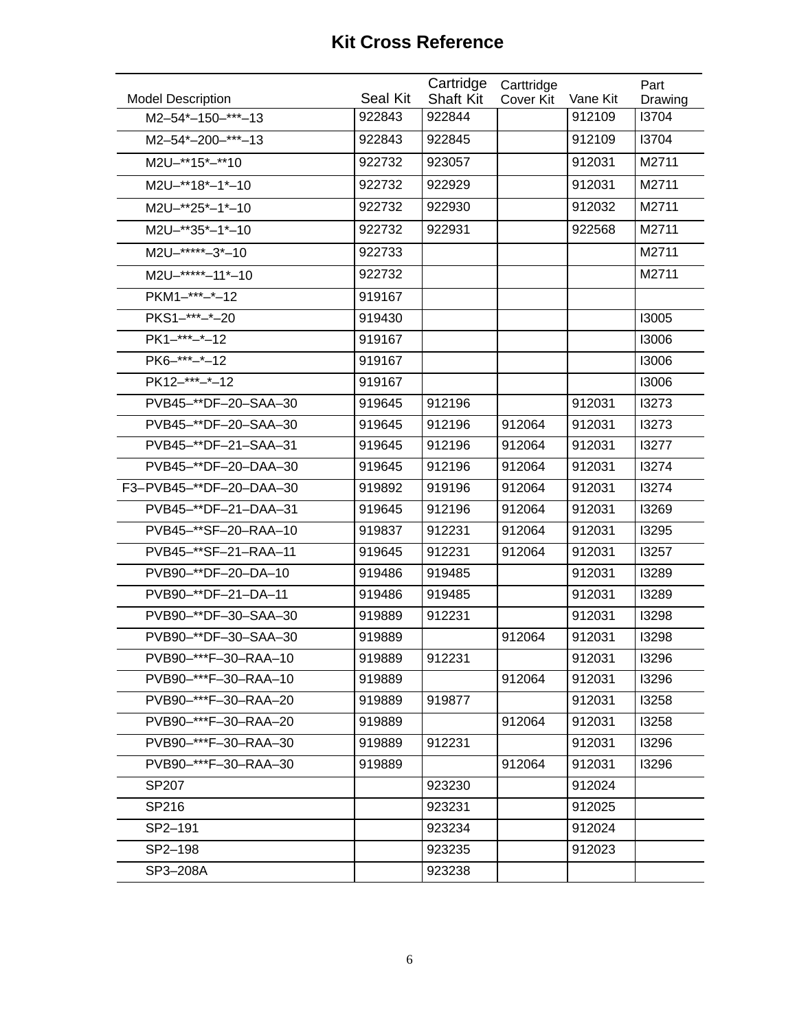# Kit Cross Reference

| Model Description | Seal Kit | Cartridge Shaft Kit | Carttridge Cover Kit | Vane Kit | Part Drawing |
|---|---|---|---|---|---|
| M2–54*–150–***–13 | 922843 | 922844 | | 912109 | I3704 |
| M2–54*–200–***–13 | 922843 | 922845 | | 912109 | I3704 |
| M2U–**15*–**10 | 922732 | 923057 | | 912031 | M2711 |
| M2U–**18*–1*–10 | 922732 | 922929 | | 912031 | M2711 |
| M2U–**25*–1*–10 | 922732 | 922930 | | 912032 | M2711 |
| M2U–**35*–1*–10 | 922732 | 922931 | | 922568 | M2711 |
| M2U–*****–3*–10 | 922733 | | | | M2711 |
| M2U–*****–11*–10 | 922732 | | | | M2711 |
| PKM1–***–*–12 | 919167 | | | | |
| PKS1–***–*–20 | 919430 | | | | I3005 |
| PK1–***–*–12 | 919167 | | | | I3006 |
| PK6–***–*–12 | 919167 | | | | I3006 |
| PK12–***–*–12 | 919167 | | | | I3006 |
| PVB45–**DF–20–SAA–30 | 919645 | 912196 | | 912031 | I3273 |
| PVB45–**DF–20–SAA–30 | 919645 | 912196 | 912064 | 912031 | I3273 |
| PVB45–**DF–21–SAA–31 | 919645 | 912196 | 912064 | 912031 | I3277 |
| PVB45–**DF–20–DAA–30 | 919645 | 912196 | 912064 | 912031 | I3274 |
| F3–PVB45–**DF–20–DAA–30 | 919892 | 919196 | 912064 | 912031 | I3274 |
| PVB45–**DF–21–DAA–31 | 919645 | 912196 | 912064 | 912031 | I3269 |
| PVB45–**SF–20–RAA–10 | 919837 | 912231 | 912064 | 912031 | I3295 |
| PVB45–**SF–21–RAA–11 | 919645 | 912231 | 912064 | 912031 | I3257 |
| PVB90–**DF–20–DA–10 | 919486 | 919485 | | 912031 | I3289 |
| PVB90–**DF–21–DA–11 | 919486 | 919485 | | 912031 | I3289 |
| PVB90–**DF–30–SAA–30 | 919889 | 912231 | | 912031 | I3298 |
| PVB90–**DF–30–SAA–30 | 919889 | | 912064 | 912031 | I3298 |
| PVB90–***F–30–RAA–10 | 919889 | 912231 | | 912031 | I3296 |
| PVB90–***F–30–RAA–10 | 919889 | | 912064 | 912031 | I3296 |
| PVB90–***F–30–RAA–20 | 919889 | 919877 | | 912031 | I3258 |
| PVB90–***F–30–RAA–20 | 919889 | | 912064 | 912031 | I3258 |
| PVB90–***F–30–RAA–30 | 919889 | 912231 | | 912031 | I3296 |
| PVB90–***F–30–RAA–30 | 919889 | | 912064 | 912031 | I3296 |
| SP207 | | 923230 | | 912024 | |
| SP216 | | 923231 | | 912025 | |
| SP2–191 | | 923234 | | 912024 | |
| SP2–198 | | 923235 | | 912023 | |
| SP3–208A | | 923238 | | | |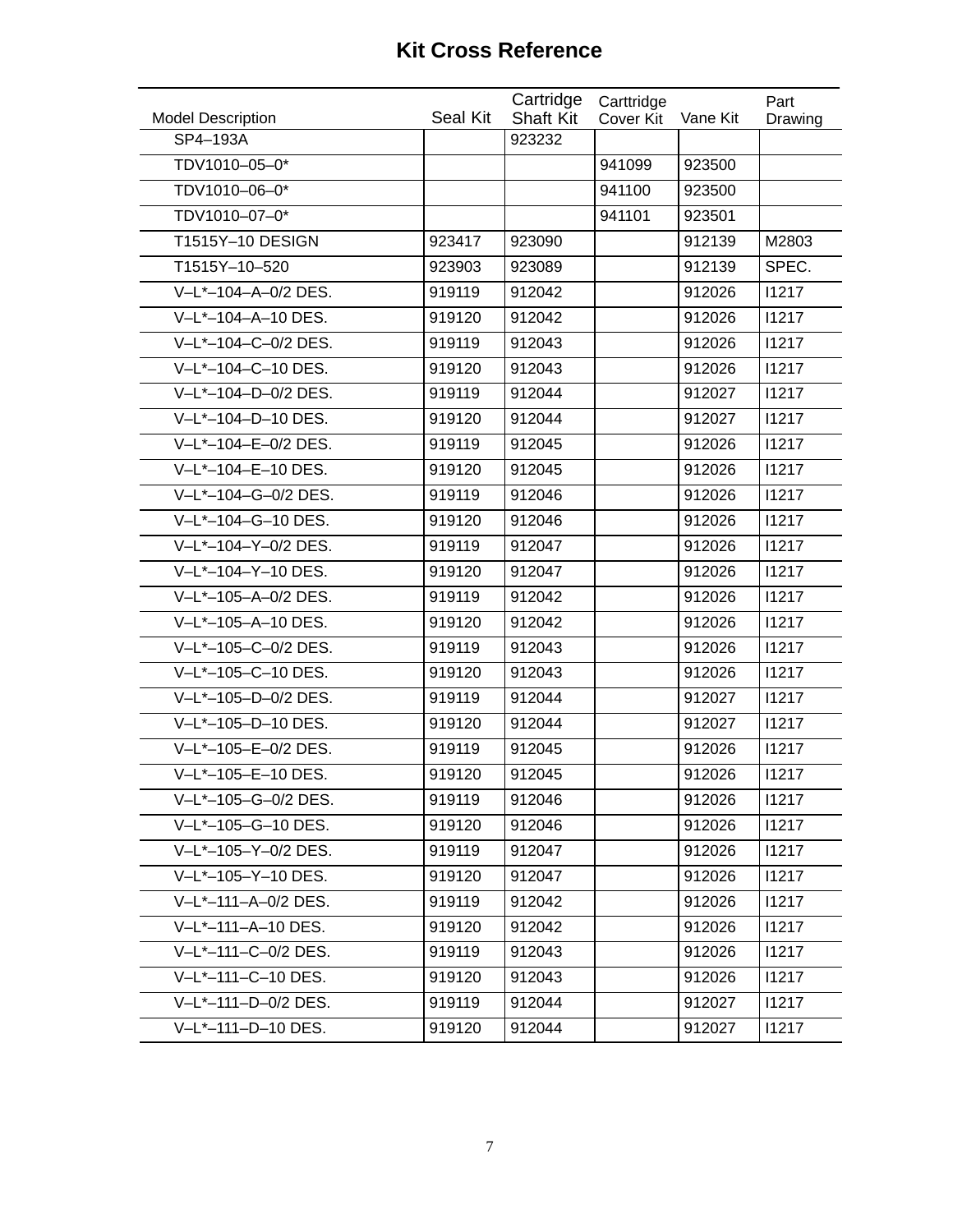## Kit Cross Reference

| Model Description | Seal Kit | Cartridge Shaft Kit | Carttridge Cover Kit | Vane Kit | Part Drawing |
|---|---|---|---|---|---|
| SP4–193A | | 923232 | | | |
| TDV1010–05–0* | | | 941099 | 923500 | |
| TDV1010–06–0* | | | 941100 | 923500 | |
| TDV1010–07–0* | | | 941101 | 923501 | |
| T1515Y–10 DESIGN | 923417 | 923090 | | 912139 | M2803 |
| T1515Y–10–520 | 923903 | 923089 | | 912139 | SPEC. |
| V–L*–104–A–0/2 DES. | 919119 | 912042 | | 912026 | I1217 |
| V–L*–104–A–10 DES. | 919120 | 912042 | | 912026 | I1217 |
| V–L*–104–C–0/2 DES. | 919119 | 912043 | | 912026 | I1217 |
| V–L*–104–C–10 DES. | 919120 | 912043 | | 912026 | I1217 |
| V–L*–104–D–0/2 DES. | 919119 | 912044 | | 912027 | I1217 |
| V–L*–104–D–10 DES. | 919120 | 912044 | | 912027 | I1217 |
| V–L*–104–E–0/2 DES. | 919119 | 912045 | | 912026 | I1217 |
| V–L*–104–E–10 DES. | 919120 | 912045 | | 912026 | I1217 |
| V–L*–104–G–0/2 DES. | 919119 | 912046 | | 912026 | I1217 |
| V–L*–104–G–10 DES. | 919120 | 912046 | | 912026 | I1217 |
| V–L*–104–Y–0/2 DES. | 919119 | 912047 | | 912026 | I1217 |
| V–L*–104–Y–10 DES. | 919120 | 912047 | | 912026 | I1217 |
| V–L*–105–A–0/2 DES. | 919119 | 912042 | | 912026 | I1217 |
| V–L*–105–A–10 DES. | 919120 | 912042 | | 912026 | I1217 |
| V–L*–105–C–0/2 DES. | 919119 | 912043 | | 912026 | I1217 |
| V–L*–105–C–10 DES. | 919120 | 912043 | | 912026 | I1217 |
| V–L*–105–D–0/2 DES. | 919119 | 912044 | | 912027 | I1217 |
| V–L*–105–D–10 DES. | 919120 | 912044 | | 912027 | I1217 |
| V–L*–105–E–0/2 DES. | 919119 | 912045 | | 912026 | I1217 |
| V–L*–105–E–10 DES. | 919120 | 912045 | | 912026 | I1217 |
| V–L*–105–G–0/2 DES. | 919119 | 912046 | | 912026 | I1217 |
| V–L*–105–G–10 DES. | 919120 | 912046 | | 912026 | I1217 |
| V–L*–105–Y–0/2 DES. | 919119 | 912047 | | 912026 | I1217 |
| V–L*–105–Y–10 DES. | 919120 | 912047 | | 912026 | I1217 |
| V–L*–111–A–0/2 DES. | 919119 | 912042 | | 912026 | I1217 |
| V–L*–111–A–10 DES. | 919120 | 912042 | | 912026 | I1217 |
| V–L*–111–C–0/2 DES. | 919119 | 912043 | | 912026 | I1217 |
| V–L*–111–C–10 DES. | 919120 | 912043 | | 912026 | I1217 |
| V–L*–111–D–0/2 DES. | 919119 | 912044 | | 912027 | I1217 |
| V–L*–111–D–10 DES. | 919120 | 912044 | | 912027 | I1217 |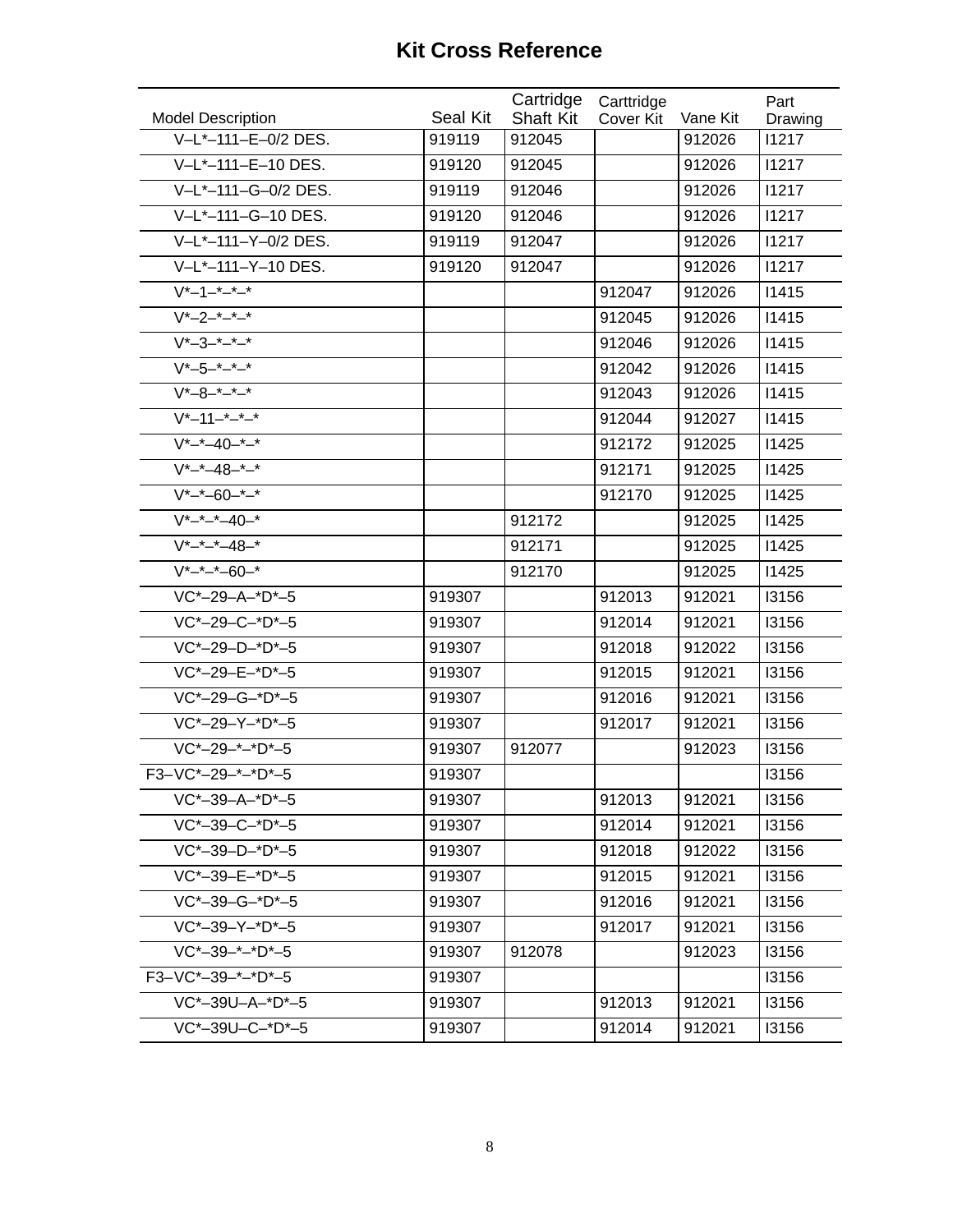# Kit Cross Reference

| Model Description | Seal Kit | Cartridge Shaft Kit | Carttridge Cover Kit | Vane Kit | Part Drawing |
|---|---|---|---|---|---|
| V–L*–111–E–0/2 DES. | 919119 | 912045 | | 912026 | I1217 |
| V–L*–111–E–10 DES. | 919120 | 912045 | | 912026 | I1217 |
| V–L*–111–G–0/2 DES. | 919119 | 912046 | | 912026 | I1217 |
| V–L*–111–G–10 DES. | 919120 | 912046 | | 912026 | I1217 |
| V–L*–111–Y–0/2 DES. | 919119 | 912047 | | 912026 | I1217 |
| V–L*–111–Y–10 DES. | 919120 | 912047 | | 912026 | I1217 |
| V*–1–*–*–* | | | 912047 | 912026 | I1415 |
| V*–2–*–*–* | | | 912045 | 912026 | I1415 |
| V*–3–*–*–* | | | 912046 | 912026 | I1415 |
| V*–5–*–*–* | | | 912042 | 912026 | I1415 |
| V*–8–*–*–* | | | 912043 | 912026 | I1415 |
| V*–11–*–*–* | | | 912044 | 912027 | I1415 |
| V*–*–40–*–* | | | 912172 | 912025 | I1425 |
| V*–*–48–*–* | | | 912171 | 912025 | I1425 |
| V*–*–60–*–* | | | 912170 | 912025 | I1425 |
| V*–*–*–40–* | | 912172 | | 912025 | I1425 |
| V*–*–*–48–* | | 912171 | | 912025 | I1425 |
| V*–*–*–60–* | | 912170 | | 912025 | I1425 |
| VC*–29–A–*D*–5 | 919307 | | 912013 | 912021 | I3156 |
| VC*–29–C–*D*–5 | 919307 | | 912014 | 912021 | I3156 |
| VC*–29–D–*D*–5 | 919307 | | 912018 | 912022 | I3156 |
| VC*–29–E–*D*–5 | 919307 | | 912015 | 912021 | I3156 |
| VC*–29–G–*D*–5 | 919307 | | 912016 | 912021 | I3156 |
| VC*–29–Y–*D*–5 | 919307 | | 912017 | 912021 | I3156 |
| VC*–29–*–*D*–5 | 919307 | 912077 | | 912023 | I3156 |
| F3–VC*–29–*–*D*–5 | 919307 | | | | I3156 |
| VC*–39–A–*D*–5 | 919307 | | 912013 | 912021 | I3156 |
| VC*–39–C–*D*–5 | 919307 | | 912014 | 912021 | I3156 |
| VC*–39–D–*D*–5 | 919307 | | 912018 | 912022 | I3156 |
| VC*–39–E–*D*–5 | 919307 | | 912015 | 912021 | I3156 |
| VC*–39–G–*D*–5 | 919307 | | 912016 | 912021 | I3156 |
| VC*–39–Y–*D*–5 | 919307 | | 912017 | 912021 | I3156 |
| VC*–39–*–*D*–5 | 919307 | 912078 | | 912023 | I3156 |
| F3–VC*–39–*–*D*–5 | 919307 | | | | I3156 |
| VC*–39U–A–*D*–5 | 919307 | | 912013 | 912021 | I3156 |
| VC*–39U–C–*D*–5 | 919307 | | 912014 | 912021 | I3156 |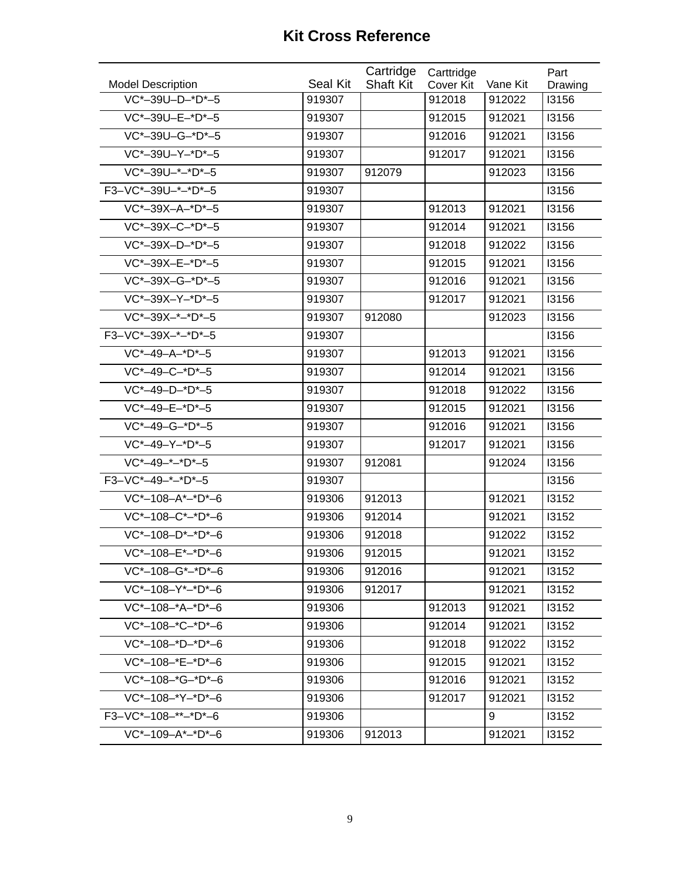# Kit Cross Reference

| Model Description | Seal Kit | Cartridge Shaft Kit | Carttridge Cover Kit | Vane Kit | Part Drawing |
|---|---|---|---|---|---|
| VC*–39U–D–*D*–5 | 919307 | | 912018 | 912022 | I3156 |
| VC*–39U–E–*D*–5 | 919307 | | 912015 | 912021 | I3156 |
| VC*–39U–G–*D*–5 | 919307 | | 912016 | 912021 | I3156 |
| VC*–39U–Y–*D*–5 | 919307 | | 912017 | 912021 | I3156 |
| VC*–39U–*–*D*–5 | 919307 | 912079 | | 912023 | I3156 |
| F3–VC*–39U–*–*D*–5 | 919307 | | | | I3156 |
| VC*–39X–A–*D*–5 | 919307 | | 912013 | 912021 | I3156 |
| VC*–39X–C–*D*–5 | 919307 | | 912014 | 912021 | I3156 |
| VC*–39X–D–*D*–5 | 919307 | | 912018 | 912022 | I3156 |
| VC*–39X–E–*D*–5 | 919307 | | 912015 | 912021 | I3156 |
| VC*–39X–G–*D*–5 | 919307 | | 912016 | 912021 | I3156 |
| VC*–39X–Y–*D*–5 | 919307 | | 912017 | 912021 | I3156 |
| VC*–39X–*–*D*–5 | 919307 | 912080 | | 912023 | I3156 |
| F3–VC*–39X–*–*D*–5 | 919307 | | | | I3156 |
| VC*–49–A–*D*–5 | 919307 | | 912013 | 912021 | I3156 |
| VC*–49–C–*D*–5 | 919307 | | 912014 | 912021 | I3156 |
| VC*–49–D–*D*–5 | 919307 | | 912018 | 912022 | I3156 |
| VC*–49–E–*D*–5 | 919307 | | 912015 | 912021 | I3156 |
| VC*–49–G–*D*–5 | 919307 | | 912016 | 912021 | I3156 |
| VC*–49–Y–*D*–5 | 919307 | | 912017 | 912021 | I3156 |
| VC*–49–*–*D*–5 | 919307 | 912081 | | 912024 | I3156 |
| F3–VC*–49–*–*D*–5 | 919307 | | | | I3156 |
| VC*–108–A*–*D*–6 | 919306 | 912013 | | 912021 | I3152 |
| VC*–108–C*–*D*–6 | 919306 | 912014 | | 912021 | I3152 |
| VC*–108–D*–*D*–6 | 919306 | 912018 | | 912022 | I3152 |
| VC*–108–E*–*D*–6 | 919306 | 912015 | | 912021 | I3152 |
| VC*–108–G*–*D*–6 | 919306 | 912016 | | 912021 | I3152 |
| VC*–108–Y*–*D*–6 | 919306 | 912017 | | 912021 | I3152 |
| VC*–108–*A–*D*–6 | 919306 | | 912013 | 912021 | I3152 |
| VC*–108–*C–*D*–6 | 919306 | | 912014 | 912021 | I3152 |
| VC*–108–*D–*D*–6 | 919306 | | 912018 | 912022 | I3152 |
| VC*–108–*E–*D*–6 | 919306 | | 912015 | 912021 | I3152 |
| VC*–108–*G–*D*–6 | 919306 | | 912016 | 912021 | I3152 |
| VC*–108–*Y–*D*–6 | 919306 | | 912017 | 912021 | I3152 |
| F3–VC*–108–**–*D*–6 | 919306 | | | 9 | I3152 |
| VC*–109–A*–*D*–6 | 919306 | 912013 | | 912021 | I3152 |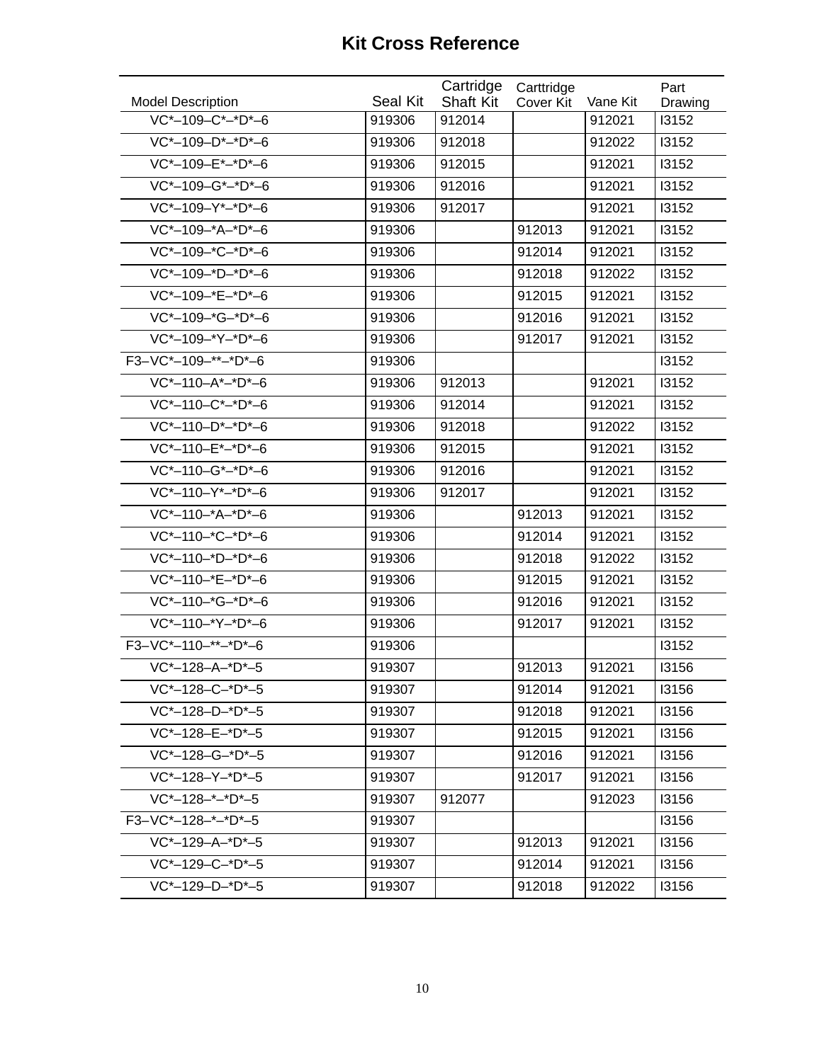# Kit Cross Reference

| Model Description | Seal Kit | Cartridge Shaft Kit | Carttridge Cover Kit | Vane Kit | Part Drawing |
|---|---|---|---|---|---|
| VC*–109–C*–*D*–6 | 919306 | 912014 | | 912021 | I3152 |
| VC*–109–D*–*D*–6 | 919306 | 912018 | | 912022 | I3152 |
| VC*–109–E*–*D*–6 | 919306 | 912015 | | 912021 | I3152 |
| VC*–109–G*–*D*–6 | 919306 | 912016 | | 912021 | I3152 |
| VC*–109–Y*–*D*–6 | 919306 | 912017 | | 912021 | I3152 |
| VC*–109–*A–*D*–6 | 919306 | | 912013 | 912021 | I3152 |
| VC*–109–*C–*D*–6 | 919306 | | 912014 | 912021 | I3152 |
| VC*–109–*D–*D*–6 | 919306 | | 912018 | 912022 | I3152 |
| VC*–109–*E–*D*–6 | 919306 | | 912015 | 912021 | I3152 |
| VC*–109–*G–*D*–6 | 919306 | | 912016 | 912021 | I3152 |
| VC*–109–*Y–*D*–6 | 919306 | | 912017 | 912021 | I3152 |
| F3–VC*–109–**–*D*–6 | 919306 | | | | I3152 |
| VC*–110–A*–*D*–6 | 919306 | 912013 | | 912021 | I3152 |
| VC*–110–C*–*D*–6 | 919306 | 912014 | | 912021 | I3152 |
| VC*–110–D*–*D*–6 | 919306 | 912018 | | 912022 | I3152 |
| VC*–110–E*–*D*–6 | 919306 | 912015 | | 912021 | I3152 |
| VC*–110–G*–*D*–6 | 919306 | 912016 | | 912021 | I3152 |
| VC*–110–Y*–*D*–6 | 919306 | 912017 | | 912021 | I3152 |
| VC*–110–*A–*D*–6 | 919306 | | 912013 | 912021 | I3152 |
| VC*–110–*C–*D*–6 | 919306 | | 912014 | 912021 | I3152 |
| VC*–110–*D–*D*–6 | 919306 | | 912018 | 912022 | I3152 |
| VC*–110–*E–*D*–6 | 919306 | | 912015 | 912021 | I3152 |
| VC*–110–*G–*D*–6 | 919306 | | 912016 | 912021 | I3152 |
| VC*–110–*Y–*D*–6 | 919306 | | 912017 | 912021 | I3152 |
| F3–VC*–110–**–*D*–6 | 919306 | | | | I3152 |
| VC*–128–A–*D*–5 | 919307 | | 912013 | 912021 | I3156 |
| VC*–128–C–*D*–5 | 919307 | | 912014 | 912021 | I3156 |
| VC*–128–D–*D*–5 | 919307 | | 912018 | 912021 | I3156 |
| VC*–128–E–*D*–5 | 919307 | | 912015 | 912021 | I3156 |
| VC*–128–G–*D*–5 | 919307 | | 912016 | 912021 | I3156 |
| VC*–128–Y–*D*–5 | 919307 | | 912017 | 912021 | I3156 |
| VC*–128–*–*D*–5 | 919307 | 912077 | | 912023 | I3156 |
| F3–VC*–128–*–*D*–5 | 919307 | | | | I3156 |
| VC*–129–A–*D*–5 | 919307 | | 912013 | 912021 | I3156 |
| VC*–129–C–*D*–5 | 919307 | | 912014 | 912021 | I3156 |
| VC*–129–D–*D*–5 | 919307 | | 912018 | 912022 | I3156 |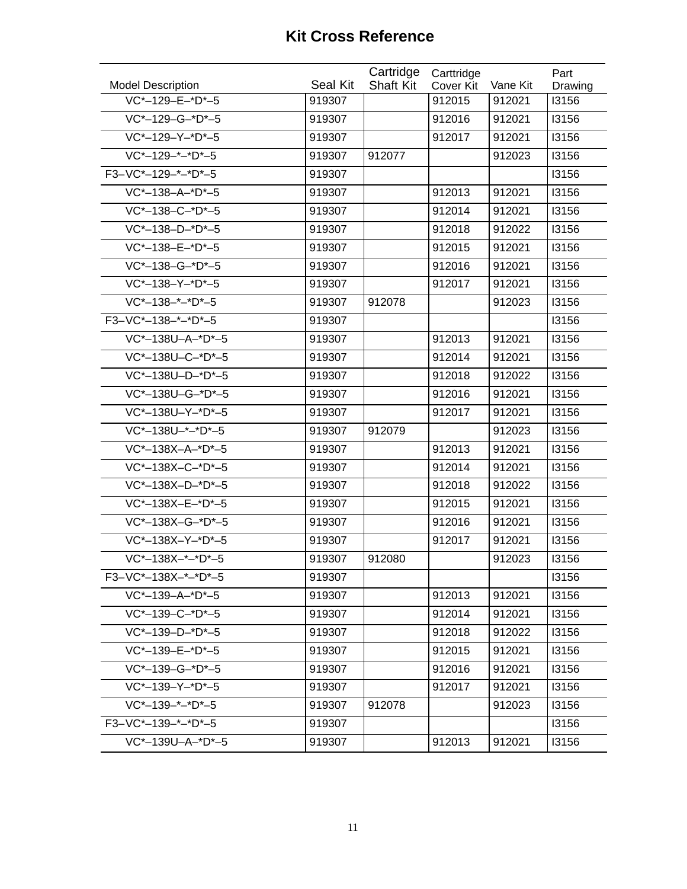# Kit Cross Reference

| Model Description | Seal Kit | Cartridge Shaft Kit | Carttridge Cover Kit | Vane Kit | Part Drawing |
|---|---|---|---|---|---|
| VC*–129–E–*D*–5 | 919307 | | 912015 | 912021 | I3156 |
| VC*–129–G–*D*–5 | 919307 | | 912016 | 912021 | I3156 |
| VC*–129–Y–*D*–5 | 919307 | | 912017 | 912021 | I3156 |
| VC*–129–*–*D*–5 | 919307 | 912077 | | 912023 | I3156 |
| F3–VC*–129–*–*D*–5 | 919307 | | | | I3156 |
| VC*–138–A–*D*–5 | 919307 | | 912013 | 912021 | I3156 |
| VC*–138–C–*D*–5 | 919307 | | 912014 | 912021 | I3156 |
| VC*–138–D–*D*–5 | 919307 | | 912018 | 912022 | I3156 |
| VC*–138–E–*D*–5 | 919307 | | 912015 | 912021 | I3156 |
| VC*–138–G–*D*–5 | 919307 | | 912016 | 912021 | I3156 |
| VC*–138–Y–*D*–5 | 919307 | | 912017 | 912021 | I3156 |
| VC*–138–*–*D*–5 | 919307 | 912078 | | 912023 | I3156 |
| F3–VC*–138–*–*D*–5 | 919307 | | | | I3156 |
| VC*–138U–A–*D*–5 | 919307 | | 912013 | 912021 | I3156 |
| VC*–138U–C–*D*–5 | 919307 | | 912014 | 912021 | I3156 |
| VC*–138U–D–*D*–5 | 919307 | | 912018 | 912022 | I3156 |
| VC*–138U–G–*D*–5 | 919307 | | 912016 | 912021 | I3156 |
| VC*–138U–Y–*D*–5 | 919307 | | 912017 | 912021 | I3156 |
| VC*–138U–*–*D*–5 | 919307 | 912079 | | 912023 | I3156 |
| VC*–138X–A–*D*–5 | 919307 | | 912013 | 912021 | I3156 |
| VC*–138X–C–*D*–5 | 919307 | | 912014 | 912021 | I3156 |
| VC*–138X–D–*D*–5 | 919307 | | 912018 | 912022 | I3156 |
| VC*–138X–E–*D*–5 | 919307 | | 912015 | 912021 | I3156 |
| VC*–138X–G–*D*–5 | 919307 | | 912016 | 912021 | I3156 |
| VC*–138X–Y–*D*–5 | 919307 | | 912017 | 912021 | I3156 |
| VC*–138X–*–*D*–5 | 919307 | 912080 | | 912023 | I3156 |
| F3–VC*–138X–*–*D*–5 | 919307 | | | | I3156 |
| VC*–139–A–*D*–5 | 919307 | | 912013 | 912021 | I3156 |
| VC*–139–C–*D*–5 | 919307 | | 912014 | 912021 | I3156 |
| VC*–139–D–*D*–5 | 919307 | | 912018 | 912022 | I3156 |
| VC*–139–E–*D*–5 | 919307 | | 912015 | 912021 | I3156 |
| VC*–139–G–*D*–5 | 919307 | | 912016 | 912021 | I3156 |
| VC*–139–Y–*D*–5 | 919307 | | 912017 | 912021 | I3156 |
| VC*–139–*–*D*–5 | 919307 | 912078 | | 912023 | I3156 |
| F3–VC*–139–*–*D*–5 | 919307 | | | | I3156 |
| VC*–139U–A–*D*–5 | 919307 | | 912013 | 912021 | I3156 |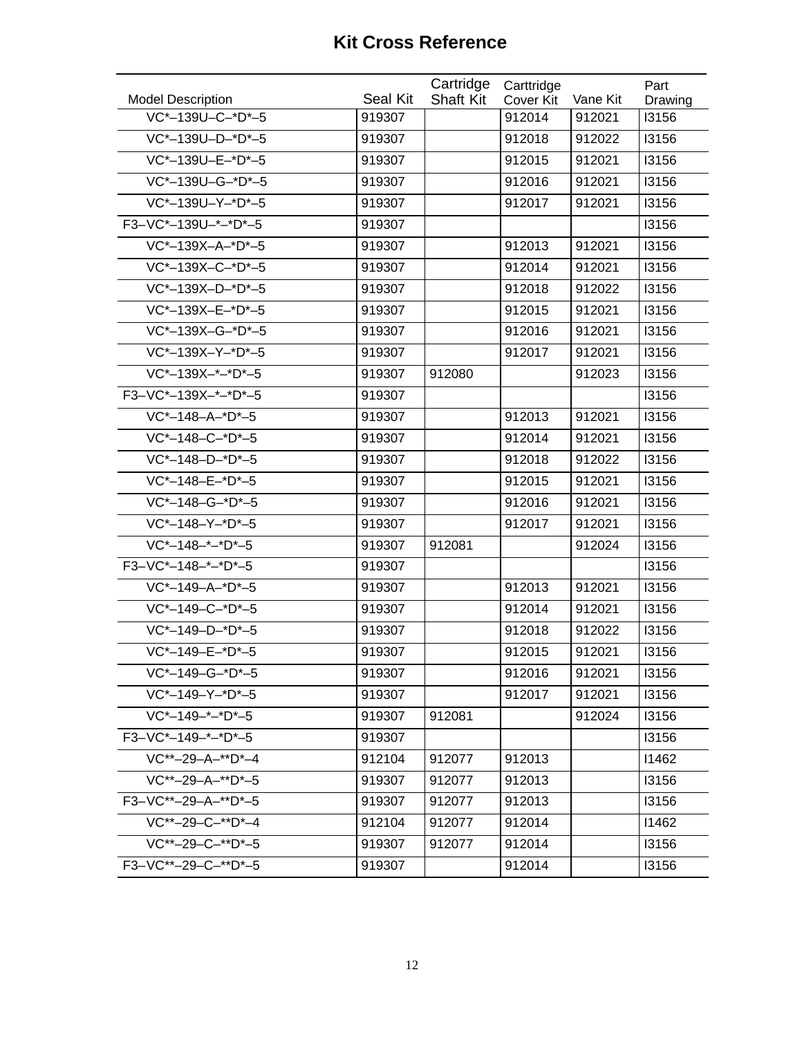# Kit Cross Reference

| Model Description | Seal Kit | Cartridge Shaft Kit | Carttridge Cover Kit | Vane Kit | Part Drawing |
|---|---|---|---|---|---|
| VC*–139U–C–*D*–5 | 919307 | | 912014 | 912021 | I3156 |
| VC*–139U–D–*D*–5 | 919307 | | 912018 | 912022 | I3156 |
| VC*–139U–E–*D*–5 | 919307 | | 912015 | 912021 | I3156 |
| VC*–139U–G–*D*–5 | 919307 | | 912016 | 912021 | I3156 |
| VC*–139U–Y–*D*–5 | 919307 | | 912017 | 912021 | I3156 |
| F3–VC*–139U–*–*D*–5 | 919307 | | | | I3156 |
| VC*–139X–A–*D*–5 | 919307 | | 912013 | 912021 | I3156 |
| VC*–139X–C–*D*–5 | 919307 | | 912014 | 912021 | I3156 |
| VC*–139X–D–*D*–5 | 919307 | | 912018 | 912022 | I3156 |
| VC*–139X–E–*D*–5 | 919307 | | 912015 | 912021 | I3156 |
| VC*–139X–G–*D*–5 | 919307 | | 912016 | 912021 | I3156 |
| VC*–139X–Y–*D*–5 | 919307 | | 912017 | 912021 | I3156 |
| VC*–139X–*–*D*–5 | 919307 | 912080 | | 912023 | I3156 |
| F3–VC*–139X–*–*D*–5 | 919307 | | | | I3156 |
| VC*–148–A–*D*–5 | 919307 | | 912013 | 912021 | I3156 |
| VC*–148–C–*D*–5 | 919307 | | 912014 | 912021 | I3156 |
| VC*–148–D–*D*–5 | 919307 | | 912018 | 912022 | I3156 |
| VC*–148–E–*D*–5 | 919307 | | 912015 | 912021 | I3156 |
| VC*–148–G–*D*–5 | 919307 | | 912016 | 912021 | I3156 |
| VC*–148–Y–*D*–5 | 919307 | | 912017 | 912021 | I3156 |
| VC*–148–*–*D*–5 | 919307 | 912081 | | 912024 | I3156 |
| F3–VC*–148–*–*D*–5 | 919307 | | | | I3156 |
| VC*–149–A–*D*–5 | 919307 | | 912013 | 912021 | I3156 |
| VC*–149–C–*D*–5 | 919307 | | 912014 | 912021 | I3156 |
| VC*–149–D–*D*–5 | 919307 | | 912018 | 912022 | I3156 |
| VC*–149–E–*D*–5 | 919307 | | 912015 | 912021 | I3156 |
| VC*–149–G–*D*–5 | 919307 | | 912016 | 912021 | I3156 |
| VC*–149–Y–*D*–5 | 919307 | | 912017 | 912021 | I3156 |
| VC*–149–*–*D*–5 | 919307 | 912081 | | 912024 | I3156 |
| F3–VC*–149–*–*D*–5 | 919307 | | | | I3156 |
| VC**–29–A–**D*–4 | 912104 | 912077 | 912013 | | I1462 |
| VC**–29–A–**D*–5 | 919307 | 912077 | 912013 | | I3156 |
| F3–VC**–29–A–**D*–5 | 919307 | 912077 | 912013 | | I3156 |
| VC**–29–C–**D*–4 | 912104 | 912077 | 912014 | | I1462 |
| VC**–29–C–**D*–5 | 919307 | 912077 | 912014 | | I3156 |
| F3–VC**–29–C–**D*–5 | 919307 | | 912014 | | I3156 |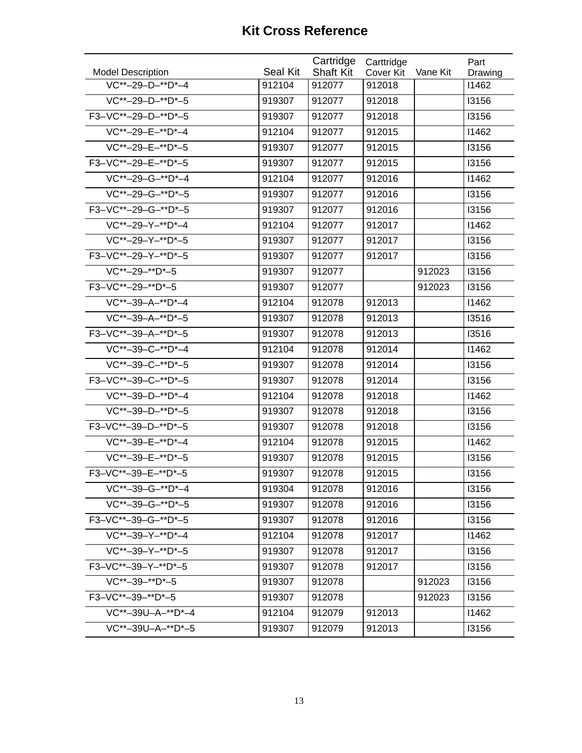# Kit Cross Reference

| Model Description | Seal Kit | Cartridge Shaft Kit | Carttridge Cover Kit | Vane Kit | Part Drawing |
|---|---|---|---|---|---|
| VC**–29–D–**D*–4 | 912104 | 912077 | 912018 | | I1462 |
| VC**–29–D–**D*–5 | 919307 | 912077 | 912018 | | I3156 |
| F3–VC**–29–D–**D*–5 | 919307 | 912077 | 912018 | | I3156 |
| VC**–29–E–**D*–4 | 912104 | 912077 | 912015 | | I1462 |
| VC**–29–E–**D*–5 | 919307 | 912077 | 912015 | | I3156 |
| F3–VC**–29–E–**D*–5 | 919307 | 912077 | 912015 | | I3156 |
| VC**–29–G–**D*–4 | 912104 | 912077 | 912016 | | I1462 |
| VC**–29–G–**D*–5 | 919307 | 912077 | 912016 | | I3156 |
| F3–VC**–29–G–**D*–5 | 919307 | 912077 | 912016 | | I3156 |
| VC**–29–Y–**D*–4 | 912104 | 912077 | 912017 | | I1462 |
| VC**–29–Y–**D*–5 | 919307 | 912077 | 912017 | | I3156 |
| F3–VC**–29–Y–**D*–5 | 919307 | 912077 | 912017 | | I3156 |
| VC**–29–**D*–5 | 919307 | 912077 | | 912023 | I3156 |
| F3–VC**–29–**D*–5 | 919307 | 912077 | | 912023 | I3156 |
| VC**–39–A–**D*–4 | 912104 | 912078 | 912013 | | I1462 |
| VC**–39–A–**D*–5 | 919307 | 912078 | 912013 | | I3516 |
| F3–VC**–39–A–**D*–5 | 919307 | 912078 | 912013 | | I3516 |
| VC**–39–C–**D*–4 | 912104 | 912078 | 912014 | | I1462 |
| VC**–39–C–**D*–5 | 919307 | 912078 | 912014 | | I3156 |
| F3–VC**–39–C–**D*–5 | 919307 | 912078 | 912014 | | I3156 |
| VC**–39–D–**D*–4 | 912104 | 912078 | 912018 | | I1462 |
| VC**–39–D–**D*–5 | 919307 | 912078 | 912018 | | I3156 |
| F3–VC**–39–D–**D*–5 | 919307 | 912078 | 912018 | | I3156 |
| VC**–39–E–**D*–4 | 912104 | 912078 | 912015 | | I1462 |
| VC**–39–E–**D*–5 | 919307 | 912078 | 912015 | | I3156 |
| F3–VC**–39–E–**D*–5 | 919307 | 912078 | 912015 | | I3156 |
| VC**–39–G–**D*–4 | 919304 | 912078 | 912016 | | I3156 |
| VC**–39–G–**D*–5 | 919307 | 912078 | 912016 | | I3156 |
| F3–VC**–39–G–**D*–5 | 919307 | 912078 | 912016 | | I3156 |
| VC**–39–Y–**D*–4 | 912104 | 912078 | 912017 | | I1462 |
| VC**–39–Y–**D*–5 | 919307 | 912078 | 912017 | | I3156 |
| F3–VC**–39–Y–**D*–5 | 919307 | 912078 | 912017 | | I3156 |
| VC**–39–**D*–5 | 919307 | 912078 | | 912023 | I3156 |
| F3–VC**–39–**D*–5 | 919307 | 912078 | | 912023 | I3156 |
| VC**–39U–A–**D*–4 | 912104 | 912079 | 912013 | | I1462 |
| VC**–39U–A–**D*–5 | 919307 | 912079 | 912013 | | I3156 |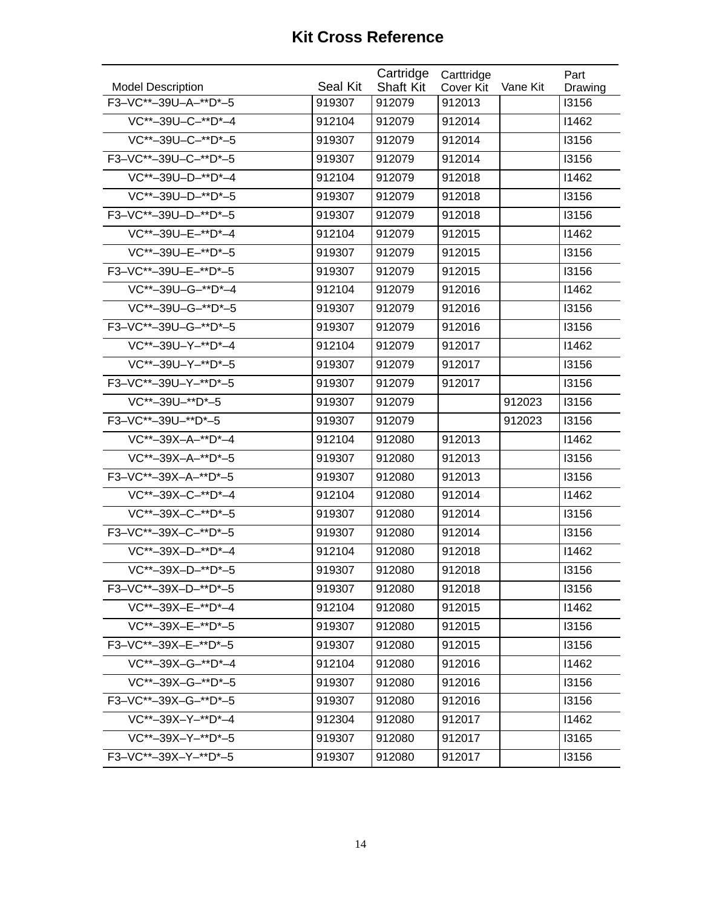# Kit Cross Reference

| Model Description | Seal Kit | Cartridge Shaft Kit | Carttridge Cover Kit | Vane Kit | Part Drawing |
|---|---|---|---|---|---|
| F3–VC**–39U–A–**D*–5 | 919307 | 912079 | 912013 | | I3156 |
| VC**–39U–C–**D*–4 | 912104 | 912079 | 912014 | | I1462 |
| VC**–39U–C–**D*–5 | 919307 | 912079 | 912014 | | I3156 |
| F3–VC**–39U–C–**D*–5 | 919307 | 912079 | 912014 | | I3156 |
| VC**–39U–D–**D*–4 | 912104 | 912079 | 912018 | | I1462 |
| VC**–39U–D–**D*–5 | 919307 | 912079 | 912018 | | I3156 |
| F3–VC**–39U–D–**D*–5 | 919307 | 912079 | 912018 | | I3156 |
| VC**–39U–E–**D*–4 | 912104 | 912079 | 912015 | | I1462 |
| VC**–39U–E–**D*–5 | 919307 | 912079 | 912015 | | I3156 |
| F3–VC**–39U–E–**D*–5 | 919307 | 912079 | 912015 | | I3156 |
| VC**–39U–G–**D*–4 | 912104 | 912079 | 912016 | | I1462 |
| VC**–39U–G–**D*–5 | 919307 | 912079 | 912016 | | I3156 |
| F3–VC**–39U–G–**D*–5 | 919307 | 912079 | 912016 | | I3156 |
| VC**–39U–Y–**D*–4 | 912104 | 912079 | 912017 | | I1462 |
| VC**–39U–Y–**D*–5 | 919307 | 912079 | 912017 | | I3156 |
| F3–VC**–39U–Y–**D*–5 | 919307 | 912079 | 912017 | | I3156 |
| VC**–39U–**D*–5 | 919307 | 912079 | | 912023 | I3156 |
| F3–VC**–39U–**D*–5 | 919307 | 912079 | | 912023 | I3156 |
| VC**–39X–A–**D*–4 | 912104 | 912080 | 912013 | | I1462 |
| VC**–39X–A–**D*–5 | 919307 | 912080 | 912013 | | I3156 |
| F3–VC**–39X–A–**D*–5 | 919307 | 912080 | 912013 | | I3156 |
| VC**–39X–C–**D*–4 | 912104 | 912080 | 912014 | | I1462 |
| VC**–39X–C–**D*–5 | 919307 | 912080 | 912014 | | I3156 |
| F3–VC**–39X–C–**D*–5 | 919307 | 912080 | 912014 | | I3156 |
| VC**–39X–D–**D*–4 | 912104 | 912080 | 912018 | | I1462 |
| VC**–39X–D–**D*–5 | 919307 | 912080 | 912018 | | I3156 |
| F3–VC**–39X–D–**D*–5 | 919307 | 912080 | 912018 | | I3156 |
| VC**–39X–E–**D*–4 | 912104 | 912080 | 912015 | | I1462 |
| VC**–39X–E–**D*–5 | 919307 | 912080 | 912015 | | I3156 |
| F3–VC**–39X–E–**D*–5 | 919307 | 912080 | 912015 | | I3156 |
| VC**–39X–G–**D*–4 | 912104 | 912080 | 912016 | | I1462 |
| VC**–39X–G–**D*–5 | 919307 | 912080 | 912016 | | I3156 |
| F3–VC**–39X–G–**D*–5 | 919307 | 912080 | 912016 | | I3156 |
| VC**–39X–Y–**D*–4 | 912304 | 912080 | 912017 | | I1462 |
| VC**–39X–Y–**D*–5 | 919307 | 912080 | 912017 | | I3165 |
| F3–VC**–39X–Y–**D*–5 | 919307 | 912080 | 912017 | | I3156 |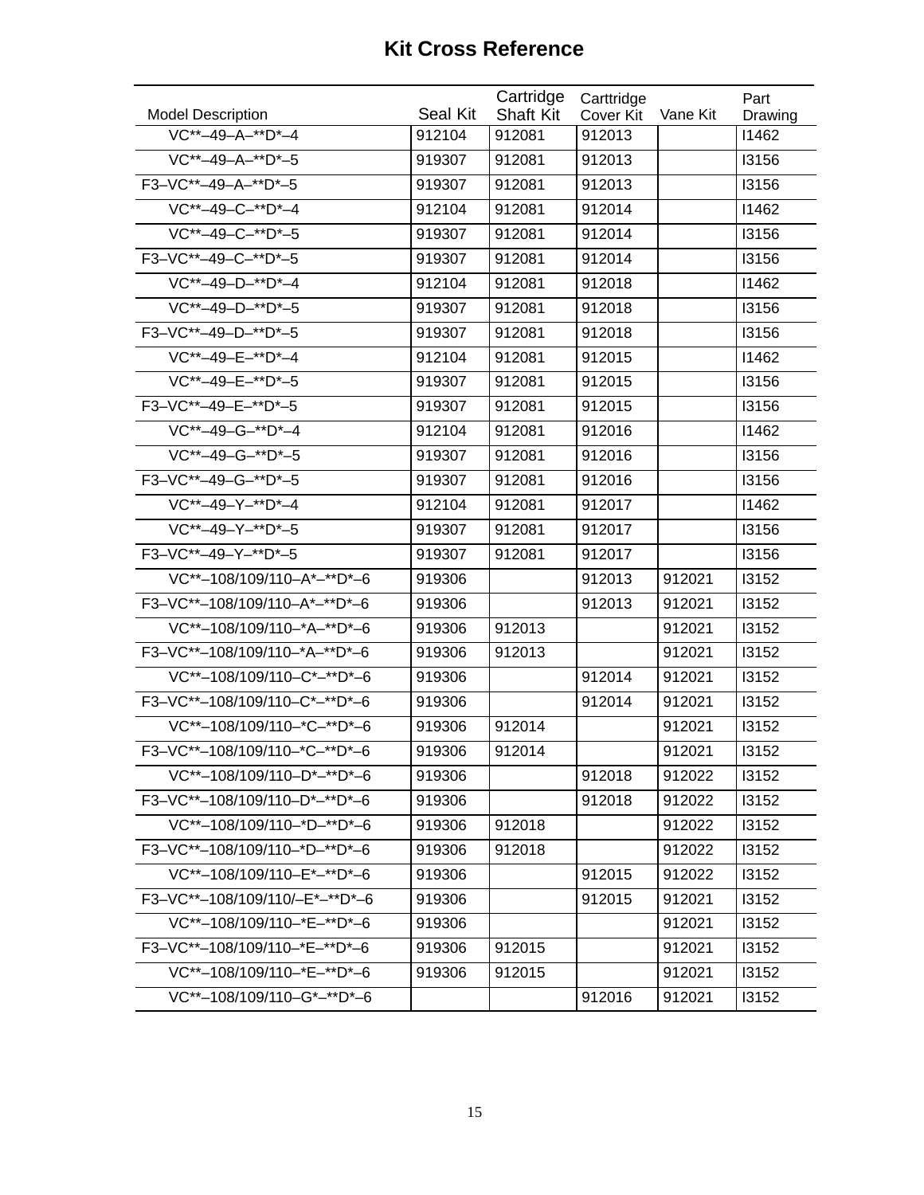# Kit Cross Reference

| Model Description | Seal Kit | Cartridge Shaft Kit | Carttridge Cover Kit | Vane Kit | Part Drawing |
|---|---|---|---|---|---|
| VC**–49–A–**D*–4 | 912104 | 912081 | 912013 | | I1462 |
| VC**–49–A–**D*–5 | 919307 | 912081 | 912013 | | I3156 |
| F3–VC**–49–A–**D*–5 | 919307 | 912081 | 912013 | | I3156 |
| VC**–49–C–**D*–4 | 912104 | 912081 | 912014 | | I1462 |
| VC**–49–C–**D*–5 | 919307 | 912081 | 912014 | | I3156 |
| F3–VC**–49–C–**D*–5 | 919307 | 912081 | 912014 | | I3156 |
| VC**–49–D–**D*–4 | 912104 | 912081 | 912018 | | I1462 |
| VC**–49–D–**D*–5 | 919307 | 912081 | 912018 | | I3156 |
| F3–VC**–49–D–**D*–5 | 919307 | 912081 | 912018 | | I3156 |
| VC**–49–E–**D*–4 | 912104 | 912081 | 912015 | | I1462 |
| VC**–49–E–**D*–5 | 919307 | 912081 | 912015 | | I3156 |
| F3–VC**–49–E–**D*–5 | 919307 | 912081 | 912015 | | I3156 |
| VC**–49–G–**D*–4 | 912104 | 912081 | 912016 | | I1462 |
| VC**–49–G–**D*–5 | 919307 | 912081 | 912016 | | I3156 |
| F3–VC**–49–G–**D*–5 | 919307 | 912081 | 912016 | | I3156 |
| VC**–49–Y–**D*–4 | 912104 | 912081 | 912017 | | I1462 |
| VC**–49–Y–**D*–5 | 919307 | 912081 | 912017 | | I3156 |
| F3–VC**–49–Y–**D*–5 | 919307 | 912081 | 912017 | | I3156 |
| VC**–108/109/110–A*–**D*–6 | 919306 | | 912013 | 912021 | I3152 |
| F3–VC**–108/109/110–A*–**D*–6 | 919306 | | 912013 | 912021 | I3152 |
| VC**–108/109/110–*A–**D*–6 | 919306 | 912013 | | 912021 | I3152 |
| F3–VC**–108/109/110–*A–**D*–6 | 919306 | 912013 | | 912021 | I3152 |
| VC**–108/109/110–C*–**D*–6 | 919306 | | 912014 | 912021 | I3152 |
| F3–VC**–108/109/110–C*–**D*–6 | 919306 | | 912014 | 912021 | I3152 |
| VC**–108/109/110–*C–**D*–6 | 919306 | 912014 | | 912021 | I3152 |
| F3–VC**–108/109/110–*C–**D*–6 | 919306 | 912014 | | 912021 | I3152 |
| VC**–108/109/110–D*–**D*–6 | 919306 | | 912018 | 912022 | I3152 |
| F3–VC**–108/109/110–D*–**D*–6 | 919306 | | 912018 | 912022 | I3152 |
| VC**–108/109/110–*D–**D*–6 | 919306 | 912018 | | 912022 | I3152 |
| F3–VC**–108/109/110–*D–**D*–6 | 919306 | 912018 | | 912022 | I3152 |
| VC**–108/109/110–E*–**D*–6 | 919306 | | 912015 | 912022 | I3152 |
| F3–VC**–108/109/110/–E*–**D*–6 | 919306 | | 912015 | 912021 | I3152 |
| VC**–108/109/110–*E–**D*–6 | 919306 | | | 912021 | I3152 |
| F3–VC**–108/109/110–*E–**D*–6 | 919306 | 912015 | | 912021 | I3152 |
| VC**–108/109/110–*E–**D*–6 | 919306 | 912015 | | 912021 | I3152 |
| VC**–108/109/110–G*–**D*–6 | | | 912016 | 912021 | I3152 |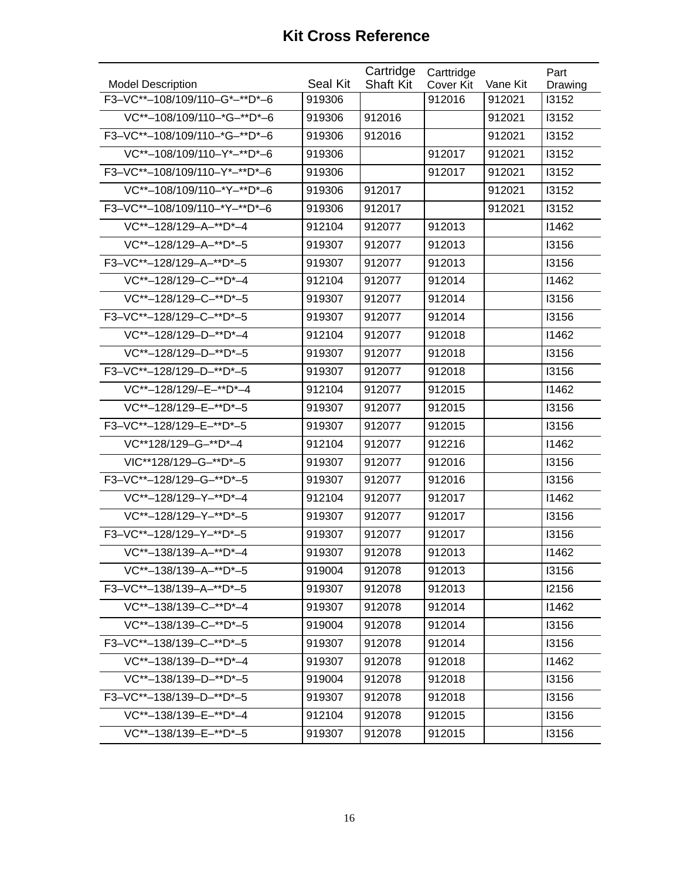# Kit Cross Reference

| Model Description | Seal Kit | Cartridge Shaft Kit | Carttridge Cover Kit | Vane Kit | Part Drawing |
|---|---|---|---|---|---|
| F3–VC**–108/109/110–G*–**D*–6 | 919306 | | 912016 | 912021 | I3152 |
| VC**–108/109/110–*G–**D*–6 | 919306 | 912016 | | 912021 | I3152 |
| F3–VC**–108/109/110–*G–**D*–6 | 919306 | 912016 | | 912021 | I3152 |
| VC**–108/109/110–Y*–**D*–6 | 919306 | | 912017 | 912021 | I3152 |
| F3–VC**–108/109/110–Y*–**D*–6 | 919306 | | 912017 | 912021 | I3152 |
| VC**–108/109/110–*Y–**D*–6 | 919306 | 912017 | | 912021 | I3152 |
| F3–VC**–108/109/110–*Y–**D*–6 | 919306 | 912017 | | 912021 | I3152 |
| VC**–128/129–A–**D*–4 | 912104 | 912077 | 912013 | | I1462 |
| VC**–128/129–A–**D*–5 | 919307 | 912077 | 912013 | | I3156 |
| F3–VC**–128/129–A–**D*–5 | 919307 | 912077 | 912013 | | I3156 |
| VC**–128/129–C–**D*–4 | 912104 | 912077 | 912014 | | I1462 |
| VC**–128/129–C–**D*–5 | 919307 | 912077 | 912014 | | I3156 |
| F3–VC**–128/129–C–**D*–5 | 919307 | 912077 | 912014 | | I3156 |
| VC**–128/129–D–**D*–4 | 912104 | 912077 | 912018 | | I1462 |
| VC**–128/129–D–**D*–5 | 919307 | 912077 | 912018 | | I3156 |
| F3–VC**–128/129–D–**D*–5 | 919307 | 912077 | 912018 | | I3156 |
| VC**–128/129/–E–**D*–4 | 912104 | 912077 | 912015 | | I1462 |
| VC**–128/129–E–**D*–5 | 919307 | 912077 | 912015 | | I3156 |
| F3–VC**–128/129–E–**D*–5 | 919307 | 912077 | 912015 | | I3156 |
| VC**128/129–G–**D*–4 | 912104 | 912077 | 912216 | | I1462 |
| VIC**128/129–G–**D*–5 | 919307 | 912077 | 912016 | | I3156 |
| F3–VC**–128/129–G–**D*–5 | 919307 | 912077 | 912016 | | I3156 |
| VC**–128/129–Y–**D*–4 | 912104 | 912077 | 912017 | | I1462 |
| VC**–128/129–Y–**D*–5 | 919307 | 912077 | 912017 | | I3156 |
| F3–VC**–128/129–Y–**D*–5 | 919307 | 912077 | 912017 | | I3156 |
| VC**–138/139–A–**D*–4 | 919307 | 912078 | 912013 | | I1462 |
| VC**–138/139–A–**D*–5 | 919004 | 912078 | 912013 | | I3156 |
| F3–VC**–138/139–A–**D*–5 | 919307 | 912078 | 912013 | | I2156 |
| VC**–138/139–C–**D*–4 | 919307 | 912078 | 912014 | | I1462 |
| VC**–138/139–C–**D*–5 | 919004 | 912078 | 912014 | | I3156 |
| F3–VC**–138/139–C–**D*–5 | 919307 | 912078 | 912014 | | I3156 |
| VC**–138/139–D–**D*–4 | 919307 | 912078 | 912018 | | I1462 |
| VC**–138/139–D–**D*–5 | 919004 | 912078 | 912018 | | I3156 |
| F3–VC**–138/139–D–**D*–5 | 919307 | 912078 | 912018 | | I3156 |
| VC**–138/139–E–**D*–4 | 912104 | 912078 | 912015 | | I3156 |
| VC**–138/139–E–**D*–5 | 919307 | 912078 | 912015 | | I3156 |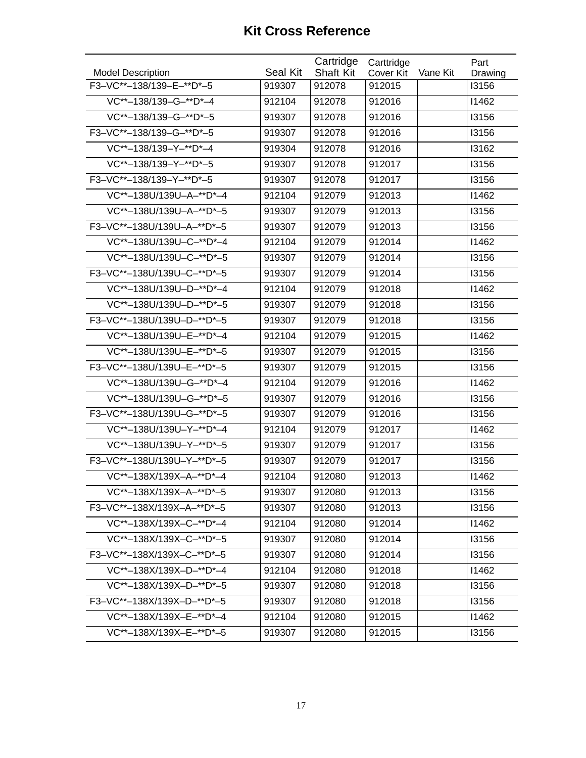# Kit Cross Reference

| Model Description | Seal Kit | Cartridge Shaft Kit | Carttridge Cover Kit | Vane Kit | Part Drawing |
|---|---|---|---|---|---|
| F3–VC**–138/139–E–**D*–5 | 919307 | 912078 | 912015 | | I3156 |
| VC**–138/139–G–**D*–4 | 912104 | 912078 | 912016 | | I1462 |
| VC**–138/139–G–**D*–5 | 919307 | 912078 | 912016 | | I3156 |
| F3–VC**–138/139–G–**D*–5 | 919307 | 912078 | 912016 | | I3156 |
| VC**–138/139–Y–**D*–4 | 919304 | 912078 | 912016 | | I3162 |
| VC**–138/139–Y–**D*–5 | 919307 | 912078 | 912017 | | I3156 |
| F3–VC**–138/139–Y–**D*–5 | 919307 | 912078 | 912017 | | I3156 |
| VC**–138U/139U–A–**D*–4 | 912104 | 912079 | 912013 | | I1462 |
| VC**–138U/139U–A–**D*–5 | 919307 | 912079 | 912013 | | I3156 |
| F3–VC**–138U/139U–A–**D*–5 | 919307 | 912079 | 912013 | | I3156 |
| VC**–138U/139U–C–**D*–4 | 912104 | 912079 | 912014 | | I1462 |
| VC**–138U/139U–C–**D*–5 | 919307 | 912079 | 912014 | | I3156 |
| F3–VC**–138U/139U–C–**D*–5 | 919307 | 912079 | 912014 | | I3156 |
| VC**–138U/139U–D–**D*–4 | 912104 | 912079 | 912018 | | I1462 |
| VC**–138U/139U–D–**D*–5 | 919307 | 912079 | 912018 | | I3156 |
| F3–VC**–138U/139U–D–**D*–5 | 919307 | 912079 | 912018 | | I3156 |
| VC**–138U/139U–E–**D*–4 | 912104 | 912079 | 912015 | | I1462 |
| VC**–138U/139U–E–**D*–5 | 919307 | 912079 | 912015 | | I3156 |
| F3–VC**–138U/139U–E–**D*–5 | 919307 | 912079 | 912015 | | I3156 |
| VC**–138U/139U–G–**D*–4 | 912104 | 912079 | 912016 | | I1462 |
| VC**–138U/139U–G–**D*–5 | 919307 | 912079 | 912016 | | I3156 |
| F3–VC**–138U/139U–G–**D*–5 | 919307 | 912079 | 912016 | | I3156 |
| VC**–138U/139U–Y–**D*–4 | 912104 | 912079 | 912017 | | I1462 |
| VC**–138U/139U–Y–**D*–5 | 919307 | 912079 | 912017 | | I3156 |
| F3–VC**–138U/139U–Y–**D*–5 | 919307 | 912079 | 912017 | | I3156 |
| VC**–138X/139X–A–**D*–4 | 912104 | 912080 | 912013 | | I1462 |
| VC**–138X/139X–A–**D*–5 | 919307 | 912080 | 912013 | | I3156 |
| F3–VC**–138X/139X–A–**D*–5 | 919307 | 912080 | 912013 | | I3156 |
| VC**–138X/139X–C–**D*–4 | 912104 | 912080 | 912014 | | I1462 |
| VC**–138X/139X–C–**D*–5 | 919307 | 912080 | 912014 | | I3156 |
| F3–VC**–138X/139X–C–**D*–5 | 919307 | 912080 | 912014 | | I3156 |
| VC**–138X/139X–D–**D*–4 | 912104 | 912080 | 912018 | | I1462 |
| VC**–138X/139X–D–**D*–5 | 919307 | 912080 | 912018 | | I3156 |
| F3–VC**–138X/139X–D–**D*–5 | 919307 | 912080 | 912018 | | I3156 |
| VC**–138X/139X–E–**D*–4 | 912104 | 912080 | 912015 | | I1462 |
| VC**–138X/139X–E–**D*–5 | 919307 | 912080 | 912015 | | I3156 |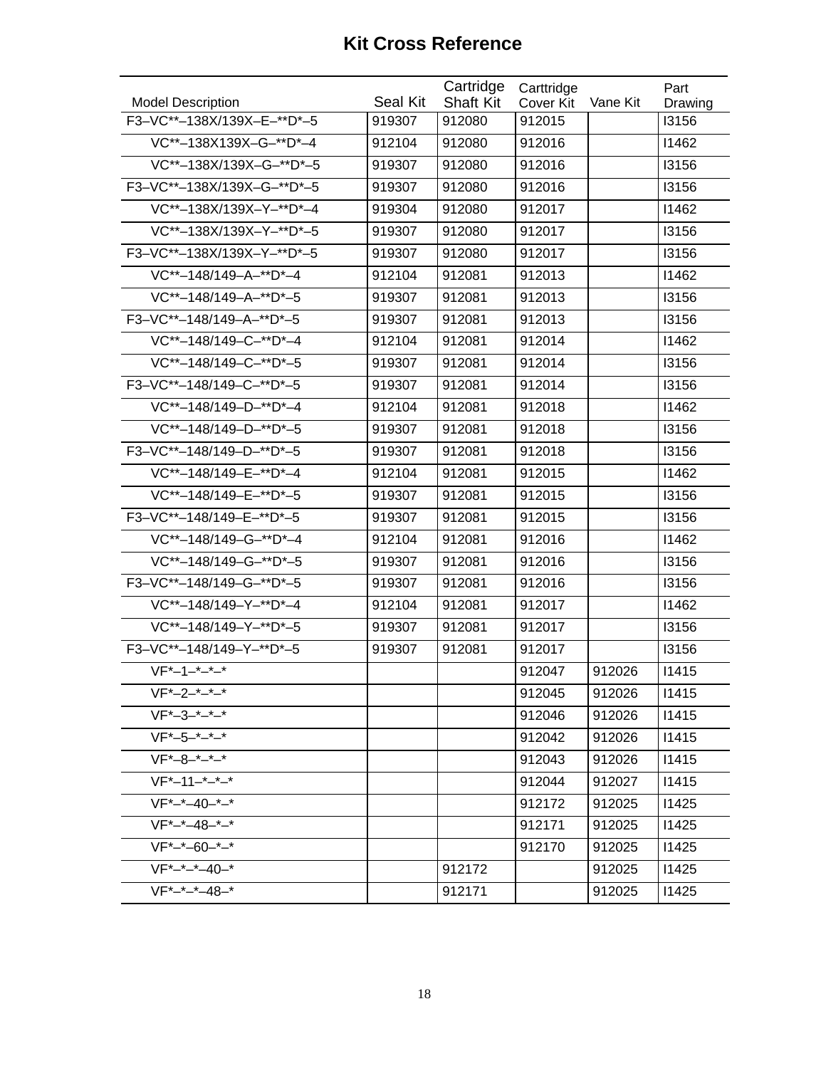# Kit Cross Reference

| Model Description | Seal Kit | Cartridge Shaft Kit | Carttridge Cover Kit | Vane Kit | Part Drawing |
|---|---|---|---|---|---|
| F3–VC**–138X/139X–E–**D*–5 | 919307 | 912080 | 912015 | | I3156 |
| VC**–138X139X–G–**D*–4 | 912104 | 912080 | 912016 | | I1462 |
| VC**–138X/139X–G–**D*–5 | 919307 | 912080 | 912016 | | I3156 |
| F3–VC**–138X/139X–G–**D*–5 | 919307 | 912080 | 912016 | | I3156 |
| VC**–138X/139X–Y–**D*–4 | 919304 | 912080 | 912017 | | I1462 |
| VC**–138X/139X–Y–**D*–5 | 919307 | 912080 | 912017 | | I3156 |
| F3–VC**–138X/139X–Y–**D*–5 | 919307 | 912080 | 912017 | | I3156 |
| VC**–148/149–A–**D*–4 | 912104 | 912081 | 912013 | | I1462 |
| VC**–148/149–A–**D*–5 | 919307 | 912081 | 912013 | | I3156 |
| F3–VC**–148/149–A–**D*–5 | 919307 | 912081 | 912013 | | I3156 |
| VC**–148/149–C–**D*–4 | 912104 | 912081 | 912014 | | I1462 |
| VC**–148/149–C–**D*–5 | 919307 | 912081 | 912014 | | I3156 |
| F3–VC**–148/149–C–**D*–5 | 919307 | 912081 | 912014 | | I3156 |
| VC**–148/149–D–**D*–4 | 912104 | 912081 | 912018 | | I1462 |
| VC**–148/149–D–**D*–5 | 919307 | 912081 | 912018 | | I3156 |
| F3–VC**–148/149–D–**D*–5 | 919307 | 912081 | 912018 | | I3156 |
| VC**–148/149–E–**D*–4 | 912104 | 912081 | 912015 | | I1462 |
| VC**–148/149–E–**D*–5 | 919307 | 912081 | 912015 | | I3156 |
| F3–VC**–148/149–E–**D*–5 | 919307 | 912081 | 912015 | | I3156 |
| VC**–148/149–G–**D*–4 | 912104 | 912081 | 912016 | | I1462 |
| VC**–148/149–G–**D*–5 | 919307 | 912081 | 912016 | | I3156 |
| F3–VC**–148/149–G–**D*–5 | 919307 | 912081 | 912016 | | I3156 |
| VC**–148/149–Y–**D*–4 | 912104 | 912081 | 912017 | | I1462 |
| VC**–148/149–Y–**D*–5 | 919307 | 912081 | 912017 | | I3156 |
| F3–VC**–148/149–Y–**D*–5 | 919307 | 912081 | 912017 | | I3156 |
| VF*–1–*–*–* | | | 912047 | 912026 | I1415 |
| VF*–2–*–*–* | | | 912045 | 912026 | I1415 |
| VF*–3–*–*–* | | | 912046 | 912026 | I1415 |
| VF*–5–*–*–* | | | 912042 | 912026 | I1415 |
| VF*–8–*–*–* | | | 912043 | 912026 | I1415 |
| VF*–11–*–*–* | | | 912044 | 912027 | I1415 |
| VF*–*–40–*–* | | | 912172 | 912025 | I1425 |
| VF*–*–48–*–* | | | 912171 | 912025 | I1425 |
| VF*–*–60–*–* | | | 912170 | 912025 | I1425 |
| VF*–*–*–40–* | | 912172 | | 912025 | I1425 |
| VF*–*–*–48–* | | 912171 | | 912025 | I1425 |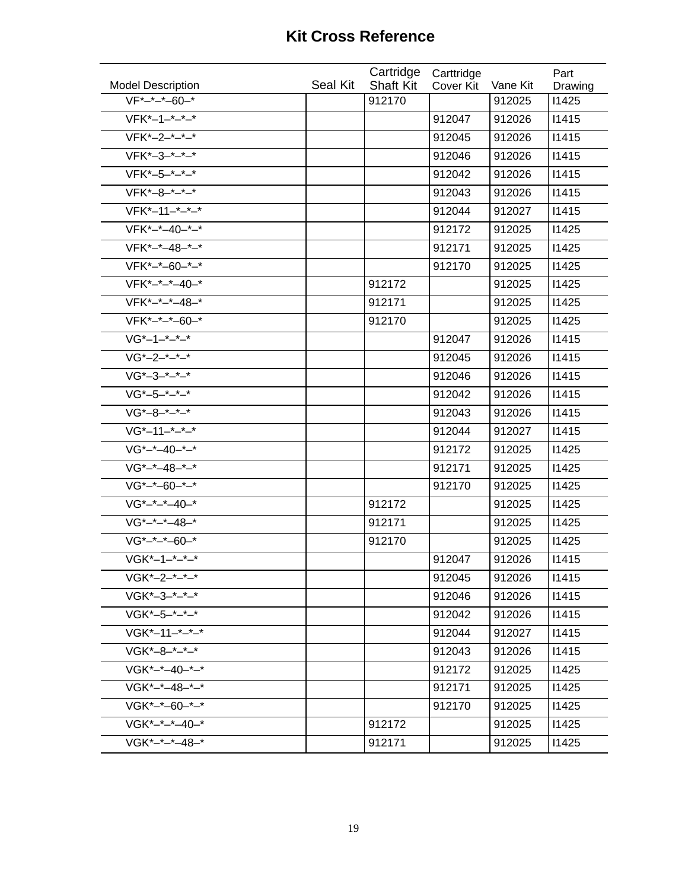# Kit Cross Reference

| Model Description | Seal Kit | Cartridge Shaft Kit | Carttridge Cover Kit | Vane Kit | Part Drawing |
|---|---|---|---|---|---|
| VF*–*–*–60–* | | 912170 | | 912025 | I1425 |
| VFK*–1–*–*–* | | | 912047 | 912026 | I1415 |
| VFK*–2–*–*–* | | | 912045 | 912026 | I1415 |
| VFK*–3–*–*–* | | | 912046 | 912026 | I1415 |
| VFK*–5–*–*–* | | | 912042 | 912026 | I1415 |
| VFK*–8–*–*–* | | | 912043 | 912026 | I1415 |
| VFK*–11–*–*–* | | | 912044 | 912027 | I1415 |
| VFK*–*–40–*–* | | | 912172 | 912025 | I1425 |
| VFK*–*–48–*–* | | | 912171 | 912025 | I1425 |
| VFK*–*–60–*–* | | | 912170 | 912025 | I1425 |
| VFK*–*–*–40–* | | 912172 | | 912025 | I1425 |
| VFK*–*–*–48–* | | 912171 | | 912025 | I1425 |
| VFK*–*–*–60–* | | 912170 | | 912025 | I1425 |
| VG*–1–*–*–* | | | 912047 | 912026 | I1415 |
| VG*–2–*–*–* | | | 912045 | 912026 | I1415 |
| VG*–3–*–*–* | | | 912046 | 912026 | I1415 |
| VG*–5–*–*–* | | | 912042 | 912026 | I1415 |
| VG*–8–*–*–* | | | 912043 | 912026 | I1415 |
| VG*–11–*–*–* | | | 912044 | 912027 | I1415 |
| VG*–*–40–*–* | | | 912172 | 912025 | I1425 |
| VG*–*–48–*–* | | | 912171 | 912025 | I1425 |
| VG*–*–60–*–* | | | 912170 | 912025 | I1425 |
| VG*–*–*–40–* | | 912172 | | 912025 | I1425 |
| VG*–*–*–48–* | | 912171 | | 912025 | I1425 |
| VG*–*–*–60–* | | 912170 | | 912025 | I1425 |
| VGK*–1–*–*–* | | | 912047 | 912026 | I1415 |
| VGK*–2–*–*–* | | | 912045 | 912026 | I1415 |
| VGK*–3–*–*–* | | | 912046 | 912026 | I1415 |
| VGK*–5–*–*–* | | | 912042 | 912026 | I1415 |
| VGK*–11–*–*–* | | | 912044 | 912027 | I1415 |
| VGK*–8–*–*–* | | | 912043 | 912026 | I1415 |
| VGK*–*–40–*–* | | | 912172 | 912025 | I1425 |
| VGK*–*–48–*–* | | | 912171 | 912025 | I1425 |
| VGK*–*–60–*–* | | | 912170 | 912025 | I1425 |
| VGK*–*–*–40–* | | 912172 | | 912025 | I1425 |
| VGK*–*–*–48–* | | 912171 | | 912025 | I1425 |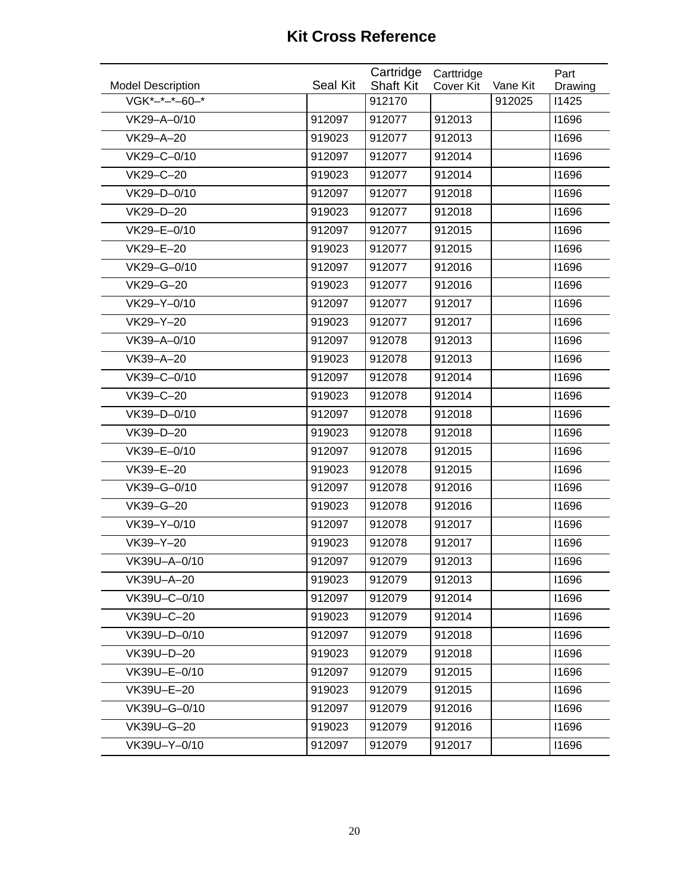# Kit Cross Reference

| Model Description | Seal Kit | Cartridge Shaft Kit | Carttridge Cover Kit | Vane Kit | Part Drawing |
|---|---|---|---|---|---|
| VGK*–*–*–60–* | | 912170 | | 912025 | I1425 |
| VK29–A–0/10 | 912097 | 912077 | 912013 | | I1696 |
| VK29–A–20 | 919023 | 912077 | 912013 | | I1696 |
| VK29–C–0/10 | 912097 | 912077 | 912014 | | I1696 |
| VK29–C–20 | 919023 | 912077 | 912014 | | I1696 |
| VK29–D–0/10 | 912097 | 912077 | 912018 | | I1696 |
| VK29–D–20 | 919023 | 912077 | 912018 | | I1696 |
| VK29–E–0/10 | 912097 | 912077 | 912015 | | I1696 |
| VK29–E–20 | 919023 | 912077 | 912015 | | I1696 |
| VK29–G–0/10 | 912097 | 912077 | 912016 | | I1696 |
| VK29–G–20 | 919023 | 912077 | 912016 | | I1696 |
| VK29–Y–0/10 | 912097 | 912077 | 912017 | | I1696 |
| VK29–Y–20 | 919023 | 912077 | 912017 | | I1696 |
| VK39–A–0/10 | 912097 | 912078 | 912013 | | I1696 |
| VK39–A–20 | 919023 | 912078 | 912013 | | I1696 |
| VK39–C–0/10 | 912097 | 912078 | 912014 | | I1696 |
| VK39–C–20 | 919023 | 912078 | 912014 | | I1696 |
| VK39–D–0/10 | 912097 | 912078 | 912018 | | I1696 |
| VK39–D–20 | 919023 | 912078 | 912018 | | I1696 |
| VK39–E–0/10 | 912097 | 912078 | 912015 | | I1696 |
| VK39–E–20 | 919023 | 912078 | 912015 | | I1696 |
| VK39–G–0/10 | 912097 | 912078 | 912016 | | I1696 |
| VK39–G–20 | 919023 | 912078 | 912016 | | I1696 |
| VK39–Y–0/10 | 912097 | 912078 | 912017 | | I1696 |
| VK39–Y–20 | 919023 | 912078 | 912017 | | I1696 |
| VK39U–A–0/10 | 912097 | 912079 | 912013 | | I1696 |
| VK39U–A–20 | 919023 | 912079 | 912013 | | I1696 |
| VK39U–C–0/10 | 912097 | 912079 | 912014 | | I1696 |
| VK39U–C–20 | 919023 | 912079 | 912014 | | I1696 |
| VK39U–D–0/10 | 912097 | 912079 | 912018 | | I1696 |
| VK39U–D–20 | 919023 | 912079 | 912018 | | I1696 |
| VK39U–E–0/10 | 912097 | 912079 | 912015 | | I1696 |
| VK39U–E–20 | 919023 | 912079 | 912015 | | I1696 |
| VK39U–G–0/10 | 912097 | 912079 | 912016 | | I1696 |
| VK39U–G–20 | 919023 | 912079 | 912016 | | I1696 |
| VK39U–Y–0/10 | 912097 | 912079 | 912017 | | I1696 |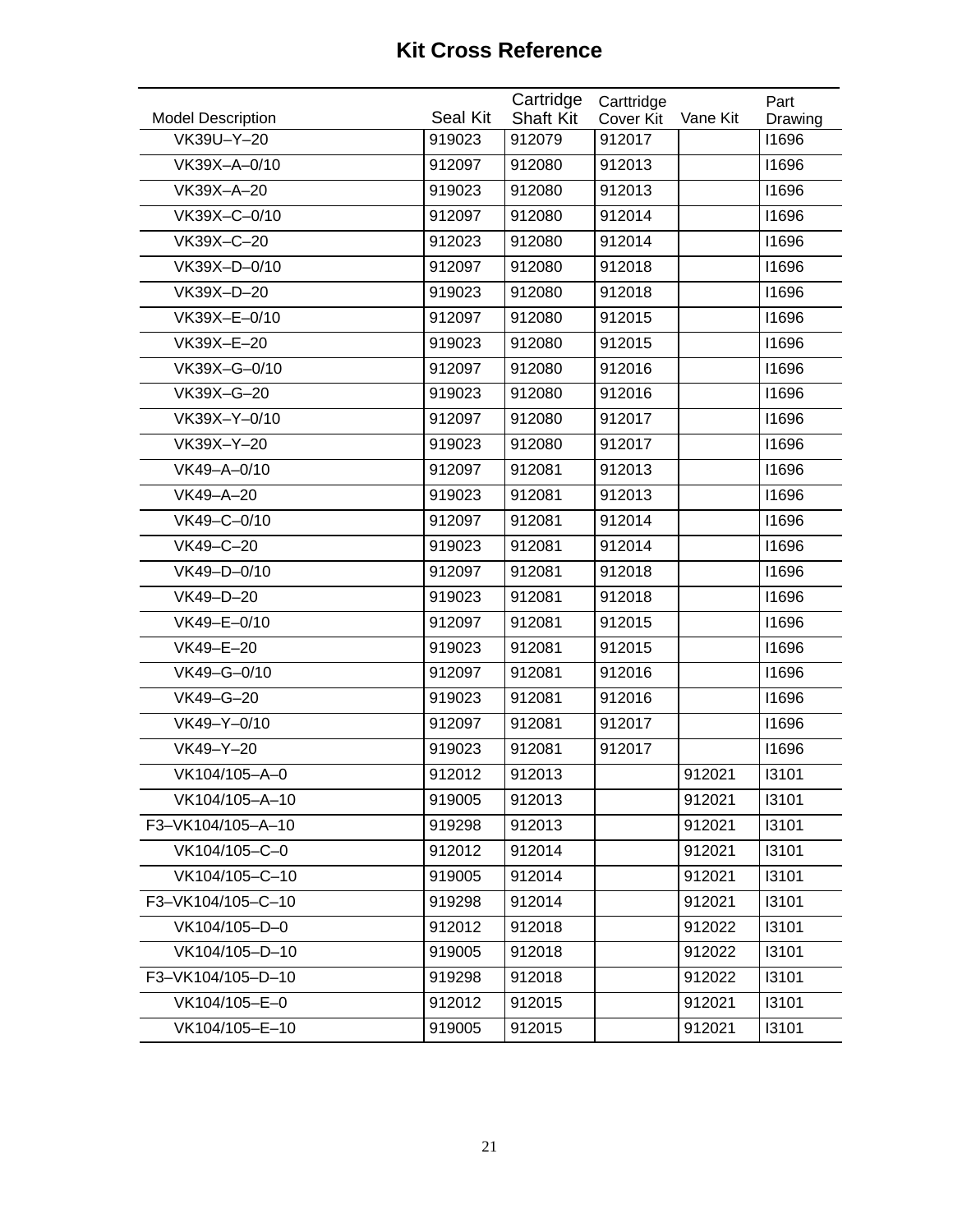# Kit Cross Reference

| Model Description | Seal Kit | Cartridge Shaft Kit | Carttridge Cover Kit | Vane Kit | Part Drawing |
|---|---|---|---|---|---|
| VK39U–Y–20 | 919023 | 912079 | 912017 | | I1696 |
| VK39X–A–0/10 | 912097 | 912080 | 912013 | | I1696 |
| VK39X–A–20 | 919023 | 912080 | 912013 | | I1696 |
| VK39X–C–0/10 | 912097 | 912080 | 912014 | | I1696 |
| VK39X–C–20 | 912023 | 912080 | 912014 | | I1696 |
| VK39X–D–0/10 | 912097 | 912080 | 912018 | | I1696 |
| VK39X–D–20 | 919023 | 912080 | 912018 | | I1696 |
| VK39X–E–0/10 | 912097 | 912080 | 912015 | | I1696 |
| VK39X–E–20 | 919023 | 912080 | 912015 | | I1696 |
| VK39X–G–0/10 | 912097 | 912080 | 912016 | | I1696 |
| VK39X–G–20 | 919023 | 912080 | 912016 | | I1696 |
| VK39X–Y–0/10 | 912097 | 912080 | 912017 | | I1696 |
| VK39X–Y–20 | 919023 | 912080 | 912017 | | I1696 |
| VK49–A–0/10 | 912097 | 912081 | 912013 | | I1696 |
| VK49–A–20 | 919023 | 912081 | 912013 | | I1696 |
| VK49–C–0/10 | 912097 | 912081 | 912014 | | I1696 |
| VK49–C–20 | 919023 | 912081 | 912014 | | I1696 |
| VK49–D–0/10 | 912097 | 912081 | 912018 | | I1696 |
| VK49–D–20 | 919023 | 912081 | 912018 | | I1696 |
| VK49–E–0/10 | 912097 | 912081 | 912015 | | I1696 |
| VK49–E–20 | 919023 | 912081 | 912015 | | I1696 |
| VK49–G–0/10 | 912097 | 912081 | 912016 | | I1696 |
| VK49–G–20 | 919023 | 912081 | 912016 | | I1696 |
| VK49–Y–0/10 | 912097 | 912081 | 912017 | | I1696 |
| VK49–Y–20 | 919023 | 912081 | 912017 | | I1696 |
| VK104/105–A–0 | 912012 | 912013 | | 912021 | I3101 |
| VK104/105–A–10 | 919005 | 912013 | | 912021 | I3101 |
| F3–VK104/105–A–10 | 919298 | 912013 | | 912021 | I3101 |
| VK104/105–C–0 | 912012 | 912014 | | 912021 | I3101 |
| VK104/105–C–10 | 919005 | 912014 | | 912021 | I3101 |
| F3–VK104/105–C–10 | 919298 | 912014 | | 912021 | I3101 |
| VK104/105–D–0 | 912012 | 912018 | | 912022 | I3101 |
| VK104/105–D–10 | 919005 | 912018 | | 912022 | I3101 |
| F3–VK104/105–D–10 | 919298 | 912018 | | 912022 | I3101 |
| VK104/105–E–0 | 912012 | 912015 | | 912021 | I3101 |
| VK104/105–E–10 | 919005 | 912015 | | 912021 | I3101 |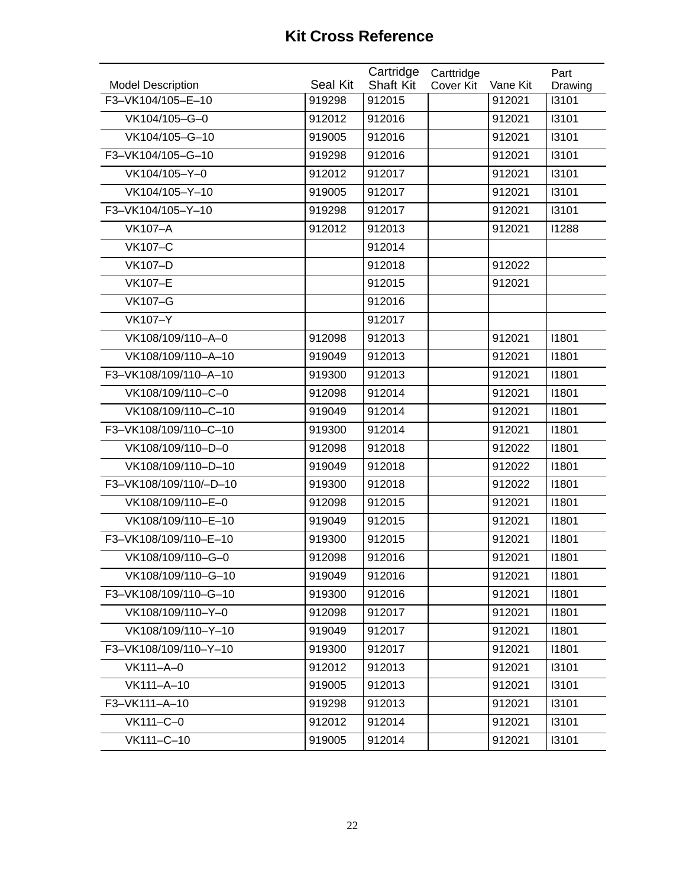# Kit Cross Reference

| Model Description | Seal Kit | Cartridge Shaft Kit | Carttridge Cover Kit | Vane Kit | Part Drawing |
|---|---|---|---|---|---|
| F3–VK104/105–E–10 | 919298 | 912015 | | 912021 | I3101 |
| VK104/105–G–0 | 912012 | 912016 | | 912021 | I3101 |
| VK104/105–G–10 | 919005 | 912016 | | 912021 | I3101 |
| F3–VK104/105–G–10 | 919298 | 912016 | | 912021 | I3101 |
| VK104/105–Y–0 | 912012 | 912017 | | 912021 | I3101 |
| VK104/105–Y–10 | 919005 | 912017 | | 912021 | I3101 |
| F3–VK104/105–Y–10 | 919298 | 912017 | | 912021 | I3101 |
| VK107–A | 912012 | 912013 | | 912021 | I1288 |
| VK107–C | | 912014 | | | |
| VK107–D | | 912018 | | 912022 | |
| VK107–E | | 912015 | | 912021 | |
| VK107–G | | 912016 | | | |
| VK107–Y | | 912017 | | | |
| VK108/109/110–A–0 | 912098 | 912013 | | 912021 | I1801 |
| VK108/109/110–A–10 | 919049 | 912013 | | 912021 | I1801 |
| F3–VK108/109/110–A–10 | 919300 | 912013 | | 912021 | I1801 |
| VK108/109/110–C–0 | 912098 | 912014 | | 912021 | I1801 |
| VK108/109/110–C–10 | 919049 | 912014 | | 912021 | I1801 |
| F3–VK108/109/110–C–10 | 919300 | 912014 | | 912021 | I1801 |
| VK108/109/110–D–0 | 912098 | 912018 | | 912022 | I1801 |
| VK108/109/110–D–10 | 919049 | 912018 | | 912022 | I1801 |
| F3–VK108/109/110/–D–10 | 919300 | 912018 | | 912022 | I1801 |
| VK108/109/110–E–0 | 912098 | 912015 | | 912021 | I1801 |
| VK108/109/110–E–10 | 919049 | 912015 | | 912021 | I1801 |
| F3–VK108/109/110–E–10 | 919300 | 912015 | | 912021 | I1801 |
| VK108/109/110–G–0 | 912098 | 912016 | | 912021 | I1801 |
| VK108/109/110–G–10 | 919049 | 912016 | | 912021 | I1801 |
| F3–VK108/109/110–G–10 | 919300 | 912016 | | 912021 | I1801 |
| VK108/109/110–Y–0 | 912098 | 912017 | | 912021 | I1801 |
| VK108/109/110–Y–10 | 919049 | 912017 | | 912021 | I1801 |
| F3–VK108/109/110–Y–10 | 919300 | 912017 | | 912021 | I1801 |
| VK111–A–0 | 912012 | 912013 | | 912021 | I3101 |
| VK111–A–10 | 919005 | 912013 | | 912021 | I3101 |
| F3–VK111–A–10 | 919298 | 912013 | | 912021 | I3101 |
| VK111–C–0 | 912012 | 912014 | | 912021 | I3101 |
| VK111–C–10 | 919005 | 912014 | | 912021 | I3101 |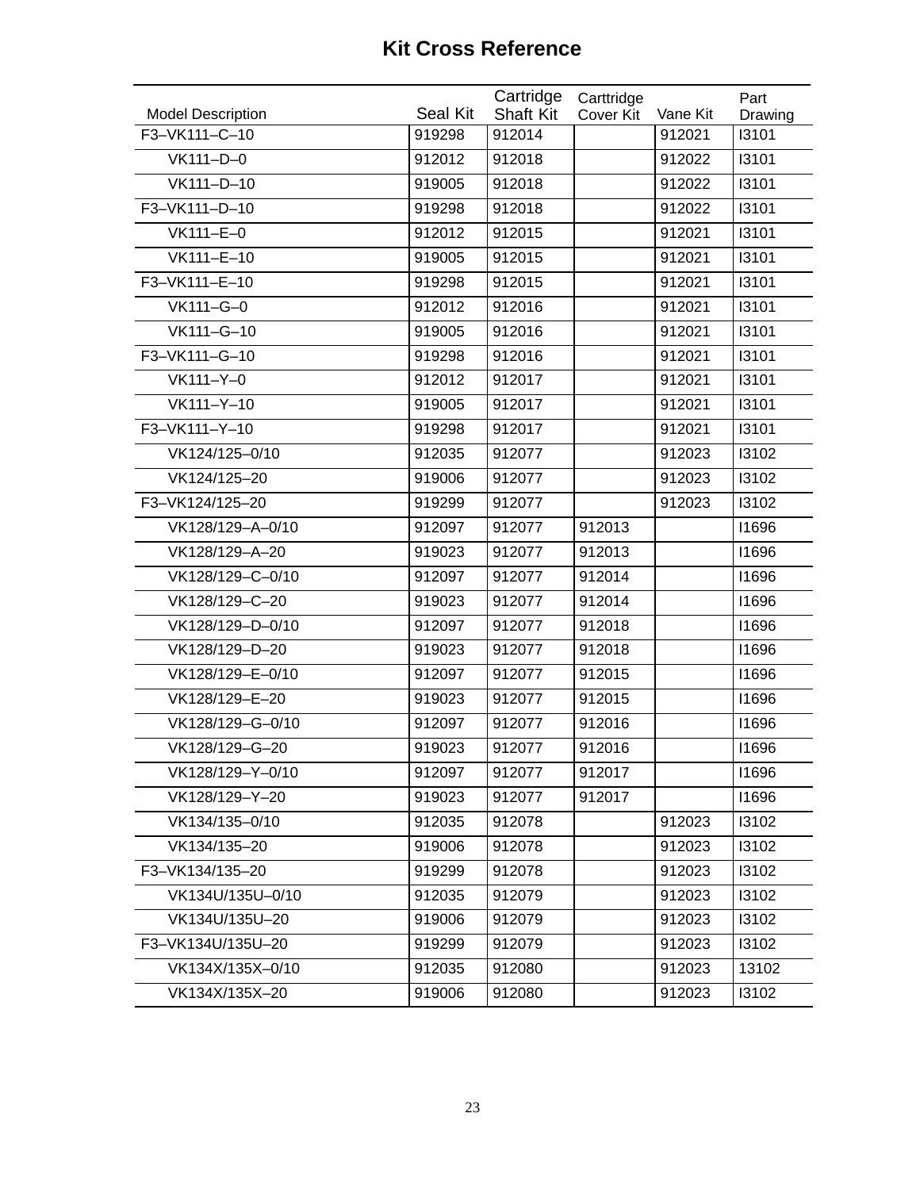## Kit Cross Reference

| Model Description | Seal Kit | Cartridge Shaft Kit | Carttridge Cover Kit | Vane Kit | Part Drawing |
|---|---|---|---|---|---|
| F3–VK111–C–10 | 919298 | 912014 | | 912021 | I3101 |
| VK111–D–0 | 912012 | 912018 | | 912022 | I3101 |
| VK111–D–10 | 919005 | 912018 | | 912022 | I3101 |
| F3–VK111–D–10 | 919298 | 912018 | | 912022 | I3101 |
| VK111–E–0 | 912012 | 912015 | | 912021 | I3101 |
| VK111–E–10 | 919005 | 912015 | | 912021 | I3101 |
| F3–VK111–E–10 | 919298 | 912015 | | 912021 | I3101 |
| VK111–G–0 | 912012 | 912016 | | 912021 | I3101 |
| VK111–G–10 | 919005 | 912016 | | 912021 | I3101 |
| F3–VK111–G–10 | 919298 | 912016 | | 912021 | I3101 |
| VK111–Y–0 | 912012 | 912017 | | 912021 | I3101 |
| VK111–Y–10 | 919005 | 912017 | | 912021 | I3101 |
| F3–VK111–Y–10 | 919298 | 912017 | | 912021 | I3101 |
| VK124/125–0/10 | 912035 | 912077 | | 912023 | I3102 |
| VK124/125–20 | 919006 | 912077 | | 912023 | I3102 |
| F3–VK124/125–20 | 919299 | 912077 | | 912023 | I3102 |
| VK128/129–A–0/10 | 912097 | 912077 | 912013 | | I1696 |
| VK128/129–A–20 | 919023 | 912077 | 912013 | | I1696 |
| VK128/129–C–0/10 | 912097 | 912077 | 912014 | | I1696 |
| VK128/129–C–20 | 919023 | 912077 | 912014 | | I1696 |
| VK128/129–D–0/10 | 912097 | 912077 | 912018 | | I1696 |
| VK128/129–D–20 | 919023 | 912077 | 912018 | | I1696 |
| VK128/129–E–0/10 | 912097 | 912077 | 912015 | | I1696 |
| VK128/129–E–20 | 919023 | 912077 | 912015 | | I1696 |
| VK128/129–G–0/10 | 912097 | 912077 | 912016 | | I1696 |
| VK128/129–G–20 | 919023 | 912077 | 912016 | | I1696 |
| VK128/129–Y–0/10 | 912097 | 912077 | 912017 | | I1696 |
| VK128/129–Y–20 | 919023 | 912077 | 912017 | | I1696 |
| VK134/135–0/10 | 912035 | 912078 | | 912023 | I3102 |
| VK134/135–20 | 919006 | 912078 | | 912023 | I3102 |
| F3–VK134/135–20 | 919299 | 912078 | | 912023 | I3102 |
| VK134U/135U–0/10 | 912035 | 912079 | | 912023 | I3102 |
| VK134U/135U–20 | 919006 | 912079 | | 912023 | I3102 |
| F3–VK134U/135U–20 | 919299 | 912079 | | 912023 | I3102 |
| VK134X/135X–0/10 | 912035 | 912080 | | 912023 | 13102 |
| VK134X/135X–20 | 919006 | 912080 | | 912023 | I3102 |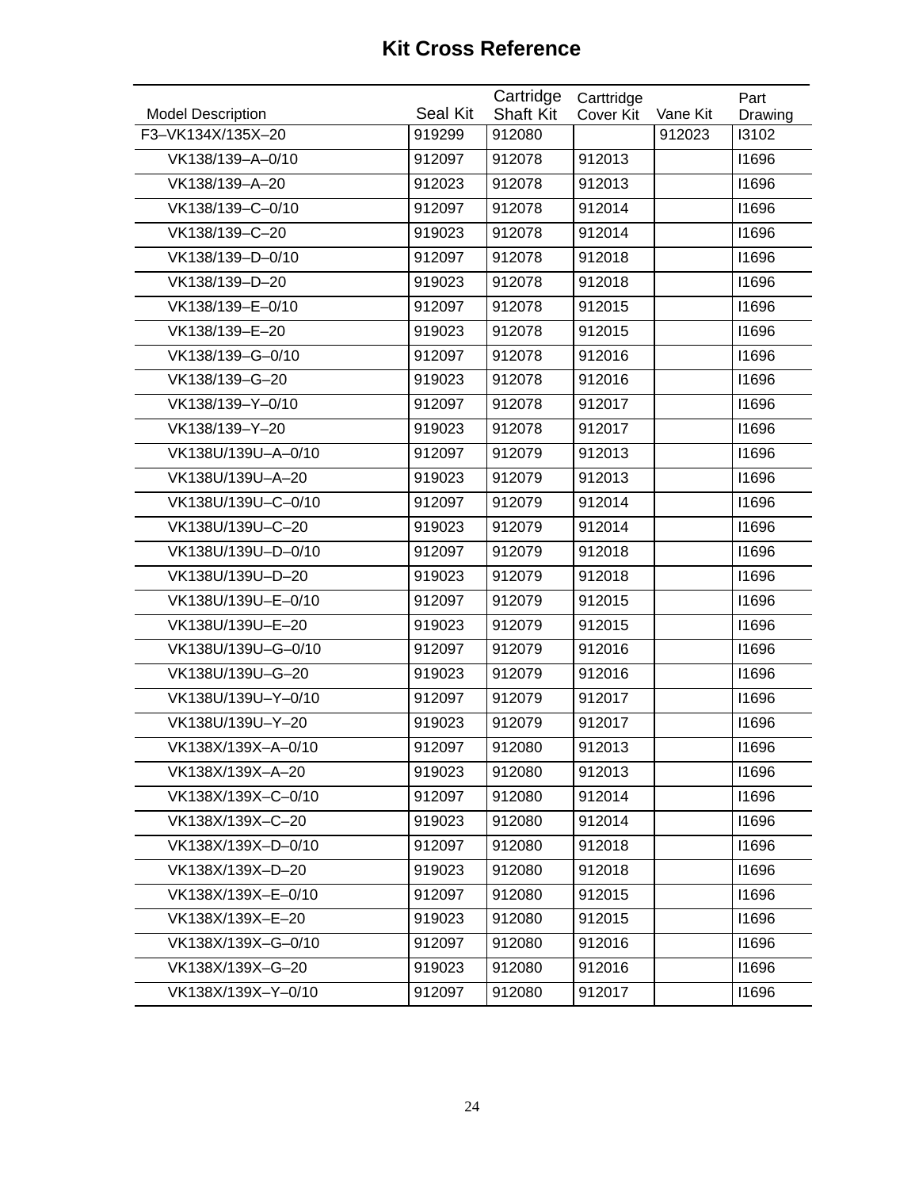## Kit Cross Reference

| Model Description | Seal Kit | Cartridge Shaft Kit | Carttridge Cover Kit | Vane Kit | Part Drawing |
|---|---|---|---|---|---|
| F3–VK134X/135X–20 | 919299 | 912080 | | 912023 | I3102 |
| VK138/139–A–0/10 | 912097 | 912078 | 912013 | | I1696 |
| VK138/139–A–20 | 912023 | 912078 | 912013 | | I1696 |
| VK138/139–C–0/10 | 912097 | 912078 | 912014 | | I1696 |
| VK138/139–C–20 | 919023 | 912078 | 912014 | | I1696 |
| VK138/139–D–0/10 | 912097 | 912078 | 912018 | | I1696 |
| VK138/139–D–20 | 919023 | 912078 | 912018 | | I1696 |
| VK138/139–E–0/10 | 912097 | 912078 | 912015 | | I1696 |
| VK138/139–E–20 | 919023 | 912078 | 912015 | | I1696 |
| VK138/139–G–0/10 | 912097 | 912078 | 912016 | | I1696 |
| VK138/139–G–20 | 919023 | 912078 | 912016 | | I1696 |
| VK138/139–Y–0/10 | 912097 | 912078 | 912017 | | I1696 |
| VK138/139–Y–20 | 919023 | 912078 | 912017 | | I1696 |
| VK138U/139U–A–0/10 | 912097 | 912079 | 912013 | | I1696 |
| VK138U/139U–A–20 | 919023 | 912079 | 912013 | | I1696 |
| VK138U/139U–C–0/10 | 912097 | 912079 | 912014 | | I1696 |
| VK138U/139U–C–20 | 919023 | 912079 | 912014 | | I1696 |
| VK138U/139U–D–0/10 | 912097 | 912079 | 912018 | | I1696 |
| VK138U/139U–D–20 | 919023 | 912079 | 912018 | | I1696 |
| VK138U/139U–E–0/10 | 912097 | 912079 | 912015 | | I1696 |
| VK138U/139U–E–20 | 919023 | 912079 | 912015 | | I1696 |
| VK138U/139U–G–0/10 | 912097 | 912079 | 912016 | | I1696 |
| VK138U/139U–G–20 | 919023 | 912079 | 912016 | | I1696 |
| VK138U/139U–Y–0/10 | 912097 | 912079 | 912017 | | I1696 |
| VK138U/139U–Y–20 | 919023 | 912079 | 912017 | | I1696 |
| VK138X/139X–A–0/10 | 912097 | 912080 | 912013 | | I1696 |
| VK138X/139X–A–20 | 919023 | 912080 | 912013 | | I1696 |
| VK138X/139X–C–0/10 | 912097 | 912080 | 912014 | | I1696 |
| VK138X/139X–C–20 | 919023 | 912080 | 912014 | | I1696 |
| VK138X/139X–D–0/10 | 912097 | 912080 | 912018 | | I1696 |
| VK138X/139X–D–20 | 919023 | 912080 | 912018 | | I1696 |
| VK138X/139X–E–0/10 | 912097 | 912080 | 912015 | | I1696 |
| VK138X/139X–E–20 | 919023 | 912080 | 912015 | | I1696 |
| VK138X/139X–G–0/10 | 912097 | 912080 | 912016 | | I1696 |
| VK138X/139X–G–20 | 919023 | 912080 | 912016 | | I1696 |
| VK138X/139X–Y–0/10 | 912097 | 912080 | 912017 | | I1696 |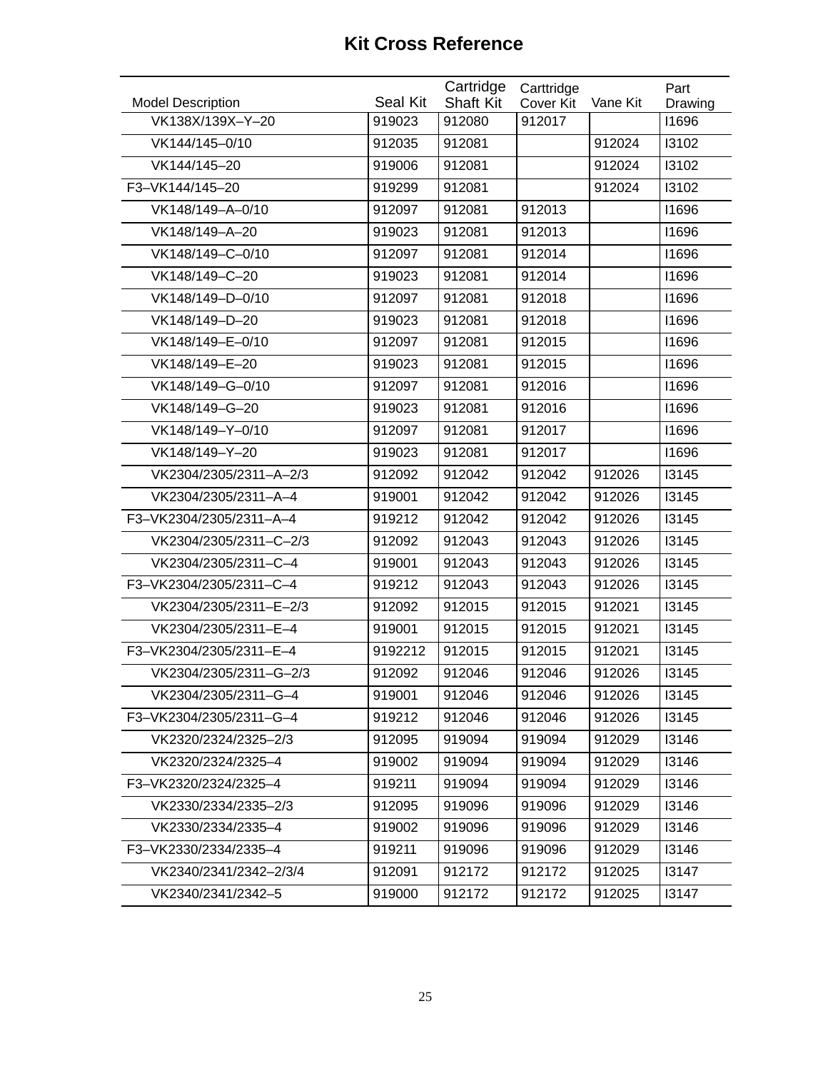# Kit Cross Reference

| Model Description | Seal Kit | Cartridge Shaft Kit | Carttridge Cover Kit | Vane Kit | Part Drawing |
|---|---|---|---|---|---|
| VK138X/139X–Y–20 | 919023 | 912080 | 912017 | | I1696 |
| VK144/145–0/10 | 912035 | 912081 | | 912024 | I3102 |
| VK144/145–20 | 919006 | 912081 | | 912024 | I3102 |
| F3–VK144/145–20 | 919299 | 912081 | | 912024 | I3102 |
| VK148/149–A–0/10 | 912097 | 912081 | 912013 | | I1696 |
| VK148/149–A–20 | 919023 | 912081 | 912013 | | I1696 |
| VK148/149–C–0/10 | 912097 | 912081 | 912014 | | I1696 |
| VK148/149–C–20 | 919023 | 912081 | 912014 | | I1696 |
| VK148/149–D–0/10 | 912097 | 912081 | 912018 | | I1696 |
| VK148/149–D–20 | 919023 | 912081 | 912018 | | I1696 |
| VK148/149–E–0/10 | 912097 | 912081 | 912015 | | I1696 |
| VK148/149–E–20 | 919023 | 912081 | 912015 | | I1696 |
| VK148/149–G–0/10 | 912097 | 912081 | 912016 | | I1696 |
| VK148/149–G–20 | 919023 | 912081 | 912016 | | I1696 |
| VK148/149–Y–0/10 | 912097 | 912081 | 912017 | | I1696 |
| VK148/149–Y–20 | 919023 | 912081 | 912017 | | I1696 |
| VK2304/2305/2311–A–2/3 | 912092 | 912042 | 912042 | 912026 | I3145 |
| VK2304/2305/2311–A–4 | 919001 | 912042 | 912042 | 912026 | I3145 |
| F3–VK2304/2305/2311–A–4 | 919212 | 912042 | 912042 | 912026 | I3145 |
| VK2304/2305/2311–C–2/3 | 912092 | 912043 | 912043 | 912026 | I3145 |
| VK2304/2305/2311–C–4 | 919001 | 912043 | 912043 | 912026 | I3145 |
| F3–VK2304/2305/2311–C–4 | 919212 | 912043 | 912043 | 912026 | I3145 |
| VK2304/2305/2311–E–2/3 | 912092 | 912015 | 912015 | 912021 | I3145 |
| VK2304/2305/2311–E–4 | 919001 | 912015 | 912015 | 912021 | I3145 |
| F3–VK2304/2305/2311–E–4 | 9192212 | 912015 | 912015 | 912021 | I3145 |
| VK2304/2305/2311–G–2/3 | 912092 | 912046 | 912046 | 912026 | I3145 |
| VK2304/2305/2311–G–4 | 919001 | 912046 | 912046 | 912026 | I3145 |
| F3–VK2304/2305/2311–G–4 | 919212 | 912046 | 912046 | 912026 | I3145 |
| VK2320/2324/2325–2/3 | 912095 | 919094 | 919094 | 912029 | I3146 |
| VK2320/2324/2325–4 | 919002 | 919094 | 919094 | 912029 | I3146 |
| F3–VK2320/2324/2325–4 | 919211 | 919094 | 919094 | 912029 | I3146 |
| VK2330/2334/2335–2/3 | 912095 | 919096 | 919096 | 912029 | I3146 |
| VK2330/2334/2335–4 | 919002 | 919096 | 919096 | 912029 | I3146 |
| F3–VK2330/2334/2335–4 | 919211 | 919096 | 919096 | 912029 | I3146 |
| VK2340/2341/2342–2/3/4 | 912091 | 912172 | 912172 | 912025 | I3147 |
| VK2340/2341/2342–5 | 919000 | 912172 | 912172 | 912025 | I3147 |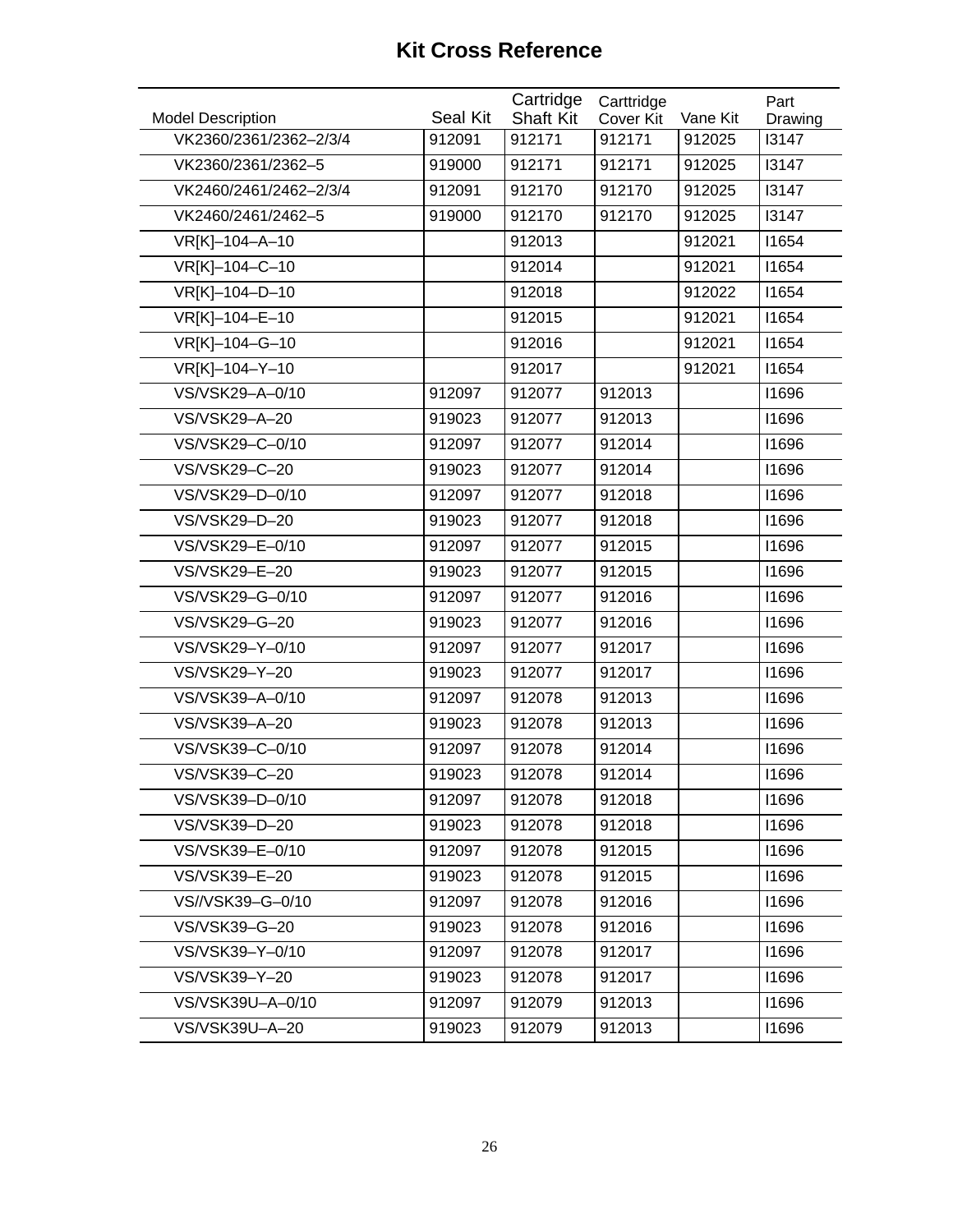# Kit Cross Reference

| Model Description | Seal Kit | Cartridge Shaft Kit | Carttridge Cover Kit | Vane Kit | Part Drawing |
|---|---|---|---|---|---|
| VK2360/2361/2362–2/3/4 | 912091 | 912171 | 912171 | 912025 | I3147 |
| VK2360/2361/2362–5 | 919000 | 912171 | 912171 | 912025 | I3147 |
| VK2460/2461/2462–2/3/4 | 912091 | 912170 | 912170 | 912025 | I3147 |
| VK2460/2461/2462–5 | 919000 | 912170 | 912170 | 912025 | I3147 |
| VR[K]–104–A–10 | | 912013 | | 912021 | I1654 |
| VR[K]–104–C–10 | | 912014 | | 912021 | I1654 |
| VR[K]–104–D–10 | | 912018 | | 912022 | I1654 |
| VR[K]–104–E–10 | | 912015 | | 912021 | I1654 |
| VR[K]–104–G–10 | | 912016 | | 912021 | I1654 |
| VR[K]–104–Y–10 | | 912017 | | 912021 | I1654 |
| VS/VSK29–A–0/10 | 912097 | 912077 | 912013 | | I1696 |
| VS/VSK29–A–20 | 919023 | 912077 | 912013 | | I1696 |
| VS/VSK29–C–0/10 | 912097 | 912077 | 912014 | | I1696 |
| VS/VSK29–C–20 | 919023 | 912077 | 912014 | | I1696 |
| VS/VSK29–D–0/10 | 912097 | 912077 | 912018 | | I1696 |
| VS/VSK29–D–20 | 919023 | 912077 | 912018 | | I1696 |
| VS/VSK29–E–0/10 | 912097 | 912077 | 912015 | | I1696 |
| VS/VSK29–E–20 | 919023 | 912077 | 912015 | | I1696 |
| VS/VSK29–G–0/10 | 912097 | 912077 | 912016 | | I1696 |
| VS/VSK29–G–20 | 919023 | 912077 | 912016 | | I1696 |
| VS/VSK29–Y–0/10 | 912097 | 912077 | 912017 | | I1696 |
| VS/VSK29–Y–20 | 919023 | 912077 | 912017 | | I1696 |
| VS/VSK39–A–0/10 | 912097 | 912078 | 912013 | | I1696 |
| VS/VSK39–A–20 | 919023 | 912078 | 912013 | | I1696 |
| VS/VSK39–C–0/10 | 912097 | 912078 | 912014 | | I1696 |
| VS/VSK39–C–20 | 919023 | 912078 | 912014 | | I1696 |
| VS/VSK39–D–0/10 | 912097 | 912078 | 912018 | | I1696 |
| VS/VSK39–D–20 | 919023 | 912078 | 912018 | | I1696 |
| VS/VSK39–E–0/10 | 912097 | 912078 | 912015 | | I1696 |
| VS/VSK39–E–20 | 919023 | 912078 | 912015 | | I1696 |
| VS//VSK39–G–0/10 | 912097 | 912078 | 912016 | | I1696 |
| VS/VSK39–G–20 | 919023 | 912078 | 912016 | | I1696 |
| VS/VSK39–Y–0/10 | 912097 | 912078 | 912017 | | I1696 |
| VS/VSK39–Y–20 | 919023 | 912078 | 912017 | | I1696 |
| VS/VSK39U–A–0/10 | 912097 | 912079 | 912013 | | I1696 |
| VS/VSK39U–A–20 | 919023 | 912079 | 912013 | | I1696 |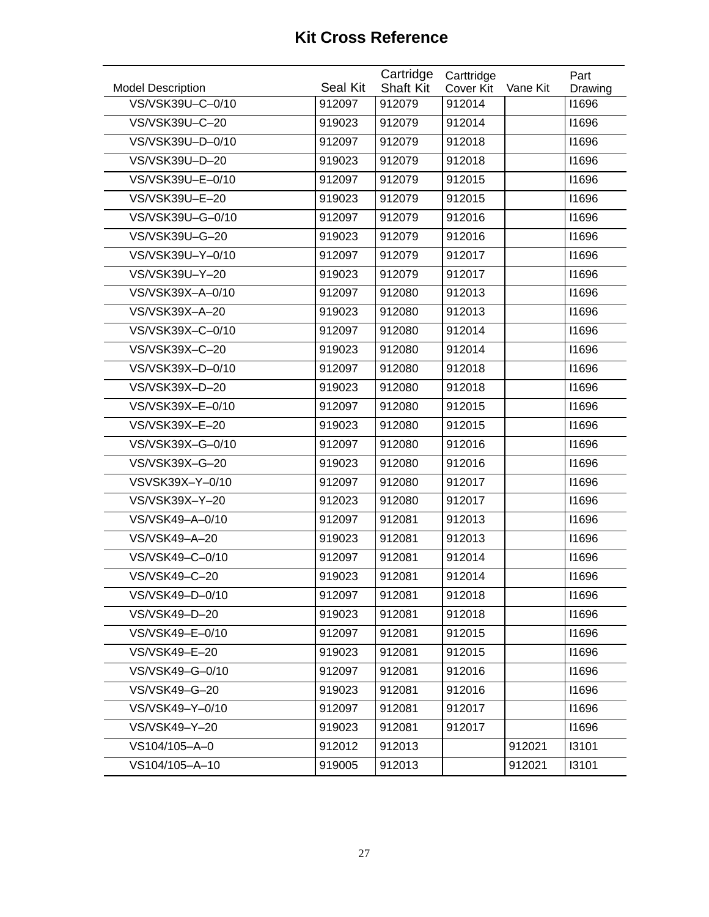# Kit Cross Reference

| Model Description | Seal Kit | Cartridge Shaft Kit | Carttridge Cover Kit | Vane Kit | Part Drawing |
|---|---|---|---|---|---|
| VS/VSK39U–C–0/10 | 912097 | 912079 | 912014 | | I1696 |
| VS/VSK39U–C–20 | 919023 | 912079 | 912014 | | I1696 |
| VS/VSK39U–D–0/10 | 912097 | 912079 | 912018 | | I1696 |
| VS/VSK39U–D–20 | 919023 | 912079 | 912018 | | I1696 |
| VS/VSK39U–E–0/10 | 912097 | 912079 | 912015 | | I1696 |
| VS/VSK39U–E–20 | 919023 | 912079 | 912015 | | I1696 |
| VS/VSK39U–G–0/10 | 912097 | 912079 | 912016 | | I1696 |
| VS/VSK39U–G–20 | 919023 | 912079 | 912016 | | I1696 |
| VS/VSK39U–Y–0/10 | 912097 | 912079 | 912017 | | I1696 |
| VS/VSK39U–Y–20 | 919023 | 912079 | 912017 | | I1696 |
| VS/VSK39X–A–0/10 | 912097 | 912080 | 912013 | | I1696 |
| VS/VSK39X–A–20 | 919023 | 912080 | 912013 | | I1696 |
| VS/VSK39X–C–0/10 | 912097 | 912080 | 912014 | | I1696 |
| VS/VSK39X–C–20 | 919023 | 912080 | 912014 | | I1696 |
| VS/VSK39X–D–0/10 | 912097 | 912080 | 912018 | | I1696 |
| VS/VSK39X–D–20 | 919023 | 912080 | 912018 | | I1696 |
| VS/VSK39X–E–0/10 | 912097 | 912080 | 912015 | | I1696 |
| VS/VSK39X–E–20 | 919023 | 912080 | 912015 | | I1696 |
| VS/VSK39X–G–0/10 | 912097 | 912080 | 912016 | | I1696 |
| VS/VSK39X–G–20 | 919023 | 912080 | 912016 | | I1696 |
| VSVSK39X–Y–0/10 | 912097 | 912080 | 912017 | | I1696 |
| VS/VSK39X–Y–20 | 912023 | 912080 | 912017 | | I1696 |
| VS/VSK49–A–0/10 | 912097 | 912081 | 912013 | | I1696 |
| VS/VSK49–A–20 | 919023 | 912081 | 912013 | | I1696 |
| VS/VSK49–C–0/10 | 912097 | 912081 | 912014 | | I1696 |
| VS/VSK49–C–20 | 919023 | 912081 | 912014 | | I1696 |
| VS/VSK49–D–0/10 | 912097 | 912081 | 912018 | | I1696 |
| VS/VSK49–D–20 | 919023 | 912081 | 912018 | | I1696 |
| VS/VSK49–E–0/10 | 912097 | 912081 | 912015 | | I1696 |
| VS/VSK49–E–20 | 919023 | 912081 | 912015 | | I1696 |
| VS/VSK49–G–0/10 | 912097 | 912081 | 912016 | | I1696 |
| VS/VSK49–G–20 | 919023 | 912081 | 912016 | | I1696 |
| VS/VSK49–Y–0/10 | 912097 | 912081 | 912017 | | I1696 |
| VS/VSK49–Y–20 | 919023 | 912081 | 912017 | | I1696 |
| VS104/105–A–0 | 912012 | 912013 | | 912021 | I3101 |
| VS104/105–A–10 | 919005 | 912013 | | 912021 | I3101 |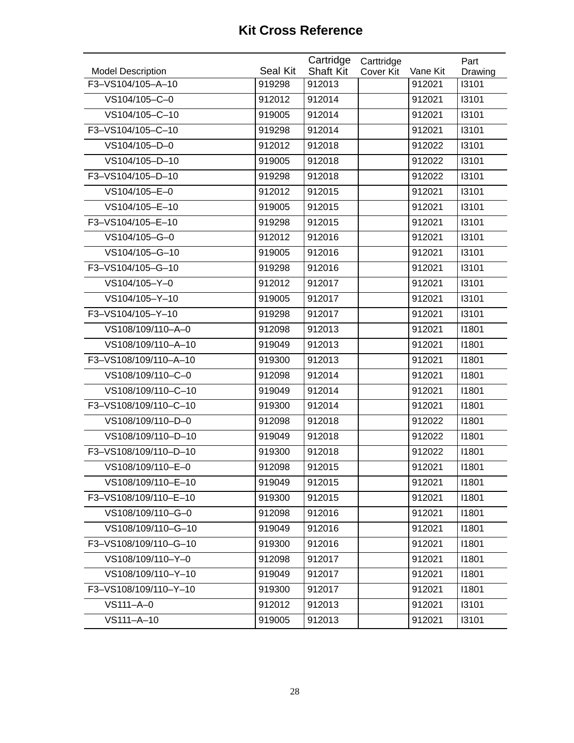# Kit Cross Reference

| Model Description | Seal Kit | Cartridge Shaft Kit | Carttridge Cover Kit | Vane Kit | Part Drawing |
|---|---|---|---|---|---|
| F3–VS104/105–A–10 | 919298 | 912013 | | 912021 | I3101 |
| VS104/105–C–0 | 912012 | 912014 | | 912021 | I3101 |
| VS104/105–C–10 | 919005 | 912014 | | 912021 | I3101 |
| F3–VS104/105–C–10 | 919298 | 912014 | | 912021 | I3101 |
| VS104/105–D–0 | 912012 | 912018 | | 912022 | I3101 |
| VS104/105–D–10 | 919005 | 912018 | | 912022 | I3101 |
| F3–VS104/105–D–10 | 919298 | 912018 | | 912022 | I3101 |
| VS104/105–E–0 | 912012 | 912015 | | 912021 | I3101 |
| VS104/105–E–10 | 919005 | 912015 | | 912021 | I3101 |
| F3–VS104/105–E–10 | 919298 | 912015 | | 912021 | I3101 |
| VS104/105–G–0 | 912012 | 912016 | | 912021 | I3101 |
| VS104/105–G–10 | 919005 | 912016 | | 912021 | I3101 |
| F3–VS104/105–G–10 | 919298 | 912016 | | 912021 | I3101 |
| VS104/105–Y–0 | 912012 | 912017 | | 912021 | I3101 |
| VS104/105–Y–10 | 919005 | 912017 | | 912021 | I3101 |
| F3–VS104/105–Y–10 | 919298 | 912017 | | 912021 | I3101 |
| VS108/109/110–A–0 | 912098 | 912013 | | 912021 | I1801 |
| VS108/109/110–A–10 | 919049 | 912013 | | 912021 | I1801 |
| F3–VS108/109/110–A–10 | 919300 | 912013 | | 912021 | I1801 |
| VS108/109/110–C–0 | 912098 | 912014 | | 912021 | I1801 |
| VS108/109/110–C–10 | 919049 | 912014 | | 912021 | I1801 |
| F3–VS108/109/110–C–10 | 919300 | 912014 | | 912021 | I1801 |
| VS108/109/110–D–0 | 912098 | 912018 | | 912022 | I1801 |
| VS108/109/110–D–10 | 919049 | 912018 | | 912022 | I1801 |
| F3–VS108/109/110–D–10 | 919300 | 912018 | | 912022 | I1801 |
| VS108/109/110–E–0 | 912098 | 912015 | | 912021 | I1801 |
| VS108/109/110–E–10 | 919049 | 912015 | | 912021 | I1801 |
| F3–VS108/109/110–E–10 | 919300 | 912015 | | 912021 | I1801 |
| VS108/109/110–G–0 | 912098 | 912016 | | 912021 | I1801 |
| VS108/109/110–G–10 | 919049 | 912016 | | 912021 | I1801 |
| F3–VS108/109/110–G–10 | 919300 | 912016 | | 912021 | I1801 |
| VS108/109/110–Y–0 | 912098 | 912017 | | 912021 | I1801 |
| VS108/109/110–Y–10 | 919049 | 912017 | | 912021 | I1801 |
| F3–VS108/109/110–Y–10 | 919300 | 912017 | | 912021 | I1801 |
| VS111–A–0 | 912012 | 912013 | | 912021 | I3101 |
| VS111–A–10 | 919005 | 912013 | | 912021 | I3101 |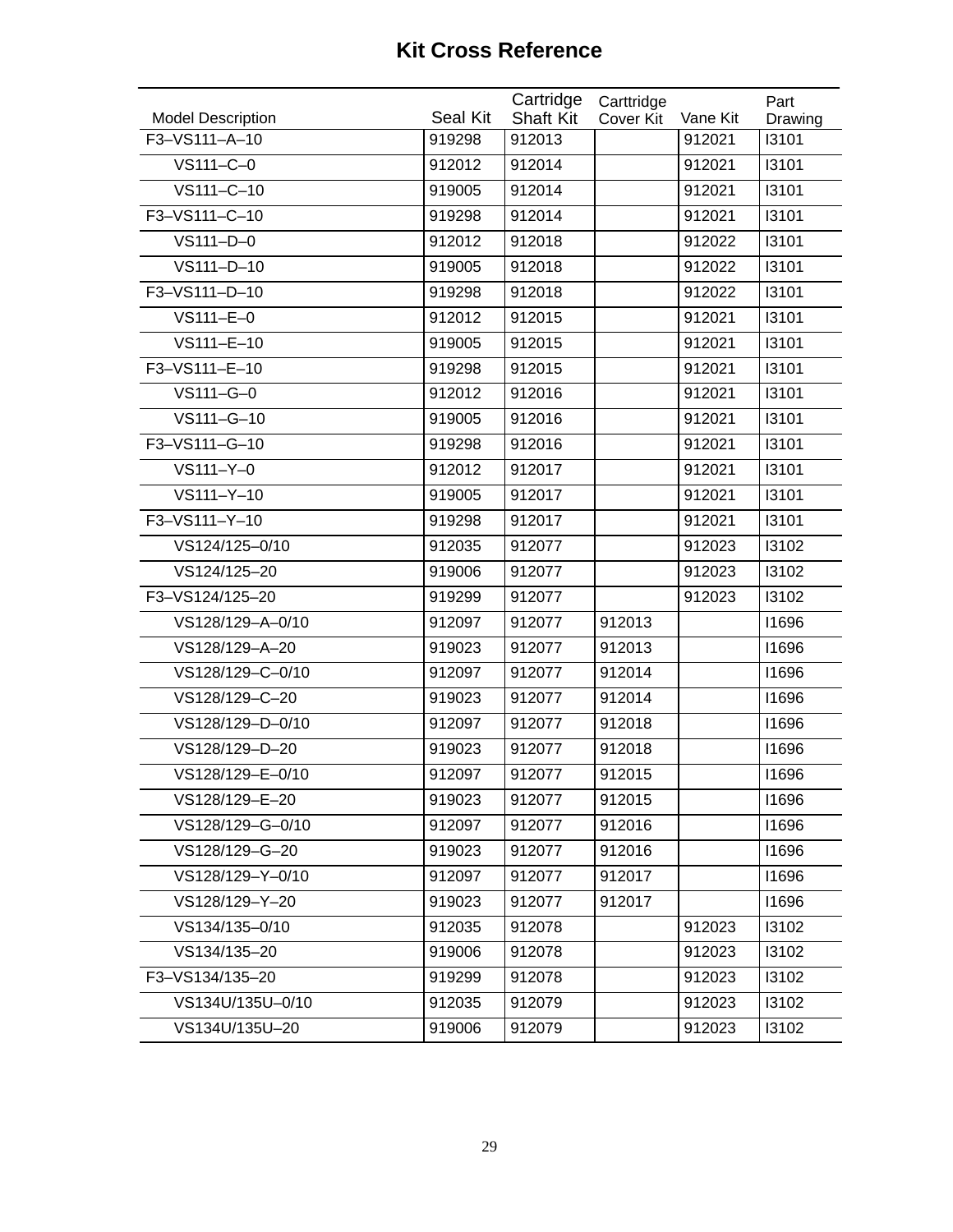# Kit Cross Reference

| Model Description | Seal Kit | Cartridge Shaft Kit | Carttridge Cover Kit | Vane Kit | Part Drawing |
|---|---|---|---|---|---|
| F3–VS111–A–10 | 919298 | 912013 | | 912021 | I3101 |
| VS111–C–0 | 912012 | 912014 | | 912021 | I3101 |
| VS111–C–10 | 919005 | 912014 | | 912021 | I3101 |
| F3–VS111–C–10 | 919298 | 912014 | | 912021 | I3101 |
| VS111–D–0 | 912012 | 912018 | | 912022 | I3101 |
| VS111–D–10 | 919005 | 912018 | | 912022 | I3101 |
| F3–VS111–D–10 | 919298 | 912018 | | 912022 | I3101 |
| VS111–E–0 | 912012 | 912015 | | 912021 | I3101 |
| VS111–E–10 | 919005 | 912015 | | 912021 | I3101 |
| F3–VS111–E–10 | 919298 | 912015 | | 912021 | I3101 |
| VS111–G–0 | 912012 | 912016 | | 912021 | I3101 |
| VS111–G–10 | 919005 | 912016 | | 912021 | I3101 |
| F3–VS111–G–10 | 919298 | 912016 | | 912021 | I3101 |
| VS111–Y–0 | 912012 | 912017 | | 912021 | I3101 |
| VS111–Y–10 | 919005 | 912017 | | 912021 | I3101 |
| F3–VS111–Y–10 | 919298 | 912017 | | 912021 | I3101 |
| VS124/125–0/10 | 912035 | 912077 | | 912023 | I3102 |
| VS124/125–20 | 919006 | 912077 | | 912023 | I3102 |
| F3–VS124/125–20 | 919299 | 912077 | | 912023 | I3102 |
| VS128/129–A–0/10 | 912097 | 912077 | 912013 | | I1696 |
| VS128/129–A–20 | 919023 | 912077 | 912013 | | I1696 |
| VS128/129–C–0/10 | 912097 | 912077 | 912014 | | I1696 |
| VS128/129–C–20 | 919023 | 912077 | 912014 | | I1696 |
| VS128/129–D–0/10 | 912097 | 912077 | 912018 | | I1696 |
| VS128/129–D–20 | 919023 | 912077 | 912018 | | I1696 |
| VS128/129–E–0/10 | 912097 | 912077 | 912015 | | I1696 |
| VS128/129–E–20 | 919023 | 912077 | 912015 | | I1696 |
| VS128/129–G–0/10 | 912097 | 912077 | 912016 | | I1696 |
| VS128/129–G–20 | 919023 | 912077 | 912016 | | I1696 |
| VS128/129–Y–0/10 | 912097 | 912077 | 912017 | | I1696 |
| VS128/129–Y–20 | 919023 | 912077 | 912017 | | I1696 |
| VS134/135–0/10 | 912035 | 912078 | | 912023 | I3102 |
| VS134/135–20 | 919006 | 912078 | | 912023 | I3102 |
| F3–VS134/135–20 | 919299 | 912078 | | 912023 | I3102 |
| VS134U/135U–0/10 | 912035 | 912079 | | 912023 | I3102 |
| VS134U/135U–20 | 919006 | 912079 | | 912023 | I3102 |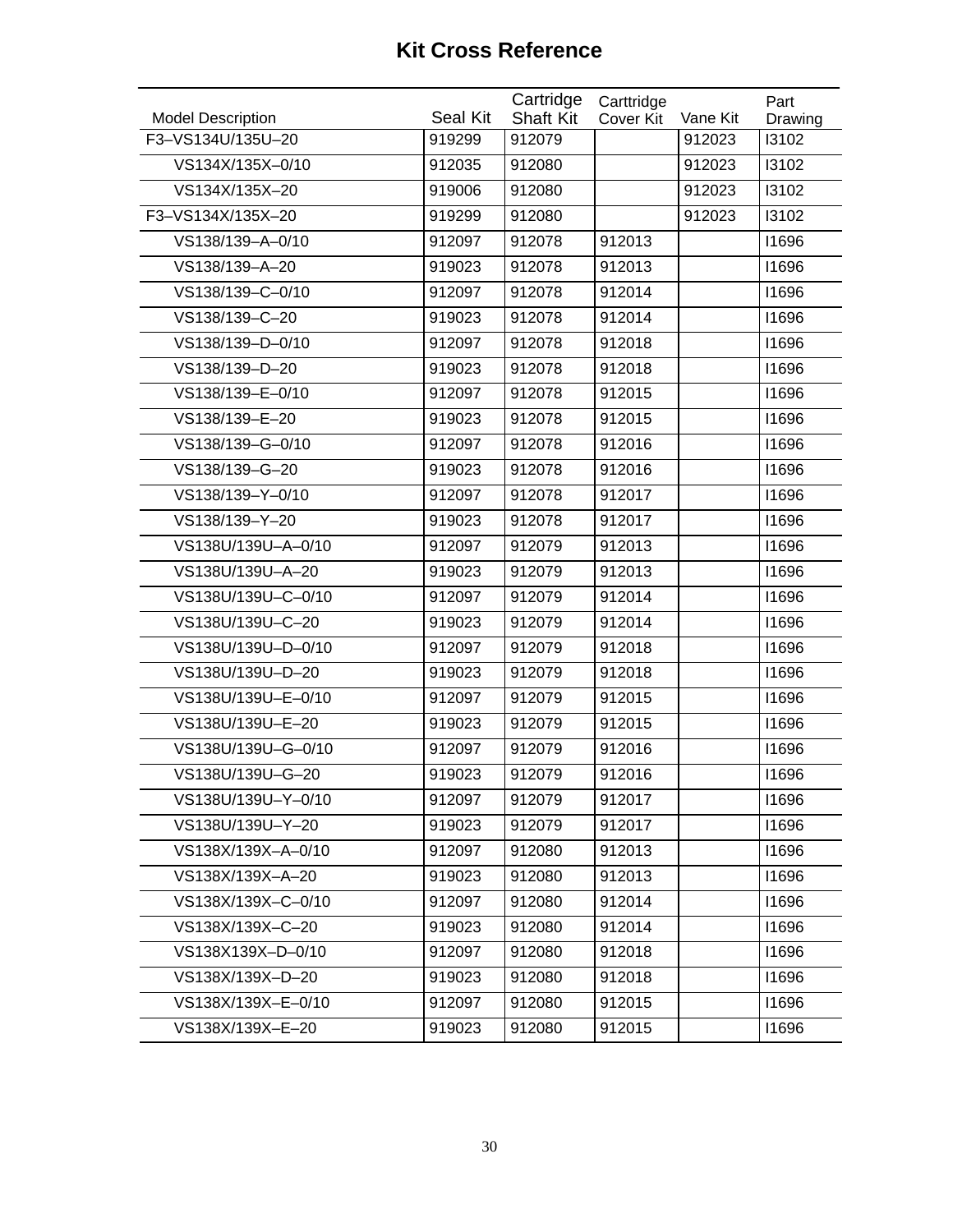# Kit Cross Reference

| Model Description | Seal Kit | Cartridge Shaft Kit | Carttridge Cover Kit | Vane Kit | Part Drawing |
|---|---|---|---|---|---|
| F3–VS134U/135U–20 | 919299 | 912079 | | 912023 | I3102 |
| VS134X/135X–0/10 | 912035 | 912080 | | 912023 | I3102 |
| VS134X/135X–20 | 919006 | 912080 | | 912023 | I3102 |
| F3–VS134X/135X–20 | 919299 | 912080 | | 912023 | I3102 |
| VS138/139–A–0/10 | 912097 | 912078 | 912013 | | I1696 |
| VS138/139–A–20 | 919023 | 912078 | 912013 | | I1696 |
| VS138/139–C–0/10 | 912097 | 912078 | 912014 | | I1696 |
| VS138/139–C–20 | 919023 | 912078 | 912014 | | I1696 |
| VS138/139–D–0/10 | 912097 | 912078 | 912018 | | I1696 |
| VS138/139–D–20 | 919023 | 912078 | 912018 | | I1696 |
| VS138/139–E–0/10 | 912097 | 912078 | 912015 | | I1696 |
| VS138/139–E–20 | 919023 | 912078 | 912015 | | I1696 |
| VS138/139–G–0/10 | 912097 | 912078 | 912016 | | I1696 |
| VS138/139–G–20 | 919023 | 912078 | 912016 | | I1696 |
| VS138/139–Y–0/10 | 912097 | 912078 | 912017 | | I1696 |
| VS138/139–Y–20 | 919023 | 912078 | 912017 | | I1696 |
| VS138U/139U–A–0/10 | 912097 | 912079 | 912013 | | I1696 |
| VS138U/139U–A–20 | 919023 | 912079 | 912013 | | I1696 |
| VS138U/139U–C–0/10 | 912097 | 912079 | 912014 | | I1696 |
| VS138U/139U–C–20 | 919023 | 912079 | 912014 | | I1696 |
| VS138U/139U–D–0/10 | 912097 | 912079 | 912018 | | I1696 |
| VS138U/139U–D–20 | 919023 | 912079 | 912018 | | I1696 |
| VS138U/139U–E–0/10 | 912097 | 912079 | 912015 | | I1696 |
| VS138U/139U–E–20 | 919023 | 912079 | 912015 | | I1696 |
| VS138U/139U–G–0/10 | 912097 | 912079 | 912016 | | I1696 |
| VS138U/139U–G–20 | 919023 | 912079 | 912016 | | I1696 |
| VS138U/139U–Y–0/10 | 912097 | 912079 | 912017 | | I1696 |
| VS138U/139U–Y–20 | 919023 | 912079 | 912017 | | I1696 |
| VS138X/139X–A–0/10 | 912097 | 912080 | 912013 | | I1696 |
| VS138X/139X–A–20 | 919023 | 912080 | 912013 | | I1696 |
| VS138X/139X–C–0/10 | 912097 | 912080 | 912014 | | I1696 |
| VS138X/139X–C–20 | 919023 | 912080 | 912014 | | I1696 |
| VS138X139X–D–0/10 | 912097 | 912080 | 912018 | | I1696 |
| VS138X/139X–D–20 | 919023 | 912080 | 912018 | | I1696 |
| VS138X/139X–E–0/10 | 912097 | 912080 | 912015 | | I1696 |
| VS138X/139X–E–20 | 919023 | 912080 | 912015 | | I1696 |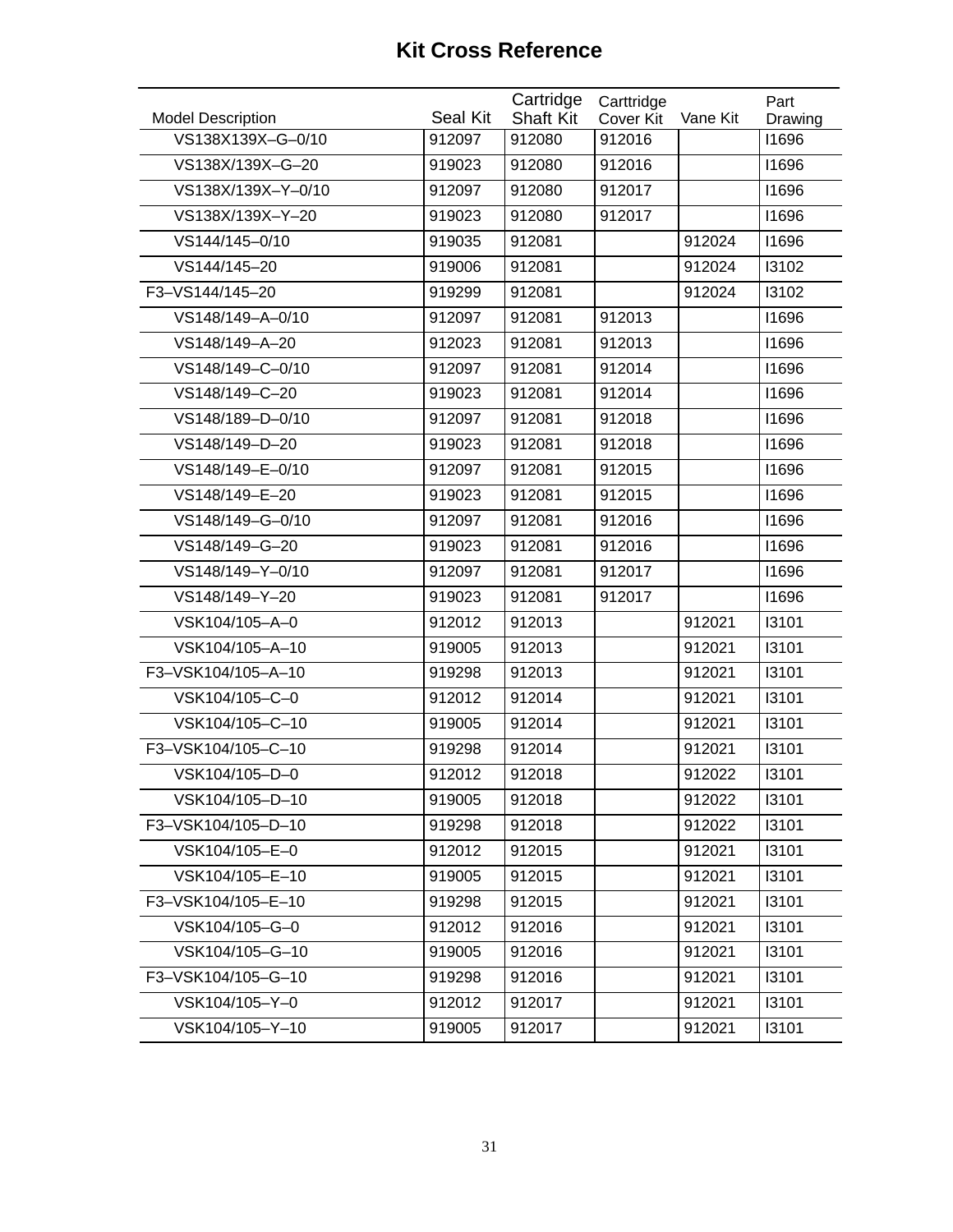# Kit Cross Reference

| Model Description | Seal Kit | Cartridge Shaft Kit | Carttridge Cover Kit | Vane Kit | Part Drawing |
|---|---|---|---|---|---|
| VS138X139X–G–0/10 | 912097 | 912080 | 912016 | | I1696 |
| VS138X/139X–G–20 | 919023 | 912080 | 912016 | | I1696 |
| VS138X/139X–Y–0/10 | 912097 | 912080 | 912017 | | I1696 |
| VS138X/139X–Y–20 | 919023 | 912080 | 912017 | | I1696 |
| VS144/145–0/10 | 919035 | 912081 | | 912024 | I1696 |
| VS144/145–20 | 919006 | 912081 | | 912024 | I3102 |
| F3–VS144/145–20 | 919299 | 912081 | | 912024 | I3102 |
| VS148/149–A–0/10 | 912097 | 912081 | 912013 | | I1696 |
| VS148/149–A–20 | 912023 | 912081 | 912013 | | I1696 |
| VS148/149–C–0/10 | 912097 | 912081 | 912014 | | I1696 |
| VS148/149–C–20 | 919023 | 912081 | 912014 | | I1696 |
| VS148/189–D–0/10 | 912097 | 912081 | 912018 | | I1696 |
| VS148/149–D–20 | 919023 | 912081 | 912018 | | I1696 |
| VS148/149–E–0/10 | 912097 | 912081 | 912015 | | I1696 |
| VS148/149–E–20 | 919023 | 912081 | 912015 | | I1696 |
| VS148/149–G–0/10 | 912097 | 912081 | 912016 | | I1696 |
| VS148/149–G–20 | 919023 | 912081 | 912016 | | I1696 |
| VS148/149–Y–0/10 | 912097 | 912081 | 912017 | | I1696 |
| VS148/149–Y–20 | 919023 | 912081 | 912017 | | I1696 |
| VSK104/105–A–0 | 912012 | 912013 | | 912021 | I3101 |
| VSK104/105–A–10 | 919005 | 912013 | | 912021 | I3101 |
| F3–VSK104/105–A–10 | 919298 | 912013 | | 912021 | I3101 |
| VSK104/105–C–0 | 912012 | 912014 | | 912021 | I3101 |
| VSK104/105–C–10 | 919005 | 912014 | | 912021 | I3101 |
| F3–VSK104/105–C–10 | 919298 | 912014 | | 912021 | I3101 |
| VSK104/105–D–0 | 912012 | 912018 | | 912022 | I3101 |
| VSK104/105–D–10 | 919005 | 912018 | | 912022 | I3101 |
| F3–VSK104/105–D–10 | 919298 | 912018 | | 912022 | I3101 |
| VSK104/105–E–0 | 912012 | 912015 | | 912021 | I3101 |
| VSK104/105–E–10 | 919005 | 912015 | | 912021 | I3101 |
| F3–VSK104/105–E–10 | 919298 | 912015 | | 912021 | I3101 |
| VSK104/105–G–0 | 912012 | 912016 | | 912021 | I3101 |
| VSK104/105–G–10 | 919005 | 912016 | | 912021 | I3101 |
| F3–VSK104/105–G–10 | 919298 | 912016 | | 912021 | I3101 |
| VSK104/105–Y–0 | 912012 | 912017 | | 912021 | I3101 |
| VSK104/105–Y–10 | 919005 | 912017 | | 912021 | I3101 |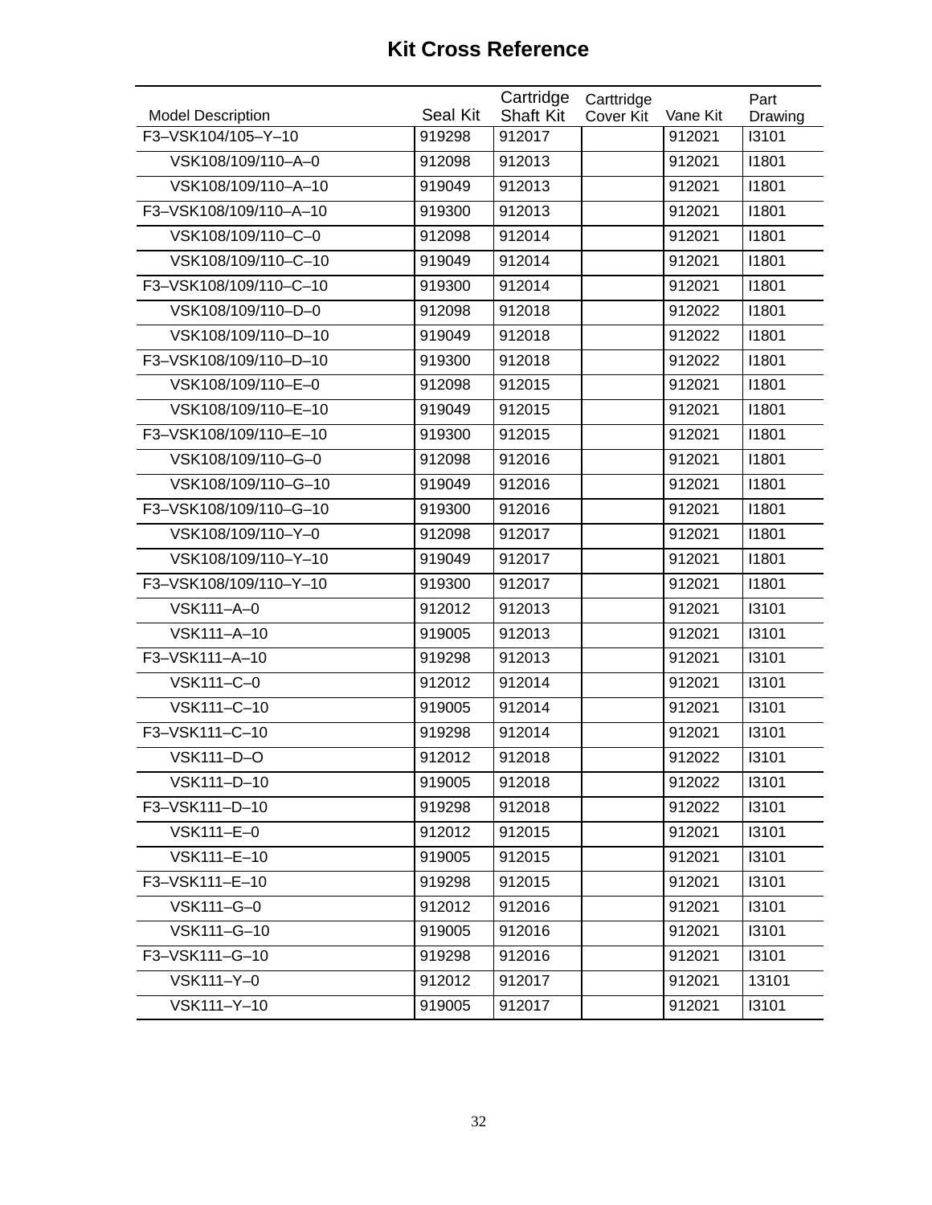# Kit Cross Reference

| Model Description | Seal Kit | Cartridge Shaft Kit | Carttridge Cover Kit | Vane Kit | Part Drawing |
|---|---|---|---|---|---|
| F3–VSK104/105–Y–10 | 919298 | 912017 | | 912021 | I3101 |
| VSK108/109/110–A–0 | 912098 | 912013 | | 912021 | I1801 |
| VSK108/109/110–A–10 | 919049 | 912013 | | 912021 | I1801 |
| F3–VSK108/109/110–A–10 | 919300 | 912013 | | 912021 | I1801 |
| VSK108/109/110–C–0 | 912098 | 912014 | | 912021 | I1801 |
| VSK108/109/110–C–10 | 919049 | 912014 | | 912021 | I1801 |
| F3–VSK108/109/110–C–10 | 919300 | 912014 | | 912021 | I1801 |
| VSK108/109/110–D–0 | 912098 | 912018 | | 912022 | I1801 |
| VSK108/109/110–D–10 | 919049 | 912018 | | 912022 | I1801 |
| F3–VSK108/109/110–D–10 | 919300 | 912018 | | 912022 | I1801 |
| VSK108/109/110–E–0 | 912098 | 912015 | | 912021 | I1801 |
| VSK108/109/110–E–10 | 919049 | 912015 | | 912021 | I1801 |
| F3–VSK108/109/110–E–10 | 919300 | 912015 | | 912021 | I1801 |
| VSK108/109/110–G–0 | 912098 | 912016 | | 912021 | I1801 |
| VSK108/109/110–G–10 | 919049 | 912016 | | 912021 | I1801 |
| F3–VSK108/109/110–G–10 | 919300 | 912016 | | 912021 | I1801 |
| VSK108/109/110–Y–0 | 912098 | 912017 | | 912021 | I1801 |
| VSK108/109/110–Y–10 | 919049 | 912017 | | 912021 | I1801 |
| F3–VSK108/109/110–Y–10 | 919300 | 912017 | | 912021 | I1801 |
| VSK111–A–0 | 912012 | 912013 | | 912021 | I3101 |
| VSK111–A–10 | 919005 | 912013 | | 912021 | I3101 |
| F3–VSK111–A–10 | 919298 | 912013 | | 912021 | I3101 |
| VSK111–C–0 | 912012 | 912014 | | 912021 | I3101 |
| VSK111–C–10 | 919005 | 912014 | | 912021 | I3101 |
| F3–VSK111–C–10 | 919298 | 912014 | | 912021 | I3101 |
| VSK111–D–O | 912012 | 912018 | | 912022 | I3101 |
| VSK111–D–10 | 919005 | 912018 | | 912022 | I3101 |
| F3–VSK111–D–10 | 919298 | 912018 | | 912022 | I3101 |
| VSK111–E–0 | 912012 | 912015 | | 912021 | I3101 |
| VSK111–E–10 | 919005 | 912015 | | 912021 | I3101 |
| F3–VSK111–E–10 | 919298 | 912015 | | 912021 | I3101 |
| VSK111–G–0 | 912012 | 912016 | | 912021 | I3101 |
| VSK111–G–10 | 919005 | 912016 | | 912021 | I3101 |
| F3–VSK111–G–10 | 919298 | 912016 | | 912021 | I3101 |
| VSK111–Y–0 | 912012 | 912017 | | 912021 | 13101 |
| VSK111–Y–10 | 919005 | 912017 | | 912021 | I3101 |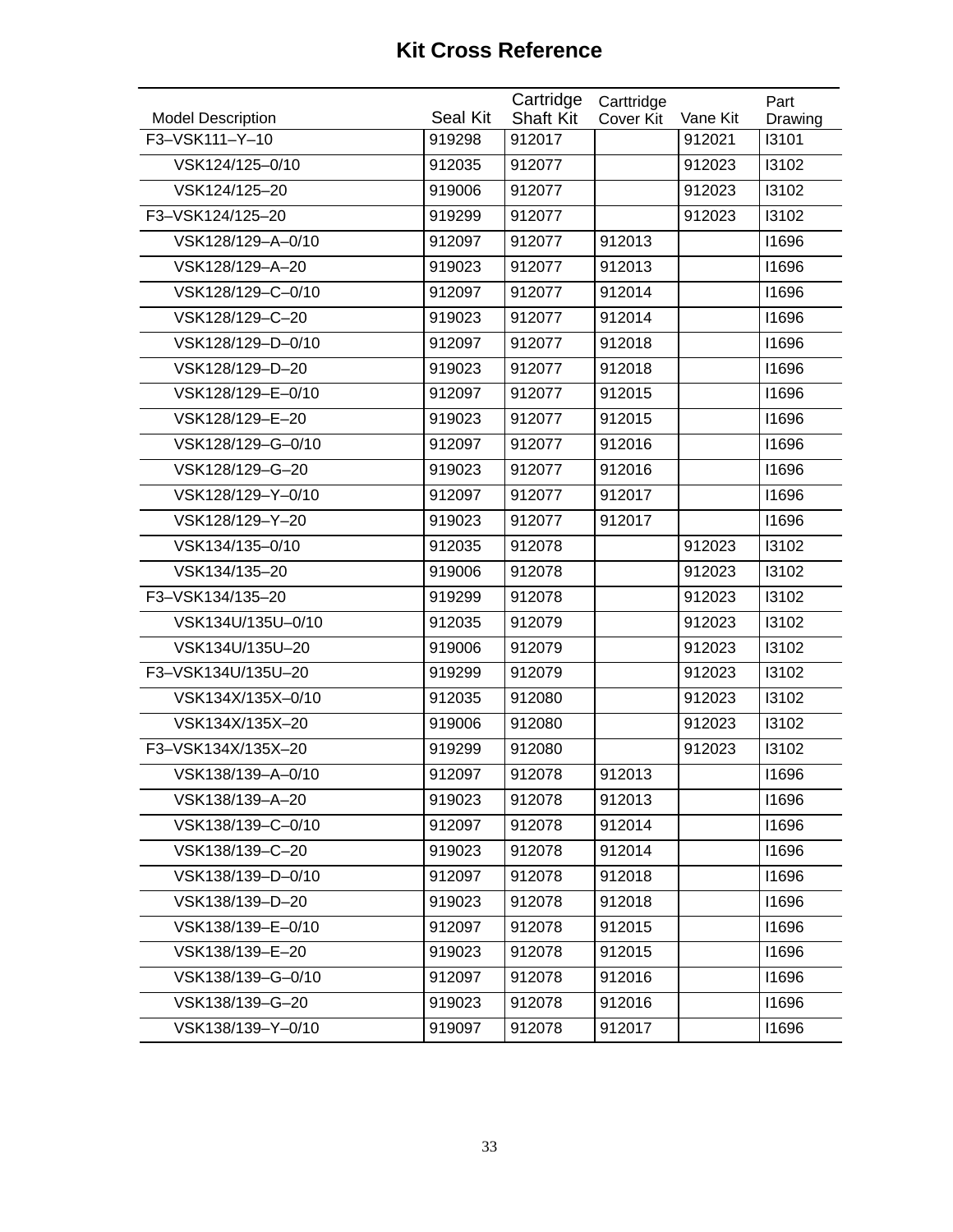# Kit Cross Reference

| Model Description | Seal Kit | Cartridge Shaft Kit | Carttridge Cover Kit | Vane Kit | Part Drawing |
|---|---|---|---|---|---|
| F3–VSK111–Y–10 | 919298 | 912017 | | 912021 | I3101 |
| VSK124/125–0/10 | 912035 | 912077 | | 912023 | I3102 |
| VSK124/125–20 | 919006 | 912077 | | 912023 | I3102 |
| F3–VSK124/125–20 | 919299 | 912077 | | 912023 | I3102 |
| VSK128/129–A–0/10 | 912097 | 912077 | 912013 | | I1696 |
| VSK128/129–A–20 | 919023 | 912077 | 912013 | | I1696 |
| VSK128/129–C–0/10 | 912097 | 912077 | 912014 | | I1696 |
| VSK128/129–C–20 | 919023 | 912077 | 912014 | | I1696 |
| VSK128/129–D–0/10 | 912097 | 912077 | 912018 | | I1696 |
| VSK128/129–D–20 | 919023 | 912077 | 912018 | | I1696 |
| VSK128/129–E–0/10 | 912097 | 912077 | 912015 | | I1696 |
| VSK128/129–E–20 | 919023 | 912077 | 912015 | | I1696 |
| VSK128/129–G–0/10 | 912097 | 912077 | 912016 | | I1696 |
| VSK128/129–G–20 | 919023 | 912077 | 912016 | | I1696 |
| VSK128/129–Y–0/10 | 912097 | 912077 | 912017 | | I1696 |
| VSK128/129–Y–20 | 919023 | 912077 | 912017 | | I1696 |
| VSK134/135–0/10 | 912035 | 912078 | | 912023 | I3102 |
| VSK134/135–20 | 919006 | 912078 | | 912023 | I3102 |
| F3–VSK134/135–20 | 919299 | 912078 | | 912023 | I3102 |
| VSK134U/135U–0/10 | 912035 | 912079 | | 912023 | I3102 |
| VSK134U/135U–20 | 919006 | 912079 | | 912023 | I3102 |
| F3–VSK134U/135U–20 | 919299 | 912079 | | 912023 | I3102 |
| VSK134X/135X–0/10 | 912035 | 912080 | | 912023 | I3102 |
| VSK134X/135X–20 | 919006 | 912080 | | 912023 | I3102 |
| F3–VSK134X/135X–20 | 919299 | 912080 | | 912023 | I3102 |
| VSK138/139–A–0/10 | 912097 | 912078 | 912013 | | I1696 |
| VSK138/139–A–20 | 919023 | 912078 | 912013 | | I1696 |
| VSK138/139–C–0/10 | 912097 | 912078 | 912014 | | I1696 |
| VSK138/139–C–20 | 919023 | 912078 | 912014 | | I1696 |
| VSK138/139–D–0/10 | 912097 | 912078 | 912018 | | I1696 |
| VSK138/139–D–20 | 919023 | 912078 | 912018 | | I1696 |
| VSK138/139–E–0/10 | 912097 | 912078 | 912015 | | I1696 |
| VSK138/139–E–20 | 919023 | 912078 | 912015 | | I1696 |
| VSK138/139–G–0/10 | 912097 | 912078 | 912016 | | I1696 |
| VSK138/139–G–20 | 919023 | 912078 | 912016 | | I1696 |
| VSK138/139–Y–0/10 | 919097 | 912078 | 912017 | | I1696 |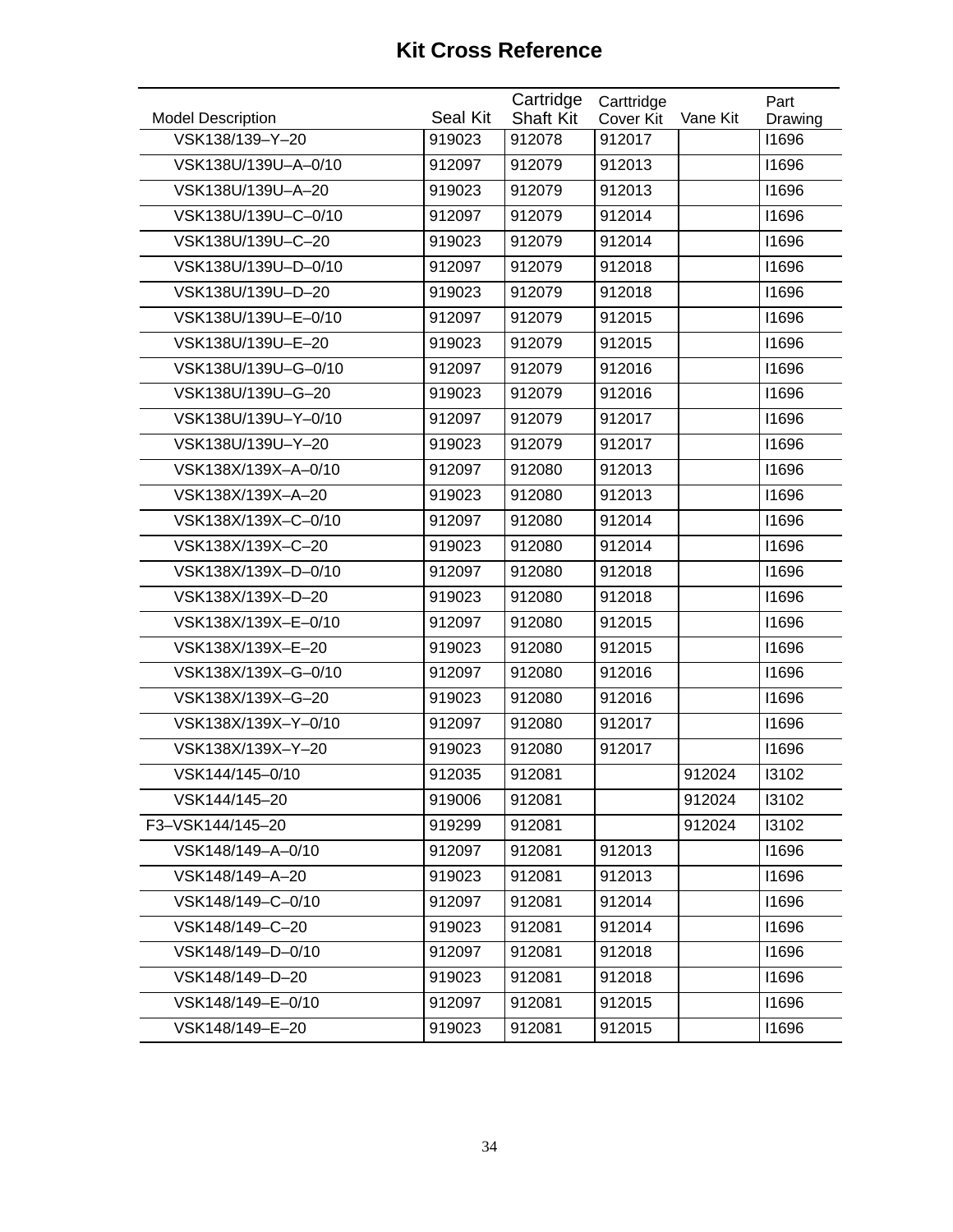# Kit Cross Reference

| Model Description | Seal Kit | Cartridge Shaft Kit | Carttridge Cover Kit | Vane Kit | Part Drawing |
|---|---|---|---|---|---|
| VSK138/139–Y–20 | 919023 | 912078 | 912017 | | I1696 |
| VSK138U/139U–A–0/10 | 912097 | 912079 | 912013 | | I1696 |
| VSK138U/139U–A–20 | 919023 | 912079 | 912013 | | I1696 |
| VSK138U/139U–C–0/10 | 912097 | 912079 | 912014 | | I1696 |
| VSK138U/139U–C–20 | 919023 | 912079 | 912014 | | I1696 |
| VSK138U/139U–D–0/10 | 912097 | 912079 | 912018 | | I1696 |
| VSK138U/139U–D–20 | 919023 | 912079 | 912018 | | I1696 |
| VSK138U/139U–E–0/10 | 912097 | 912079 | 912015 | | I1696 |
| VSK138U/139U–E–20 | 919023 | 912079 | 912015 | | I1696 |
| VSK138U/139U–G–0/10 | 912097 | 912079 | 912016 | | I1696 |
| VSK138U/139U–G–20 | 919023 | 912079 | 912016 | | I1696 |
| VSK138U/139U–Y–0/10 | 912097 | 912079 | 912017 | | I1696 |
| VSK138U/139U–Y–20 | 919023 | 912079 | 912017 | | I1696 |
| VSK138X/139X–A–0/10 | 912097 | 912080 | 912013 | | I1696 |
| VSK138X/139X–A–20 | 919023 | 912080 | 912013 | | I1696 |
| VSK138X/139X–C–0/10 | 912097 | 912080 | 912014 | | I1696 |
| VSK138X/139X–C–20 | 919023 | 912080 | 912014 | | I1696 |
| VSK138X/139X–D–0/10 | 912097 | 912080 | 912018 | | I1696 |
| VSK138X/139X–D–20 | 919023 | 912080 | 912018 | | I1696 |
| VSK138X/139X–E–0/10 | 912097 | 912080 | 912015 | | I1696 |
| VSK138X/139X–E–20 | 919023 | 912080 | 912015 | | I1696 |
| VSK138X/139X–G–0/10 | 912097 | 912080 | 912016 | | I1696 |
| VSK138X/139X–G–20 | 919023 | 912080 | 912016 | | I1696 |
| VSK138X/139X–Y–0/10 | 912097 | 912080 | 912017 | | I1696 |
| VSK138X/139X–Y–20 | 919023 | 912080 | 912017 | | I1696 |
| VSK144/145–0/10 | 912035 | 912081 | | 912024 | I3102 |
| VSK144/145–20 | 919006 | 912081 | | 912024 | I3102 |
| F3–VSK144/145–20 | 919299 | 912081 | | 912024 | I3102 |
| VSK148/149–A–0/10 | 912097 | 912081 | 912013 | | I1696 |
| VSK148/149–A–20 | 919023 | 912081 | 912013 | | I1696 |
| VSK148/149–C–0/10 | 912097 | 912081 | 912014 | | I1696 |
| VSK148/149–C–20 | 919023 | 912081 | 912014 | | I1696 |
| VSK148/149–D–0/10 | 912097 | 912081 | 912018 | | I1696 |
| VSK148/149–D–20 | 919023 | 912081 | 912018 | | I1696 |
| VSK148/149–E–0/10 | 912097 | 912081 | 912015 | | I1696 |
| VSK148/149–E–20 | 919023 | 912081 | 912015 | | I1696 |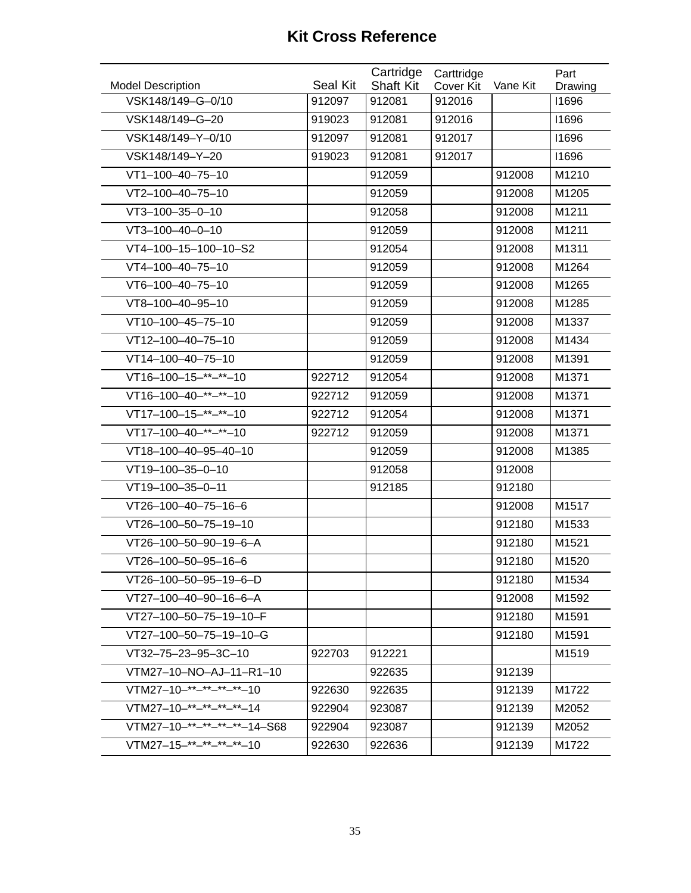# Kit Cross Reference

| Model Description | Seal Kit | Cartridge Shaft Kit | Carttridge Cover Kit | Vane Kit | Part Drawing |
|---|---|---|---|---|---|
| VSK148/149–G–0/10 | 912097 | 912081 | 912016 | | I1696 |
| VSK148/149–G–20 | 919023 | 912081 | 912016 | | I1696 |
| VSK148/149–Y–0/10 | 912097 | 912081 | 912017 | | I1696 |
| VSK148/149–Y–20 | 919023 | 912081 | 912017 | | I1696 |
| VT1–100–40–75–10 | | 912059 | | 912008 | M1210 |
| VT2–100–40–75–10 | | 912059 | | 912008 | M1205 |
| VT3–100–35–0–10 | | 912058 | | 912008 | M1211 |
| VT3–100–40–0–10 | | 912059 | | 912008 | M1211 |
| VT4–100–15–100–10–S2 | | 912054 | | 912008 | M1311 |
| VT4–100–40–75–10 | | 912059 | | 912008 | M1264 |
| VT6–100–40–75–10 | | 912059 | | 912008 | M1265 |
| VT8–100–40–95–10 | | 912059 | | 912008 | M1285 |
| VT10–100–45–75–10 | | 912059 | | 912008 | M1337 |
| VT12–100–40–75–10 | | 912059 | | 912008 | M1434 |
| VT14–100–40–75–10 | | 912059 | | 912008 | M1391 |
| VT16–100–15–**–**–10 | 922712 | 912054 | | 912008 | M1371 |
| VT16–100–40–**–**–10 | 922712 | 912059 | | 912008 | M1371 |
| VT17–100–15–**–**–10 | 922712 | 912054 | | 912008 | M1371 |
| VT17–100–40–**–**–10 | 922712 | 912059 | | 912008 | M1371 |
| VT18–100–40–95–40–10 | | 912059 | | 912008 | M1385 |
| VT19–100–35–0–10 | | 912058 | | 912008 | |
| VT19–100–35–0–11 | | 912185 | | 912180 | |
| VT26–100–40–75–16–6 | | | | 912008 | M1517 |
| VT26–100–50–75–19–10 | | | | 912180 | M1533 |
| VT26–100–50–90–19–6–A | | | | 912180 | M1521 |
| VT26–100–50–95–16–6 | | | | 912180 | M1520 |
| VT26–100–50–95–19–6–D | | | | 912180 | M1534 |
| VT27–100–40–90–16–6–A | | | | 912008 | M1592 |
| VT27–100–50–75–19–10–F | | | | 912180 | M1591 |
| VT27–100–50–75–19–10–G | | | | 912180 | M1591 |
| VT32–75–23–95–3C–10 | 922703 | 912221 | | | M1519 |
| VTM27–10–NO–AJ–11–R1–10 | | 922635 | | 912139 | |
| VTM27–10–**–**–**–**–10 | 922630 | 922635 | | 912139 | M1722 |
| VTM27–10–**–**–**–**–14 | 922904 | 923087 | | 912139 | M2052 |
| VTM27–10–**–**–**–**–14–S68 | 922904 | 923087 | | 912139 | M2052 |
| VTM27–15–**–**–**–**–10 | 922630 | 922636 | | 912139 | M1722 |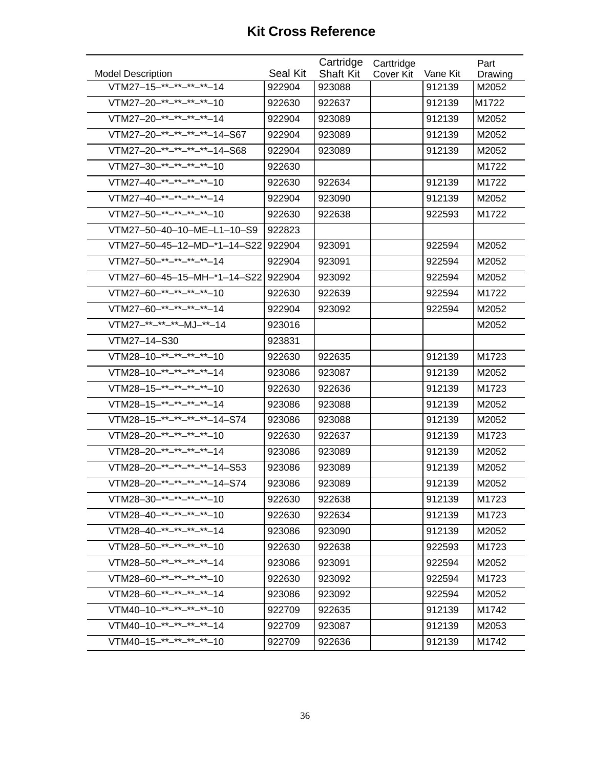# Kit Cross Reference

| Model Description | Seal Kit | Cartridge Shaft Kit | Carttridge Cover Kit | Vane Kit | Part Drawing |
|---|---|---|---|---|---|
| VTM27–15–**–**–**–**–14 | 922904 | 923088 | | 912139 | M2052 |
| VTM27–20–**–**–**–**–10 | 922630 | 922637 | | 912139 | M1722 |
| VTM27–20–**–**–**–**–14 | 922904 | 923089 | | 912139 | M2052 |
| VTM27–20–**–**–**–**–14–S67 | 922904 | 923089 | | 912139 | M2052 |
| VTM27–20–**–**–**–**–14–S68 | 922904 | 923089 | | 912139 | M2052 |
| VTM27–30–**–**–**–**–10 | 922630 | | | | M1722 |
| VTM27–40–**–**–**–**–10 | 922630 | 922634 | | 912139 | M1722 |
| VTM27–40–**–**–**–**–14 | 922904 | 923090 | | 912139 | M2052 |
| VTM27–50–**–**–**–**–10 | 922630 | 922638 | | 922593 | M1722 |
| VTM27–50–40–10–ME–L1–10–S9 | 922823 | | | | |
| VTM27–50–45–12–MD–*1–14–S22 | 922904 | 923091 | | 922594 | M2052 |
| VTM27–50–**–**–**–**–14 | 922904 | 923091 | | 922594 | M2052 |
| VTM27–60–45–15–MH–*1–14–S22 | 922904 | 923092 | | 922594 | M2052 |
| VTM27–60–**–**–**–**–10 | 922630 | 922639 | | 922594 | M1722 |
| VTM27–60–**–**–**–**–14 | 922904 | 923092 | | 922594 | M2052 |
| VTM27–**–**–**–MJ–**–14 | 923016 | | | | M2052 |
| VTM27–14–S30 | 923831 | | | | |
| VTM28–10–**–**–**–**–10 | 922630 | 922635 | | 912139 | M1723 |
| VTM28–10–**–**–**–**–14 | 923086 | 923087 | | 912139 | M2052 |
| VTM28–15–**–**–**–**–10 | 922630 | 922636 | | 912139 | M1723 |
| VTM28–15–**–**–**–**–14 | 923086 | 923088 | | 912139 | M2052 |
| VTM28–15–**–**–**–**–14–S74 | 923086 | 923088 | | 912139 | M2052 |
| VTM28–20–**–**–**–**–10 | 922630 | 922637 | | 912139 | M1723 |
| VTM28–20–**–**–**–**–14 | 923086 | 923089 | | 912139 | M2052 |
| VTM28–20–**–**–**–**–14–S53 | 923086 | 923089 | | 912139 | M2052 |
| VTM28–20–**–**–**–**–14–S74 | 923086 | 923089 | | 912139 | M2052 |
| VTM28–30–**–**–**–**–10 | 922630 | 922638 | | 912139 | M1723 |
| VTM28–40–**–**–**–**–10 | 922630 | 922634 | | 912139 | M1723 |
| VTM28–40–**–**–**–**–14 | 923086 | 923090 | | 912139 | M2052 |
| VTM28–50–**–**–**–**–10 | 922630 | 922638 | | 922593 | M1723 |
| VTM28–50–**–**–**–**–14 | 923086 | 923091 | | 922594 | M2052 |
| VTM28–60–**–**–**–**–10 | 922630 | 923092 | | 922594 | M1723 |
| VTM28–60–**–**–**–**–14 | 923086 | 923092 | | 922594 | M2052 |
| VTM40–10–**–**–**–**–10 | 922709 | 922635 | | 912139 | M1742 |
| VTM40–10–**–**–**–**–14 | 922709 | 923087 | | 912139 | M2053 |
| VTM40–15–**–**–**–**–10 | 922709 | 922636 | | 912139 | M1742 |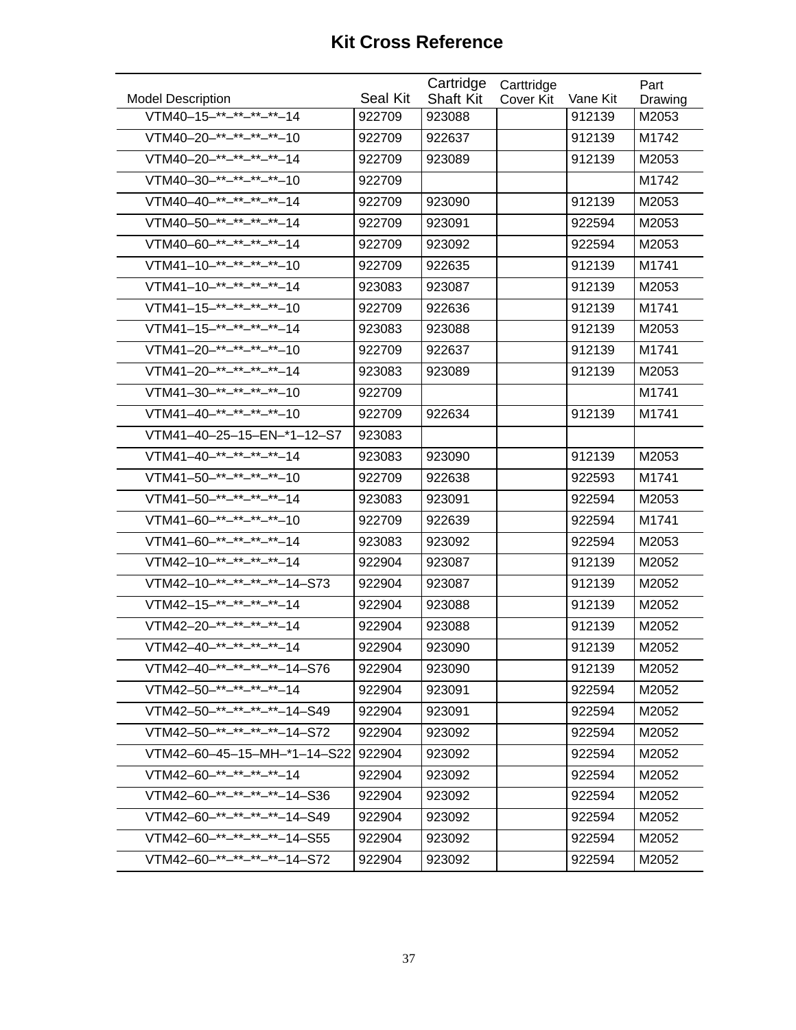# Kit Cross Reference

| Model Description | Seal Kit | Cartridge Shaft Kit | Carttridge Cover Kit | Vane Kit | Part Drawing |
|---|---|---|---|---|---|
| VTM40–15–**–**–**–**–14 | 922709 | 923088 | | 912139 | M2053 |
| VTM40–20–**–**–**–**–10 | 922709 | 922637 | | 912139 | M1742 |
| VTM40–20–**–**–**–**–14 | 922709 | 923089 | | 912139 | M2053 |
| VTM40–30–**–**–**–**–10 | 922709 | | | | M1742 |
| VTM40–40–**–**–**–**–14 | 922709 | 923090 | | 912139 | M2053 |
| VTM40–50–**–**–**–**–14 | 922709 | 923091 | | 922594 | M2053 |
| VTM40–60–**–**–**–**–14 | 922709 | 923092 | | 922594 | M2053 |
| VTM41–10–**–**–**–**–10 | 922709 | 922635 | | 912139 | M1741 |
| VTM41–10–**–**–**–**–14 | 923083 | 923087 | | 912139 | M2053 |
| VTM41–15–**–**–**–**–10 | 922709 | 922636 | | 912139 | M1741 |
| VTM41–15–**–**–**–**–14 | 923083 | 923088 | | 912139 | M2053 |
| VTM41–20–**–**–**–**–10 | 922709 | 922637 | | 912139 | M1741 |
| VTM41–20–**–**–**–**–14 | 923083 | 923089 | | 912139 | M2053 |
| VTM41–30–**–**–**–**–10 | 922709 | | | | M1741 |
| VTM41–40–**–**–**–**–10 | 922709 | 922634 | | 912139 | M1741 |
| VTM41–40–25–15–EN–*1–12–S7 | 923083 | | | | |
| VTM41–40–**–**–**–**–14 | 923083 | 923090 | | 912139 | M2053 |
| VTM41–50–**–**–**–**–10 | 922709 | 922638 | | 922593 | M1741 |
| VTM41–50–**–**–**–**–14 | 923083 | 923091 | | 922594 | M2053 |
| VTM41–60–**–**–**–**–10 | 922709 | 922639 | | 922594 | M1741 |
| VTM41–60–**–**–**–**–14 | 923083 | 923092 | | 922594 | M2053 |
| VTM42–10–**–**–**–**–14 | 922904 | 923087 | | 912139 | M2052 |
| VTM42–10–**–**–**–**–14–S73 | 922904 | 923087 | | 912139 | M2052 |
| VTM42–15–**–**–**–**–14 | 922904 | 923088 | | 912139 | M2052 |
| VTM42–20–**–**–**–**–14 | 922904 | 923088 | | 912139 | M2052 |
| VTM42–40–**–**–**–**–14 | 922904 | 923090 | | 912139 | M2052 |
| VTM42–40–**–**–**–**–14–S76 | 922904 | 923090 | | 912139 | M2052 |
| VTM42–50–**–**–**–**–14 | 922904 | 923091 | | 922594 | M2052 |
| VTM42–50–**–**–**–**–14–S49 | 922904 | 923091 | | 922594 | M2052 |
| VTM42–50–**–**–**–**–14–S72 | 922904 | 923092 | | 922594 | M2052 |
| VTM42–60–45–15–MH–*1–14–S22 | 922904 | 923092 | | 922594 | M2052 |
| VTM42–60–**–**–**–**–14 | 922904 | 923092 | | 922594 | M2052 |
| VTM42–60–**–**–**–**–14–S36 | 922904 | 923092 | | 922594 | M2052 |
| VTM42–60–**–**–**–**–14–S49 | 922904 | 923092 | | 922594 | M2052 |
| VTM42–60–**–**–**–**–14–S55 | 922904 | 923092 | | 922594 | M2052 |
| VTM42–60–**–**–**–**–14–S72 | 922904 | 923092 | | 922594 | M2052 |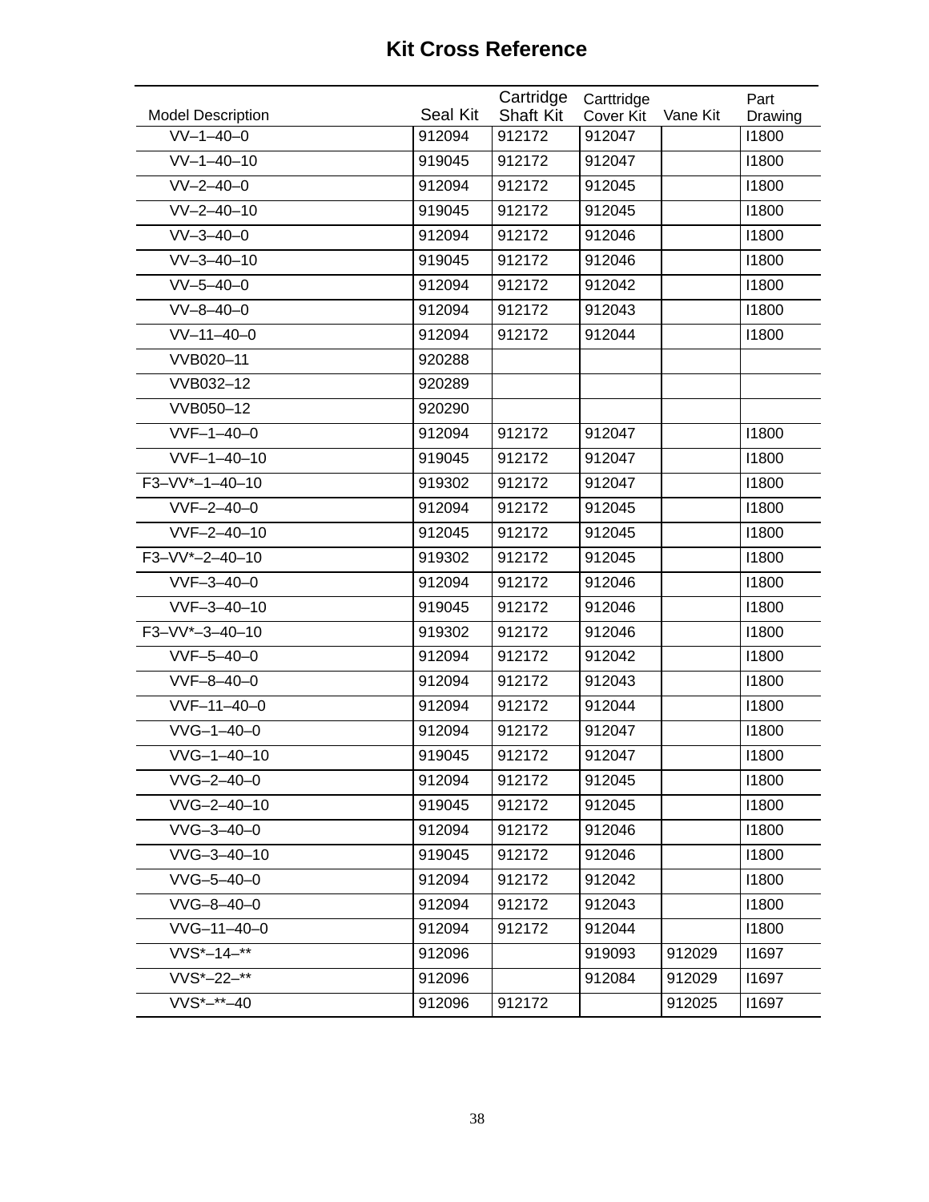# Kit Cross Reference

| Model Description | Seal Kit | Cartridge Shaft Kit | Carttridge Cover Kit | Vane Kit | Part Drawing |
|---|---|---|---|---|---|
| VV–1–40–0 | 912094 | 912172 | 912047 | | I1800 |
| VV–1–40–10 | 919045 | 912172 | 912047 | | I1800 |
| VV–2–40–0 | 912094 | 912172 | 912045 | | I1800 |
| VV–2–40–10 | 919045 | 912172 | 912045 | | I1800 |
| VV–3–40–0 | 912094 | 912172 | 912046 | | I1800 |
| VV–3–40–10 | 919045 | 912172 | 912046 | | I1800 |
| VV–5–40–0 | 912094 | 912172 | 912042 | | I1800 |
| VV–8–40–0 | 912094 | 912172 | 912043 | | I1800 |
| VV–11–40–0 | 912094 | 912172 | 912044 | | I1800 |
| VVB020–11 | 920288 | | | | |
| VVB032–12 | 920289 | | | | |
| VVB050–12 | 920290 | | | | |
| VVF–1–40–0 | 912094 | 912172 | 912047 | | I1800 |
| VVF–1–40–10 | 919045 | 912172 | 912047 | | I1800 |
| F3–VV*–1–40–10 | 919302 | 912172 | 912047 | | I1800 |
| VVF–2–40–0 | 912094 | 912172 | 912045 | | I1800 |
| VVF–2–40–10 | 912045 | 912172 | 912045 | | I1800 |
| F3–VV*–2–40–10 | 919302 | 912172 | 912045 | | I1800 |
| VVF–3–40–0 | 912094 | 912172 | 912046 | | I1800 |
| VVF–3–40–10 | 919045 | 912172 | 912046 | | I1800 |
| F3–VV*–3–40–10 | 919302 | 912172 | 912046 | | I1800 |
| VVF–5–40–0 | 912094 | 912172 | 912042 | | I1800 |
| VVF–8–40–0 | 912094 | 912172 | 912043 | | I1800 |
| VVF–11–40–0 | 912094 | 912172 | 912044 | | I1800 |
| VVG–1–40–0 | 912094 | 912172 | 912047 | | I1800 |
| VVG–1–40–10 | 919045 | 912172 | 912047 | | I1800 |
| VVG–2–40–0 | 912094 | 912172 | 912045 | | I1800 |
| VVG–2–40–10 | 919045 | 912172 | 912045 | | I1800 |
| VVG–3–40–0 | 912094 | 912172 | 912046 | | I1800 |
| VVG–3–40–10 | 919045 | 912172 | 912046 | | I1800 |
| VVG–5–40–0 | 912094 | 912172 | 912042 | | I1800 |
| VVG–8–40–0 | 912094 | 912172 | 912043 | | I1800 |
| VVG–11–40–0 | 912094 | 912172 | 912044 | | I1800 |
| VVS*–14–** | 912096 | | 919093 | 912029 | I1697 |
| VVS*–22–** | 912096 | | 912084 | 912029 | I1697 |
| VVS*–**–40 | 912096 | 912172 | | 912025 | I1697 |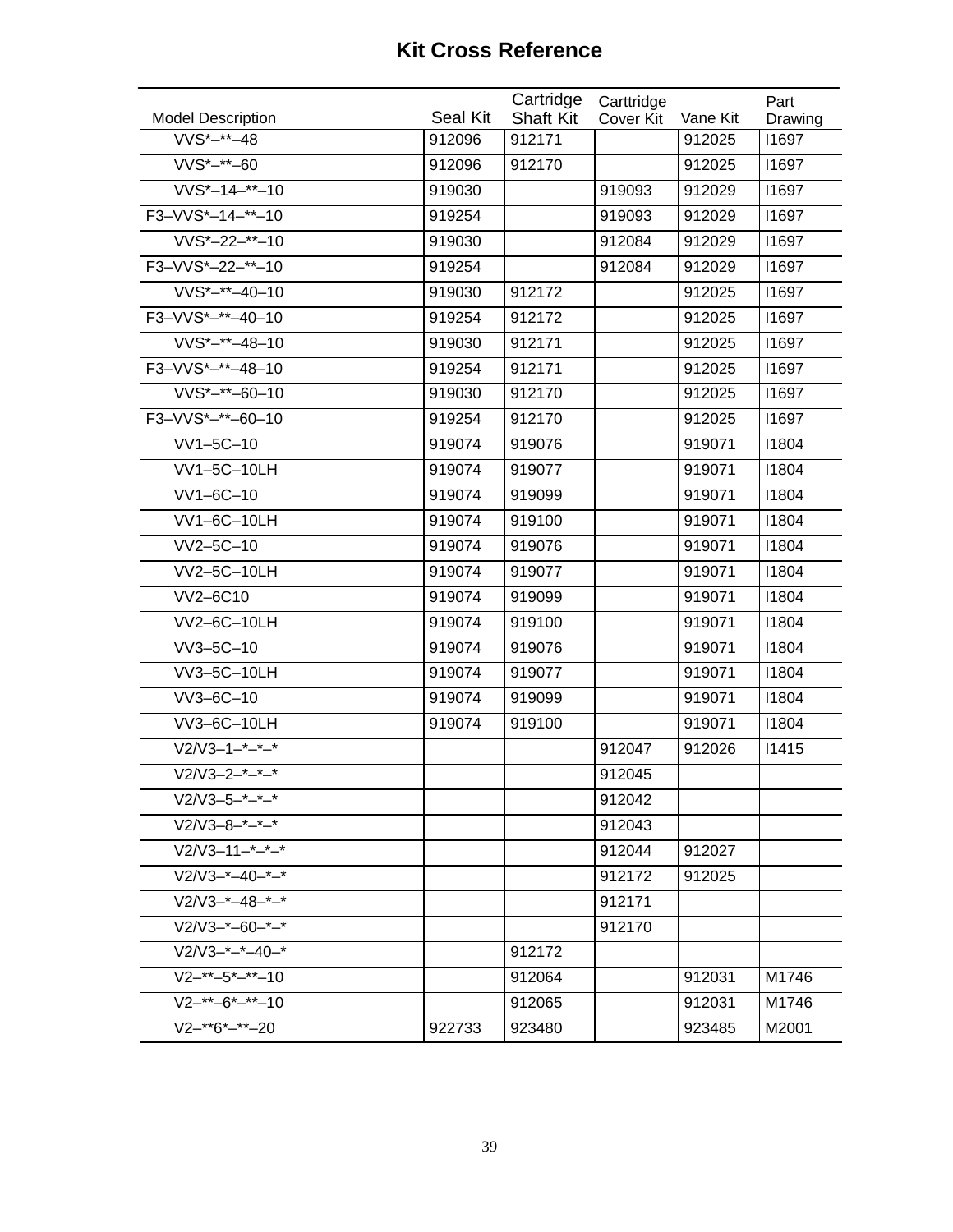# Kit Cross Reference

| Model Description | Seal Kit | Cartridge Shaft Kit | Carttridge Cover Kit | Vane Kit | Part Drawing |
|---|---|---|---|---|---|
| VVS*–**–48 | 912096 | 912171 | | 912025 | I1697 |
| VVS*–**–60 | 912096 | 912170 | | 912025 | I1697 |
| VVS*–14–**–10 | 919030 | | 919093 | 912029 | I1697 |
| F3–VVS*–14–**–10 | 919254 | | 919093 | 912029 | I1697 |
| VVS*–22–**–10 | 919030 | | 912084 | 912029 | I1697 |
| F3–VVS*–22–**–10 | 919254 | | 912084 | 912029 | I1697 |
| VVS*–**–40–10 | 919030 | 912172 | | 912025 | I1697 |
| F3–VVS*–**–40–10 | 919254 | 912172 | | 912025 | I1697 |
| VVS*–**–48–10 | 919030 | 912171 | | 912025 | I1697 |
| F3–VVS*–**–48–10 | 919254 | 912171 | | 912025 | I1697 |
| VVS*–**–60–10 | 919030 | 912170 | | 912025 | I1697 |
| F3–VVS*–**–60–10 | 919254 | 912170 | | 912025 | I1697 |
| VV1–5C–10 | 919074 | 919076 | | 919071 | I1804 |
| VV1–5C–10LH | 919074 | 919077 | | 919071 | I1804 |
| VV1–6C–10 | 919074 | 919099 | | 919071 | I1804 |
| VV1–6C–10LH | 919074 | 919100 | | 919071 | I1804 |
| VV2–5C–10 | 919074 | 919076 | | 919071 | I1804 |
| VV2–5C–10LH | 919074 | 919077 | | 919071 | I1804 |
| VV2–6C10 | 919074 | 919099 | | 919071 | I1804 |
| VV2–6C–10LH | 919074 | 919100 | | 919071 | I1804 |
| VV3–5C–10 | 919074 | 919076 | | 919071 | I1804 |
| VV3–5C–10LH | 919074 | 919077 | | 919071 | I1804 |
| VV3–6C–10 | 919074 | 919099 | | 919071 | I1804 |
| VV3–6C–10LH | 919074 | 919100 | | 919071 | I1804 |
| V2/V3–1–*–*–* | | | 912047 | 912026 | I1415 |
| V2/V3–2–*–*–* | | | 912045 | | |
| V2/V3–5–*–*–* | | | 912042 | | |
| V2/V3–8–*–*–* | | | 912043 | | |
| V2/V3–11–*–*–* | | | 912044 | 912027 | |
| V2/V3–*–40–*–* | | | 912172 | 912025 | |
| V2/V3–*–48–*–* | | | 912171 | | |
| V2/V3–*–60–*–* | | | 912170 | | |
| V2/V3–*–*–40–* | | 912172 | | | |
| V2–**–5*–**–10 | | 912064 | | 912031 | M1746 |
| V2–**–6*–**–10 | | 912065 | | 912031 | M1746 |
| V2–**6*–**–20 | 922733 | 923480 | | 923485 | M2001 |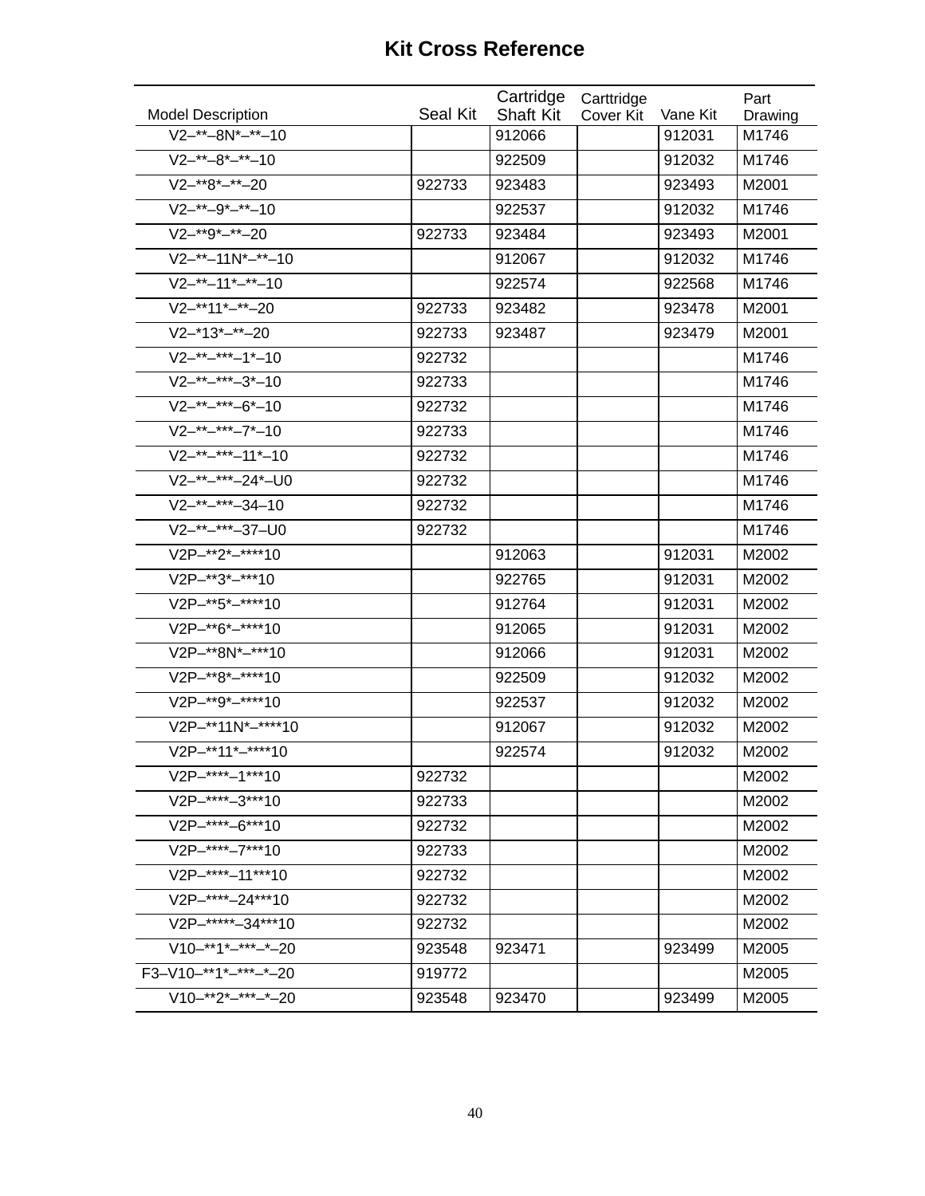# Kit Cross Reference

| Model Description | Seal Kit | Cartridge Shaft Kit | Carttridge Cover Kit | Vane Kit | Part Drawing |
|---|---|---|---|---|---|
| V2–**–8N*–**–10 | | 912066 | | 912031 | M1746 |
| V2–**–8*–**–10 | | 922509 | | 912032 | M1746 |
| V2–**8*–**–20 | 922733 | 923483 | | 923493 | M2001 |
| V2–**–9*–**–10 | | 922537 | | 912032 | M1746 |
| V2–**9*–**–20 | 922733 | 923484 | | 923493 | M2001 |
| V2–**–11N*–**–10 | | 912067 | | 912032 | M1746 |
| V2–**–11*–**–10 | | 922574 | | 922568 | M1746 |
| V2–**11*–**–20 | 922733 | 923482 | | 923478 | M2001 |
| V2–*13*–**–20 | 922733 | 923487 | | 923479 | M2001 |
| V2–**–***–1*–10 | 922732 | | | | M1746 |
| V2–**–***–3*–10 | 922733 | | | | M1746 |
| V2–**–***–6*–10 | 922732 | | | | M1746 |
| V2–**–***–7*–10 | 922733 | | | | M1746 |
| V2–**–***–11*–10 | 922732 | | | | M1746 |
| V2–**–***–24*–U0 | 922732 | | | | M1746 |
| V2–**–***–34–10 | 922732 | | | | M1746 |
| V2–**–***–37–U0 | 922732 | | | | M1746 |
| V2P–**2*–****10 | | 912063 | | 912031 | M2002 |
| V2P–**3*–***10 | | 922765 | | 912031 | M2002 |
| V2P–**5*–****10 | | 912764 | | 912031 | M2002 |
| V2P–**6*–****10 | | 912065 | | 912031 | M2002 |
| V2P–**8N*–***10 | | 912066 | | 912031 | M2002 |
| V2P–**8*–****10 | | 922509 | | 912032 | M2002 |
| V2P–**9*–****10 | | 922537 | | 912032 | M2002 |
| V2P–**11N*–****10 | | 912067 | | 912032 | M2002 |
| V2P–**11*–****10 | | 922574 | | 912032 | M2002 |
| V2P–****–1***10 | 922732 | | | | M2002 |
| V2P–****–3***10 | 922733 | | | | M2002 |
| V2P–****–6***10 | 922732 | | | | M2002 |
| V2P–****–7***10 | 922733 | | | | M2002 |
| V2P–****–11***10 | 922732 | | | | M2002 |
| V2P–****–24***10 | 922732 | | | | M2002 |
| V2P–*****–34***10 | 922732 | | | | M2002 |
| V10–**1*–***–*–20 | 923548 | 923471 | | 923499 | M2005 |
| F3–V10–**1*–***–*–20 | 919772 | | | | M2005 |
| V10–**2*–***–*–20 | 923548 | 923470 | | 923499 | M2005 |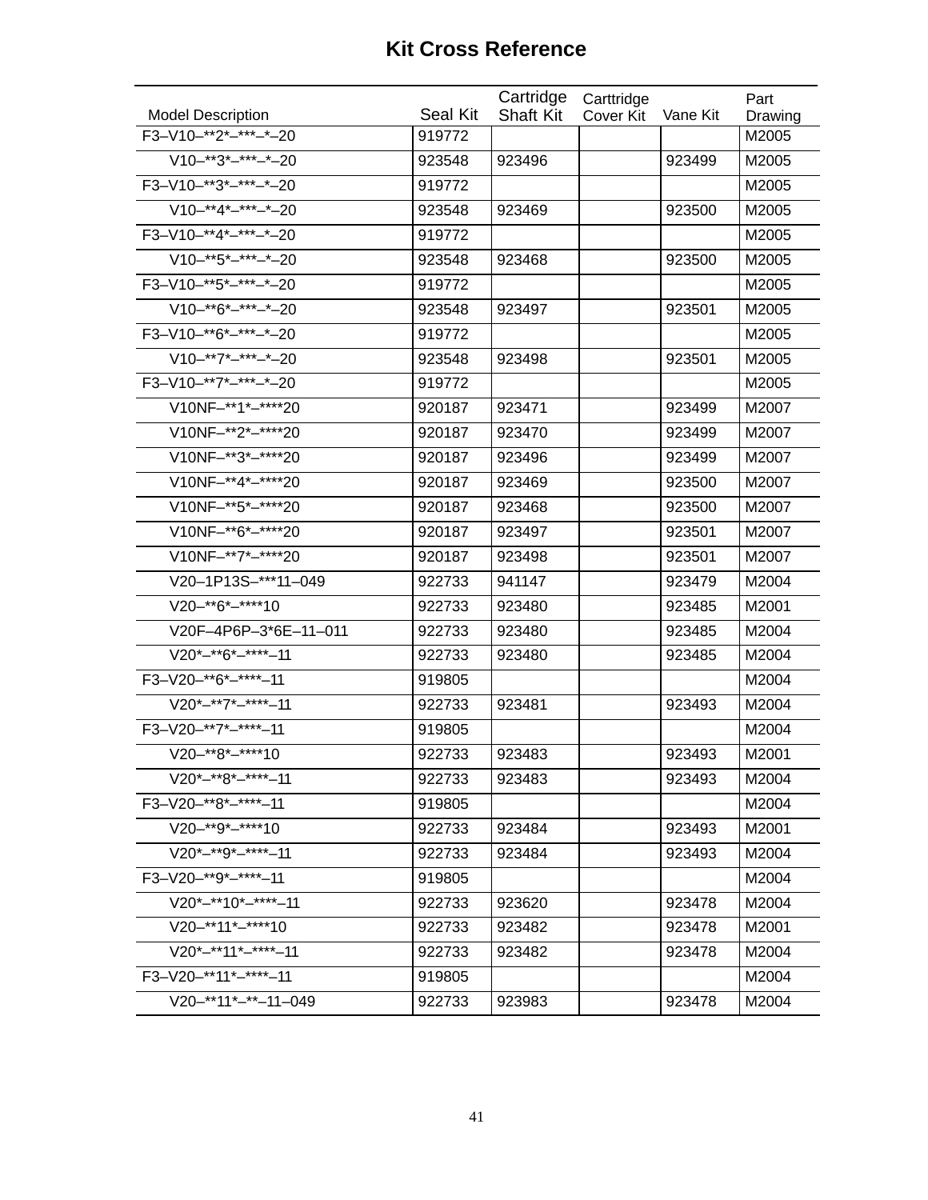# Kit Cross Reference

| Model Description | Seal Kit | Cartridge Shaft Kit | Carttridge Cover Kit | Vane Kit | Part Drawing |
|---|---|---|---|---|---|
| F3–V10–**2*–***–*–20 | 919772 | | | | M2005 |
| V10–**3*–***–*–20 | 923548 | 923496 | | 923499 | M2005 |
| F3–V10–**3*–***–*–20 | 919772 | | | | M2005 |
| V10–**4*–***–*–20 | 923548 | 923469 | | 923500 | M2005 |
| F3–V10–**4*–***–*–20 | 919772 | | | | M2005 |
| V10–**5*–***–*–20 | 923548 | 923468 | | 923500 | M2005 |
| F3–V10–**5*–***–*–20 | 919772 | | | | M2005 |
| V10–**6*–***–*–20 | 923548 | 923497 | | 923501 | M2005 |
| F3–V10–**6*–***–*–20 | 919772 | | | | M2005 |
| V10–**7*–***–*–20 | 923548 | 923498 | | 923501 | M2005 |
| F3–V10–**7*–***–*–20 | 919772 | | | | M2005 |
| V10NF–**1*–****20 | 920187 | 923471 | | 923499 | M2007 |
| V10NF–**2*–****20 | 920187 | 923470 | | 923499 | M2007 |
| V10NF–**3*–****20 | 920187 | 923496 | | 923499 | M2007 |
| V10NF–**4*–****20 | 920187 | 923469 | | 923500 | M2007 |
| V10NF–**5*–****20 | 920187 | 923468 | | 923500 | M2007 |
| V10NF–**6*–****20 | 920187 | 923497 | | 923501 | M2007 |
| V10NF–**7*–****20 | 920187 | 923498 | | 923501 | M2007 |
| V20–1P13S–***11–049 | 922733 | 941147 | | 923479 | M2004 |
| V20–**6*–****10 | 922733 | 923480 | | 923485 | M2001 |
| V20F–4P6P–3*6E–11–011 | 922733 | 923480 | | 923485 | M2004 |
| V20*–**6*–****–11 | 922733 | 923480 | | 923485 | M2004 |
| F3–V20–**6*–****–11 | 919805 | | | | M2004 |
| V20*–**7*–****–11 | 922733 | 923481 | | 923493 | M2004 |
| F3–V20–**7*–****–11 | 919805 | | | | M2004 |
| V20–**8*–****10 | 922733 | 923483 | | 923493 | M2001 |
| V20*–**8*–****–11 | 922733 | 923483 | | 923493 | M2004 |
| F3–V20–**8*–****–11 | 919805 | | | | M2004 |
| V20–**9*–****10 | 922733 | 923484 | | 923493 | M2001 |
| V20*–**9*–****–11 | 922733 | 923484 | | 923493 | M2004 |
| F3–V20–**9*–****–11 | 919805 | | | | M2004 |
| V20*–**10*–****–11 | 922733 | 923620 | | 923478 | M2004 |
| V20–**11*–****10 | 922733 | 923482 | | 923478 | M2001 |
| V20*–**11*–****–11 | 922733 | 923482 | | 923478 | M2004 |
| F3–V20–**11*–****–11 | 919805 | | | | M2004 |
| V20–**11*–**–11–049 | 922733 | 923983 | | 923478 | M2004 |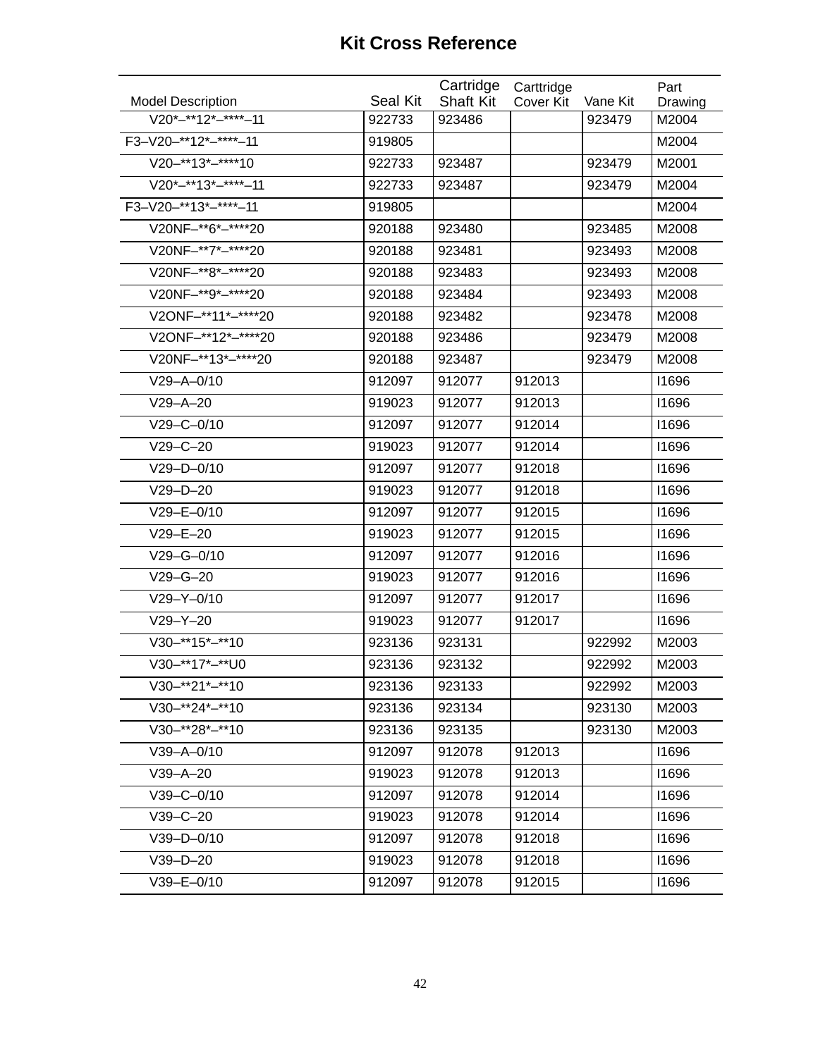# Kit Cross Reference

| Model Description | Seal Kit | Cartridge Shaft Kit | Carttridge Cover Kit | Vane Kit | Part Drawing |
|---|---|---|---|---|---|
| V20*–**12*–****–11 | 922733 | 923486 | | 923479 | M2004 |
| F3–V20–**12*–****–11 | 919805 | | | | M2004 |
| V20–**13*–****10 | 922733 | 923487 | | 923479 | M2001 |
| V20*–**13*–****–11 | 922733 | 923487 | | 923479 | M2004 |
| F3–V20–**13*–****–11 | 919805 | | | | M2004 |
| V20NF–**6*–****20 | 920188 | 923480 | | 923485 | M2008 |
| V20NF–**7*–****20 | 920188 | 923481 | | 923493 | M2008 |
| V20NF–**8*–****20 | 920188 | 923483 | | 923493 | M2008 |
| V20NF–**9*–****20 | 920188 | 923484 | | 923493 | M2008 |
| V2ONF–**11*–****20 | 920188 | 923482 | | 923478 | M2008 |
| V2ONF–**12*–****20 | 920188 | 923486 | | 923479 | M2008 |
| V20NF–**13*–****20 | 920188 | 923487 | | 923479 | M2008 |
| V29–A–0/10 | 912097 | 912077 | 912013 | | I1696 |
| V29–A–20 | 919023 | 912077 | 912013 | | I1696 |
| V29–C–0/10 | 912097 | 912077 | 912014 | | I1696 |
| V29–C–20 | 919023 | 912077 | 912014 | | I1696 |
| V29–D–0/10 | 912097 | 912077 | 912018 | | I1696 |
| V29–D–20 | 919023 | 912077 | 912018 | | I1696 |
| V29–E–0/10 | 912097 | 912077 | 912015 | | I1696 |
| V29–E–20 | 919023 | 912077 | 912015 | | I1696 |
| V29–G–0/10 | 912097 | 912077 | 912016 | | I1696 |
| V29–G–20 | 919023 | 912077 | 912016 | | I1696 |
| V29–Y–0/10 | 912097 | 912077 | 912017 | | I1696 |
| V29–Y–20 | 919023 | 912077 | 912017 | | I1696 |
| V30–**15*–**10 | 923136 | 923131 | | 922992 | M2003 |
| V30–**17*–**U0 | 923136 | 923132 | | 922992 | M2003 |
| V30–**21*–**10 | 923136 | 923133 | | 922992 | M2003 |
| V30–**24*–**10 | 923136 | 923134 | | 923130 | M2003 |
| V30–**28*–**10 | 923136 | 923135 | | 923130 | M2003 |
| V39–A–0/10 | 912097 | 912078 | 912013 | | I1696 |
| V39–A–20 | 919023 | 912078 | 912013 | | I1696 |
| V39–C–0/10 | 912097 | 912078 | 912014 | | I1696 |
| V39–C–20 | 919023 | 912078 | 912014 | | I1696 |
| V39–D–0/10 | 912097 | 912078 | 912018 | | I1696 |
| V39–D–20 | 919023 | 912078 | 912018 | | I1696 |
| V39–E–0/10 | 912097 | 912078 | 912015 | | I1696 |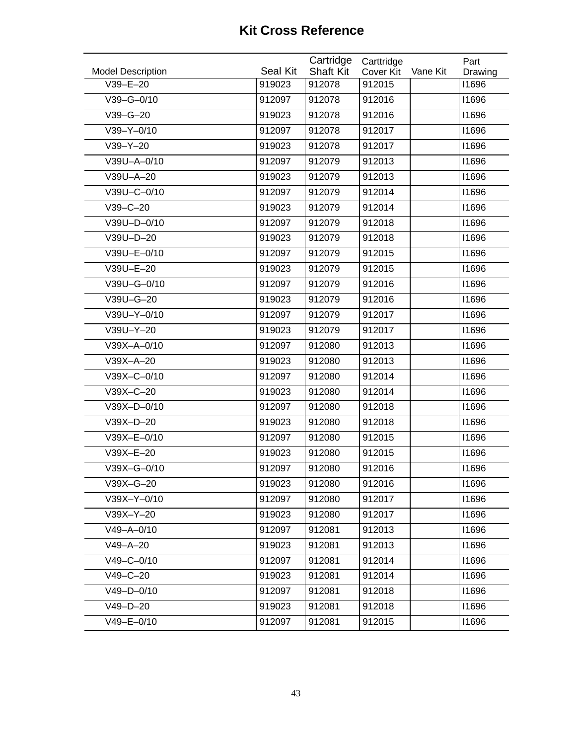# Kit Cross Reference

| Model Description | Seal Kit | Cartridge Shaft Kit | Carttridge Cover Kit | Vane Kit | Part Drawing |
|---|---|---|---|---|---|
| V39–E–20 | 919023 | 912078 | 912015 | | I1696 |
| V39–G–0/10 | 912097 | 912078 | 912016 | | I1696 |
| V39–G–20 | 919023 | 912078 | 912016 | | I1696 |
| V39–Y–0/10 | 912097 | 912078 | 912017 | | I1696 |
| V39–Y–20 | 919023 | 912078 | 912017 | | I1696 |
| V39U–A–0/10 | 912097 | 912079 | 912013 | | I1696 |
| V39U–A–20 | 919023 | 912079 | 912013 | | I1696 |
| V39U–C–0/10 | 912097 | 912079 | 912014 | | I1696 |
| V39–C–20 | 919023 | 912079 | 912014 | | I1696 |
| V39U–D–0/10 | 912097 | 912079 | 912018 | | I1696 |
| V39U–D–20 | 919023 | 912079 | 912018 | | I1696 |
| V39U–E–0/10 | 912097 | 912079 | 912015 | | I1696 |
| V39U–E–20 | 919023 | 912079 | 912015 | | I1696 |
| V39U–G–0/10 | 912097 | 912079 | 912016 | | I1696 |
| V39U–G–20 | 919023 | 912079 | 912016 | | I1696 |
| V39U–Y–0/10 | 912097 | 912079 | 912017 | | I1696 |
| V39U–Y–20 | 919023 | 912079 | 912017 | | I1696 |
| V39X–A–0/10 | 912097 | 912080 | 912013 | | I1696 |
| V39X–A–20 | 919023 | 912080 | 912013 | | I1696 |
| V39X–C–0/10 | 912097 | 912080 | 912014 | | I1696 |
| V39X–C–20 | 919023 | 912080 | 912014 | | I1696 |
| V39X–D–0/10 | 912097 | 912080 | 912018 | | I1696 |
| V39X–D–20 | 919023 | 912080 | 912018 | | I1696 |
| V39X–E–0/10 | 912097 | 912080 | 912015 | | I1696 |
| V39X–E–20 | 919023 | 912080 | 912015 | | I1696 |
| V39X–G–0/10 | 912097 | 912080 | 912016 | | I1696 |
| V39X–G–20 | 919023 | 912080 | 912016 | | I1696 |
| V39X–Y–0/10 | 912097 | 912080 | 912017 | | I1696 |
| V39X–Y–20 | 919023 | 912080 | 912017 | | I1696 |
| V49–A–0/10 | 912097 | 912081 | 912013 | | I1696 |
| V49–A–20 | 919023 | 912081 | 912013 | | I1696 |
| V49–C–0/10 | 912097 | 912081 | 912014 | | I1696 |
| V49–C–20 | 919023 | 912081 | 912014 | | I1696 |
| V49–D–0/10 | 912097 | 912081 | 912018 | | I1696 |
| V49–D–20 | 919023 | 912081 | 912018 | | I1696 |
| V49–E–0/10 | 912097 | 912081 | 912015 | | I1696 |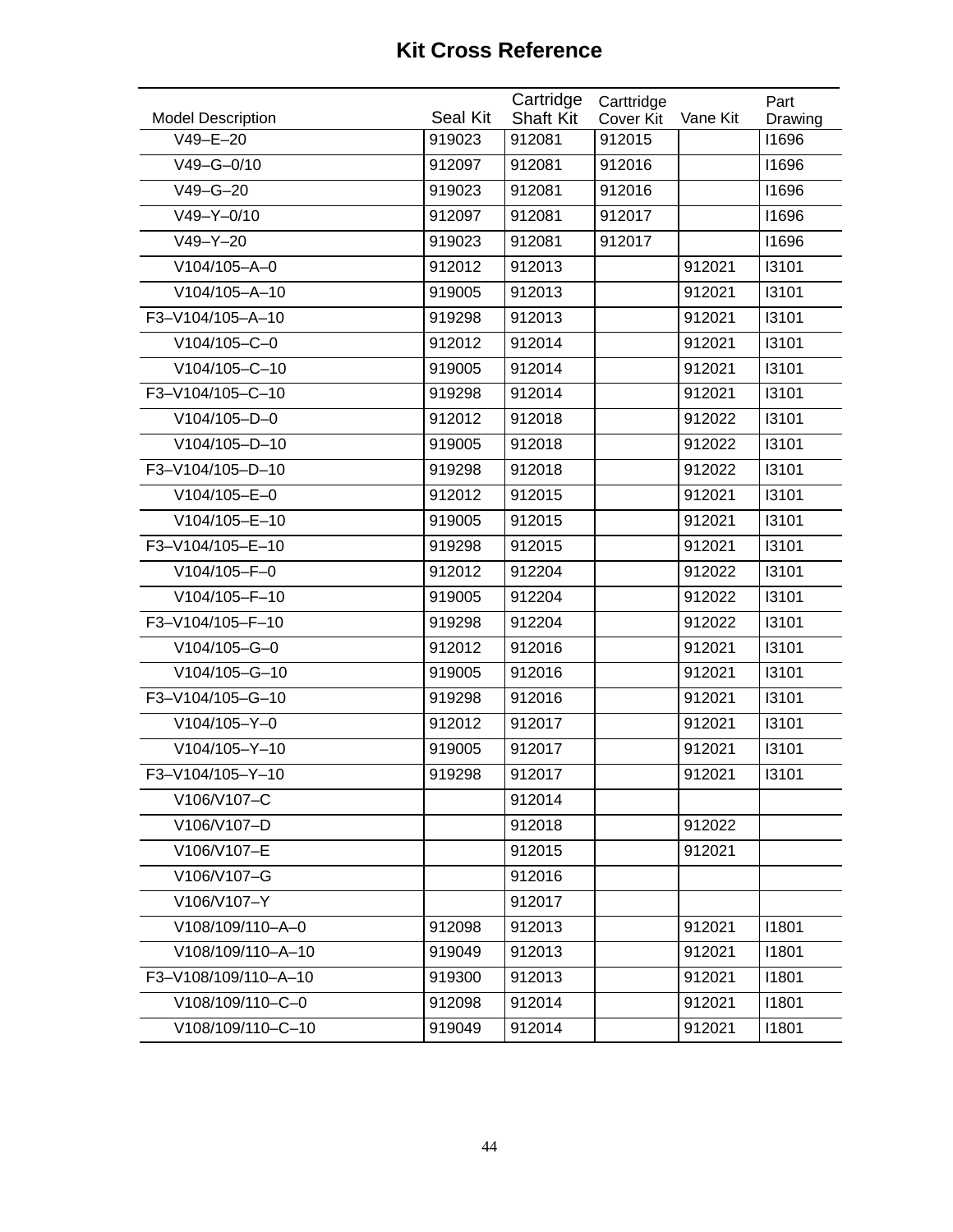## Kit Cross Reference

| Model Description | Seal Kit | Cartridge Shaft Kit | Carttridge Cover Kit | Vane Kit | Part Drawing |
|---|---|---|---|---|---|
| V49–E–20 | 919023 | 912081 | 912015 | | I1696 |
| V49–G–0/10 | 912097 | 912081 | 912016 | | I1696 |
| V49–G–20 | 919023 | 912081 | 912016 | | I1696 |
| V49–Y–0/10 | 912097 | 912081 | 912017 | | I1696 |
| V49–Y–20 | 919023 | 912081 | 912017 | | I1696 |
| V104/105–A–0 | 912012 | 912013 | | 912021 | I3101 |
| V104/105–A–10 | 919005 | 912013 | | 912021 | I3101 |
| F3–V104/105–A–10 | 919298 | 912013 | | 912021 | I3101 |
| V104/105–C–0 | 912012 | 912014 | | 912021 | I3101 |
| V104/105–C–10 | 919005 | 912014 | | 912021 | I3101 |
| F3–V104/105–C–10 | 919298 | 912014 | | 912021 | I3101 |
| V104/105–D–0 | 912012 | 912018 | | 912022 | I3101 |
| V104/105–D–10 | 919005 | 912018 | | 912022 | I3101 |
| F3–V104/105–D–10 | 919298 | 912018 | | 912022 | I3101 |
| V104/105–E–0 | 912012 | 912015 | | 912021 | I3101 |
| V104/105–E–10 | 919005 | 912015 | | 912021 | I3101 |
| F3–V104/105–E–10 | 919298 | 912015 | | 912021 | I3101 |
| V104/105–F–0 | 912012 | 912204 | | 912022 | I3101 |
| V104/105–F–10 | 919005 | 912204 | | 912022 | I3101 |
| F3–V104/105–F–10 | 919298 | 912204 | | 912022 | I3101 |
| V104/105–G–0 | 912012 | 912016 | | 912021 | I3101 |
| V104/105–G–10 | 919005 | 912016 | | 912021 | I3101 |
| F3–V104/105–G–10 | 919298 | 912016 | | 912021 | I3101 |
| V104/105–Y–0 | 912012 | 912017 | | 912021 | I3101 |
| V104/105–Y–10 | 919005 | 912017 | | 912021 | I3101 |
| F3–V104/105–Y–10 | 919298 | 912017 | | 912021 | I3101 |
| V106/V107–C | | 912014 | | | |
| V106/V107–D | | 912018 | | 912022 | |
| V106/V107–E | | 912015 | | 912021 | |
| V106/V107–G | | 912016 | | | |
| V106/V107–Y | | 912017 | | | |
| V108/109/110–A–0 | 912098 | 912013 | | 912021 | I1801 |
| V108/109/110–A–10 | 919049 | 912013 | | 912021 | I1801 |
| F3–V108/109/110–A–10 | 919300 | 912013 | | 912021 | I1801 |
| V108/109/110–C–0 | 912098 | 912014 | | 912021 | I1801 |
| V108/109/110–C–10 | 919049 | 912014 | | 912021 | I1801 |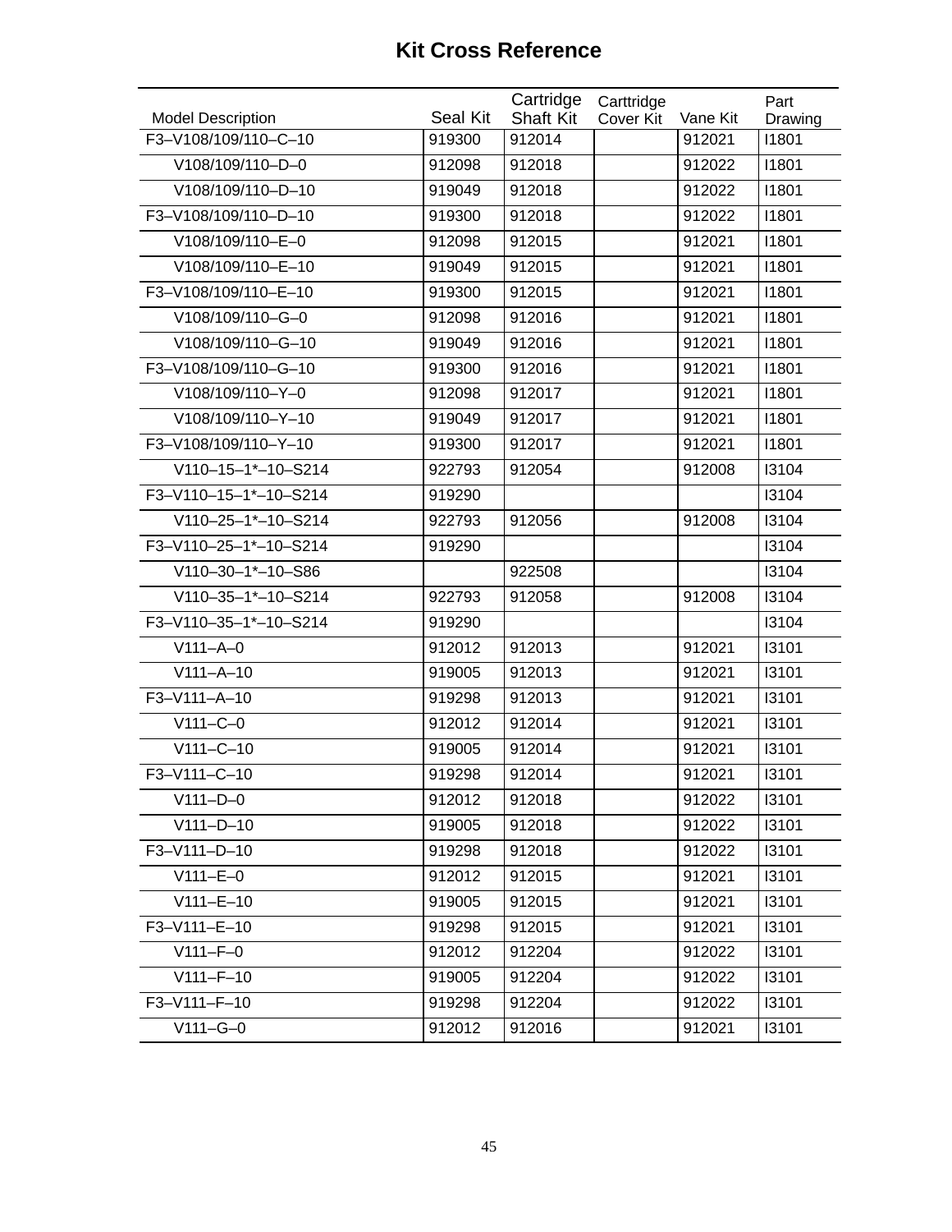# Kit Cross Reference

| Model Description | Seal Kit | Cartridge Shaft Kit | Carttridge Cover Kit | Vane Kit | Part Drawing |
|---|---|---|---|---|---|
| F3–V108/109/110–C–10 | 919300 | 912014 | | 912021 | I1801 |
| V108/109/110–D–0 | 912098 | 912018 | | 912022 | I1801 |
| V108/109/110–D–10 | 919049 | 912018 | | 912022 | I1801 |
| F3–V108/109/110–D–10 | 919300 | 912018 | | 912022 | I1801 |
| V108/109/110–E–0 | 912098 | 912015 | | 912021 | I1801 |
| V108/109/110–E–10 | 919049 | 912015 | | 912021 | I1801 |
| F3–V108/109/110–E–10 | 919300 | 912015 | | 912021 | I1801 |
| V108/109/110–G–0 | 912098 | 912016 | | 912021 | I1801 |
| V108/109/110–G–10 | 919049 | 912016 | | 912021 | I1801 |
| F3–V108/109/110–G–10 | 919300 | 912016 | | 912021 | I1801 |
| V108/109/110–Y–0 | 912098 | 912017 | | 912021 | I1801 |
| V108/109/110–Y–10 | 919049 | 912017 | | 912021 | I1801 |
| F3–V108/109/110–Y–10 | 919300 | 912017 | | 912021 | I1801 |
| V110–15–1*–10–S214 | 922793 | 912054 | | 912008 | I3104 |
| F3–V110–15–1*–10–S214 | 919290 | | | | I3104 |
| V110–25–1*–10–S214 | 922793 | 912056 | | 912008 | I3104 |
| F3–V110–25–1*–10–S214 | 919290 | | | | I3104 |
| V110–30–1*–10–S86 | | 922508 | | | I3104 |
| V110–35–1*–10–S214 | 922793 | 912058 | | 912008 | I3104 |
| F3–V110–35–1*–10–S214 | 919290 | | | | I3104 |
| V111–A–0 | 912012 | 912013 | | 912021 | I3101 |
| V111–A–10 | 919005 | 912013 | | 912021 | I3101 |
| F3–V111–A–10 | 919298 | 912013 | | 912021 | I3101 |
| V111–C–0 | 912012 | 912014 | | 912021 | I3101 |
| V111–C–10 | 919005 | 912014 | | 912021 | I3101 |
| F3–V111–C–10 | 919298 | 912014 | | 912021 | I3101 |
| V111–D–0 | 912012 | 912018 | | 912022 | I3101 |
| V111–D–10 | 919005 | 912018 | | 912022 | I3101 |
| F3–V111–D–10 | 919298 | 912018 | | 912022 | I3101 |
| V111–E–0 | 912012 | 912015 | | 912021 | I3101 |
| V111–E–10 | 919005 | 912015 | | 912021 | I3101 |
| F3–V111–E–10 | 919298 | 912015 | | 912021 | I3101 |
| V111–F–0 | 912012 | 912204 | | 912022 | I3101 |
| V111–F–10 | 919005 | 912204 | | 912022 | I3101 |
| F3–V111–F–10 | 919298 | 912204 | | 912022 | I3101 |
| V111–G–0 | 912012 | 912016 | | 912021 | I3101 |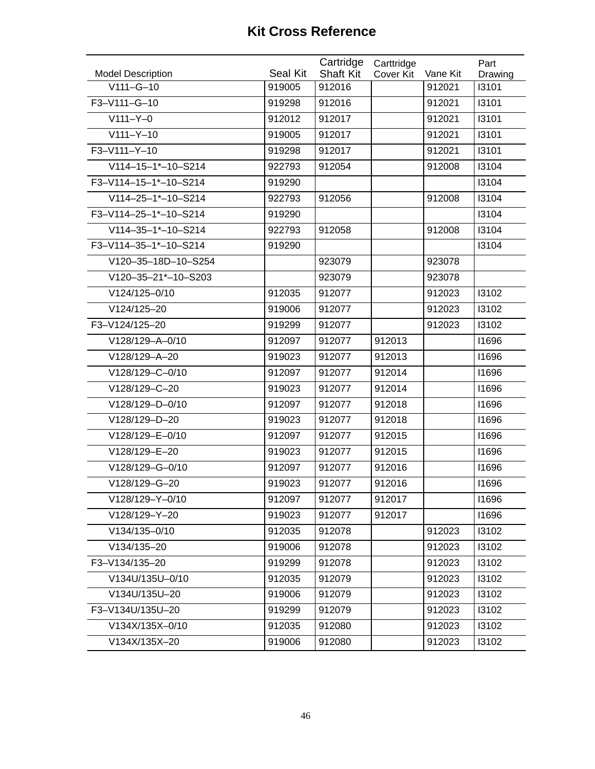## Kit Cross Reference

| Model Description | Seal Kit | Cartridge Shaft Kit | Carttridge Cover Kit | Vane Kit | Part Drawing |
|---|---|---|---|---|---|
| V111–G–10 | 919005 | 912016 | | 912021 | I3101 |
| F3–V111–G–10 | 919298 | 912016 | | 912021 | I3101 |
| V111–Y–0 | 912012 | 912017 | | 912021 | I3101 |
| V111–Y–10 | 919005 | 912017 | | 912021 | I3101 |
| F3–V111–Y–10 | 919298 | 912017 | | 912021 | I3101 |
| V114–15–1*–10–S214 | 922793 | 912054 | | 912008 | I3104 |
| F3–V114–15–1*–10–S214 | 919290 | | | | I3104 |
| V114–25–1*–10–S214 | 922793 | 912056 | | 912008 | I3104 |
| F3–V114–25–1*–10–S214 | 919290 | | | | I3104 |
| V114–35–1*–10–S214 | 922793 | 912058 | | 912008 | I3104 |
| F3–V114–35–1*–10–S214 | 919290 | | | | I3104 |
| V120–35–18D–10–S254 | | 923079 | | 923078 | |
| V120–35–21*–10–S203 | | 923079 | | 923078 | |
| V124/125–0/10 | 912035 | 912077 | | 912023 | I3102 |
| V124/125–20 | 919006 | 912077 | | 912023 | I3102 |
| F3–V124/125–20 | 919299 | 912077 | | 912023 | I3102 |
| V128/129–A–0/10 | 912097 | 912077 | 912013 | | I1696 |
| V128/129–A–20 | 919023 | 912077 | 912013 | | I1696 |
| V128/129–C–0/10 | 912097 | 912077 | 912014 | | I1696 |
| V128/129–C–20 | 919023 | 912077 | 912014 | | I1696 |
| V128/129–D–0/10 | 912097 | 912077 | 912018 | | I1696 |
| V128/129–D–20 | 919023 | 912077 | 912018 | | I1696 |
| V128/129–E–0/10 | 912097 | 912077 | 912015 | | I1696 |
| V128/129–E–20 | 919023 | 912077 | 912015 | | I1696 |
| V128/129–G–0/10 | 912097 | 912077 | 912016 | | I1696 |
| V128/129–G–20 | 919023 | 912077 | 912016 | | I1696 |
| V128/129–Y–0/10 | 912097 | 912077 | 912017 | | I1696 |
| V128/129–Y–20 | 919023 | 912077 | 912017 | | I1696 |
| V134/135–0/10 | 912035 | 912078 | | 912023 | I3102 |
| V134/135–20 | 919006 | 912078 | | 912023 | I3102 |
| F3–V134/135–20 | 919299 | 912078 | | 912023 | I3102 |
| V134U/135U–0/10 | 912035 | 912079 | | 912023 | I3102 |
| V134U/135U–20 | 919006 | 912079 | | 912023 | I3102 |
| F3–V134U/135U–20 | 919299 | 912079 | | 912023 | I3102 |
| V134X/135X–0/10 | 912035 | 912080 | | 912023 | I3102 |
| V134X/135X–20 | 919006 | 912080 | | 912023 | I3102 |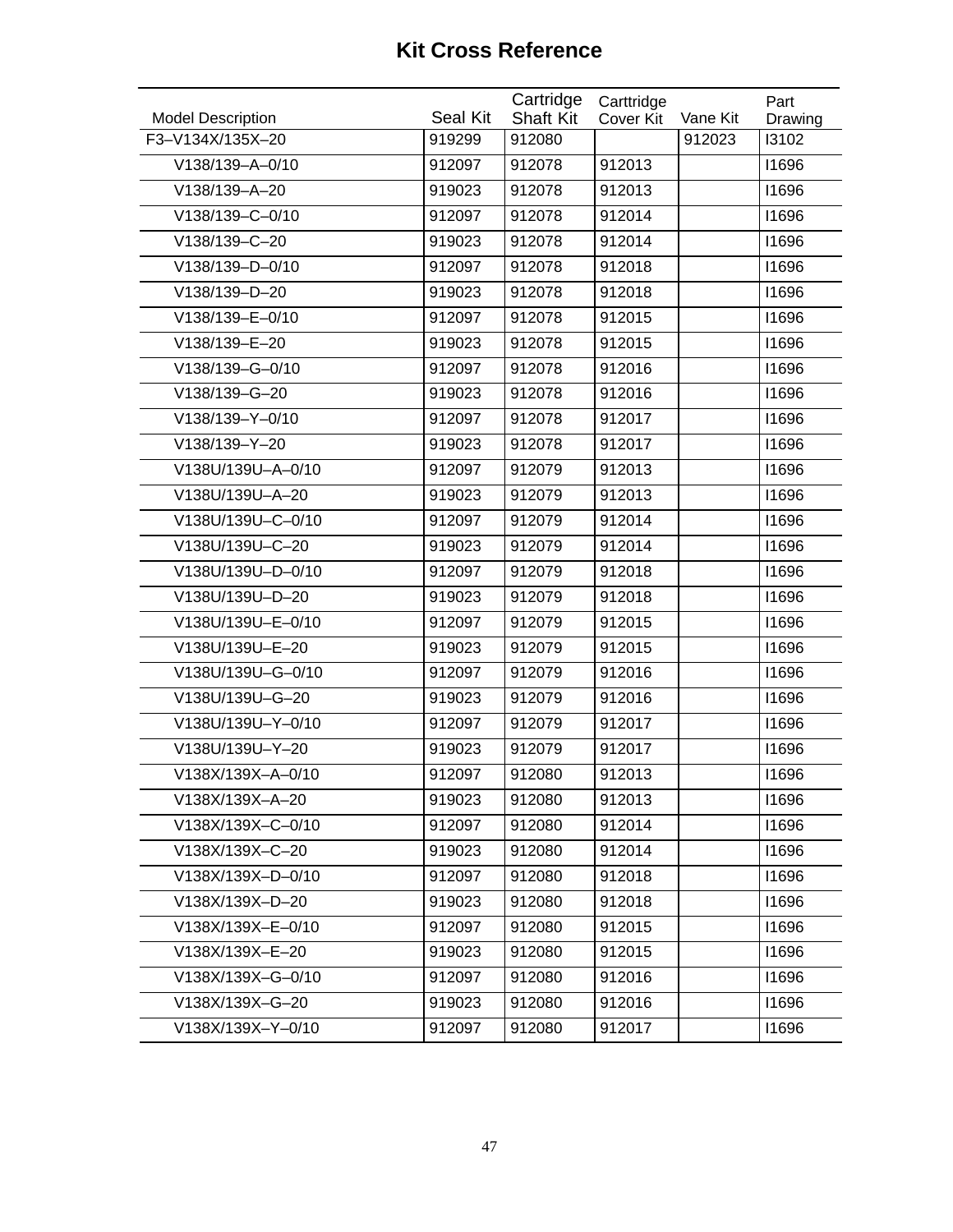# Kit Cross Reference

| Model Description | Seal Kit | Cartridge Shaft Kit | Carttridge Cover Kit | Vane Kit | Part Drawing |
|---|---|---|---|---|---|
| F3–V134X/135X–20 | 919299 | 912080 | | 912023 | I3102 |
| V138/139–A–0/10 | 912097 | 912078 | 912013 | | I1696 |
| V138/139–A–20 | 919023 | 912078 | 912013 | | I1696 |
| V138/139–C–0/10 | 912097 | 912078 | 912014 | | I1696 |
| V138/139–C–20 | 919023 | 912078 | 912014 | | I1696 |
| V138/139–D–0/10 | 912097 | 912078 | 912018 | | I1696 |
| V138/139–D–20 | 919023 | 912078 | 912018 | | I1696 |
| V138/139–E–0/10 | 912097 | 912078 | 912015 | | I1696 |
| V138/139–E–20 | 919023 | 912078 | 912015 | | I1696 |
| V138/139–G–0/10 | 912097 | 912078 | 912016 | | I1696 |
| V138/139–G–20 | 919023 | 912078 | 912016 | | I1696 |
| V138/139–Y–0/10 | 912097 | 912078 | 912017 | | I1696 |
| V138/139–Y–20 | 919023 | 912078 | 912017 | | I1696 |
| V138U/139U–A–0/10 | 912097 | 912079 | 912013 | | I1696 |
| V138U/139U–A–20 | 919023 | 912079 | 912013 | | I1696 |
| V138U/139U–C–0/10 | 912097 | 912079 | 912014 | | I1696 |
| V138U/139U–C–20 | 919023 | 912079 | 912014 | | I1696 |
| V138U/139U–D–0/10 | 912097 | 912079 | 912018 | | I1696 |
| V138U/139U–D–20 | 919023 | 912079 | 912018 | | I1696 |
| V138U/139U–E–0/10 | 912097 | 912079 | 912015 | | I1696 |
| V138U/139U–E–20 | 919023 | 912079 | 912015 | | I1696 |
| V138U/139U–G–0/10 | 912097 | 912079 | 912016 | | I1696 |
| V138U/139U–G–20 | 919023 | 912079 | 912016 | | I1696 |
| V138U/139U–Y–0/10 | 912097 | 912079 | 912017 | | I1696 |
| V138U/139U–Y–20 | 919023 | 912079 | 912017 | | I1696 |
| V138X/139X–A–0/10 | 912097 | 912080 | 912013 | | I1696 |
| V138X/139X–A–20 | 919023 | 912080 | 912013 | | I1696 |
| V138X/139X–C–0/10 | 912097 | 912080 | 912014 | | I1696 |
| V138X/139X–C–20 | 919023 | 912080 | 912014 | | I1696 |
| V138X/139X–D–0/10 | 912097 | 912080 | 912018 | | I1696 |
| V138X/139X–D–20 | 919023 | 912080 | 912018 | | I1696 |
| V138X/139X–E–0/10 | 912097 | 912080 | 912015 | | I1696 |
| V138X/139X–E–20 | 919023 | 912080 | 912015 | | I1696 |
| V138X/139X–G–0/10 | 912097 | 912080 | 912016 | | I1696 |
| V138X/139X–G–20 | 919023 | 912080 | 912016 | | I1696 |
| V138X/139X–Y–0/10 | 912097 | 912080 | 912017 | | I1696 |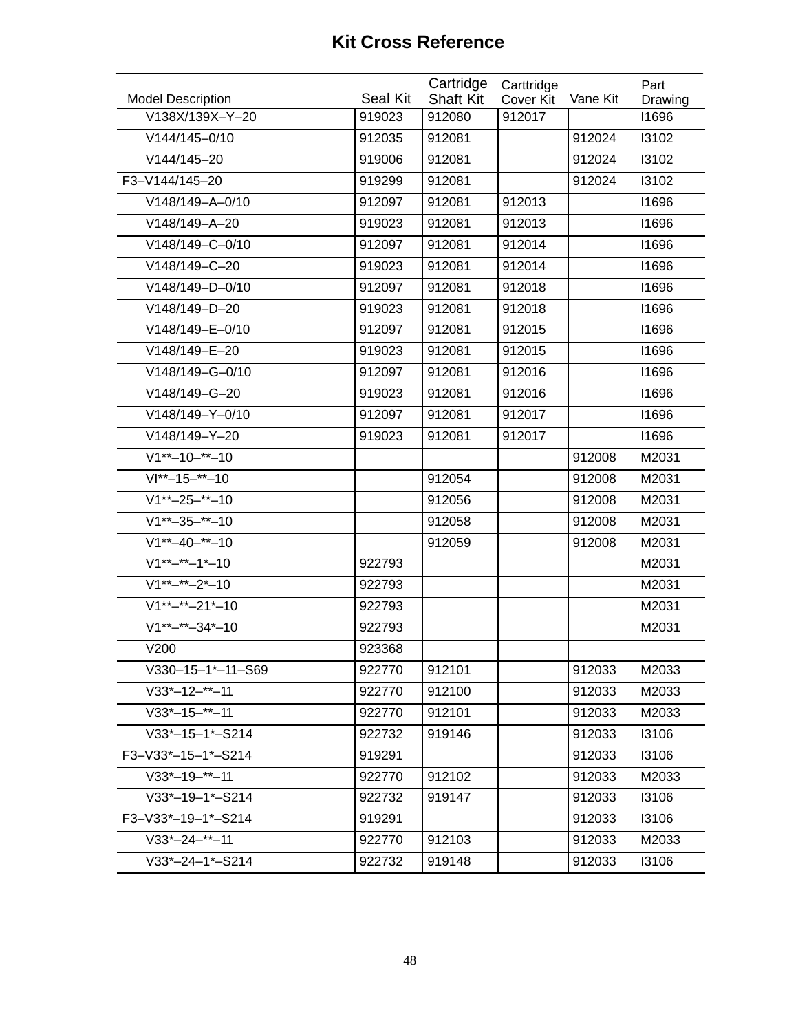# Kit Cross Reference

| Model Description | Seal Kit | Cartridge Shaft Kit | Carttridge Cover Kit | Vane Kit | Part Drawing |
|---|---|---|---|---|---|
| V138X/139X–Y–20 | 919023 | 912080 | 912017 | | I1696 |
| V144/145–0/10 | 912035 | 912081 | | 912024 | I3102 |
| V144/145–20 | 919006 | 912081 | | 912024 | I3102 |
| F3–V144/145–20 | 919299 | 912081 | | 912024 | I3102 |
| V148/149–A–0/10 | 912097 | 912081 | 912013 | | I1696 |
| V148/149–A–20 | 919023 | 912081 | 912013 | | I1696 |
| V148/149–C–0/10 | 912097 | 912081 | 912014 | | I1696 |
| V148/149–C–20 | 919023 | 912081 | 912014 | | I1696 |
| V148/149–D–0/10 | 912097 | 912081 | 912018 | | I1696 |
| V148/149–D–20 | 919023 | 912081 | 912018 | | I1696 |
| V148/149–E–0/10 | 912097 | 912081 | 912015 | | I1696 |
| V148/149–E–20 | 919023 | 912081 | 912015 | | I1696 |
| V148/149–G–0/10 | 912097 | 912081 | 912016 | | I1696 |
| V148/149–G–20 | 919023 | 912081 | 912016 | | I1696 |
| V148/149–Y–0/10 | 912097 | 912081 | 912017 | | I1696 |
| V148/149–Y–20 | 919023 | 912081 | 912017 | | I1696 |
| V1**–10–**–10 | | | | 912008 | M2031 |
| VI**–15–**–10 | | 912054 | | 912008 | M2031 |
| V1**–25–**–10 | | 912056 | | 912008 | M2031 |
| V1**–35–**–10 | | 912058 | | 912008 | M2031 |
| V1**–40–**–10 | | 912059 | | 912008 | M2031 |
| V1**–**–1*–10 | 922793 | | | | M2031 |
| V1**–**–2*–10 | 922793 | | | | M2031 |
| V1**–**–21*–10 | 922793 | | | | M2031 |
| V1**–**–34*–10 | 922793 | | | | M2031 |
| V200 | 923368 | | | | |
| V330–15–1*–11–S69 | 922770 | 912101 | | 912033 | M2033 |
| V33*–12–**–11 | 922770 | 912100 | | 912033 | M2033 |
| V33*–15–**–11 | 922770 | 912101 | | 912033 | M2033 |
| V33*–15–1*–S214 | 922732 | 919146 | | 912033 | I3106 |
| F3–V33*–15–1*–S214 | 919291 | | | 912033 | I3106 |
| V33*–19–**–11 | 922770 | 912102 | | 912033 | M2033 |
| V33*–19–1*–S214 | 922732 | 919147 | | 912033 | I3106 |
| F3–V33*–19–1*–S214 | 919291 | | | 912033 | I3106 |
| V33*–24–**–11 | 922770 | 912103 | | 912033 | M2033 |
| V33*–24–1*–S214 | 922732 | 919148 | | 912033 | I3106 |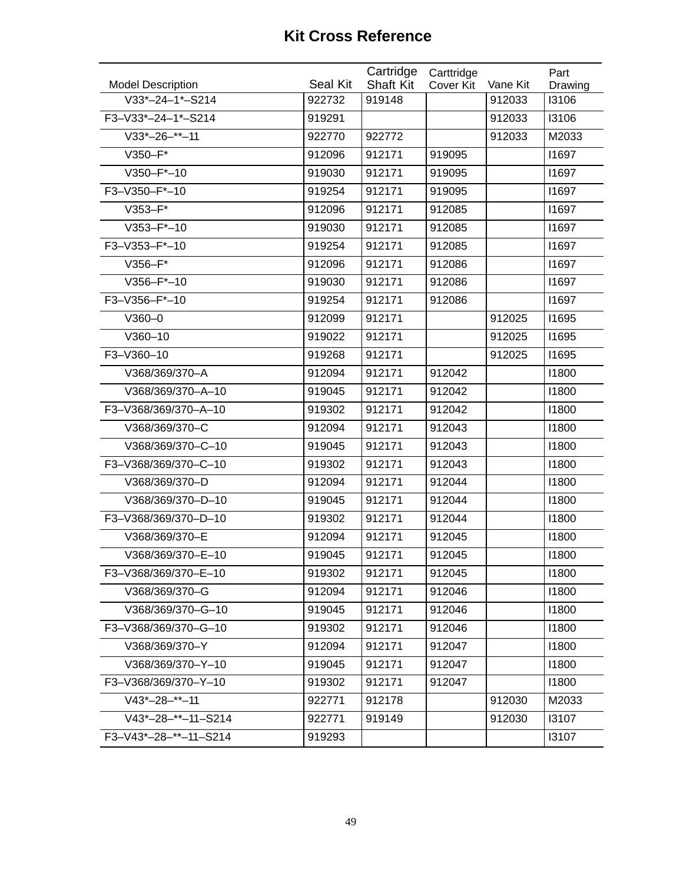# Kit Cross Reference

| Model Description | Seal Kit | Cartridge Shaft Kit | Carttridge Cover Kit | Vane Kit | Part Drawing |
|---|---|---|---|---|---|
| V33*–24–1*–S214 | 922732 | 919148 | | 912033 | I3106 |
| F3–V33*–24–1*–S214 | 919291 | | | 912033 | I3106 |
| V33*–26–**–11 | 922770 | 922772 | | 912033 | M2033 |
| V350–F* | 912096 | 912171 | 919095 | | I1697 |
| V350–F*–10 | 919030 | 912171 | 919095 | | I1697 |
| F3–V350–F*–10 | 919254 | 912171 | 919095 | | I1697 |
| V353–F* | 912096 | 912171 | 912085 | | I1697 |
| V353–F*–10 | 919030 | 912171 | 912085 | | I1697 |
| F3–V353–F*–10 | 919254 | 912171 | 912085 | | I1697 |
| V356–F* | 912096 | 912171 | 912086 | | I1697 |
| V356–F*–10 | 919030 | 912171 | 912086 | | I1697 |
| F3–V356–F*–10 | 919254 | 912171 | 912086 | | I1697 |
| V360–0 | 912099 | 912171 | | 912025 | I1695 |
| V360–10 | 919022 | 912171 | | 912025 | I1695 |
| F3–V360–10 | 919268 | 912171 | | 912025 | I1695 |
| V368/369/370–A | 912094 | 912171 | 912042 | | I1800 |
| V368/369/370–A–10 | 919045 | 912171 | 912042 | | I1800 |
| F3–V368/369/370–A–10 | 919302 | 912171 | 912042 | | I1800 |
| V368/369/370–C | 912094 | 912171 | 912043 | | I1800 |
| V368/369/370–C–10 | 919045 | 912171 | 912043 | | I1800 |
| F3–V368/369/370–C–10 | 919302 | 912171 | 912043 | | I1800 |
| V368/369/370–D | 912094 | 912171 | 912044 | | I1800 |
| V368/369/370–D–10 | 919045 | 912171 | 912044 | | I1800 |
| F3–V368/369/370–D–10 | 919302 | 912171 | 912044 | | I1800 |
| V368/369/370–E | 912094 | 912171 | 912045 | | I1800 |
| V368/369/370–E–10 | 919045 | 912171 | 912045 | | I1800 |
| F3–V368/369/370–E–10 | 919302 | 912171 | 912045 | | I1800 |
| V368/369/370–G | 912094 | 912171 | 912046 | | I1800 |
| V368/369/370–G–10 | 919045 | 912171 | 912046 | | I1800 |
| F3–V368/369/370–G–10 | 919302 | 912171 | 912046 | | I1800 |
| V368/369/370–Y | 912094 | 912171 | 912047 | | I1800 |
| V368/369/370–Y–10 | 919045 | 912171 | 912047 | | I1800 |
| F3–V368/369/370–Y–10 | 919302 | 912171 | 912047 | | I1800 |
| V43*–28–**–11 | 922771 | 912178 | | 912030 | M2033 |
| V43*–28–**–11–S214 | 922771 | 919149 | | 912030 | I3107 |
| F3–V43*–28–**–11–S214 | 919293 | | | | I3107 |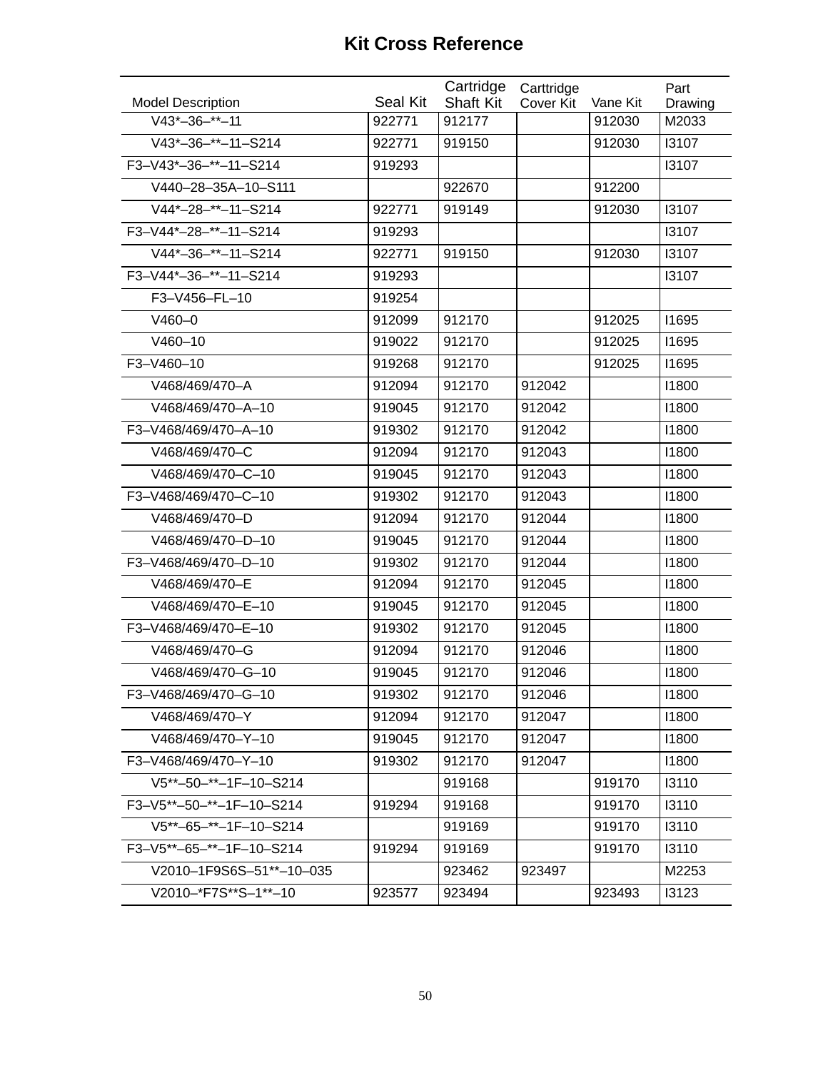# Kit Cross Reference

| Model Description | Seal Kit | Cartridge Shaft Kit | Carttridge Cover Kit | Vane Kit | Part Drawing |
|---|---|---|---|---|---|
| V43*–36–**–11 | 922771 | 912177 | | 912030 | M2033 |
| V43*–36–**–11–S214 | 922771 | 919150 | | 912030 | I3107 |
| F3–V43*–36–**–11–S214 | 919293 | | | | I3107 |
| V440–28–35A–10–S111 | | 922670 | | 912200 | |
| V44*–28–**–11–S214 | 922771 | 919149 | | 912030 | I3107 |
| F3–V44*–28–**–11–S214 | 919293 | | | | I3107 |
| V44*–36–**–11–S214 | 922771 | 919150 | | 912030 | I3107 |
| F3–V44*–36–**–11–S214 | 919293 | | | | I3107 |
| F3–V456–FL–10 | 919254 | | | | |
| V460–0 | 912099 | 912170 | | 912025 | I1695 |
| V460–10 | 919022 | 912170 | | 912025 | I1695 |
| F3–V460–10 | 919268 | 912170 | | 912025 | I1695 |
| V468/469/470–A | 912094 | 912170 | 912042 | | I1800 |
| V468/469/470–A–10 | 919045 | 912170 | 912042 | | I1800 |
| F3–V468/469/470–A–10 | 919302 | 912170 | 912042 | | I1800 |
| V468/469/470–C | 912094 | 912170 | 912043 | | I1800 |
| V468/469/470–C–10 | 919045 | 912170 | 912043 | | I1800 |
| F3–V468/469/470–C–10 | 919302 | 912170 | 912043 | | I1800 |
| V468/469/470–D | 912094 | 912170 | 912044 | | I1800 |
| V468/469/470–D–10 | 919045 | 912170 | 912044 | | I1800 |
| F3–V468/469/470–D–10 | 919302 | 912170 | 912044 | | I1800 |
| V468/469/470–E | 912094 | 912170 | 912045 | | I1800 |
| V468/469/470–E–10 | 919045 | 912170 | 912045 | | I1800 |
| F3–V468/469/470–E–10 | 919302 | 912170 | 912045 | | I1800 |
| V468/469/470–G | 912094 | 912170 | 912046 | | I1800 |
| V468/469/470–G–10 | 919045 | 912170 | 912046 | | I1800 |
| F3–V468/469/470–G–10 | 919302 | 912170 | 912046 | | I1800 |
| V468/469/470–Y | 912094 | 912170 | 912047 | | I1800 |
| V468/469/470–Y–10 | 919045 | 912170 | 912047 | | I1800 |
| F3–V468/469/470–Y–10 | 919302 | 912170 | 912047 | | I1800 |
| V5**–50–**–1F–10–S214 | | 919168 | | 919170 | I3110 |
| F3–V5**–50–**–1F–10–S214 | 919294 | 919168 | | 919170 | I3110 |
| V5**–65–**–1F–10–S214 | | 919169 | | 919170 | I3110 |
| F3–V5**–65–**–1F–10–S214 | 919294 | 919169 | | 919170 | I3110 |
| V2010–1F9S6S–51**–10–035 | | 923462 | 923497 | | M2253 |
| V2010–*F7S**S–1**–10 | 923577 | 923494 | | 923493 | I3123 |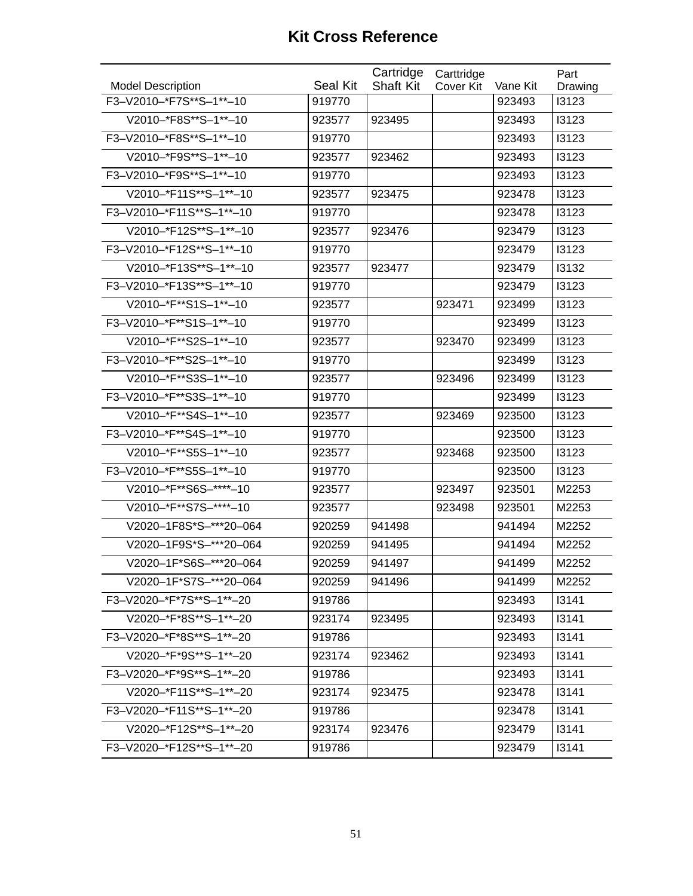# Kit Cross Reference

| Model Description | Seal Kit | Cartridge Shaft Kit | Carttridge Cover Kit | Vane Kit | Part Drawing |
|---|---|---|---|---|---|
| F3–V2010–*F7S**S–1**–10 | 919770 | | | 923493 | I3123 |
| V2010–*F8S**S–1**–10 | 923577 | 923495 | | 923493 | I3123 |
| F3–V2010–*F8S**S–1**–10 | 919770 | | | 923493 | I3123 |
| V2010–*F9S**S–1**–10 | 923577 | 923462 | | 923493 | I3123 |
| F3–V2010–*F9S**S–1**–10 | 919770 | | | 923493 | I3123 |
| V2010–*F11S**S–1**–10 | 923577 | 923475 | | 923478 | I3123 |
| F3–V2010–*F11S**S–1**–10 | 919770 | | | 923478 | I3123 |
| V2010–*F12S**S–1**–10 | 923577 | 923476 | | 923479 | I3123 |
| F3–V2010–*F12S**S–1**–10 | 919770 | | | 923479 | I3123 |
| V2010–*F13S**S–1**–10 | 923577 | 923477 | | 923479 | I3132 |
| F3–V2010–*F13S**S–1**–10 | 919770 | | | 923479 | I3123 |
| V2010–*F**S1S–1**–10 | 923577 | | 923471 | 923499 | I3123 |
| F3–V2010–*F**S1S–1**–10 | 919770 | | | 923499 | I3123 |
| V2010–*F**S2S–1**–10 | 923577 | | 923470 | 923499 | I3123 |
| F3–V2010–*F**S2S–1**–10 | 919770 | | | 923499 | I3123 |
| V2010–*F**S3S–1**–10 | 923577 | | 923496 | 923499 | I3123 |
| F3–V2010–*F**S3S–1**–10 | 919770 | | | 923499 | I3123 |
| V2010–*F**S4S–1**–10 | 923577 | | 923469 | 923500 | I3123 |
| F3–V2010–*F**S4S–1**–10 | 919770 | | | 923500 | I3123 |
| V2010–*F**S5S–1**–10 | 923577 | | 923468 | 923500 | I3123 |
| F3–V2010–*F**S5S–1**–10 | 919770 | | | 923500 | I3123 |
| V2010–*F**S6S–****–10 | 923577 | | 923497 | 923501 | M2253 |
| V2010–*F**S7S–****–10 | 923577 | | 923498 | 923501 | M2253 |
| V2020–1F8S*S–***20–064 | 920259 | 941498 | | 941494 | M2252 |
| V2020–1F9S*S–***20–064 | 920259 | 941495 | | 941494 | M2252 |
| V2020–1F*S6S–***20–064 | 920259 | 941497 | | 941499 | M2252 |
| V2020–1F*S7S–***20–064 | 920259 | 941496 | | 941499 | M2252 |
| F3–V2020–*F*7S**S–1**–20 | 919786 | | | 923493 | I3141 |
| V2020–*F*8S**S–1**–20 | 923174 | 923495 | | 923493 | I3141 |
| F3–V2020–*F*8S**S–1**–20 | 919786 | | | 923493 | I3141 |
| V2020–*F*9S**S–1**–20 | 923174 | 923462 | | 923493 | I3141 |
| F3–V2020–*F*9S**S–1**–20 | 919786 | | | 923493 | I3141 |
| V2020–*F11S**S–1**–20 | 923174 | 923475 | | 923478 | I3141 |
| F3–V2020–*F11S**S–1**–20 | 919786 | | | 923478 | I3141 |
| V2020–*F12S**S–1**–20 | 923174 | 923476 | | 923479 | I3141 |
| F3–V2020–*F12S**S–1**–20 | 919786 | | | 923479 | I3141 |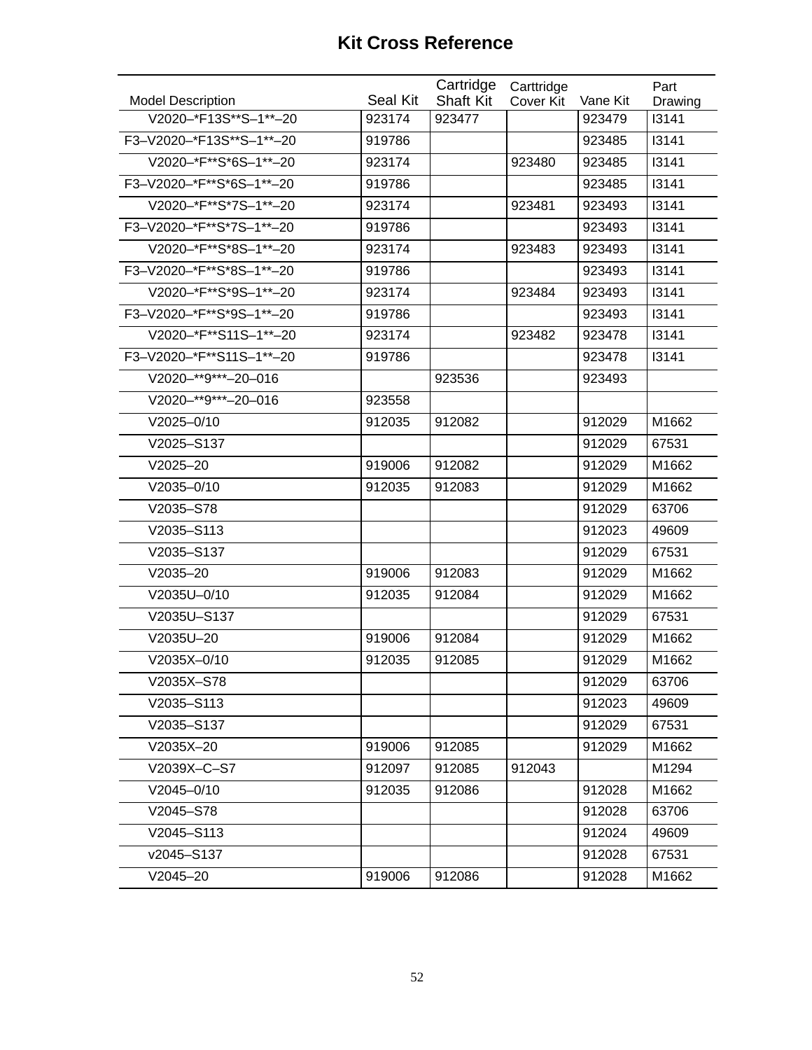## Kit Cross Reference

| Model Description | Seal Kit | Cartridge Shaft Kit | Carttridge Cover Kit | Vane Kit | Part Drawing |
|---|---|---|---|---|---|
| V2020–*F13S**S–1**–20 | 923174 | 923477 | | 923479 | I3141 |
| F3–V2020–*F13S**S–1**–20 | 919786 | | | 923485 | I3141 |
| V2020–*F**S*6S–1**–20 | 923174 | | 923480 | 923485 | I3141 |
| F3–V2020–*F**S*6S–1**–20 | 919786 | | | 923485 | I3141 |
| V2020–*F**S*7S–1**–20 | 923174 | | 923481 | 923493 | I3141 |
| F3–V2020–*F**S*7S–1**–20 | 919786 | | | 923493 | I3141 |
| V2020–*F**S*8S–1**–20 | 923174 | | 923483 | 923493 | I3141 |
| F3–V2020–*F**S*8S–1**–20 | 919786 | | | 923493 | I3141 |
| V2020–*F**S*9S–1**–20 | 923174 | | 923484 | 923493 | I3141 |
| F3–V2020–*F**S*9S–1**–20 | 919786 | | | 923493 | I3141 |
| V2020–*F**S11S–1**–20 | 923174 | | 923482 | 923478 | I3141 |
| F3–V2020–*F**S11S–1**–20 | 919786 | | | 923478 | I3141 |
| V2020–**9***–20–016 | | 923536 | | 923493 | |
| V2020–**9***–20–016 | 923558 | | | | |
| V2025–0/10 | 912035 | 912082 | | 912029 | M1662 |
| V2025–S137 | | | | 912029 | 67531 |
| V2025–20 | 919006 | 912082 | | 912029 | M1662 |
| V2035–0/10 | 912035 | 912083 | | 912029 | M1662 |
| V2035–S78 | | | | 912029 | 63706 |
| V2035–S113 | | | | 912023 | 49609 |
| V2035–S137 | | | | 912029 | 67531 |
| V2035–20 | 919006 | 912083 | | 912029 | M1662 |
| V2035U–0/10 | 912035 | 912084 | | 912029 | M1662 |
| V2035U–S137 | | | | 912029 | 67531 |
| V2035U–20 | 919006 | 912084 | | 912029 | M1662 |
| V2035X–0/10 | 912035 | 912085 | | 912029 | M1662 |
| V2035X–S78 | | | | 912029 | 63706 |
| V2035–S113 | | | | 912023 | 49609 |
| V2035–S137 | | | | 912029 | 67531 |
| V2035X–20 | 919006 | 912085 | | 912029 | M1662 |
| V2039X–C–S7 | 912097 | 912085 | 912043 | | M1294 |
| V2045–0/10 | 912035 | 912086 | | 912028 | M1662 |
| V2045–S78 | | | | 912028 | 63706 |
| V2045–S113 | | | | 912024 | 49609 |
| v2045–S137 | | | | 912028 | 67531 |
| V2045–20 | 919006 | 912086 | | 912028 | M1662 |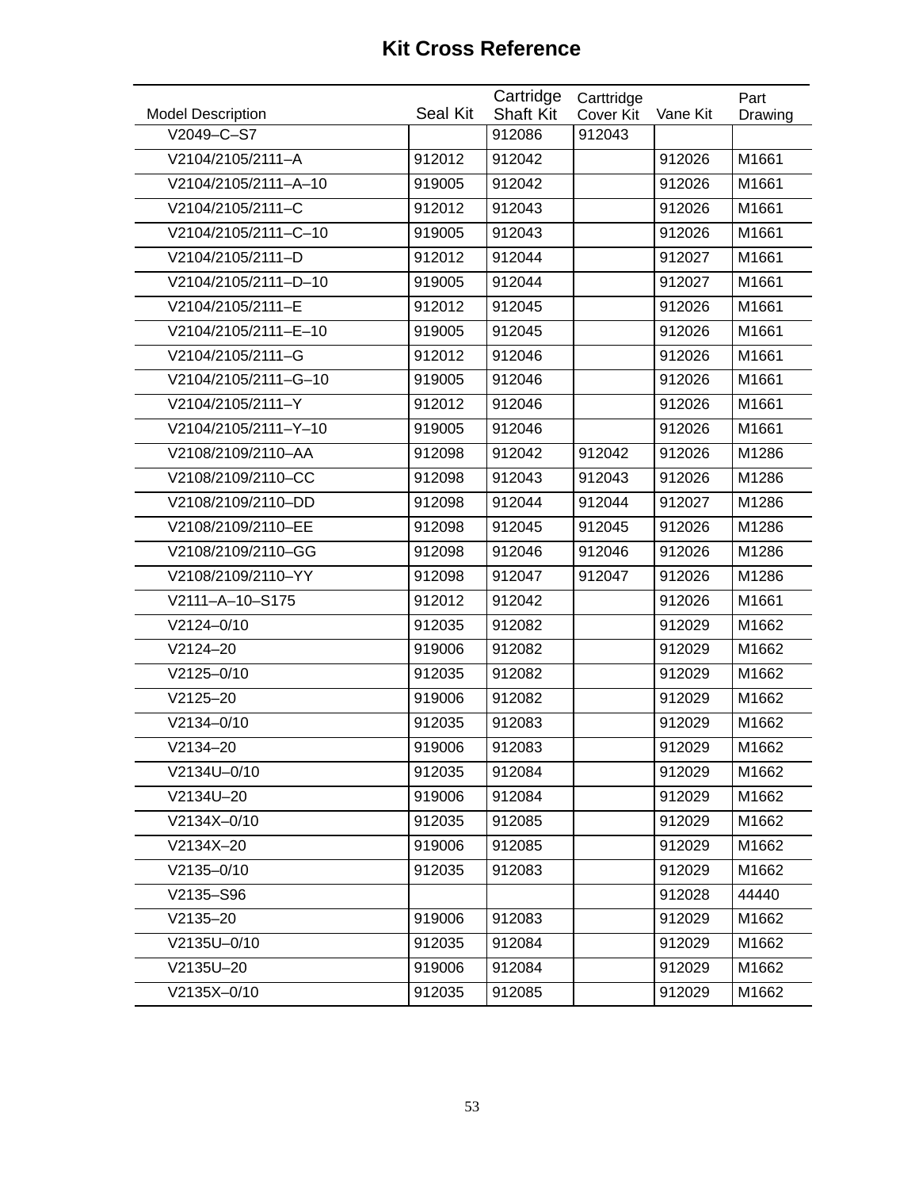# Kit Cross Reference

| Model Description | Seal Kit | Cartridge Shaft Kit | Carttridge Cover Kit | Vane Kit | Part Drawing |
|---|---|---|---|---|---|
| V2049–C–S7 | | 912086 | 912043 | | |
| V2104/2105/2111–A | 912012 | 912042 | | 912026 | M1661 |
| V2104/2105/2111–A–10 | 919005 | 912042 | | 912026 | M1661 |
| V2104/2105/2111–C | 912012 | 912043 | | 912026 | M1661 |
| V2104/2105/2111–C–10 | 919005 | 912043 | | 912026 | M1661 |
| V2104/2105/2111–D | 912012 | 912044 | | 912027 | M1661 |
| V2104/2105/2111–D–10 | 919005 | 912044 | | 912027 | M1661 |
| V2104/2105/2111–E | 912012 | 912045 | | 912026 | M1661 |
| V2104/2105/2111–E–10 | 919005 | 912045 | | 912026 | M1661 |
| V2104/2105/2111–G | 912012 | 912046 | | 912026 | M1661 |
| V2104/2105/2111–G–10 | 919005 | 912046 | | 912026 | M1661 |
| V2104/2105/2111–Y | 912012 | 912046 | | 912026 | M1661 |
| V2104/2105/2111–Y–10 | 919005 | 912046 | | 912026 | M1661 |
| V2108/2109/2110–AA | 912098 | 912042 | 912042 | 912026 | M1286 |
| V2108/2109/2110–CC | 912098 | 912043 | 912043 | 912026 | M1286 |
| V2108/2109/2110–DD | 912098 | 912044 | 912044 | 912027 | M1286 |
| V2108/2109/2110–EE | 912098 | 912045 | 912045 | 912026 | M1286 |
| V2108/2109/2110–GG | 912098 | 912046 | 912046 | 912026 | M1286 |
| V2108/2109/2110–YY | 912098 | 912047 | 912047 | 912026 | M1286 |
| V2111–A–10–S175 | 912012 | 912042 | | 912026 | M1661 |
| V2124–0/10 | 912035 | 912082 | | 912029 | M1662 |
| V2124–20 | 919006 | 912082 | | 912029 | M1662 |
| V2125–0/10 | 912035 | 912082 | | 912029 | M1662 |
| V2125–20 | 919006 | 912082 | | 912029 | M1662 |
| V2134–0/10 | 912035 | 912083 | | 912029 | M1662 |
| V2134–20 | 919006 | 912083 | | 912029 | M1662 |
| V2134U–0/10 | 912035 | 912084 | | 912029 | M1662 |
| V2134U–20 | 919006 | 912084 | | 912029 | M1662 |
| V2134X–0/10 | 912035 | 912085 | | 912029 | M1662 |
| V2134X–20 | 919006 | 912085 | | 912029 | M1662 |
| V2135–0/10 | 912035 | 912083 | | 912029 | M1662 |
| V2135–S96 | | | | 912028 | 44440 |
| V2135–20 | 919006 | 912083 | | 912029 | M1662 |
| V2135U–0/10 | 912035 | 912084 | | 912029 | M1662 |
| V2135U–20 | 919006 | 912084 | | 912029 | M1662 |
| V2135X–0/10 | 912035 | 912085 | | 912029 | M1662 |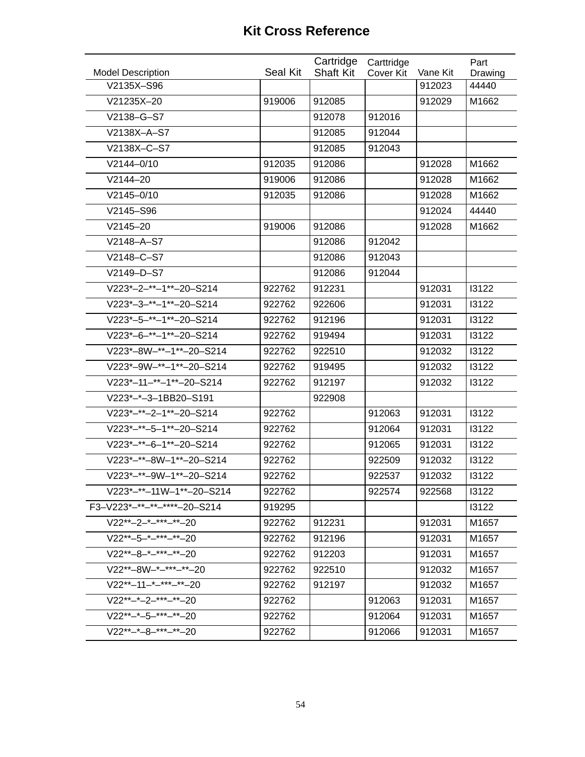# Kit Cross Reference

| Model Description | Seal Kit | Cartridge Shaft Kit | Carttridge Cover Kit | Vane Kit | Part Drawing |
|---|---|---|---|---|---|
| V2135X–S96 | | | | 912023 | 44440 |
| V21235X–20 | 919006 | 912085 | | 912029 | M1662 |
| V2138–G–S7 | | 912078 | 912016 | | |
| V2138X–A–S7 | | 912085 | 912044 | | |
| V2138X–C–S7 | | 912085 | 912043 | | |
| V2144–0/10 | 912035 | 912086 | | 912028 | M1662 |
| V2144–20 | 919006 | 912086 | | 912028 | M1662 |
| V2145–0/10 | 912035 | 912086 | | 912028 | M1662 |
| V2145–S96 | | | | 912024 | 44440 |
| V2145–20 | 919006 | 912086 | | 912028 | M1662 |
| V2148–A–S7 | | 912086 | 912042 | | |
| V2148–C–S7 | | 912086 | 912043 | | |
| V2149–D–S7 | | 912086 | 912044 | | |
| V223*–2–**–1**–20–S214 | 922762 | 912231 | | 912031 | I3122 |
| V223*–3–**–1**–20–S214 | 922762 | 922606 | | 912031 | I3122 |
| V223*–5–**–1**–20–S214 | 922762 | 912196 | | 912031 | I3122 |
| V223*–6–**–1**–20–S214 | 922762 | 919494 | | 912031 | I3122 |
| V223*–8W–**–1**–20–S214 | 922762 | 922510 | | 912032 | I3122 |
| V223*–9W–**–1**–20–S214 | 922762 | 919495 | | 912032 | I3122 |
| V223*–11–**–1**–20–S214 | 922762 | 912197 | | 912032 | I3122 |
| V223*–*–3–1BB20–S191 | | 922908 | | | |
| V223*–**–2–1**–20–S214 | 922762 | | 912063 | 912031 | I3122 |
| V223*–**–5–1**–20–S214 | 922762 | | 912064 | 912031 | I3122 |
| V223*–**–6–1**–20–S214 | 922762 | | 912065 | 912031 | I3122 |
| V223*–**–8W–1**–20–S214 | 922762 | | 922509 | 912032 | I3122 |
| V223*–**–9W–1**–20–S214 | 922762 | | 922537 | 912032 | I3122 |
| V223*–**–11W–1**–20–S214 | 922762 | | 922574 | 922568 | I3122 |
| F3–V223*–**–**–****–20–S214 | 919295 | | | | I3122 |
| V22**–2–*–***–**–20 | 922762 | 912231 | | 912031 | M1657 |
| V22**–5–*–***–**–20 | 922762 | 912196 | | 912031 | M1657 |
| V22**–8–*–***–**–20 | 922762 | 912203 | | 912031 | M1657 |
| V22**–8W–*–***–**–20 | 922762 | 922510 | | 912032 | M1657 |
| V22**–11–*–***–**–20 | 922762 | 912197 | | 912032 | M1657 |
| V22**–*–2–***–**–20 | 922762 | | 912063 | 912031 | M1657 |
| V22**–*–5–***–**–20 | 922762 | | 912064 | 912031 | M1657 |
| V22**–*–8–***–**–20 | 922762 | | 912066 | 912031 | M1657 |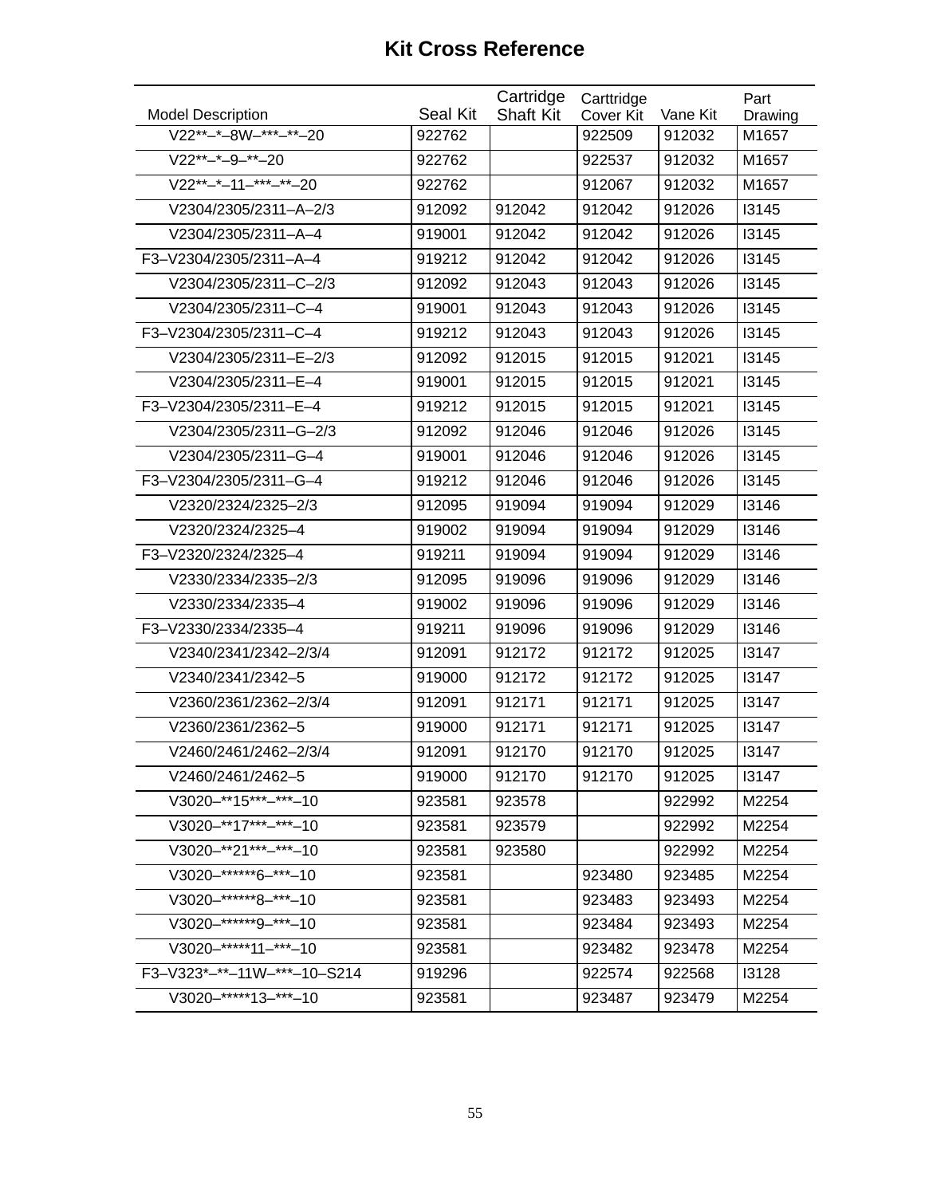# Kit Cross Reference

| Model Description | Seal Kit | Cartridge Shaft Kit | Carttridge Cover Kit | Vane Kit | Part Drawing |
|---|---|---|---|---|---|
| V22**–*–8W–***–**–20 | 922762 | | 922509 | 912032 | M1657 |
| V22**–*–9–**–20 | 922762 | | 922537 | 912032 | M1657 |
| V22**–*–11–***–**–20 | 922762 | | 912067 | 912032 | M1657 |
| V2304/2305/2311–A–2/3 | 912092 | 912042 | 912042 | 912026 | I3145 |
| V2304/2305/2311–A–4 | 919001 | 912042 | 912042 | 912026 | I3145 |
| F3–V2304/2305/2311–A–4 | 919212 | 912042 | 912042 | 912026 | I3145 |
| V2304/2305/2311–C–2/3 | 912092 | 912043 | 912043 | 912026 | I3145 |
| V2304/2305/2311–C–4 | 919001 | 912043 | 912043 | 912026 | I3145 |
| F3–V2304/2305/2311–C–4 | 919212 | 912043 | 912043 | 912026 | I3145 |
| V2304/2305/2311–E–2/3 | 912092 | 912015 | 912015 | 912021 | I3145 |
| V2304/2305/2311–E–4 | 919001 | 912015 | 912015 | 912021 | I3145 |
| F3–V2304/2305/2311–E–4 | 919212 | 912015 | 912015 | 912021 | I3145 |
| V2304/2305/2311–G–2/3 | 912092 | 912046 | 912046 | 912026 | I3145 |
| V2304/2305/2311–G–4 | 919001 | 912046 | 912046 | 912026 | I3145 |
| F3–V2304/2305/2311–G–4 | 919212 | 912046 | 912046 | 912026 | I3145 |
| V2320/2324/2325–2/3 | 912095 | 919094 | 919094 | 912029 | I3146 |
| V2320/2324/2325–4 | 919002 | 919094 | 919094 | 912029 | I3146 |
| F3–V2320/2324/2325–4 | 919211 | 919094 | 919094 | 912029 | I3146 |
| V2330/2334/2335–2/3 | 912095 | 919096 | 919096 | 912029 | I3146 |
| V2330/2334/2335–4 | 919002 | 919096 | 919096 | 912029 | I3146 |
| F3–V2330/2334/2335–4 | 919211 | 919096 | 919096 | 912029 | I3146 |
| V2340/2341/2342–2/3/4 | 912091 | 912172 | 912172 | 912025 | I3147 |
| V2340/2341/2342–5 | 919000 | 912172 | 912172 | 912025 | I3147 |
| V2360/2361/2362–2/3/4 | 912091 | 912171 | 912171 | 912025 | I3147 |
| V2360/2361/2362–5 | 919000 | 912171 | 912171 | 912025 | I3147 |
| V2460/2461/2462–2/3/4 | 912091 | 912170 | 912170 | 912025 | I3147 |
| V2460/2461/2462–5 | 919000 | 912170 | 912170 | 912025 | I3147 |
| V3020–**15***–***–10 | 923581 | 923578 | | 922992 | M2254 |
| V3020–**17***–***–10 | 923581 | 923579 | | 922992 | M2254 |
| V3020–**21***–***–10 | 923581 | 923580 | | 922992 | M2254 |
| V3020–******6–***–10 | 923581 | | 923480 | 923485 | M2254 |
| V3020–******8–***–10 | 923581 | | 923483 | 923493 | M2254 |
| V3020–******9–***–10 | 923581 | | 923484 | 923493 | M2254 |
| V3020–*****11–***–10 | 923581 | | 923482 | 923478 | M2254 |
| F3–V323*–**–11W–***–10–S214 | 919296 | | 922574 | 922568 | I3128 |
| V3020–*****13–***–10 | 923581 | | 923487 | 923479 | M2254 |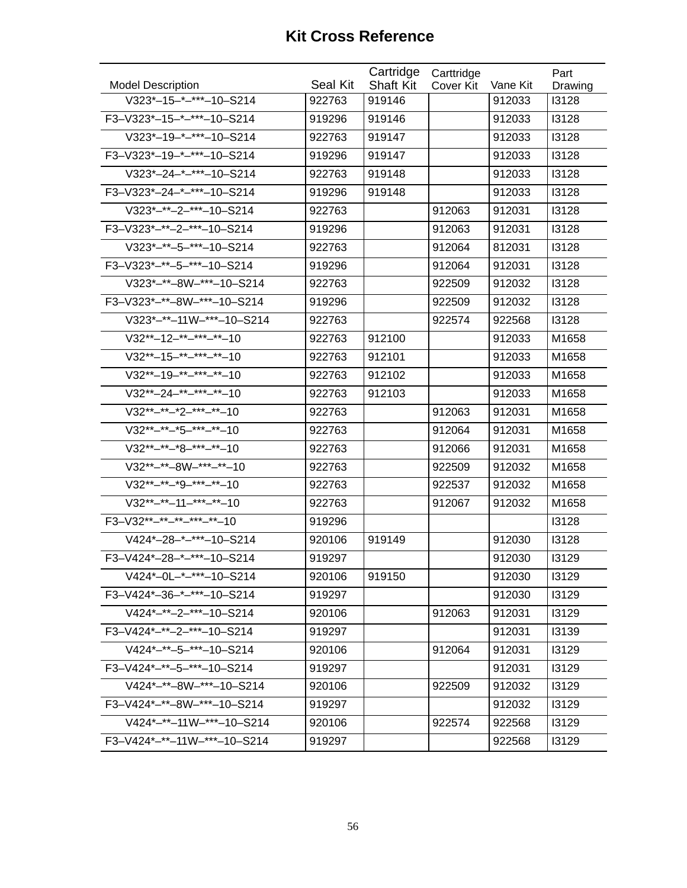# Kit Cross Reference

| Model Description | Seal Kit | Cartridge Shaft Kit | Carttridge Cover Kit | Vane Kit | Part Drawing |
|---|---|---|---|---|---|
| V323*–15–*–***–10–S214 | 922763 | 919146 | | 912033 | I3128 |
| F3–V323*–15–*–***–10–S214 | 919296 | 919146 | | 912033 | I3128 |
| V323*–19–*–***–10–S214 | 922763 | 919147 | | 912033 | I3128 |
| F3–V323*–19–*–***–10–S214 | 919296 | 919147 | | 912033 | I3128 |
| V323*–24–*–***–10–S214 | 922763 | 919148 | | 912033 | I3128 |
| F3–V323*–24–*–***–10–S214 | 919296 | 919148 | | 912033 | I3128 |
| V323*–**–2–***–10–S214 | 922763 | | 912063 | 912031 | I3128 |
| F3–V323*–**–2–***–10–S214 | 919296 | | 912063 | 912031 | I3128 |
| V323*–**–5–***–10–S214 | 922763 | | 912064 | 812031 | I3128 |
| F3–V323*–**–5–***–10–S214 | 919296 | | 912064 | 912031 | I3128 |
| V323*–**–8W–***–10–S214 | 922763 | | 922509 | 912032 | I3128 |
| F3–V323*–**–8W–***–10–S214 | 919296 | | 922509 | 912032 | I3128 |
| V323*–**–11W–***–10–S214 | 922763 | | 922574 | 922568 | I3128 |
| V32**–12–**–***–**–10 | 922763 | 912100 | | 912033 | M1658 |
| V32**–15–**–***–**–10 | 922763 | 912101 | | 912033 | M1658 |
| V32**–19–**–***–**–10 | 922763 | 912102 | | 912033 | M1658 |
| V32**–24–**–***–**–10 | 922763 | 912103 | | 912033 | M1658 |
| V32**–**–*2–***–**–10 | 922763 | | 912063 | 912031 | M1658 |
| V32**–**–*5–***–**–10 | 922763 | | 912064 | 912031 | M1658 |
| V32**–**–*8–***–**–10 | 922763 | | 912066 | 912031 | M1658 |
| V32**–**–8W–***–**–10 | 922763 | | 922509 | 912032 | M1658 |
| V32**–**–*9–***–**–10 | 922763 | | 922537 | 912032 | M1658 |
| V32**–**–11–***–**–10 | 922763 | | 912067 | 912032 | M1658 |
| F3–V32**–**–**–***–**–10 | 919296 | | | | I3128 |
| V424*–28–*–***–10–S214 | 920106 | 919149 | | 912030 | I3128 |
| F3–V424*–28–*–***–10–S214 | 919297 | | | 912030 | I3129 |
| V424*–0L–*–***–10–S214 | 920106 | 919150 | | 912030 | I3129 |
| F3–V424*–36–*–***–10–S214 | 919297 | | | 912030 | I3129 |
| V424*–**–2–***–10–S214 | 920106 | | 912063 | 912031 | I3129 |
| F3–V424*–**–2–***–10–S214 | 919297 | | | 912031 | I3139 |
| V424*–**–5–***–10–S214 | 920106 | | 912064 | 912031 | I3129 |
| F3–V424*–**–5–***–10–S214 | 919297 | | | 912031 | I3129 |
| V424*–**–8W–***–10–S214 | 920106 | | 922509 | 912032 | I3129 |
| F3–V424*–**–8W–***–10–S214 | 919297 | | | 912032 | I3129 |
| V424*–**–11W–***–10–S214 | 920106 | | 922574 | 922568 | I3129 |
| F3–V424*–**–11W–***–10–S214 | 919297 | | | 922568 | I3129 |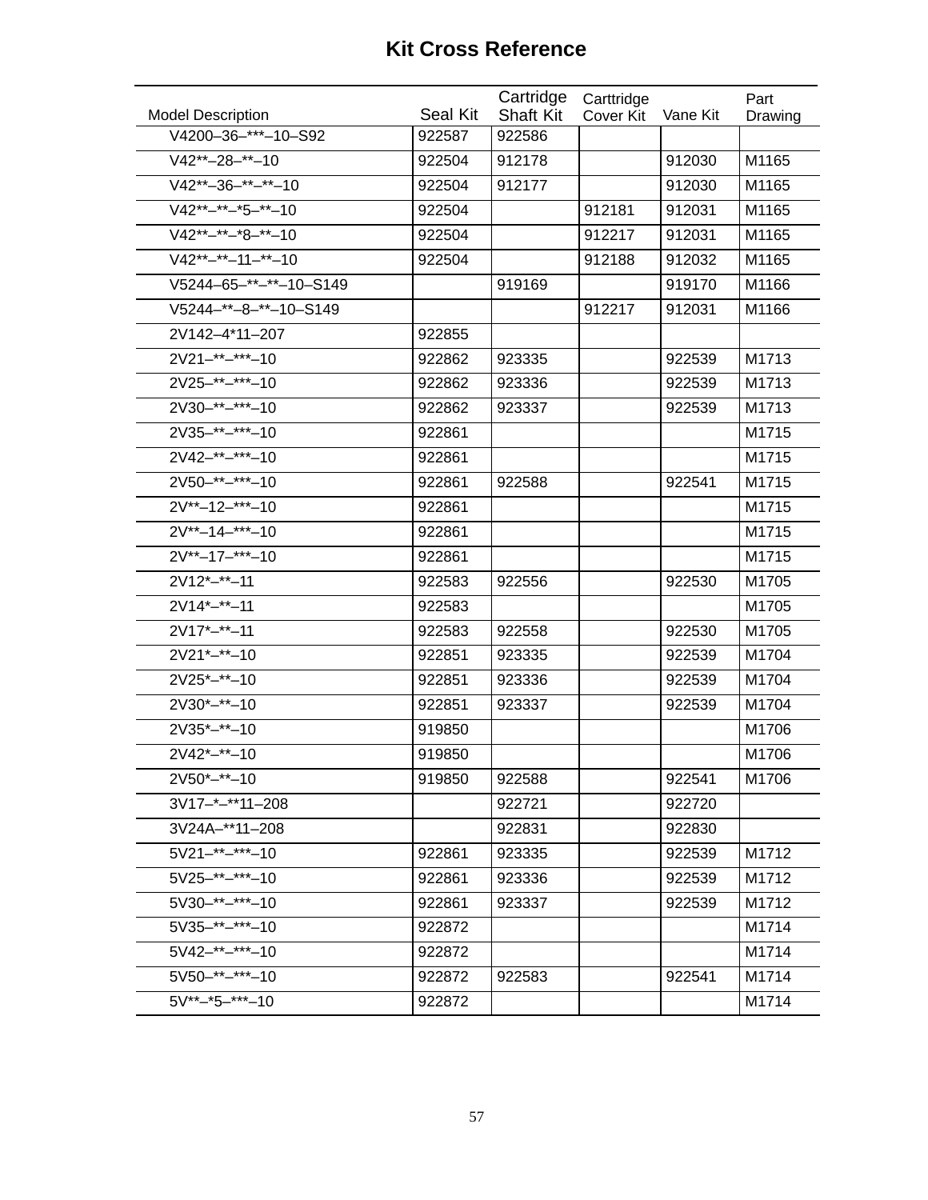# Kit Cross Reference

| Model Description | Seal Kit | Cartridge Shaft Kit | Carttridge Cover Kit | Vane Kit | Part Drawing |
|---|---|---|---|---|---|
| V4200–36–***–10–S92 | 922587 | 922586 | | | |
| V42**–28–**–10 | 922504 | 912178 | | 912030 | M1165 |
| V42**–36–**–**–10 | 922504 | 912177 | | 912030 | M1165 |
| V42**–**–*5–**–10 | 922504 | | 912181 | 912031 | M1165 |
| V42**–**–*8–**–10 | 922504 | | 912217 | 912031 | M1165 |
| V42**–**–11–**–10 | 922504 | | 912188 | 912032 | M1165 |
| V5244–65–**–**–10–S149 | | 919169 | | 919170 | M1166 |
| V5244–**–8–**–10–S149 | | | 912217 | 912031 | M1166 |
| 2V142–4*11–207 | 922855 | | | | |
| 2V21–**–***–10 | 922862 | 923335 | | 922539 | M1713 |
| 2V25–**–***–10 | 922862 | 923336 | | 922539 | M1713 |
| 2V30–**–***–10 | 922862 | 923337 | | 922539 | M1713 |
| 2V35–**–***–10 | 922861 | | | | M1715 |
| 2V42–**–***–10 | 922861 | | | | M1715 |
| 2V50–**–***–10 | 922861 | 922588 | | 922541 | M1715 |
| 2V**–12–***–10 | 922861 | | | | M1715 |
| 2V**–14–***–10 | 922861 | | | | M1715 |
| 2V**–17–***–10 | 922861 | | | | M1715 |
| 2V12*–**–11 | 922583 | 922556 | | 922530 | M1705 |
| 2V14*–**–11 | 922583 | | | | M1705 |
| 2V17*–**–11 | 922583 | 922558 | | 922530 | M1705 |
| 2V21*–**–10 | 922851 | 923335 | | 922539 | M1704 |
| 2V25*–**–10 | 922851 | 923336 | | 922539 | M1704 |
| 2V30*–**–10 | 922851 | 923337 | | 922539 | M1704 |
| 2V35*–**–10 | 919850 | | | | M1706 |
| 2V42*–**–10 | 919850 | | | | M1706 |
| 2V50*–**–10 | 919850 | 922588 | | 922541 | M1706 |
| 3V17–*–**11–208 | | 922721 | | 922720 | |
| 3V24A–**11–208 | | 922831 | | 922830 | |
| 5V21–**–***–10 | 922861 | 923335 | | 922539 | M1712 |
| 5V25–**–***–10 | 922861 | 923336 | | 922539 | M1712 |
| 5V30–**–***–10 | 922861 | 923337 | | 922539 | M1712 |
| 5V35–**–***–10 | 922872 | | | | M1714 |
| 5V42–**–***–10 | 922872 | | | | M1714 |
| 5V50–**–***–10 | 922872 | 922583 | | 922541 | M1714 |
| 5V**–*5–***–10 | 922872 | | | | M1714 |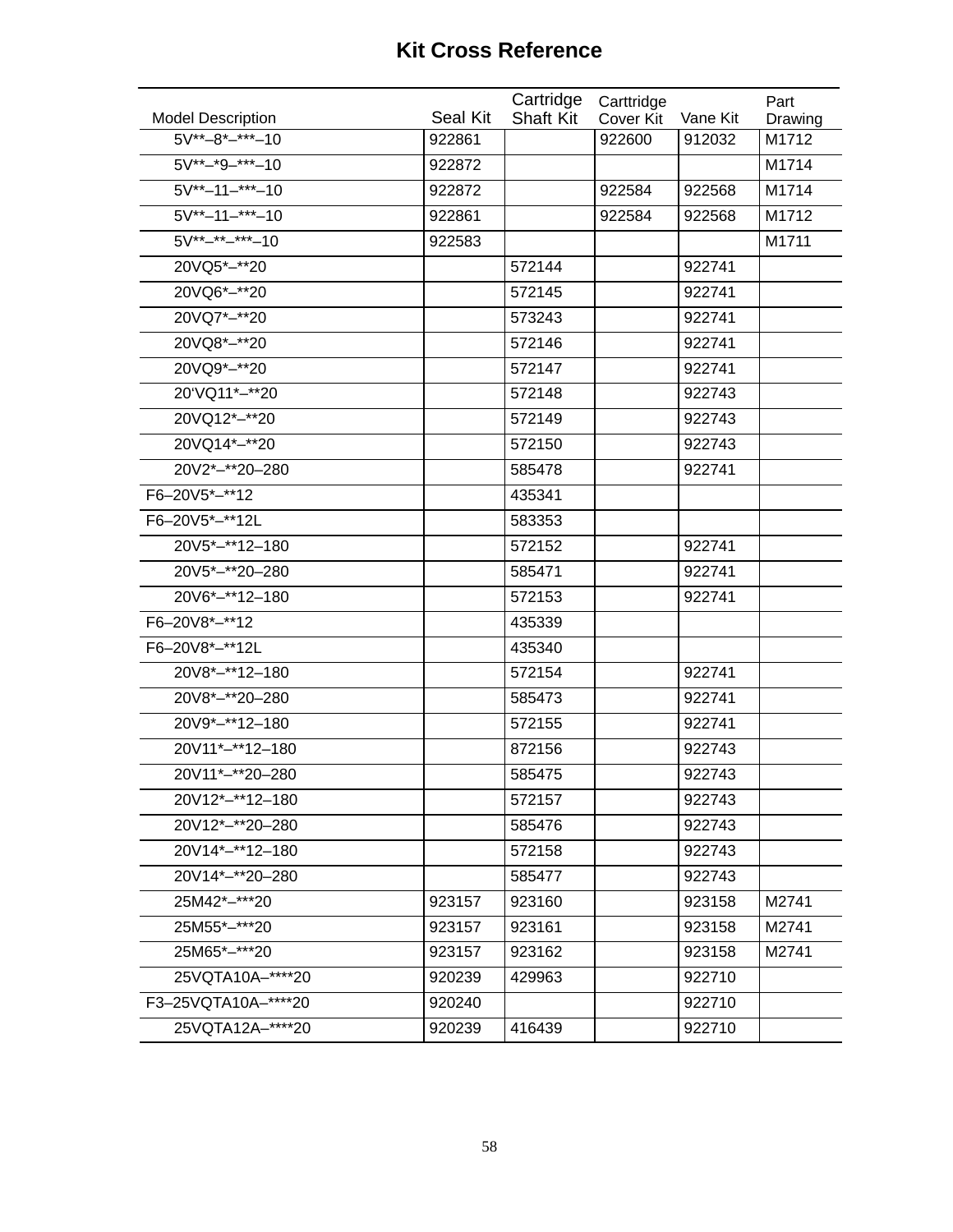# Kit Cross Reference

| Model Description | Seal Kit | Cartridge Shaft Kit | Carttridge Cover Kit | Vane Kit | Part Drawing |
|---|---|---|---|---|---|
| 5V**–8*–***–10 | 922861 | | 922600 | 912032 | M1712 |
| 5V**–*9–***–10 | 922872 | | | | M1714 |
| 5V**–11–***–10 | 922872 | | 922584 | 922568 | M1714 |
| 5V**–11–***–10 | 922861 | | 922584 | 922568 | M1712 |
| 5V**–**–***–10 | 922583 | | | | M1711 |
| 20VQ5*–**20 | | 572144 | | 922741 | |
| 20VQ6*–**20 | | 572145 | | 922741 | |
| 20VQ7*–**20 | | 573243 | | 922741 | |
| 20VQ8*–**20 | | 572146 | | 922741 | |
| 20VQ9*–**20 | | 572147 | | 922741 | |
| 20'VQ11*–**20 | | 572148 | | 922743 | |
| 20VQ12*–**20 | | 572149 | | 922743 | |
| 20VQ14*–**20 | | 572150 | | 922743 | |
| 20V2*–**20–280 | | 585478 | | 922741 | |
| F6–20V5*–**12 | | 435341 | | | |
| F6–20V5*–**12L | | 583353 | | | |
| 20V5*–**12–180 | | 572152 | | 922741 | |
| 20V5*–**20–280 | | 585471 | | 922741 | |
| 20V6*–**12–180 | | 572153 | | 922741 | |
| F6–20V8*–**12 | | 435339 | | | |
| F6–20V8*–**12L | | 435340 | | | |
| 20V8*–**12–180 | | 572154 | | 922741 | |
| 20V8*–**20–280 | | 585473 | | 922741 | |
| 20V9*–**12–180 | | 572155 | | 922741 | |
| 20V11*–**12–180 | | 872156 | | 922743 | |
| 20V11*–**20–280 | | 585475 | | 922743 | |
| 20V12*–**12–180 | | 572157 | | 922743 | |
| 20V12*–**20–280 | | 585476 | | 922743 | |
| 20V14*–**12–180 | | 572158 | | 922743 | |
| 20V14*–**20–280 | | 585477 | | 922743 | |
| 25M42*–***20 | 923157 | 923160 | | 923158 | M2741 |
| 25M55*–***20 | 923157 | 923161 | | 923158 | M2741 |
| 25M65*–***20 | 923157 | 923162 | | 923158 | M2741 |
| 25VQTA10A–****20 | 920239 | 429963 | | 922710 | |
| F3–25VQTA10A–****20 | 920240 | | | 922710 | |
| 25VQTA12A–****20 | 920239 | 416439 | | 922710 | |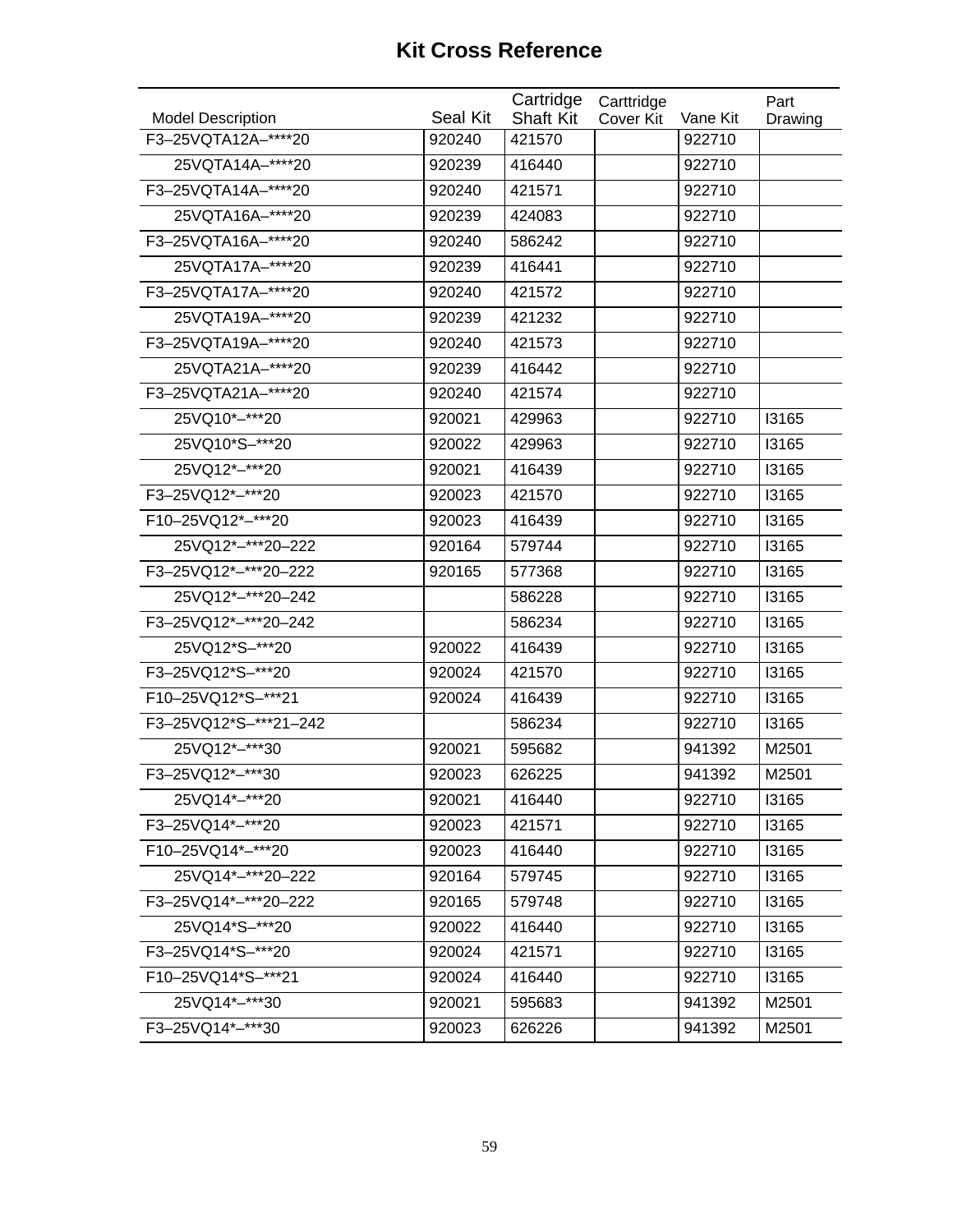## Kit Cross Reference

| Model Description | Seal Kit | Cartridge Shaft Kit | Carttridge Cover Kit | Vane Kit | Part Drawing |
|---|---|---|---|---|---|
| F3–25VQTA12A–****20 | 920240 | 421570 | | 922710 | |
| 25VQTA14A–****20 | 920239 | 416440 | | 922710 | |
| F3–25VQTA14A–****20 | 920240 | 421571 | | 922710 | |
| 25VQTA16A–****20 | 920239 | 424083 | | 922710 | |
| F3–25VQTA16A–****20 | 920240 | 586242 | | 922710 | |
| 25VQTA17A–****20 | 920239 | 416441 | | 922710 | |
| F3–25VQTA17A–****20 | 920240 | 421572 | | 922710 | |
| 25VQTA19A–****20 | 920239 | 421232 | | 922710 | |
| F3–25VQTA19A–****20 | 920240 | 421573 | | 922710 | |
| 25VQTA21A–****20 | 920239 | 416442 | | 922710 | |
| F3–25VQTA21A–****20 | 920240 | 421574 | | 922710 | |
| 25VQ10*–***20 | 920021 | 429963 | | 922710 | I3165 |
| 25VQ10*S–***20 | 920022 | 429963 | | 922710 | I3165 |
| 25VQ12*–***20 | 920021 | 416439 | | 922710 | I3165 |
| F3–25VQ12*–***20 | 920023 | 421570 | | 922710 | I3165 |
| F10–25VQ12*–***20 | 920023 | 416439 | | 922710 | I3165 |
| 25VQ12*–***20–222 | 920164 | 579744 | | 922710 | I3165 |
| F3–25VQ12*–***20–222 | 920165 | 577368 | | 922710 | I3165 |
| 25VQ12*–***20–242 | | 586228 | | 922710 | I3165 |
| F3–25VQ12*–***20–242 | | 586234 | | 922710 | I3165 |
| 25VQ12*S–***20 | 920022 | 416439 | | 922710 | I3165 |
| F3–25VQ12*S–***20 | 920024 | 421570 | | 922710 | I3165 |
| F10–25VQ12*S–***21 | 920024 | 416439 | | 922710 | I3165 |
| F3–25VQ12*S–***21–242 | | 586234 | | 922710 | I3165 |
| 25VQ12*–***30 | 920021 | 595682 | | 941392 | M2501 |
| F3–25VQ12*–***30 | 920023 | 626225 | | 941392 | M2501 |
| 25VQ14*–***20 | 920021 | 416440 | | 922710 | I3165 |
| F3–25VQ14*–***20 | 920023 | 421571 | | 922710 | I3165 |
| F10–25VQ14*–***20 | 920023 | 416440 | | 922710 | I3165 |
| 25VQ14*–***20–222 | 920164 | 579745 | | 922710 | I3165 |
| F3–25VQ14*–***20–222 | 920165 | 579748 | | 922710 | I3165 |
| 25VQ14*S–***20 | 920022 | 416440 | | 922710 | I3165 |
| F3–25VQ14*S–***20 | 920024 | 421571 | | 922710 | I3165 |
| F10–25VQ14*S–***21 | 920024 | 416440 | | 922710 | I3165 |
| 25VQ14*–***30 | 920021 | 595683 | | 941392 | M2501 |
| F3–25VQ14*–***30 | 920023 | 626226 | | 941392 | M2501 |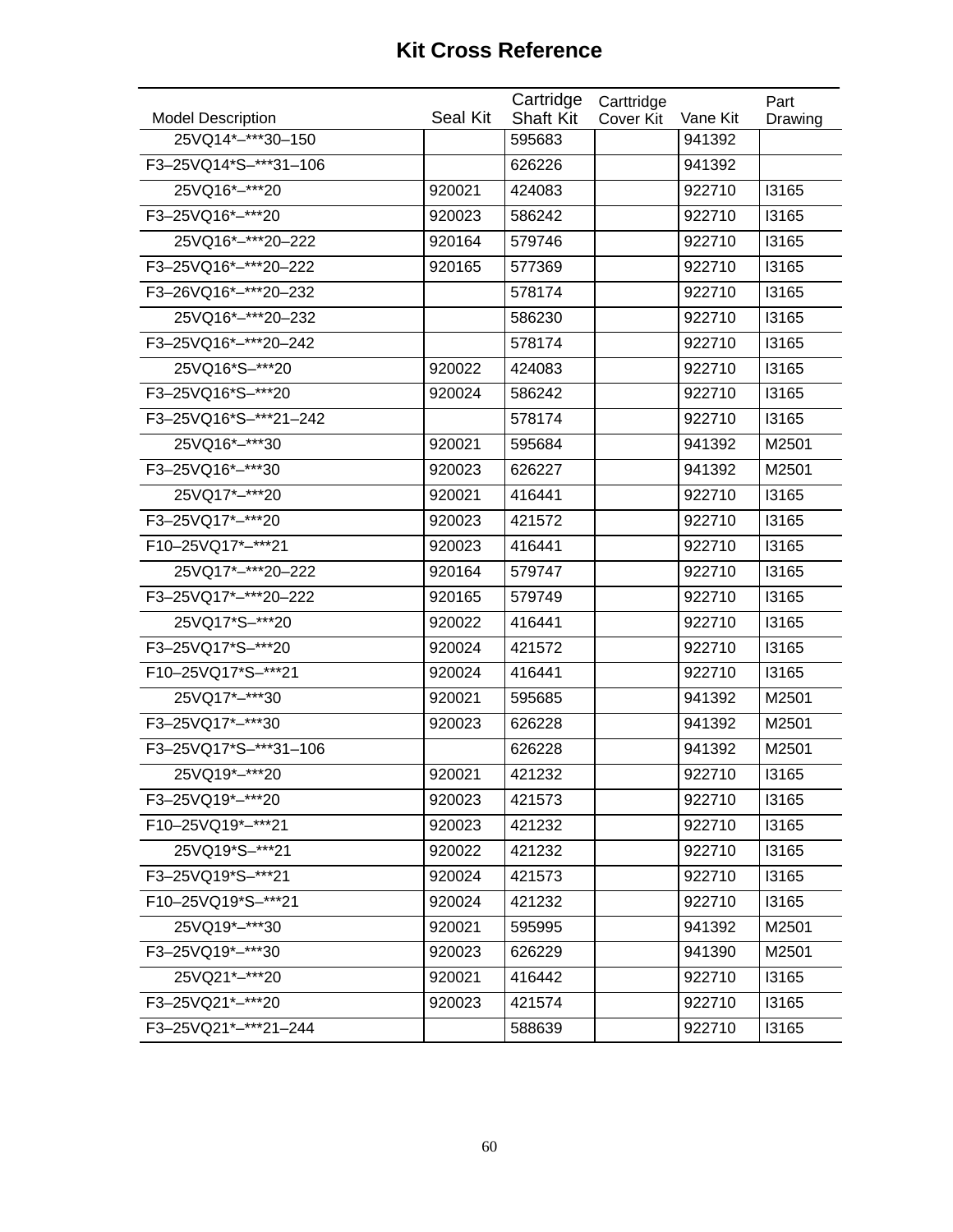# Kit Cross Reference

| Model Description | Seal Kit | Cartridge Shaft Kit | Carttridge Cover Kit | Vane Kit | Part Drawing |
|---|---|---|---|---|---|
| 25VQ14*–***30–150 | | 595683 | | 941392 | |
| F3–25VQ14*S–***31–106 | | 626226 | | 941392 | |
| 25VQ16*–***20 | 920021 | 424083 | | 922710 | I3165 |
| F3–25VQ16*–***20 | 920023 | 586242 | | 922710 | I3165 |
| 25VQ16*–***20–222 | 920164 | 579746 | | 922710 | I3165 |
| F3–25VQ16*–***20–222 | 920165 | 577369 | | 922710 | I3165 |
| F3–26VQ16*–***20–232 | | 578174 | | 922710 | I3165 |
| 25VQ16*–***20–232 | | 586230 | | 922710 | I3165 |
| F3–25VQ16*–***20–242 | | 578174 | | 922710 | I3165 |
| 25VQ16*S–***20 | 920022 | 424083 | | 922710 | I3165 |
| F3–25VQ16*S–***20 | 920024 | 586242 | | 922710 | I3165 |
| F3–25VQ16*S–***21–242 | | 578174 | | 922710 | I3165 |
| 25VQ16*–***30 | 920021 | 595684 | | 941392 | M2501 |
| F3–25VQ16*–***30 | 920023 | 626227 | | 941392 | M2501 |
| 25VQ17*–***20 | 920021 | 416441 | | 922710 | I3165 |
| F3–25VQ17*–***20 | 920023 | 421572 | | 922710 | I3165 |
| F10–25VQ17*–***21 | 920023 | 416441 | | 922710 | I3165 |
| 25VQ17*–***20–222 | 920164 | 579747 | | 922710 | I3165 |
| F3–25VQ17*–***20–222 | 920165 | 579749 | | 922710 | I3165 |
| 25VQ17*S–***20 | 920022 | 416441 | | 922710 | I3165 |
| F3–25VQ17*S–***20 | 920024 | 421572 | | 922710 | I3165 |
| F10–25VQ17*S–***21 | 920024 | 416441 | | 922710 | I3165 |
| 25VQ17*–***30 | 920021 | 595685 | | 941392 | M2501 |
| F3–25VQ17*–***30 | 920023 | 626228 | | 941392 | M2501 |
| F3–25VQ17*S–***31–106 | | 626228 | | 941392 | M2501 |
| 25VQ19*–***20 | 920021 | 421232 | | 922710 | I3165 |
| F3–25VQ19*–***20 | 920023 | 421573 | | 922710 | I3165 |
| F10–25VQ19*–***21 | 920023 | 421232 | | 922710 | I3165 |
| 25VQ19*S–***21 | 920022 | 421232 | | 922710 | I3165 |
| F3–25VQ19*S–***21 | 920024 | 421573 | | 922710 | I3165 |
| F10–25VQ19*S–***21 | 920024 | 421232 | | 922710 | I3165 |
| 25VQ19*–***30 | 920021 | 595995 | | 941392 | M2501 |
| F3–25VQ19*–***30 | 920023 | 626229 | | 941390 | M2501 |
| 25VQ21*–***20 | 920021 | 416442 | | 922710 | I3165 |
| F3–25VQ21*–***20 | 920023 | 421574 | | 922710 | I3165 |
| F3–25VQ21*–***21–244 | | 588639 | | 922710 | I3165 |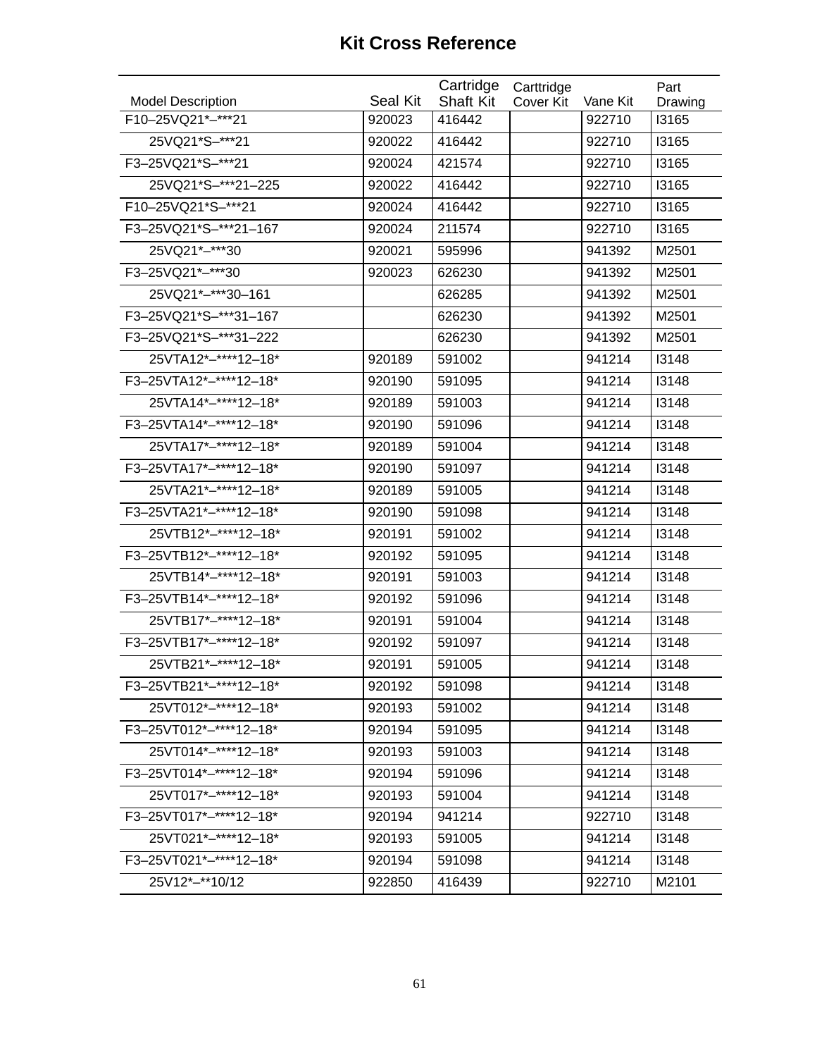# Kit Cross Reference

| Model Description | Seal Kit | Cartridge Shaft Kit | Carttridge Cover Kit | Vane Kit | Part Drawing |
|---|---|---|---|---|---|
| F10–25VQ21*–***21 | 920023 | 416442 | | 922710 | I3165 |
| 25VQ21*S–***21 | 920022 | 416442 | | 922710 | I3165 |
| F3–25VQ21*S–***21 | 920024 | 421574 | | 922710 | I3165 |
| 25VQ21*S–***21–225 | 920022 | 416442 | | 922710 | I3165 |
| F10–25VQ21*S–***21 | 920024 | 416442 | | 922710 | I3165 |
| F3–25VQ21*S–***21–167 | 920024 | 211574 | | 922710 | I3165 |
| 25VQ21*–***30 | 920021 | 595996 | | 941392 | M2501 |
| F3–25VQ21*–***30 | 920023 | 626230 | | 941392 | M2501 |
| 25VQ21*–***30–161 | | 626285 | | 941392 | M2501 |
| F3–25VQ21*S–***31–167 | | 626230 | | 941392 | M2501 |
| F3–25VQ21*S–***31–222 | | 626230 | | 941392 | M2501 |
| 25VTA12*–****12–18* | 920189 | 591002 | | 941214 | I3148 |
| F3–25VTA12*–****12–18* | 920190 | 591095 | | 941214 | I3148 |
| 25VTA14*–****12–18* | 920189 | 591003 | | 941214 | I3148 |
| F3–25VTA14*–****12–18* | 920190 | 591096 | | 941214 | I3148 |
| 25VTA17*–****12–18* | 920189 | 591004 | | 941214 | I3148 |
| F3–25VTA17*–****12–18* | 920190 | 591097 | | 941214 | I3148 |
| 25VTA21*–****12–18* | 920189 | 591005 | | 941214 | I3148 |
| F3–25VTA21*–****12–18* | 920190 | 591098 | | 941214 | I3148 |
| 25VTB12*–****12–18* | 920191 | 591002 | | 941214 | I3148 |
| F3–25VTB12*–****12–18* | 920192 | 591095 | | 941214 | I3148 |
| 25VTB14*–****12–18* | 920191 | 591003 | | 941214 | I3148 |
| F3–25VTB14*–****12–18* | 920192 | 591096 | | 941214 | I3148 |
| 25VTB17*–****12–18* | 920191 | 591004 | | 941214 | I3148 |
| F3–25VTB17*–****12–18* | 920192 | 591097 | | 941214 | I3148 |
| 25VTB21*–****12–18* | 920191 | 591005 | | 941214 | I3148 |
| F3–25VTB21*–****12–18* | 920192 | 591098 | | 941214 | I3148 |
| 25VT012*–****12–18* | 920193 | 591002 | | 941214 | I3148 |
| F3–25VT012*–****12–18* | 920194 | 591095 | | 941214 | I3148 |
| 25VT014*–****12–18* | 920193 | 591003 | | 941214 | I3148 |
| F3–25VT014*–****12–18* | 920194 | 591096 | | 941214 | I3148 |
| 25VT017*–****12–18* | 920193 | 591004 | | 941214 | I3148 |
| F3–25VT017*–****12–18* | 920194 | 941214 | | 922710 | I3148 |
| 25VT021*–****12–18* | 920193 | 591005 | | 941214 | I3148 |
| F3–25VT021*–****12–18* | 920194 | 591098 | | 941214 | I3148 |
| 25V12*–**10/12 | 922850 | 416439 | | 922710 | M2101 |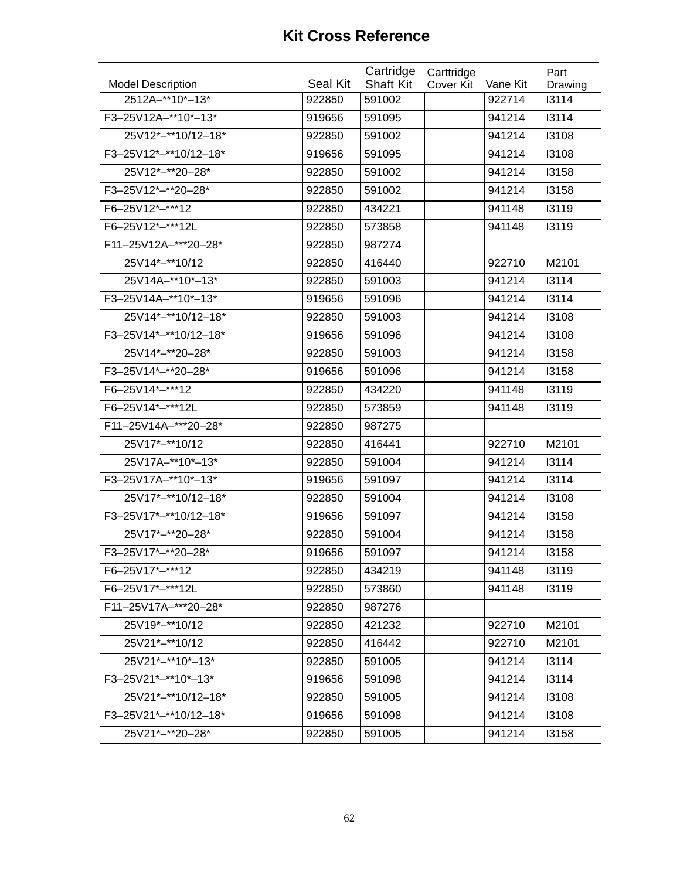# Kit Cross Reference

| Model Description | Seal Kit | Cartridge Shaft Kit | Carttridge Cover Kit | Vane Kit | Part Drawing |
|---|---|---|---|---|---|
| 2512A–**10*–13* | 922850 | 591002 | | 922714 | I3114 |
| F3–25V12A–**10*–13* | 919656 | 591095 | | 941214 | I3114 |
| 25V12*–**10/12–18* | 922850 | 591002 | | 941214 | I3108 |
| F3–25V12*–**10/12–18* | 919656 | 591095 | | 941214 | I3108 |
| 25V12*–**20–28* | 922850 | 591002 | | 941214 | I3158 |
| F3–25V12*–**20–28* | 922850 | 591002 | | 941214 | I3158 |
| F6–25V12*–***12 | 922850 | 434221 | | 941148 | I3119 |
| F6–25V12*–***12L | 922850 | 573858 | | 941148 | I3119 |
| F11–25V12A–***20–28* | 922850 | 987274 | | | |
| 25V14*–**10/12 | 922850 | 416440 | | 922710 | M2101 |
| 25V14A–**10*–13* | 922850 | 591003 | | 941214 | I3114 |
| F3–25V14A–**10*–13* | 919656 | 591096 | | 941214 | I3114 |
| 25V14*–**10/12–18* | 922850 | 591003 | | 941214 | I3108 |
| F3–25V14*–**10/12–18* | 919656 | 591096 | | 941214 | I3108 |
| 25V14*–**20–28* | 922850 | 591003 | | 941214 | I3158 |
| F3–25V14*–**20–28* | 919656 | 591096 | | 941214 | I3158 |
| F6–25V14*–***12 | 922850 | 434220 | | 941148 | I3119 |
| F6–25V14*–***12L | 922850 | 573859 | | 941148 | I3119 |
| F11–25V14A–***20–28* | 922850 | 987275 | | | |
| 25V17*–**10/12 | 922850 | 416441 | | 922710 | M2101 |
| 25V17A–**10*–13* | 922850 | 591004 | | 941214 | I3114 |
| F3–25V17A–**10*–13* | 919656 | 591097 | | 941214 | I3114 |
| 25V17*–**10/12–18* | 922850 | 591004 | | 941214 | I3108 |
| F3–25V17*–**10/12–18* | 919656 | 591097 | | 941214 | I3158 |
| 25V17*–**20–28* | 922850 | 591004 | | 941214 | I3158 |
| F3–25V17*–**20–28* | 919656 | 591097 | | 941214 | I3158 |
| F6–25V17*–***12 | 922850 | 434219 | | 941148 | I3119 |
| F6–25V17*–***12L | 922850 | 573860 | | 941148 | I3119 |
| F11–25V17A–***20–28* | 922850 | 987276 | | | |
| 25V19*–**10/12 | 922850 | 421232 | | 922710 | M2101 |
| 25V21*–**10/12 | 922850 | 416442 | | 922710 | M2101 |
| 25V21*–**10*–13* | 922850 | 591005 | | 941214 | I3114 |
| F3–25V21*–**10*–13* | 919656 | 591098 | | 941214 | I3114 |
| 25V21*–**10/12–18* | 922850 | 591005 | | 941214 | I3108 |
| F3–25V21*–**10/12–18* | 919656 | 591098 | | 941214 | I3108 |
| 25V21*–**20–28* | 922850 | 591005 | | 941214 | I3158 |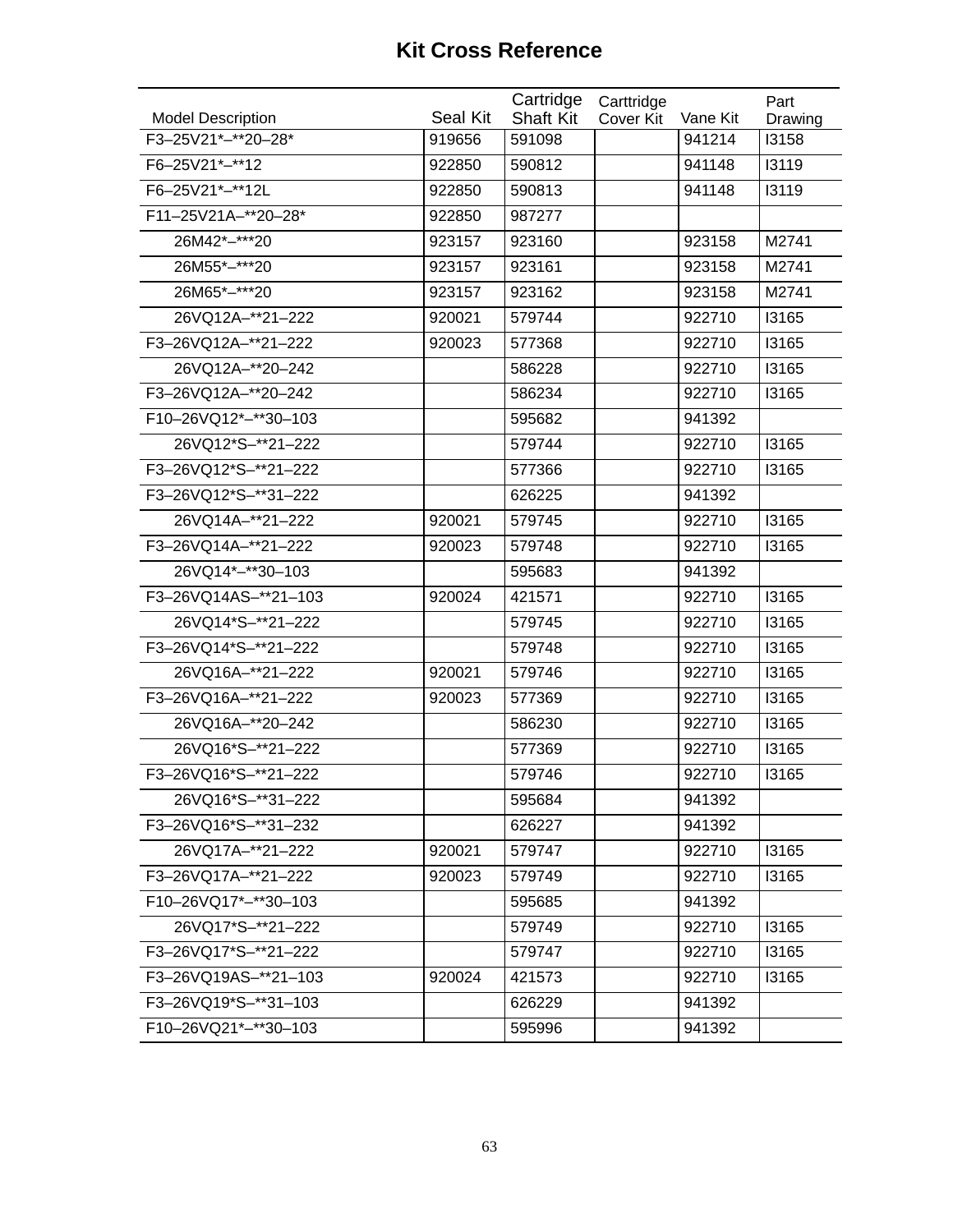# Kit Cross Reference

| Model Description | Seal Kit | Cartridge Shaft Kit | Carttridge Cover Kit | Vane Kit | Part Drawing |
|---|---|---|---|---|---|
| F3–25V21*–**20–28* | 919656 | 591098 | | 941214 | I3158 |
| F6–25V21*–**12 | 922850 | 590812 | | 941148 | I3119 |
| F6–25V21*–**12L | 922850 | 590813 | | 941148 | I3119 |
| F11–25V21A–**20–28* | 922850 | 987277 | | | |
| 26M42*–***20 | 923157 | 923160 | | 923158 | M2741 |
| 26M55*–***20 | 923157 | 923161 | | 923158 | M2741 |
| 26M65*–***20 | 923157 | 923162 | | 923158 | M2741 |
| 26VQ12A–**21–222 | 920021 | 579744 | | 922710 | I3165 |
| F3–26VQ12A–**21–222 | 920023 | 577368 | | 922710 | I3165 |
| 26VQ12A–**20–242 | | 586228 | | 922710 | I3165 |
| F3–26VQ12A–**20–242 | | 586234 | | 922710 | I3165 |
| F10–26VQ12*–**30–103 | | 595682 | | 941392 | |
| 26VQ12*S–**21–222 | | 579744 | | 922710 | I3165 |
| F3–26VQ12*S–**21–222 | | 577366 | | 922710 | I3165 |
| F3–26VQ12*S–**31–222 | | 626225 | | 941392 | |
| 26VQ14A–**21–222 | 920021 | 579745 | | 922710 | I3165 |
| F3–26VQ14A–**21–222 | 920023 | 579748 | | 922710 | I3165 |
| 26VQ14*–**30–103 | | 595683 | | 941392 | |
| F3–26VQ14AS–**21–103 | 920024 | 421571 | | 922710 | I3165 |
| 26VQ14*S–**21–222 | | 579745 | | 922710 | I3165 |
| F3–26VQ14*S–**21–222 | | 579748 | | 922710 | I3165 |
| 26VQ16A–**21–222 | 920021 | 579746 | | 922710 | I3165 |
| F3–26VQ16A–**21–222 | 920023 | 577369 | | 922710 | I3165 |
| 26VQ16A–**20–242 | | 586230 | | 922710 | I3165 |
| 26VQ16*S–**21–222 | | 577369 | | 922710 | I3165 |
| F3–26VQ16*S–**21–222 | | 579746 | | 922710 | I3165 |
| 26VQ16*S–**31–222 | | 595684 | | 941392 | |
| F3–26VQ16*S–**31–232 | | 626227 | | 941392 | |
| 26VQ17A–**21–222 | 920021 | 579747 | | 922710 | I3165 |
| F3–26VQ17A–**21–222 | 920023 | 579749 | | 922710 | I3165 |
| F10–26VQ17*–**30–103 | | 595685 | | 941392 | |
| 26VQ17*S–**21–222 | | 579749 | | 922710 | I3165 |
| F3–26VQ17*S–**21–222 | | 579747 | | 922710 | I3165 |
| F3–26VQ19AS–**21–103 | 920024 | 421573 | | 922710 | I3165 |
| F3–26VQ19*S–**31–103 | | 626229 | | 941392 | |
| F10–26VQ21*–**30–103 | | 595996 | | 941392 | |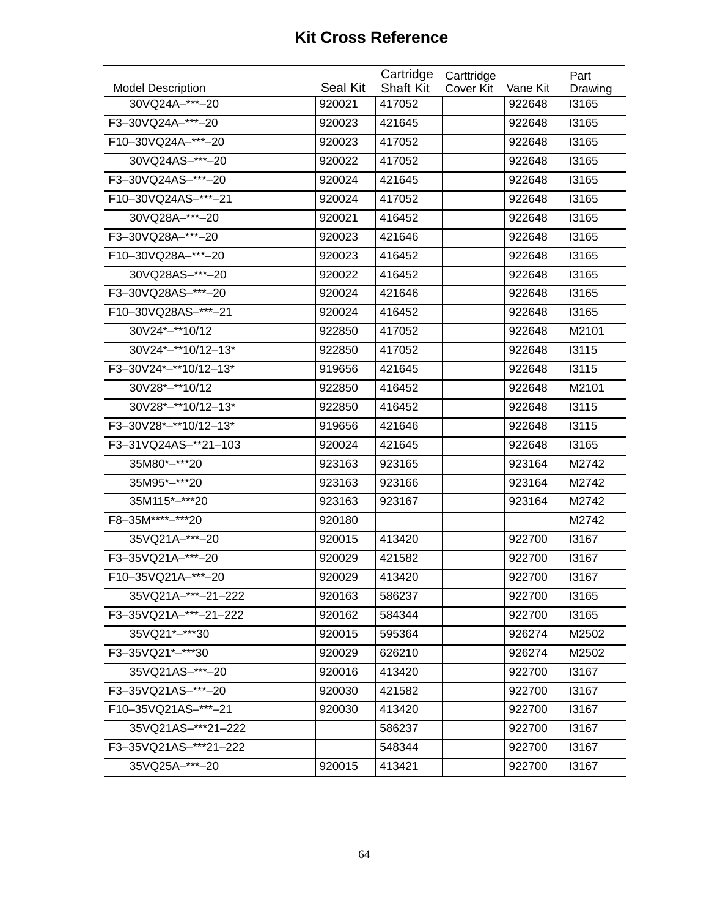# Kit Cross Reference

| Model Description | Seal Kit | Cartridge Shaft Kit | Carttridge Cover Kit | Vane Kit | Part Drawing |
|---|---|---|---|---|---|
| 30VQ24A–***–20 | 920021 | 417052 | | 922648 | I3165 |
| F3–30VQ24A–***–20 | 920023 | 421645 | | 922648 | I3165 |
| F10–30VQ24A–***–20 | 920023 | 417052 | | 922648 | I3165 |
| 30VQ24AS–***–20 | 920022 | 417052 | | 922648 | I3165 |
| F3–30VQ24AS–***–20 | 920024 | 421645 | | 922648 | I3165 |
| F10–30VQ24AS–***–21 | 920024 | 417052 | | 922648 | I3165 |
| 30VQ28A–***–20 | 920021 | 416452 | | 922648 | I3165 |
| F3–30VQ28A–***–20 | 920023 | 421646 | | 922648 | I3165 |
| F10–30VQ28A–***–20 | 920023 | 416452 | | 922648 | I3165 |
| 30VQ28AS–***–20 | 920022 | 416452 | | 922648 | I3165 |
| F3–30VQ28AS–***–20 | 920024 | 421646 | | 922648 | I3165 |
| F10–30VQ28AS–***–21 | 920024 | 416452 | | 922648 | I3165 |
| 30V24*–**10/12 | 922850 | 417052 | | 922648 | M2101 |
| 30V24*–**10/12–13* | 922850 | 417052 | | 922648 | I3115 |
| F3–30V24*–**10/12–13* | 919656 | 421645 | | 922648 | I3115 |
| 30V28*–**10/12 | 922850 | 416452 | | 922648 | M2101 |
| 30V28*–**10/12–13* | 922850 | 416452 | | 922648 | I3115 |
| F3–30V28*–**10/12–13* | 919656 | 421646 | | 922648 | I3115 |
| F3–31VQ24AS–**21–103 | 920024 | 421645 | | 922648 | I3165 |
| 35M80*–***20 | 923163 | 923165 | | 923164 | M2742 |
| 35M95*–***20 | 923163 | 923166 | | 923164 | M2742 |
| 35M115*–***20 | 923163 | 923167 | | 923164 | M2742 |
| F8–35M****–***20 | 920180 | | | | M2742 |
| 35VQ21A–***–20 | 920015 | 413420 | | 922700 | I3167 |
| F3–35VQ21A–***–20 | 920029 | 421582 | | 922700 | I3167 |
| F10–35VQ21A–***–20 | 920029 | 413420 | | 922700 | I3167 |
| 35VQ21A–***–21–222 | 920163 | 586237 | | 922700 | I3165 |
| F3–35VQ21A–***–21–222 | 920162 | 584344 | | 922700 | I3165 |
| 35VQ21*–***30 | 920015 | 595364 | | 926274 | M2502 |
| F3–35VQ21*–***30 | 920029 | 626210 | | 926274 | M2502 |
| 35VQ21AS–***–20 | 920016 | 413420 | | 922700 | I3167 |
| F3–35VQ21AS–***–20 | 920030 | 421582 | | 922700 | I3167 |
| F10–35VQ21AS–***–21 | 920030 | 413420 | | 922700 | I3167 |
| 35VQ21AS–***21–222 | | 586237 | | 922700 | I3167 |
| F3–35VQ21AS–***21–222 | | 548344 | | 922700 | I3167 |
| 35VQ25A–***–20 | 920015 | 413421 | | 922700 | I3167 |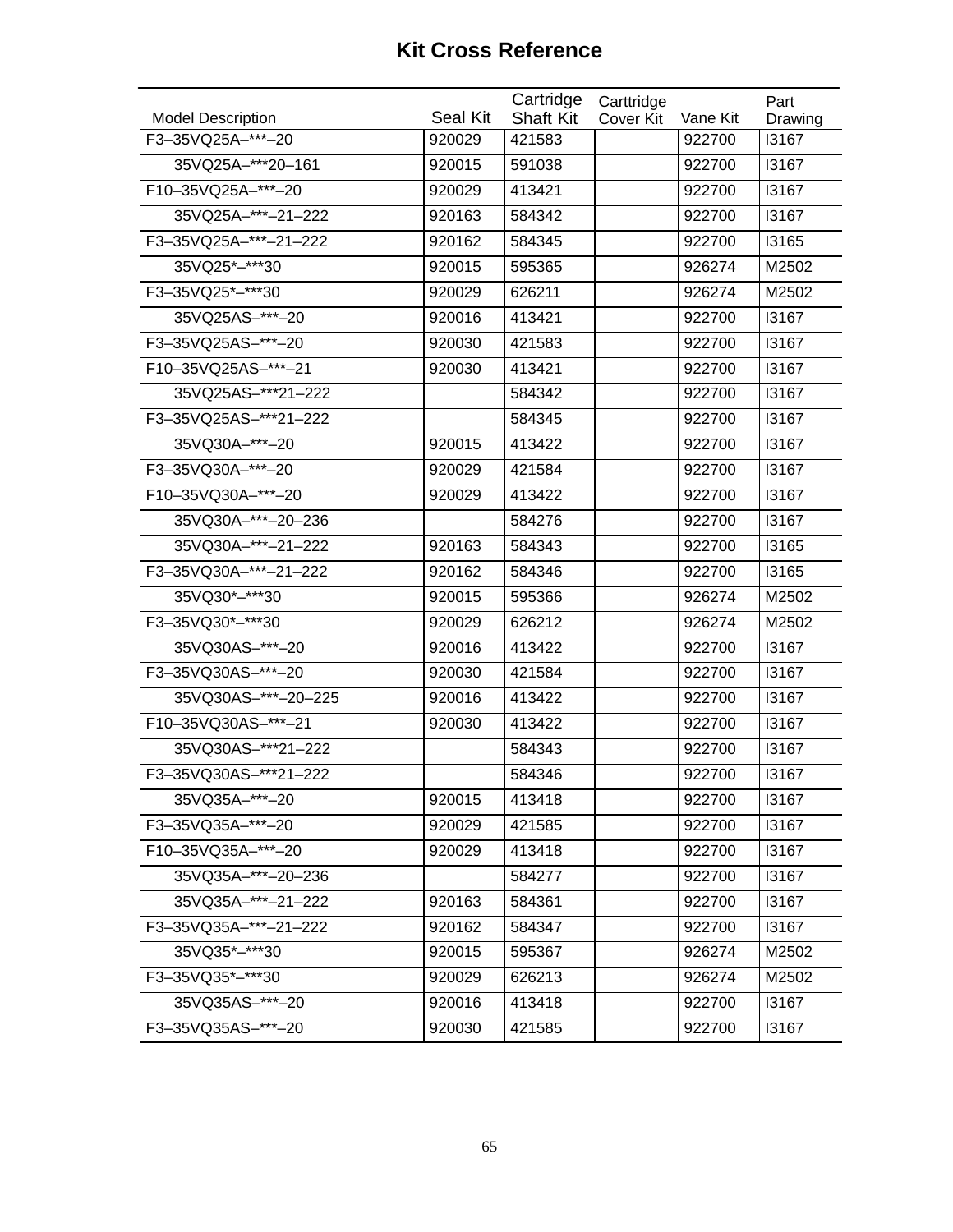# Kit Cross Reference

| Model Description | Seal Kit | Cartridge Shaft Kit | Carttridge Cover Kit | Vane Kit | Part Drawing |
|---|---|---|---|---|---|
| F3–35VQ25A–***–20 | 920029 | 421583 | | 922700 | I3167 |
| 35VQ25A–***20–161 | 920015 | 591038 | | 922700 | I3167 |
| F10–35VQ25A–***–20 | 920029 | 413421 | | 922700 | I3167 |
| 35VQ25A–***–21–222 | 920163 | 584342 | | 922700 | I3167 |
| F3–35VQ25A–***–21–222 | 920162 | 584345 | | 922700 | I3165 |
| 35VQ25*–***30 | 920015 | 595365 | | 926274 | M2502 |
| F3–35VQ25*–***30 | 920029 | 626211 | | 926274 | M2502 |
| 35VQ25AS–***–20 | 920016 | 413421 | | 922700 | I3167 |
| F3–35VQ25AS–***–20 | 920030 | 421583 | | 922700 | I3167 |
| F10–35VQ25AS–***–21 | 920030 | 413421 | | 922700 | I3167 |
| 35VQ25AS–***21–222 | | 584342 | | 922700 | I3167 |
| F3–35VQ25AS–***21–222 | | 584345 | | 922700 | I3167 |
| 35VQ30A–***–20 | 920015 | 413422 | | 922700 | I3167 |
| F3–35VQ30A–***–20 | 920029 | 421584 | | 922700 | I3167 |
| F10–35VQ30A–***–20 | 920029 | 413422 | | 922700 | I3167 |
| 35VQ30A–***–20–236 | | 584276 | | 922700 | I3167 |
| 35VQ30A–***–21–222 | 920163 | 584343 | | 922700 | I3165 |
| F3–35VQ30A–***–21–222 | 920162 | 584346 | | 922700 | I3165 |
| 35VQ30*–***30 | 920015 | 595366 | | 926274 | M2502 |
| F3–35VQ30*–***30 | 920029 | 626212 | | 926274 | M2502 |
| 35VQ30AS–***–20 | 920016 | 413422 | | 922700 | I3167 |
| F3–35VQ30AS–***–20 | 920030 | 421584 | | 922700 | I3167 |
| 35VQ30AS–***–20–225 | 920016 | 413422 | | 922700 | I3167 |
| F10–35VQ30AS–***–21 | 920030 | 413422 | | 922700 | I3167 |
| 35VQ30AS–***21–222 | | 584343 | | 922700 | I3167 |
| F3–35VQ30AS–***21–222 | | 584346 | | 922700 | I3167 |
| 35VQ35A–***–20 | 920015 | 413418 | | 922700 | I3167 |
| F3–35VQ35A–***–20 | 920029 | 421585 | | 922700 | I3167 |
| F10–35VQ35A–***–20 | 920029 | 413418 | | 922700 | I3167 |
| 35VQ35A–***–20–236 | | 584277 | | 922700 | I3167 |
| 35VQ35A–***–21–222 | 920163 | 584361 | | 922700 | I3167 |
| F3–35VQ35A–***–21–222 | 920162 | 584347 | | 922700 | I3167 |
| 35VQ35*–***30 | 920015 | 595367 | | 926274 | M2502 |
| F3–35VQ35*–***30 | 920029 | 626213 | | 926274 | M2502 |
| 35VQ35AS–***–20 | 920016 | 413418 | | 922700 | I3167 |
| F3–35VQ35AS–***–20 | 920030 | 421585 | | 922700 | I3167 |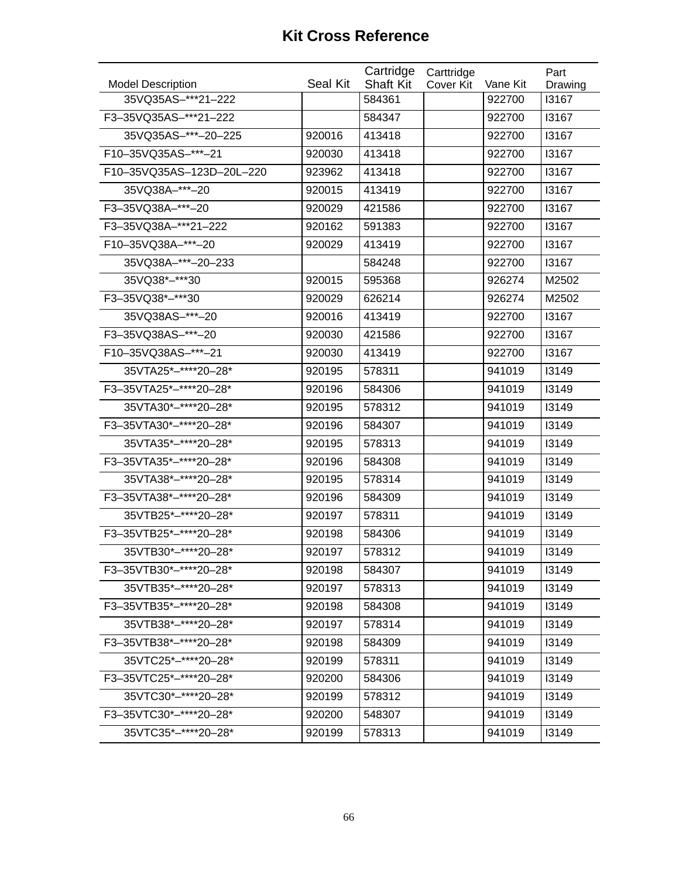# Kit Cross Reference

| Model Description | Seal Kit | Cartridge Shaft Kit | Carttridge Cover Kit | Vane Kit | Part Drawing |
|---|---|---|---|---|---|
| 35VQ35AS–***21–222 | | 584361 | | 922700 | I3167 |
| F3–35VQ35AS–***21–222 | | 584347 | | 922700 | I3167 |
| 35VQ35AS–***–20–225 | 920016 | 413418 | | 922700 | I3167 |
| F10–35VQ35AS–***–21 | 920030 | 413418 | | 922700 | I3167 |
| F10–35VQ35AS–123D–20L–220 | 923962 | 413418 | | 922700 | I3167 |
| 35VQ38A–***–20 | 920015 | 413419 | | 922700 | I3167 |
| F3–35VQ38A–***–20 | 920029 | 421586 | | 922700 | I3167 |
| F3–35VQ38A–***21–222 | 920162 | 591383 | | 922700 | I3167 |
| F10–35VQ38A–***–20 | 920029 | 413419 | | 922700 | I3167 |
| 35VQ38A–***–20–233 | | 584248 | | 922700 | I3167 |
| 35VQ38*–***30 | 920015 | 595368 | | 926274 | M2502 |
| F3–35VQ38*–***30 | 920029 | 626214 | | 926274 | M2502 |
| 35VQ38AS–***–20 | 920016 | 413419 | | 922700 | I3167 |
| F3–35VQ38AS–***–20 | 920030 | 421586 | | 922700 | I3167 |
| F10–35VQ38AS–***–21 | 920030 | 413419 | | 922700 | I3167 |
| 35VTA25*–****20–28* | 920195 | 578311 | | 941019 | I3149 |
| F3–35VTA25*–****20–28* | 920196 | 584306 | | 941019 | I3149 |
| 35VTA30*–****20–28* | 920195 | 578312 | | 941019 | I3149 |
| F3–35VTA30*–****20–28* | 920196 | 584307 | | 941019 | I3149 |
| 35VTA35*–****20–28* | 920195 | 578313 | | 941019 | I3149 |
| F3–35VTA35*–****20–28* | 920196 | 584308 | | 941019 | I3149 |
| 35VTA38*–****20–28* | 920195 | 578314 | | 941019 | I3149 |
| F3–35VTA38*–****20–28* | 920196 | 584309 | | 941019 | I3149 |
| 35VTB25*–****20–28* | 920197 | 578311 | | 941019 | I3149 |
| F3–35VTB25*–****20–28* | 920198 | 584306 | | 941019 | I3149 |
| 35VTB30*–****20–28* | 920197 | 578312 | | 941019 | I3149 |
| F3–35VTB30*–****20–28* | 920198 | 584307 | | 941019 | I3149 |
| 35VTB35*–****20–28* | 920197 | 578313 | | 941019 | I3149 |
| F3–35VTB35*–****20–28* | 920198 | 584308 | | 941019 | I3149 |
| 35VTB38*–****20–28* | 920197 | 578314 | | 941019 | I3149 |
| F3–35VTB38*–****20–28* | 920198 | 584309 | | 941019 | I3149 |
| 35VTC25*–****20–28* | 920199 | 578311 | | 941019 | I3149 |
| F3–35VTC25*–****20–28* | 920200 | 584306 | | 941019 | I3149 |
| 35VTC30*–****20–28* | 920199 | 578312 | | 941019 | I3149 |
| F3–35VTC30*–****20–28* | 920200 | 548307 | | 941019 | I3149 |
| 35VTC35*–****20–28* | 920199 | 578313 | | 941019 | I3149 |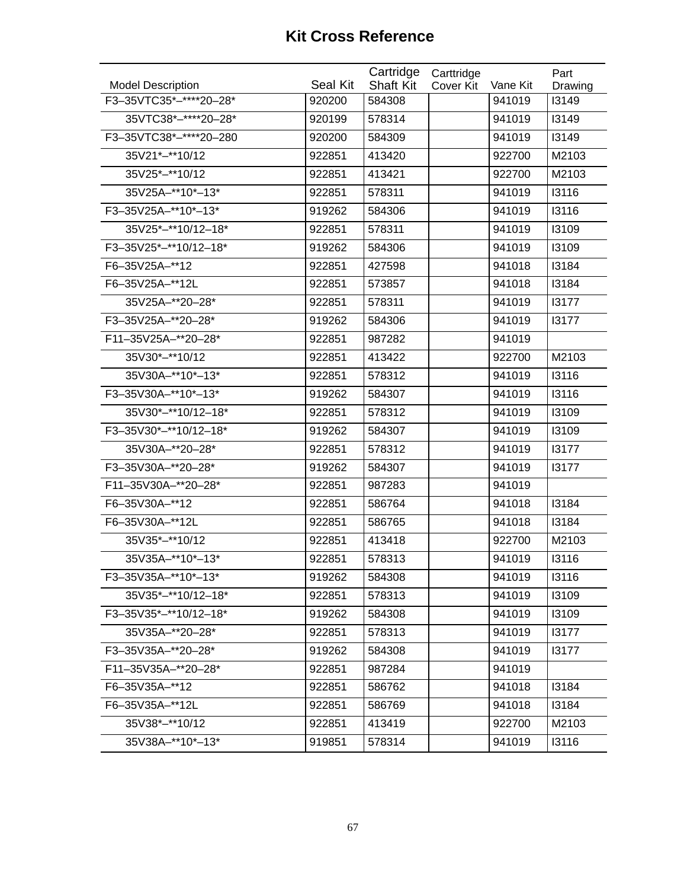# Kit Cross Reference

| Model Description | Seal Kit | Cartridge Shaft Kit | Carttridge Cover Kit | Vane Kit | Part Drawing |
|---|---|---|---|---|---|
| F3–35VTC35*–****20–28* | 920200 | 584308 | | 941019 | I3149 |
| 35VTC38*–****20–28* | 920199 | 578314 | | 941019 | I3149 |
| F3–35VTC38*–****20–280 | 920200 | 584309 | | 941019 | I3149 |
| 35V21*–**10/12 | 922851 | 413420 | | 922700 | M2103 |
| 35V25*–**10/12 | 922851 | 413421 | | 922700 | M2103 |
| 35V25A–**10*–13* | 922851 | 578311 | | 941019 | I3116 |
| F3–35V25A–**10*–13* | 919262 | 584306 | | 941019 | I3116 |
| 35V25*–**10/12–18* | 922851 | 578311 | | 941019 | I3109 |
| F3–35V25*–**10/12–18* | 919262 | 584306 | | 941019 | I3109 |
| F6–35V25A–**12 | 922851 | 427598 | | 941018 | I3184 |
| F6–35V25A–**12L | 922851 | 573857 | | 941018 | I3184 |
| 35V25A–**20–28* | 922851 | 578311 | | 941019 | I3177 |
| F3–35V25A–**20–28* | 919262 | 584306 | | 941019 | I3177 |
| F11–35V25A–**20–28* | 922851 | 987282 | | 941019 | |
| 35V30*–**10/12 | 922851 | 413422 | | 922700 | M2103 |
| 35V30A–**10*–13* | 922851 | 578312 | | 941019 | I3116 |
| F3–35V30A–**10*–13* | 919262 | 584307 | | 941019 | I3116 |
| 35V30*–**10/12–18* | 922851 | 578312 | | 941019 | I3109 |
| F3–35V30*–**10/12–18* | 919262 | 584307 | | 941019 | I3109 |
| 35V30A–**20–28* | 922851 | 578312 | | 941019 | I3177 |
| F3–35V30A–**20–28* | 919262 | 584307 | | 941019 | I3177 |
| F11–35V30A–**20–28* | 922851 | 987283 | | 941019 | |
| F6–35V30A–**12 | 922851 | 586764 | | 941018 | I3184 |
| F6–35V30A–**12L | 922851 | 586765 | | 941018 | I3184 |
| 35V35*–**10/12 | 922851 | 413418 | | 922700 | M2103 |
| 35V35A–**10*–13* | 922851 | 578313 | | 941019 | I3116 |
| F3–35V35A–**10*–13* | 919262 | 584308 | | 941019 | I3116 |
| 35V35*–**10/12–18* | 922851 | 578313 | | 941019 | I3109 |
| F3–35V35*–**10/12–18* | 919262 | 584308 | | 941019 | I3109 |
| 35V35A–**20–28* | 922851 | 578313 | | 941019 | I3177 |
| F3–35V35A–**20–28* | 919262 | 584308 | | 941019 | I3177 |
| F11–35V35A–**20–28* | 922851 | 987284 | | 941019 | |
| F6–35V35A–**12 | 922851 | 586762 | | 941018 | I3184 |
| F6–35V35A–**12L | 922851 | 586769 | | 941018 | I3184 |
| 35V38*–**10/12 | 922851 | 413419 | | 922700 | M2103 |
| 35V38A–**10*–13* | 919851 | 578314 | | 941019 | I3116 |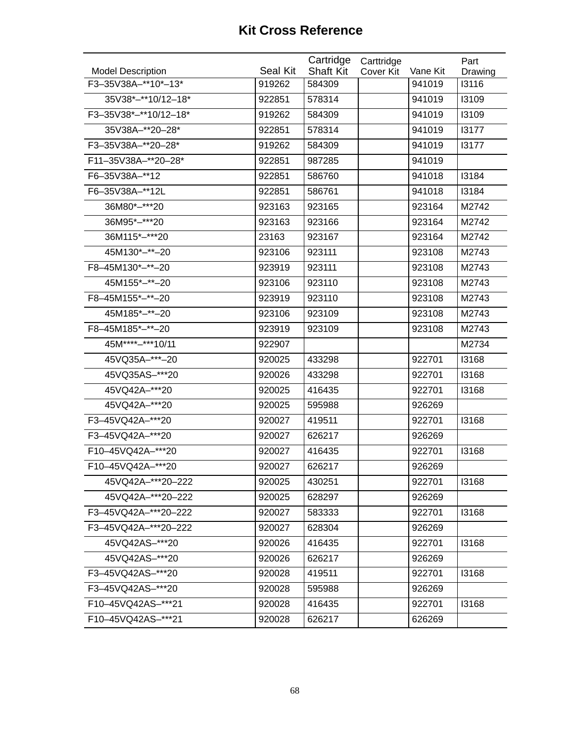# Kit Cross Reference

| Model Description | Seal Kit | Cartridge Shaft Kit | Carttridge Cover Kit | Vane Kit | Part Drawing |
|---|---|---|---|---|---|
| F3–35V38A–**10*–13* | 919262 | 584309 | | 941019 | I3116 |
| 35V38*–**10/12–18* | 922851 | 578314 | | 941019 | I3109 |
| F3–35V38*–**10/12–18* | 919262 | 584309 | | 941019 | I3109 |
| 35V38A–**20–28* | 922851 | 578314 | | 941019 | I3177 |
| F3–35V38A–**20–28* | 919262 | 584309 | | 941019 | I3177 |
| F11–35V38A–**20–28* | 922851 | 987285 | | 941019 | |
| F6–35V38A–**12 | 922851 | 586760 | | 941018 | I3184 |
| F6–35V38A–**12L | 922851 | 586761 | | 941018 | I3184 |
| 36M80*–***20 | 923163 | 923165 | | 923164 | M2742 |
| 36M95*–***20 | 923163 | 923166 | | 923164 | M2742 |
| 36M115*–***20 | 23163 | 923167 | | 923164 | M2742 |
| 45M130*–**–20 | 923106 | 923111 | | 923108 | M2743 |
| F8–45M130*–**–20 | 923919 | 923111 | | 923108 | M2743 |
| 45M155*–**–20 | 923106 | 923110 | | 923108 | M2743 |
| F8–45M155*–**–20 | 923919 | 923110 | | 923108 | M2743 |
| 45M185*–**–20 | 923106 | 923109 | | 923108 | M2743 |
| F8–45M185*–**–20 | 923919 | 923109 | | 923108 | M2743 |
| 45M****–***10/11 | 922907 | | | | M2734 |
| 45VQ35A–***–20 | 920025 | 433298 | | 922701 | I3168 |
| 45VQ35AS–***20 | 920026 | 433298 | | 922701 | I3168 |
| 45VQ42A–***20 | 920025 | 416435 | | 922701 | I3168 |
| 45VQ42A–***20 | 920025 | 595988 | | 926269 | |
| F3–45VQ42A–***20 | 920027 | 419511 | | 922701 | I3168 |
| F3–45VQ42A–***20 | 920027 | 626217 | | 926269 | |
| F10–45VQ42A–***20 | 920027 | 416435 | | 922701 | I3168 |
| F10–45VQ42A–***20 | 920027 | 626217 | | 926269 | |
| 45VQ42A–***20–222 | 920025 | 430251 | | 922701 | I3168 |
| 45VQ42A–***20–222 | 920025 | 628297 | | 926269 | |
| F3–45VQ42A–***20–222 | 920027 | 583333 | | 922701 | I3168 |
| F3–45VQ42A–***20–222 | 920027 | 628304 | | 926269 | |
| 45VQ42AS–***20 | 920026 | 416435 | | 922701 | I3168 |
| 45VQ42AS–***20 | 920026 | 626217 | | 926269 | |
| F3–45VQ42AS–***20 | 920028 | 419511 | | 922701 | I3168 |
| F3–45VQ42AS–***20 | 920028 | 595988 | | 926269 | |
| F10–45VQ42AS–***21 | 920028 | 416435 | | 922701 | I3168 |
| F10–45VQ42AS–***21 | 920028 | 626217 | | 626269 | |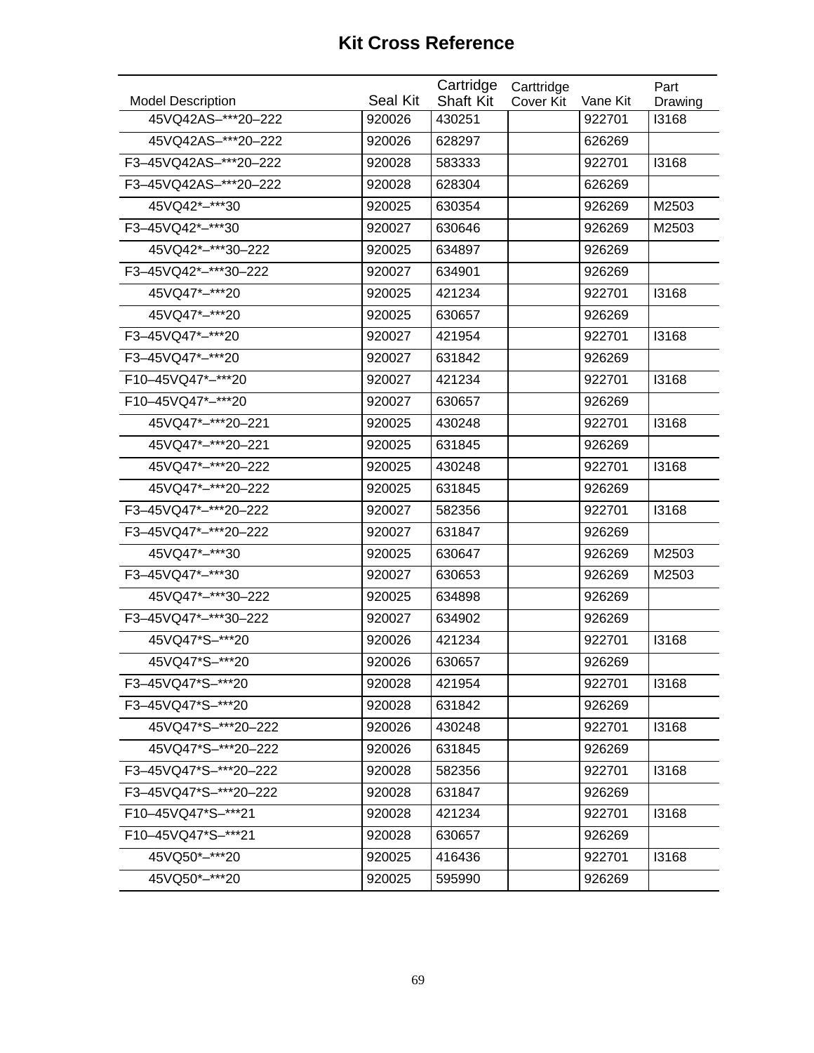# Kit Cross Reference

| Model Description | Seal Kit | Cartridge Shaft Kit | Carttridge Cover Kit | Vane Kit | Part Drawing |
|---|---|---|---|---|---|
| 45VQ42AS–***20–222 | 920026 | 430251 | | 922701 | I3168 |
| 45VQ42AS–***20–222 | 920026 | 628297 | | 626269 | |
| F3–45VQ42AS–***20–222 | 920028 | 583333 | | 922701 | I3168 |
| F3–45VQ42AS–***20–222 | 920028 | 628304 | | 626269 | |
| 45VQ42*–***30 | 920025 | 630354 | | 926269 | M2503 |
| F3–45VQ42*–***30 | 920027 | 630646 | | 926269 | M2503 |
| 45VQ42*–***30–222 | 920025 | 634897 | | 926269 | |
| F3–45VQ42*–***30–222 | 920027 | 634901 | | 926269 | |
| 45VQ47*–***20 | 920025 | 421234 | | 922701 | I3168 |
| 45VQ47*–***20 | 920025 | 630657 | | 926269 | |
| F3–45VQ47*–***20 | 920027 | 421954 | | 922701 | I3168 |
| F3–45VQ47*–***20 | 920027 | 631842 | | 926269 | |
| F10–45VQ47*–***20 | 920027 | 421234 | | 922701 | I3168 |
| F10–45VQ47*–***20 | 920027 | 630657 | | 926269 | |
| 45VQ47*–***20–221 | 920025 | 430248 | | 922701 | I3168 |
| 45VQ47*–***20–221 | 920025 | 631845 | | 926269 | |
| 45VQ47*–***20–222 | 920025 | 430248 | | 922701 | I3168 |
| 45VQ47*–***20–222 | 920025 | 631845 | | 926269 | |
| F3–45VQ47*–***20–222 | 920027 | 582356 | | 922701 | I3168 |
| F3–45VQ47*–***20–222 | 920027 | 631847 | | 926269 | |
| 45VQ47*–***30 | 920025 | 630647 | | 926269 | M2503 |
| F3–45VQ47*–***30 | 920027 | 630653 | | 926269 | M2503 |
| 45VQ47*–***30–222 | 920025 | 634898 | | 926269 | |
| F3–45VQ47*–***30–222 | 920027 | 634902 | | 926269 | |
| 45VQ47*S–***20 | 920026 | 421234 | | 922701 | I3168 |
| 45VQ47*S–***20 | 920026 | 630657 | | 926269 | |
| F3–45VQ47*S–***20 | 920028 | 421954 | | 922701 | I3168 |
| F3–45VQ47*S–***20 | 920028 | 631842 | | 926269 | |
| 45VQ47*S–***20–222 | 920026 | 430248 | | 922701 | I3168 |
| 45VQ47*S–***20–222 | 920026 | 631845 | | 926269 | |
| F3–45VQ47*S–***20–222 | 920028 | 582356 | | 922701 | I3168 |
| F3–45VQ47*S–***20–222 | 920028 | 631847 | | 926269 | |
| F10–45VQ47*S–***21 | 920028 | 421234 | | 922701 | I3168 |
| F10–45VQ47*S–***21 | 920028 | 630657 | | 926269 | |
| 45VQ50*–***20 | 920025 | 416436 | | 922701 | I3168 |
| 45VQ50*–***20 | 920025 | 595990 | | 926269 | |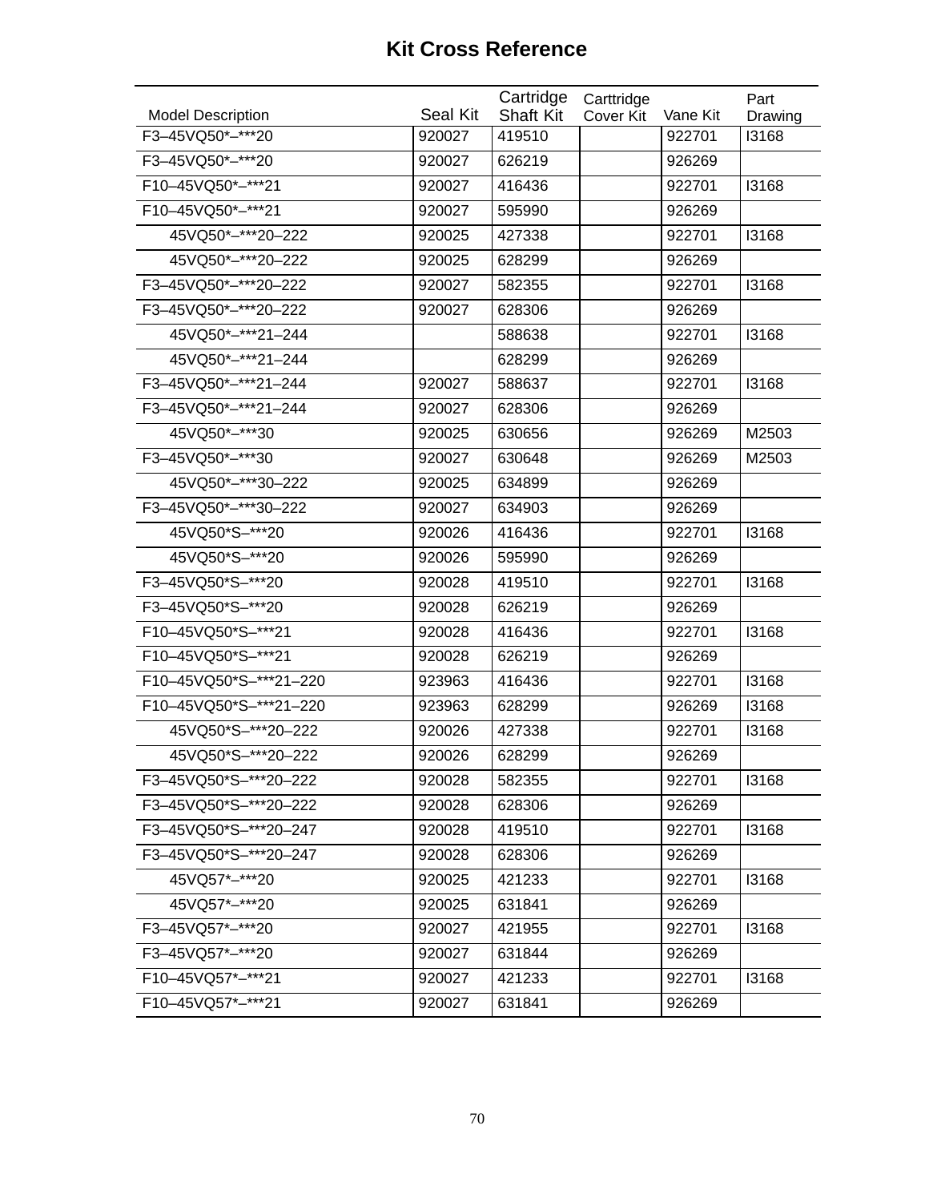# Kit Cross Reference

| Model Description | Seal Kit | Cartridge Shaft Kit | Carttridge Cover Kit | Vane Kit | Part Drawing |
|---|---|---|---|---|---|
| F3–45VQ50*–***20 | 920027 | 419510 | | 922701 | I3168 |
| F3–45VQ50*–***20 | 920027 | 626219 | | 926269 | |
| F10–45VQ50*–***21 | 920027 | 416436 | | 922701 | I3168 |
| F10–45VQ50*–***21 | 920027 | 595990 | | 926269 | |
| 45VQ50*–***20–222 | 920025 | 427338 | | 922701 | I3168 |
| 45VQ50*–***20–222 | 920025 | 628299 | | 926269 | |
| F3–45VQ50*–***20–222 | 920027 | 582355 | | 922701 | I3168 |
| F3–45VQ50*–***20–222 | 920027 | 628306 | | 926269 | |
| 45VQ50*–***21–244 | | 588638 | | 922701 | I3168 |
| 45VQ50*–***21–244 | | 628299 | | 926269 | |
| F3–45VQ50*–***21–244 | 920027 | 588637 | | 922701 | I3168 |
| F3–45VQ50*–***21–244 | 920027 | 628306 | | 926269 | |
| 45VQ50*–***30 | 920025 | 630656 | | 926269 | M2503 |
| F3–45VQ50*–***30 | 920027 | 630648 | | 926269 | M2503 |
| 45VQ50*–***30–222 | 920025 | 634899 | | 926269 | |
| F3–45VQ50*–***30–222 | 920027 | 634903 | | 926269 | |
| 45VQ50*S–***20 | 920026 | 416436 | | 922701 | I3168 |
| 45VQ50*S–***20 | 920026 | 595990 | | 926269 | |
| F3–45VQ50*S–***20 | 920028 | 419510 | | 922701 | I3168 |
| F3–45VQ50*S–***20 | 920028 | 626219 | | 926269 | |
| F10–45VQ50*S–***21 | 920028 | 416436 | | 922701 | I3168 |
| F10–45VQ50*S–***21 | 920028 | 626219 | | 926269 | |
| F10–45VQ50*S–***21–220 | 923963 | 416436 | | 922701 | I3168 |
| F10–45VQ50*S–***21–220 | 923963 | 628299 | | 926269 | I3168 |
| 45VQ50*S–***20–222 | 920026 | 427338 | | 922701 | I3168 |
| 45VQ50*S–***20–222 | 920026 | 628299 | | 926269 | |
| F3–45VQ50*S–***20–222 | 920028 | 582355 | | 922701 | I3168 |
| F3–45VQ50*S–***20–222 | 920028 | 628306 | | 926269 | |
| F3–45VQ50*S–***20–247 | 920028 | 419510 | | 922701 | I3168 |
| F3–45VQ50*S–***20–247 | 920028 | 628306 | | 926269 | |
| 45VQ57*–***20 | 920025 | 421233 | | 922701 | I3168 |
| 45VQ57*–***20 | 920025 | 631841 | | 926269 | |
| F3–45VQ57*–***20 | 920027 | 421955 | | 922701 | I3168 |
| F3–45VQ57*–***20 | 920027 | 631844 | | 926269 | |
| F10–45VQ57*–***21 | 920027 | 421233 | | 922701 | I3168 |
| F10–45VQ57*–***21 | 920027 | 631841 | | 926269 | |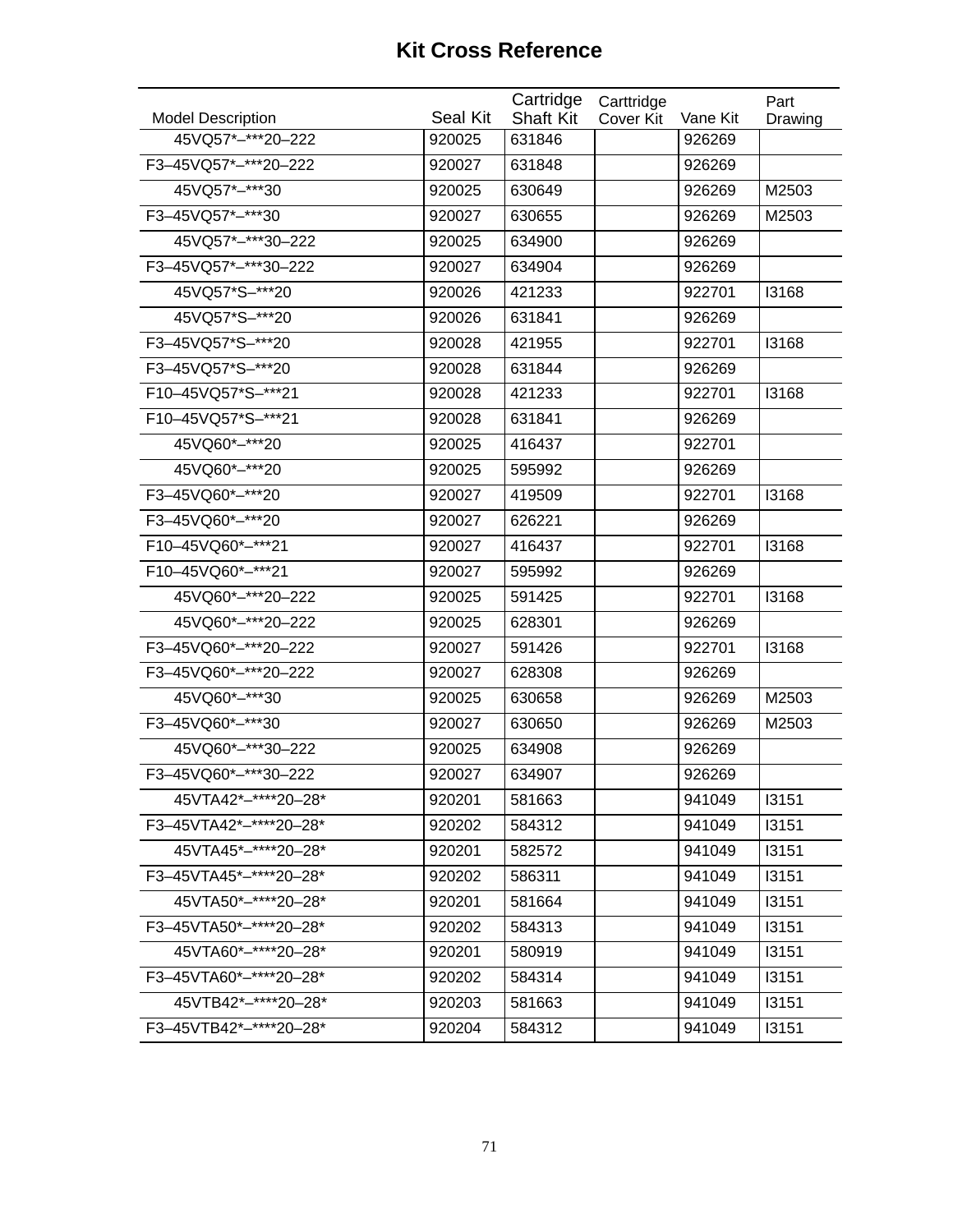# Kit Cross Reference

| Model Description | Seal Kit | Cartridge Shaft Kit | Carttridge Cover Kit | Vane Kit | Part Drawing |
|---|---|---|---|---|---|
| 45VQ57*–***20–222 | 920025 | 631846 | | 926269 | |
| F3–45VQ57*–***20–222 | 920027 | 631848 | | 926269 | |
| 45VQ57*–***30 | 920025 | 630649 | | 926269 | M2503 |
| F3–45VQ57*–***30 | 920027 | 630655 | | 926269 | M2503 |
| 45VQ57*–***30–222 | 920025 | 634900 | | 926269 | |
| F3–45VQ57*–***30–222 | 920027 | 634904 | | 926269 | |
| 45VQ57*S–***20 | 920026 | 421233 | | 922701 | I3168 |
| 45VQ57*S–***20 | 920026 | 631841 | | 926269 | |
| F3–45VQ57*S–***20 | 920028 | 421955 | | 922701 | I3168 |
| F3–45VQ57*S–***20 | 920028 | 631844 | | 926269 | |
| F10–45VQ57*S–***21 | 920028 | 421233 | | 922701 | I3168 |
| F10–45VQ57*S–***21 | 920028 | 631841 | | 926269 | |
| 45VQ60*–***20 | 920025 | 416437 | | 922701 | |
| 45VQ60*–***20 | 920025 | 595992 | | 926269 | |
| F3–45VQ60*–***20 | 920027 | 419509 | | 922701 | I3168 |
| F3–45VQ60*–***20 | 920027 | 626221 | | 926269 | |
| F10–45VQ60*–***21 | 920027 | 416437 | | 922701 | I3168 |
| F10–45VQ60*–***21 | 920027 | 595992 | | 926269 | |
| 45VQ60*–***20–222 | 920025 | 591425 | | 922701 | I3168 |
| 45VQ60*–***20–222 | 920025 | 628301 | | 926269 | |
| F3–45VQ60*–***20–222 | 920027 | 591426 | | 922701 | I3168 |
| F3–45VQ60*–***20–222 | 920027 | 628308 | | 926269 | |
| 45VQ60*–***30 | 920025 | 630658 | | 926269 | M2503 |
| F3–45VQ60*–***30 | 920027 | 630650 | | 926269 | M2503 |
| 45VQ60*–***30–222 | 920025 | 634908 | | 926269 | |
| F3–45VQ60*–***30–222 | 920027 | 634907 | | 926269 | |
| 45VTA42*–****20–28* | 920201 | 581663 | | 941049 | I3151 |
| F3–45VTA42*–****20–28* | 920202 | 584312 | | 941049 | I3151 |
| 45VTA45*–****20–28* | 920201 | 582572 | | 941049 | I3151 |
| F3–45VTA45*–****20–28* | 920202 | 586311 | | 941049 | I3151 |
| 45VTA50*–****20–28* | 920201 | 581664 | | 941049 | I3151 |
| F3–45VTA50*–****20–28* | 920202 | 584313 | | 941049 | I3151 |
| 45VTA60*–****20–28* | 920201 | 580919 | | 941049 | I3151 |
| F3–45VTA60*–****20–28* | 920202 | 584314 | | 941049 | I3151 |
| 45VTB42*–****20–28* | 920203 | 581663 | | 941049 | I3151 |
| F3–45VTB42*–****20–28* | 920204 | 584312 | | 941049 | I3151 |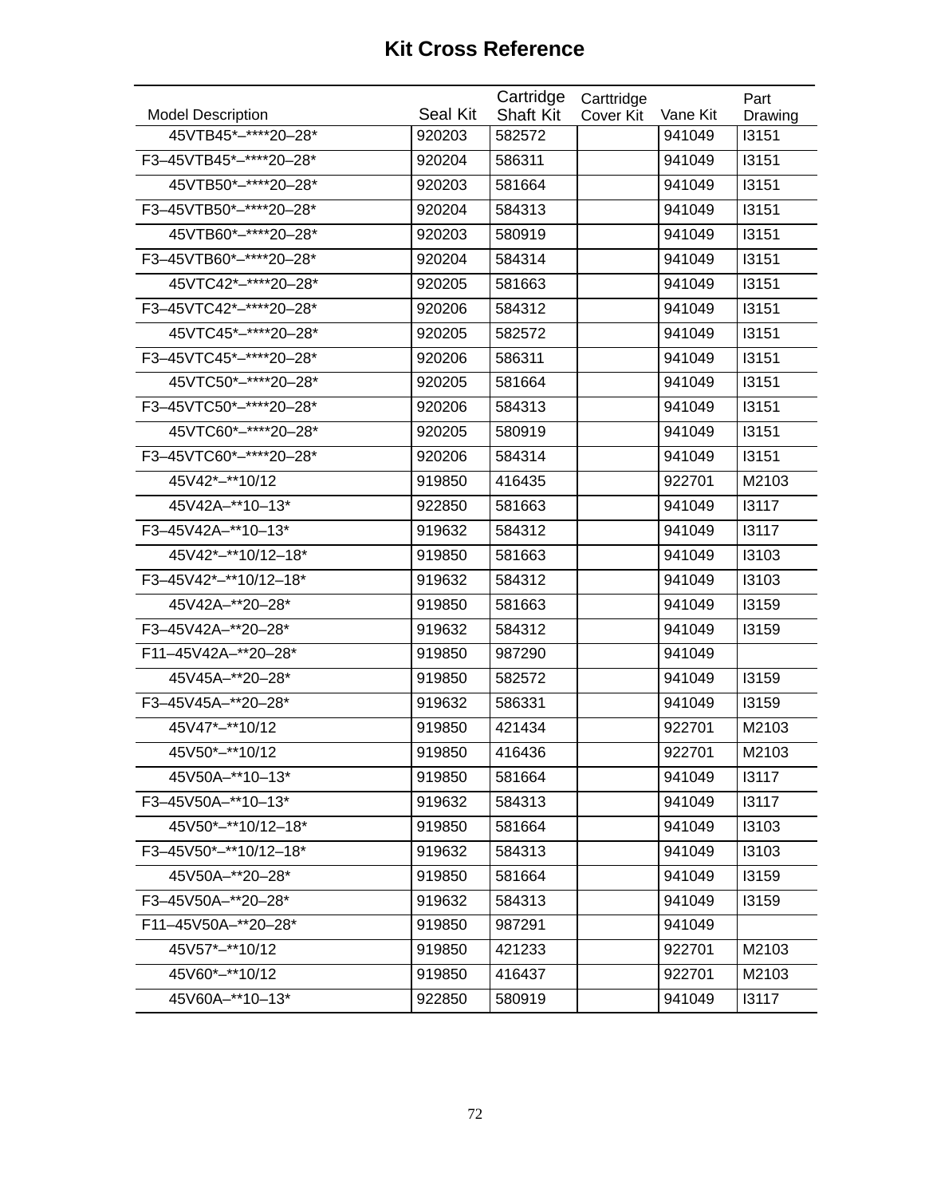# Kit Cross Reference

| Model Description | Seal Kit | Cartridge Shaft Kit | Carttridge Cover Kit | Vane Kit | Part Drawing |
|---|---|---|---|---|---|
| 45VTB45*–****20–28* | 920203 | 582572 | | 941049 | I3151 |
| F3–45VTB45*–****20–28* | 920204 | 586311 | | 941049 | I3151 |
| 45VTB50*–****20–28* | 920203 | 581664 | | 941049 | I3151 |
| F3–45VTB50*–****20–28* | 920204 | 584313 | | 941049 | I3151 |
| 45VTB60*–****20–28* | 920203 | 580919 | | 941049 | I3151 |
| F3–45VTB60*–****20–28* | 920204 | 584314 | | 941049 | I3151 |
| 45VTC42*–****20–28* | 920205 | 581663 | | 941049 | I3151 |
| F3–45VTC42*–****20–28* | 920206 | 584312 | | 941049 | I3151 |
| 45VTC45*–****20–28* | 920205 | 582572 | | 941049 | I3151 |
| F3–45VTC45*–****20–28* | 920206 | 586311 | | 941049 | I3151 |
| 45VTC50*–****20–28* | 920205 | 581664 | | 941049 | I3151 |
| F3–45VTC50*–****20–28* | 920206 | 584313 | | 941049 | I3151 |
| 45VTC60*–****20–28* | 920205 | 580919 | | 941049 | I3151 |
| F3–45VTC60*–****20–28* | 920206 | 584314 | | 941049 | I3151 |
| 45V42*–**10/12 | 919850 | 416435 | | 922701 | M2103 |
| 45V42A–**10–13* | 922850 | 581663 | | 941049 | I3117 |
| F3–45V42A–**10–13* | 919632 | 584312 | | 941049 | I3117 |
| 45V42*–**10/12–18* | 919850 | 581663 | | 941049 | I3103 |
| F3–45V42*–**10/12–18* | 919632 | 584312 | | 941049 | I3103 |
| 45V42A–**20–28* | 919850 | 581663 | | 941049 | I3159 |
| F3–45V42A–**20–28* | 919632 | 584312 | | 941049 | I3159 |
| F11–45V42A–**20–28* | 919850 | 987290 | | 941049 | |
| 45V45A–**20–28* | 919850 | 582572 | | 941049 | I3159 |
| F3–45V45A–**20–28* | 919632 | 586331 | | 941049 | I3159 |
| 45V47*–**10/12 | 919850 | 421434 | | 922701 | M2103 |
| 45V50*–**10/12 | 919850 | 416436 | | 922701 | M2103 |
| 45V50A–**10–13* | 919850 | 581664 | | 941049 | I3117 |
| F3–45V50A–**10–13* | 919632 | 584313 | | 941049 | I3117 |
| 45V50*–**10/12–18* | 919850 | 581664 | | 941049 | I3103 |
| F3–45V50*–**10/12–18* | 919632 | 584313 | | 941049 | I3103 |
| 45V50A–**20–28* | 919850 | 581664 | | 941049 | I3159 |
| F3–45V50A–**20–28* | 919632 | 584313 | | 941049 | I3159 |
| F11–45V50A–**20–28* | 919850 | 987291 | | 941049 | |
| 45V57*–**10/12 | 919850 | 421233 | | 922701 | M2103 |
| 45V60*–**10/12 | 919850 | 416437 | | 922701 | M2103 |
| 45V60A–**10–13* | 922850 | 580919 | | 941049 | I3117 |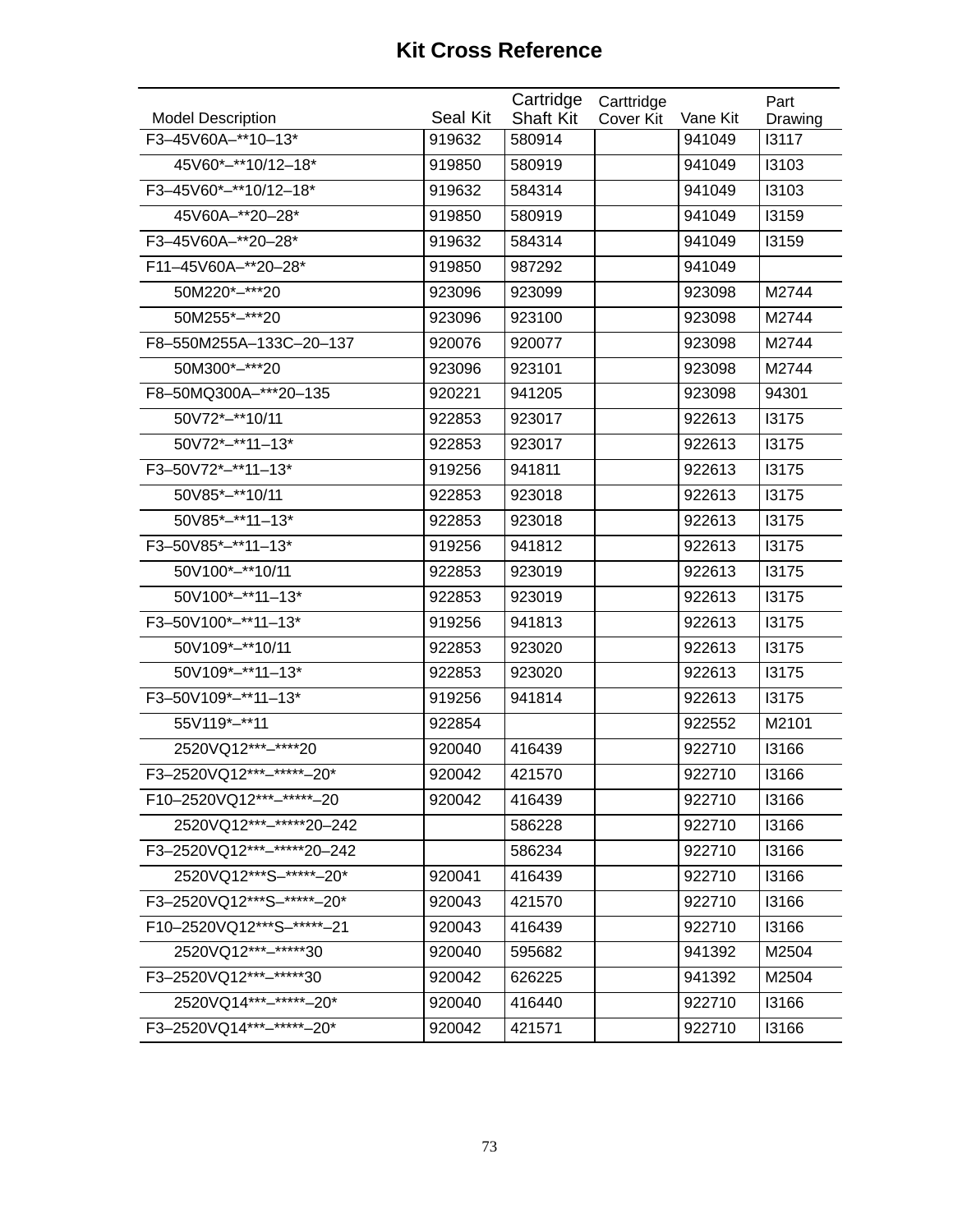# Kit Cross Reference

| Model Description | Seal Kit | Cartridge Shaft Kit | Carttridge Cover Kit | Vane Kit | Part Drawing |
|---|---|---|---|---|---|
| F3–45V60A–**10–13* | 919632 | 580914 | | 941049 | I3117 |
| 45V60*–**10/12–18* | 919850 | 580919 | | 941049 | I3103 |
| F3–45V60*–**10/12–18* | 919632 | 584314 | | 941049 | I3103 |
| 45V60A–**20–28* | 919850 | 580919 | | 941049 | I3159 |
| F3–45V60A–**20–28* | 919632 | 584314 | | 941049 | I3159 |
| F11–45V60A–**20–28* | 919850 | 987292 | | 941049 | |
| 50M220*–***20 | 923096 | 923099 | | 923098 | M2744 |
| 50M255*–***20 | 923096 | 923100 | | 923098 | M2744 |
| F8–550M255A–133C–20–137 | 920076 | 920077 | | 923098 | M2744 |
| 50M300*–***20 | 923096 | 923101 | | 923098 | M2744 |
| F8–50MQ300A–***20–135 | 920221 | 941205 | | 923098 | 94301 |
| 50V72*–**10/11 | 922853 | 923017 | | 922613 | I3175 |
| 50V72*–**11–13* | 922853 | 923017 | | 922613 | I3175 |
| F3–50V72*–**11–13* | 919256 | 941811 | | 922613 | I3175 |
| 50V85*–**10/11 | 922853 | 923018 | | 922613 | I3175 |
| 50V85*–**11–13* | 922853 | 923018 | | 922613 | I3175 |
| F3–50V85*–**11–13* | 919256 | 941812 | | 922613 | I3175 |
| 50V100*–**10/11 | 922853 | 923019 | | 922613 | I3175 |
| 50V100*–**11–13* | 922853 | 923019 | | 922613 | I3175 |
| F3–50V100*–**11–13* | 919256 | 941813 | | 922613 | I3175 |
| 50V109*–**10/11 | 922853 | 923020 | | 922613 | I3175 |
| 50V109*–**11–13* | 922853 | 923020 | | 922613 | I3175 |
| F3–50V109*–**11–13* | 919256 | 941814 | | 922613 | I3175 |
| 55V119*–**11 | 922854 | | | 922552 | M2101 |
| 2520VQ12***–****20 | 920040 | 416439 | | 922710 | I3166 |
| F3–2520VQ12***–*****–20* | 920042 | 421570 | | 922710 | I3166 |
| F10–2520VQ12***–*****–20 | 920042 | 416439 | | 922710 | I3166 |
| 2520VQ12***–*****20–242 | | 586228 | | 922710 | I3166 |
| F3–2520VQ12***–*****20–242 | | 586234 | | 922710 | I3166 |
| 2520VQ12***S–*****–20* | 920041 | 416439 | | 922710 | I3166 |
| F3–2520VQ12***S–*****–20* | 920043 | 421570 | | 922710 | I3166 |
| F10–2520VQ12***S–*****–21 | 920043 | 416439 | | 922710 | I3166 |
| 2520VQ12***–*****30 | 920040 | 595682 | | 941392 | M2504 |
| F3–2520VQ12***–*****30 | 920042 | 626225 | | 941392 | M2504 |
| 2520VQ14***–*****–20* | 920040 | 416440 | | 922710 | I3166 |
| F3–2520VQ14***–*****–20* | 920042 | 421571 | | 922710 | I3166 |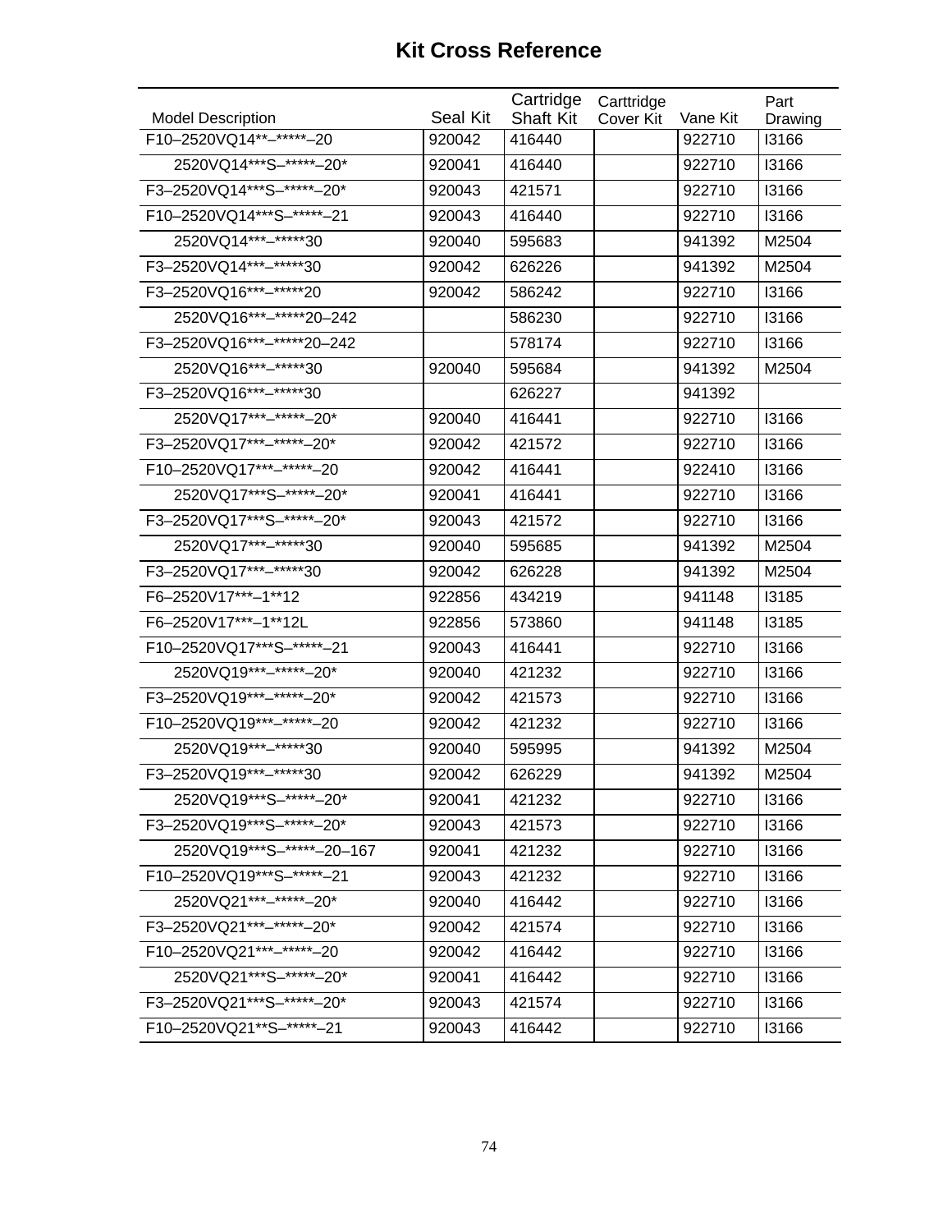# Kit Cross Reference

| Model Description | Seal Kit | Cartridge Shaft Kit | Carttridge Cover Kit | Vane Kit | Part Drawing |
|---|---|---|---|---|---|
| F10–2520VQ14**–*****–20 | 920042 | 416440 | | 922710 | I3166 |
| 2520VQ14***S–*****–20* | 920041 | 416440 | | 922710 | I3166 |
| F3–2520VQ14***S–*****–20* | 920043 | 421571 | | 922710 | I3166 |
| F10–2520VQ14***S–*****–21 | 920043 | 416440 | | 922710 | I3166 |
| 2520VQ14***–*****30 | 920040 | 595683 | | 941392 | M2504 |
| F3–2520VQ14***–*****30 | 920042 | 626226 | | 941392 | M2504 |
| F3–2520VQ16***–*****20 | 920042 | 586242 | | 922710 | I3166 |
| 2520VQ16***–*****20–242 | | 586230 | | 922710 | I3166 |
| F3–2520VQ16***–*****20–242 | | 578174 | | 922710 | I3166 |
| 2520VQ16***–*****30 | 920040 | 595684 | | 941392 | M2504 |
| F3–2520VQ16***–*****30 | | 626227 | | 941392 | |
| 2520VQ17***–*****–20* | 920040 | 416441 | | 922710 | I3166 |
| F3–2520VQ17***–*****–20* | 920042 | 421572 | | 922710 | I3166 |
| F10–2520VQ17***–*****–20 | 920042 | 416441 | | 922410 | I3166 |
| 2520VQ17***S–*****–20* | 920041 | 416441 | | 922710 | I3166 |
| F3–2520VQ17***S–*****–20* | 920043 | 421572 | | 922710 | I3166 |
| 2520VQ17***–*****30 | 920040 | 595685 | | 941392 | M2504 |
| F3–2520VQ17***–*****30 | 920042 | 626228 | | 941392 | M2504 |
| F6–2520V17***–1**12 | 922856 | 434219 | | 941148 | I3185 |
| F6–2520V17***–1**12L | 922856 | 573860 | | 941148 | I3185 |
| F10–2520VQ17***S–*****–21 | 920043 | 416441 | | 922710 | I3166 |
| 2520VQ19***–*****–20* | 920040 | 421232 | | 922710 | I3166 |
| F3–2520VQ19***–*****–20* | 920042 | 421573 | | 922710 | I3166 |
| F10–2520VQ19***–*****–20 | 920042 | 421232 | | 922710 | I3166 |
| 2520VQ19***–*****30 | 920040 | 595995 | | 941392 | M2504 |
| F3–2520VQ19***–*****30 | 920042 | 626229 | | 941392 | M2504 |
| 2520VQ19***S–*****–20* | 920041 | 421232 | | 922710 | I3166 |
| F3–2520VQ19***S–*****–20* | 920043 | 421573 | | 922710 | I3166 |
| 2520VQ19***S–*****–20–167 | 920041 | 421232 | | 922710 | I3166 |
| F10–2520VQ19***S–*****–21 | 920043 | 421232 | | 922710 | I3166 |
| 2520VQ21***–*****–20* | 920040 | 416442 | | 922710 | I3166 |
| F3–2520VQ21***–*****–20* | 920042 | 421574 | | 922710 | I3166 |
| F10–2520VQ21***–*****–20 | 920042 | 416442 | | 922710 | I3166 |
| 2520VQ21***S–*****–20* | 920041 | 416442 | | 922710 | I3166 |
| F3–2520VQ21***S–*****–20* | 920043 | 421574 | | 922710 | I3166 |
| F10–2520VQ21**S–*****–21 | 920043 | 416442 | | 922710 | I3166 |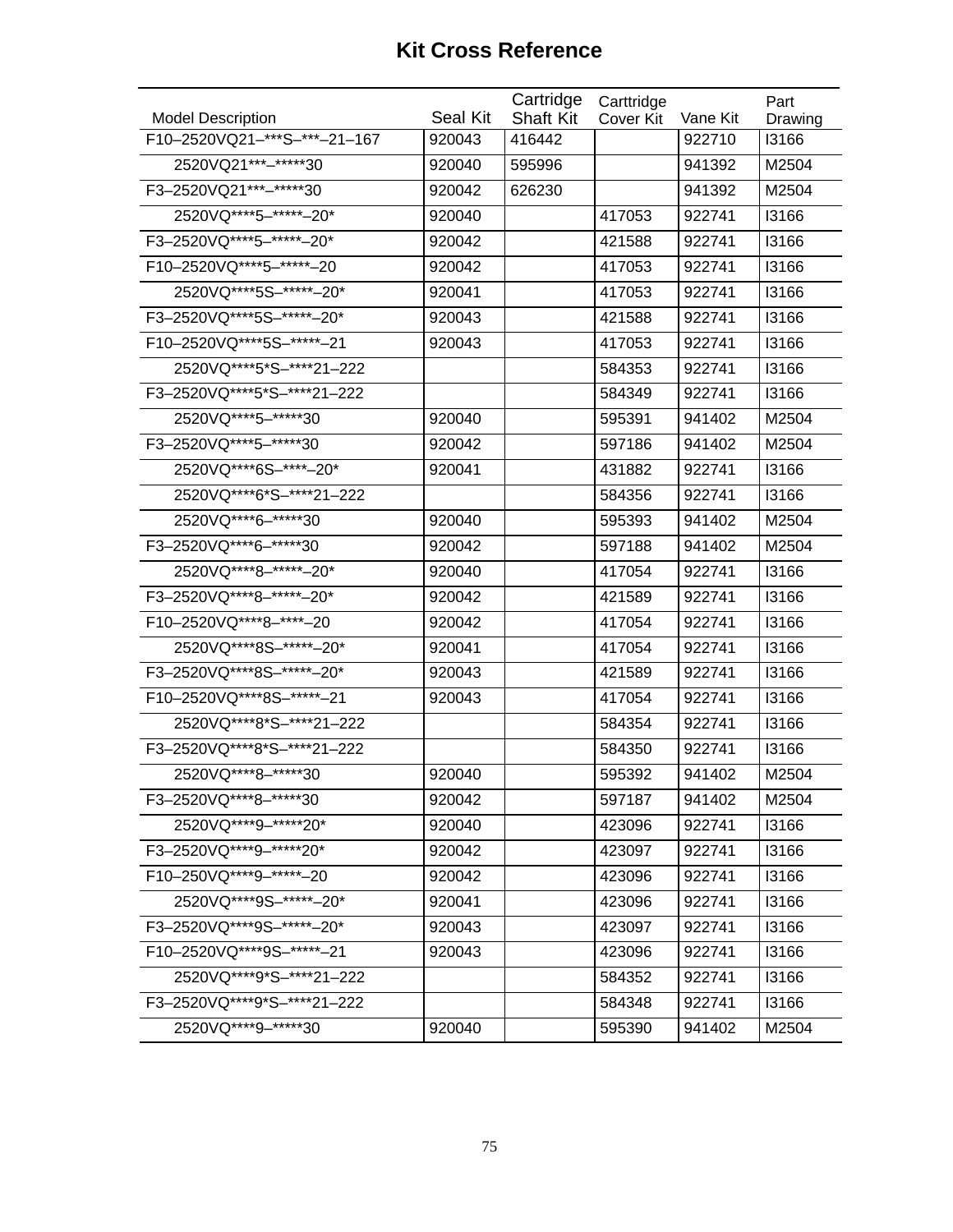# Kit Cross Reference

| Model Description | Seal Kit | Cartridge Shaft Kit | Carttridge Cover Kit | Vane Kit | Part Drawing |
|---|---|---|---|---|---|
| F10–2520VQ21–***S–***–21–167 | 920043 | 416442 | | 922710 | I3166 |
| 2520VQ21***–*****30 | 920040 | 595996 | | 941392 | M2504 |
| F3–2520VQ21***–*****30 | 920042 | 626230 | | 941392 | M2504 |
| 2520VQ****5–*****–20* | 920040 | | 417053 | 922741 | I3166 |
| F3–2520VQ****5–*****–20* | 920042 | | 421588 | 922741 | I3166 |
| F10–2520VQ****5–*****–20 | 920042 | | 417053 | 922741 | I3166 |
| 2520VQ****5S–*****–20* | 920041 | | 417053 | 922741 | I3166 |
| F3–2520VQ****5S–*****–20* | 920043 | | 421588 | 922741 | I3166 |
| F10–2520VQ****5S–*****–21 | 920043 | | 417053 | 922741 | I3166 |
| 2520VQ****5*S–****21–222 | | | 584353 | 922741 | I3166 |
| F3–2520VQ****5*S–****21–222 | | | 584349 | 922741 | I3166 |
| 2520VQ****5–*****30 | 920040 | | 595391 | 941402 | M2504 |
| F3–2520VQ****5–*****30 | 920042 | | 597186 | 941402 | M2504 |
| 2520VQ****6S–****–20* | 920041 | | 431882 | 922741 | I3166 |
| 2520VQ****6*S–****21–222 | | | 584356 | 922741 | I3166 |
| 2520VQ****6–*****30 | 920040 | | 595393 | 941402 | M2504 |
| F3–2520VQ****6–*****30 | 920042 | | 597188 | 941402 | M2504 |
| 2520VQ****8–*****–20* | 920040 | | 417054 | 922741 | I3166 |
| F3–2520VQ****8–*****–20* | 920042 | | 421589 | 922741 | I3166 |
| F10–2520VQ****8–****–20 | 920042 | | 417054 | 922741 | I3166 |
| 2520VQ****8S–*****–20* | 920041 | | 417054 | 922741 | I3166 |
| F3–2520VQ****8S–*****–20* | 920043 | | 421589 | 922741 | I3166 |
| F10–2520VQ****8S–*****–21 | 920043 | | 417054 | 922741 | I3166 |
| 2520VQ****8*S–****21–222 | | | 584354 | 922741 | I3166 |
| F3–2520VQ****8*S–****21–222 | | | 584350 | 922741 | I3166 |
| 2520VQ****8–*****30 | 920040 | | 595392 | 941402 | M2504 |
| F3–2520VQ****8–*****30 | 920042 | | 597187 | 941402 | M2504 |
| 2520VQ****9–*****20* | 920040 | | 423096 | 922741 | I3166 |
| F3–2520VQ****9–*****20* | 920042 | | 423097 | 922741 | I3166 |
| F10–250VQ****9–*****–20 | 920042 | | 423096 | 922741 | I3166 |
| 2520VQ****9S–*****–20* | 920041 | | 423096 | 922741 | I3166 |
| F3–2520VQ****9S–*****–20* | 920043 | | 423097 | 922741 | I3166 |
| F10–2520VQ****9S–*****–21 | 920043 | | 423096 | 922741 | I3166 |
| 2520VQ****9*S–****21–222 | | | 584352 | 922741 | I3166 |
| F3–2520VQ****9*S–****21–222 | | | 584348 | 922741 | I3166 |
| 2520VQ****9–*****30 | 920040 | | 595390 | 941402 | M2504 |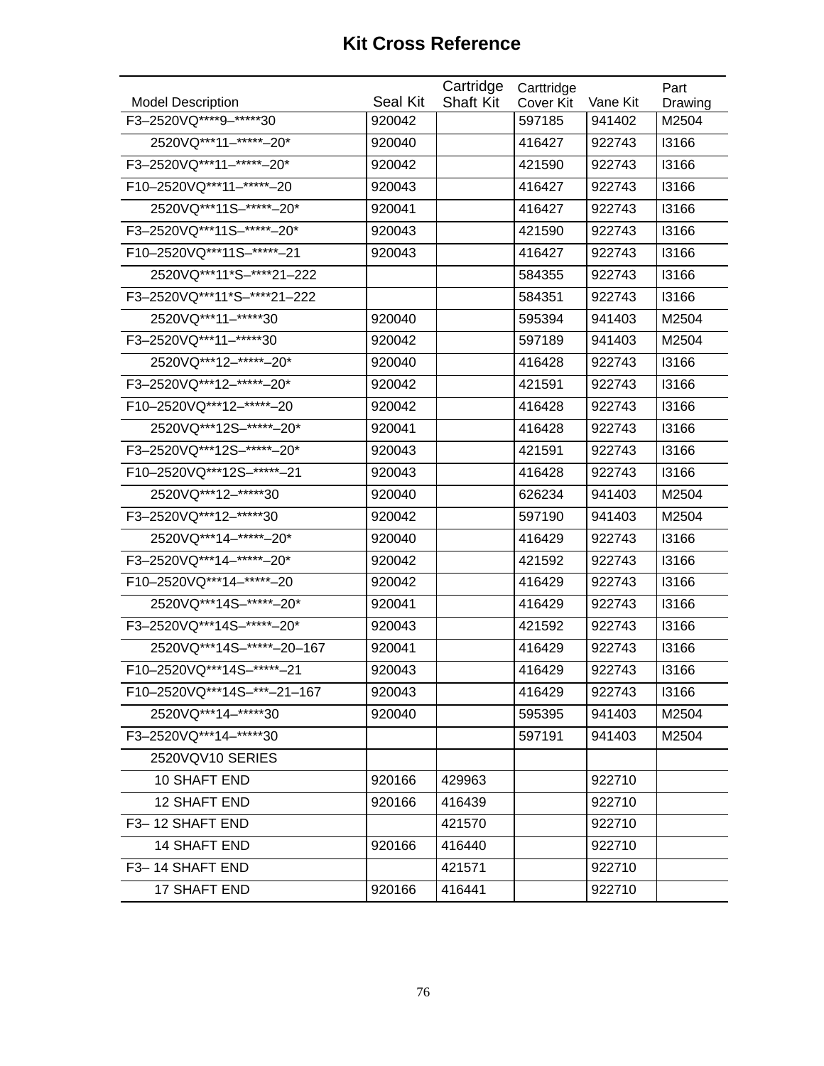# Kit Cross Reference

| Model Description | Seal Kit | Cartridge Shaft Kit | Carttridge Cover Kit | Vane Kit | Part Drawing |
|---|---|---|---|---|---|
| F3–2520VQ****9–*****30 | 920042 | | 597185 | 941402 | M2504 |
| 2520VQ***11–*****–20* | 920040 | | 416427 | 922743 | I3166 |
| F3–2520VQ***11–*****–20* | 920042 | | 421590 | 922743 | I3166 |
| F10–2520VQ***11–*****–20 | 920043 | | 416427 | 922743 | I3166 |
| 2520VQ***11S–*****–20* | 920041 | | 416427 | 922743 | I3166 |
| F3–2520VQ***11S–*****–20* | 920043 | | 421590 | 922743 | I3166 |
| F10–2520VQ***11S–*****–21 | 920043 | | 416427 | 922743 | I3166 |
| 2520VQ***11*S–****21–222 | | | 584355 | 922743 | I3166 |
| F3–2520VQ***11*S–****21–222 | | | 584351 | 922743 | I3166 |
| 2520VQ***11–*****30 | 920040 | | 595394 | 941403 | M2504 |
| F3–2520VQ***11–*****30 | 920042 | | 597189 | 941403 | M2504 |
| 2520VQ***12–*****–20* | 920040 | | 416428 | 922743 | I3166 |
| F3–2520VQ***12–*****–20* | 920042 | | 421591 | 922743 | I3166 |
| F10–2520VQ***12–*****–20 | 920042 | | 416428 | 922743 | I3166 |
| 2520VQ***12S–*****–20* | 920041 | | 416428 | 922743 | I3166 |
| F3–2520VQ***12S–*****–20* | 920043 | | 421591 | 922743 | I3166 |
| F10–2520VQ***12S–*****–21 | 920043 | | 416428 | 922743 | I3166 |
| 2520VQ***12–*****30 | 920040 | | 626234 | 941403 | M2504 |
| F3–2520VQ***12–*****30 | 920042 | | 597190 | 941403 | M2504 |
| 2520VQ***14–*****–20* | 920040 | | 416429 | 922743 | I3166 |
| F3–2520VQ***14–*****–20* | 920042 | | 421592 | 922743 | I3166 |
| F10–2520VQ***14–*****–20 | 920042 | | 416429 | 922743 | I3166 |
| 2520VQ***14S–*****–20* | 920041 | | 416429 | 922743 | I3166 |
| F3–2520VQ***14S–*****–20* | 920043 | | 421592 | 922743 | I3166 |
| 2520VQ***14S–*****–20–167 | 920041 | | 416429 | 922743 | I3166 |
| F10–2520VQ***14S–*****–21 | 920043 | | 416429 | 922743 | I3166 |
| F10–2520VQ***14S–***–21–167 | 920043 | | 416429 | 922743 | I3166 |
| 2520VQ***14–*****30 | 920040 | | 595395 | 941403 | M2504 |
| F3–2520VQ***14–*****30 | | | 597191 | 941403 | M2504 |
| 2520VQV10 SERIES | | | | | |
| 10 SHAFT END | 920166 | 429963 | | 922710 | |
| 12 SHAFT END | 920166 | 416439 | | 922710 | |
| F3– 12 SHAFT END | | 421570 | | 922710 | |
| 14 SHAFT END | 920166 | 416440 | | 922710 | |
| F3– 14 SHAFT END | | 421571 | | 922710 | |
| 17 SHAFT END | 920166 | 416441 | | 922710 | |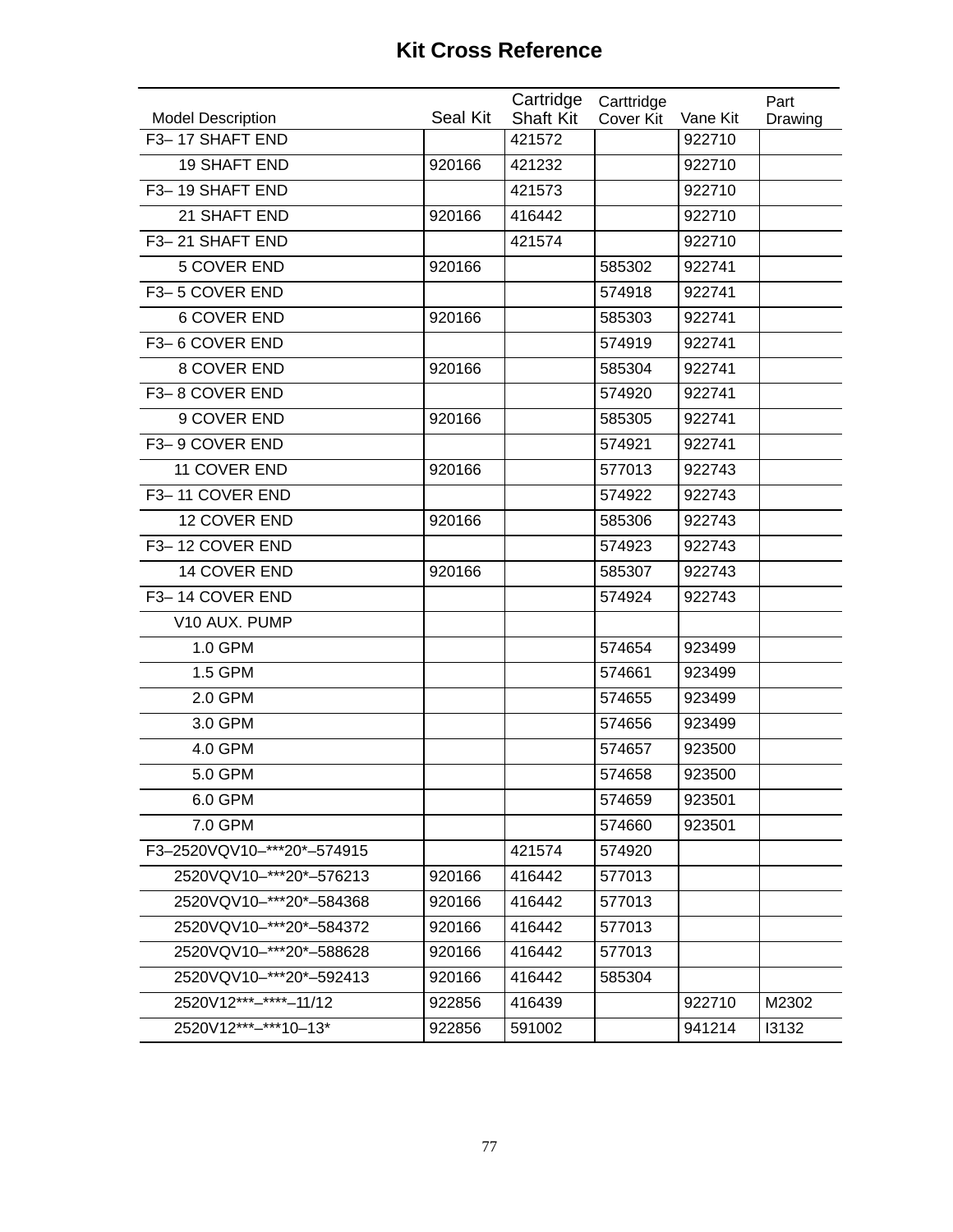# Kit Cross Reference

| Model Description | Seal Kit | Cartridge Shaft Kit | Carttridge Cover Kit | Vane Kit | Part Drawing |
|---|---|---|---|---|---|
| F3– 17 SHAFT END | | 421572 | | 922710 | |
| 19 SHAFT END | 920166 | 421232 | | 922710 | |
| F3– 19 SHAFT END | | 421573 | | 922710 | |
| 21 SHAFT END | 920166 | 416442 | | 922710 | |
| F3– 21 SHAFT END | | 421574 | | 922710 | |
| 5 COVER END | 920166 | | 585302 | 922741 | |
| F3– 5 COVER END | | | 574918 | 922741 | |
| 6 COVER END | 920166 | | 585303 | 922741 | |
| F3– 6 COVER END | | | 574919 | 922741 | |
| 8 COVER END | 920166 | | 585304 | 922741 | |
| F3– 8 COVER END | | | 574920 | 922741 | |
| 9 COVER END | 920166 | | 585305 | 922741 | |
| F3– 9 COVER END | | | 574921 | 922741 | |
| 11 COVER END | 920166 | | 577013 | 922743 | |
| F3– 11 COVER END | | | 574922 | 922743 | |
| 12 COVER END | 920166 | | 585306 | 922743 | |
| F3– 12 COVER END | | | 574923 | 922743 | |
| 14 COVER END | 920166 | | 585307 | 922743 | |
| F3– 14 COVER END | | | 574924 | 922743 | |
| V10 AUX. PUMP | | | | | |
| 1.0 GPM | | | 574654 | 923499 | |
| 1.5 GPM | | | 574661 | 923499 | |
| 2.0 GPM | | | 574655 | 923499 | |
| 3.0 GPM | | | 574656 | 923499 | |
| 4.0 GPM | | | 574657 | 923500 | |
| 5.0 GPM | | | 574658 | 923500 | |
| 6.0 GPM | | | 574659 | 923501 | |
| 7.0 GPM | | | 574660 | 923501 | |
| F3–2520VQV10–***20*–574915 | | 421574 | 574920 | | |
| 2520VQV10–***20*–576213 | 920166 | 416442 | 577013 | | |
| 2520VQV10–***20*–584368 | 920166 | 416442 | 577013 | | |
| 2520VQV10–***20*–584372 | 920166 | 416442 | 577013 | | |
| 2520VQV10–***20*–588628 | 920166 | 416442 | 577013 | | |
| 2520VQV10–***20*–592413 | 920166 | 416442 | 585304 | | |
| 2520V12***–****–11/12 | 922856 | 416439 | | 922710 | M2302 |
| 2520V12***–***10–13* | 922856 | 591002 | | 941214 | I3132 |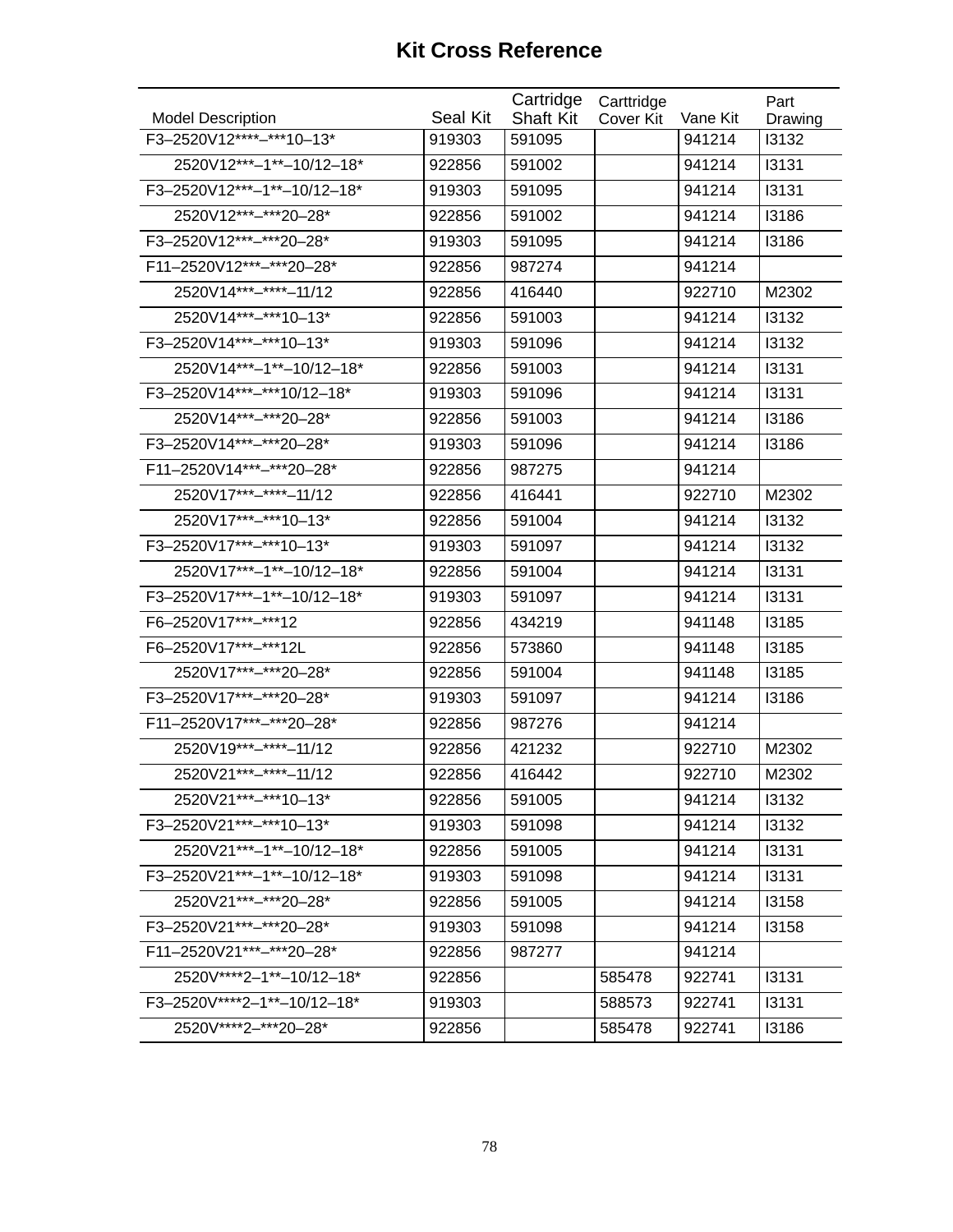# Kit Cross Reference

| Model Description | Seal Kit | Cartridge Shaft Kit | Carttridge Cover Kit | Vane Kit | Part Drawing |
|---|---|---|---|---|---|
| F3–2520V12****–***10–13* | 919303 | 591095 | | 941214 | I3132 |
| 2520V12***–1**–10/12–18* | 922856 | 591002 | | 941214 | I3131 |
| F3–2520V12***–1**–10/12–18* | 919303 | 591095 | | 941214 | I3131 |
| 2520V12***–***20–28* | 922856 | 591002 | | 941214 | I3186 |
| F3–2520V12***–***20–28* | 919303 | 591095 | | 941214 | I3186 |
| F11–2520V12***–***20–28* | 922856 | 987274 | | 941214 | |
| 2520V14***–****–11/12 | 922856 | 416440 | | 922710 | M2302 |
| 2520V14***–***10–13* | 922856 | 591003 | | 941214 | I3132 |
| F3–2520V14***–***10–13* | 919303 | 591096 | | 941214 | I3132 |
| 2520V14***–1**–10/12–18* | 922856 | 591003 | | 941214 | I3131 |
| F3–2520V14***–***10/12–18* | 919303 | 591096 | | 941214 | I3131 |
| 2520V14***–***20–28* | 922856 | 591003 | | 941214 | I3186 |
| F3–2520V14***–***20–28* | 919303 | 591096 | | 941214 | I3186 |
| F11–2520V14***–***20–28* | 922856 | 987275 | | 941214 | |
| 2520V17***–****–11/12 | 922856 | 416441 | | 922710 | M2302 |
| 2520V17***–***10–13* | 922856 | 591004 | | 941214 | I3132 |
| F3–2520V17***–***10–13* | 919303 | 591097 | | 941214 | I3132 |
| 2520V17***–1**–10/12–18* | 922856 | 591004 | | 941214 | I3131 |
| F3–2520V17***–1**–10/12–18* | 919303 | 591097 | | 941214 | I3131 |
| F6–2520V17***–***12 | 922856 | 434219 | | 941148 | I3185 |
| F6–2520V17***–***12L | 922856 | 573860 | | 941148 | I3185 |
| 2520V17***–***20–28* | 922856 | 591004 | | 941148 | I3185 |
| F3–2520V17***–***20–28* | 919303 | 591097 | | 941214 | I3186 |
| F11–2520V17***–***20–28* | 922856 | 987276 | | 941214 | |
| 2520V19***–****–11/12 | 922856 | 421232 | | 922710 | M2302 |
| 2520V21***–****–11/12 | 922856 | 416442 | | 922710 | M2302 |
| 2520V21***–***10–13* | 922856 | 591005 | | 941214 | I3132 |
| F3–2520V21***–***10–13* | 919303 | 591098 | | 941214 | I3132 |
| 2520V21***–1**–10/12–18* | 922856 | 591005 | | 941214 | I3131 |
| F3–2520V21***–1**–10/12–18* | 919303 | 591098 | | 941214 | I3131 |
| 2520V21***–***20–28* | 922856 | 591005 | | 941214 | I3158 |
| F3–2520V21***–***20–28* | 919303 | 591098 | | 941214 | I3158 |
| F11–2520V21***–***20–28* | 922856 | 987277 | | 941214 | |
| 2520V****2–1**–10/12–18* | 922856 | | 585478 | 922741 | I3131 |
| F3–2520V****2–1**–10/12–18* | 919303 | | 588573 | 922741 | I3131 |
| 2520V****2–***20–28* | 922856 | | 585478 | 922741 | I3186 |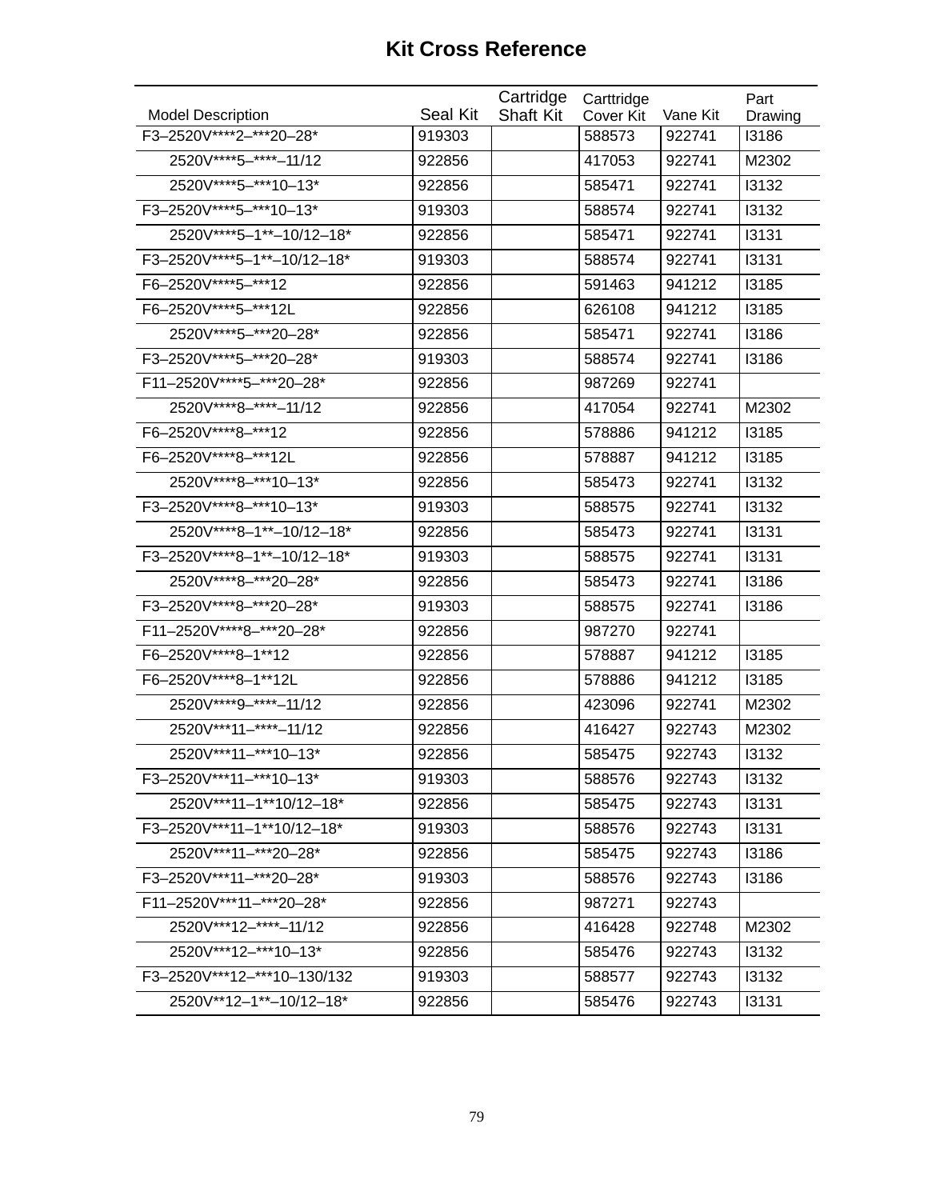# Kit Cross Reference

| Model Description | Seal Kit | Cartridge Shaft Kit | Carttridge Cover Kit | Vane Kit | Part Drawing |
|---|---|---|---|---|---|
| F3–2520V****2–***20–28* | 919303 | | 588573 | 922741 | I3186 |
| 2520V****5–****–11/12 | 922856 | | 417053 | 922741 | M2302 |
| 2520V****5–***10–13* | 922856 | | 585471 | 922741 | I3132 |
| F3–2520V****5–***10–13* | 919303 | | 588574 | 922741 | I3132 |
| 2520V****5–1**–10/12–18* | 922856 | | 585471 | 922741 | I3131 |
| F3–2520V****5–1**–10/12–18* | 919303 | | 588574 | 922741 | I3131 |
| F6–2520V****5–***12 | 922856 | | 591463 | 941212 | I3185 |
| F6–2520V****5–***12L | 922856 | | 626108 | 941212 | I3185 |
| 2520V****5–***20–28* | 922856 | | 585471 | 922741 | I3186 |
| F3–2520V****5–***20–28* | 919303 | | 588574 | 922741 | I3186 |
| F11–2520V****5–***20–28* | 922856 | | 987269 | 922741 | |
| 2520V****8–****–11/12 | 922856 | | 417054 | 922741 | M2302 |
| F6–2520V****8–***12 | 922856 | | 578886 | 941212 | I3185 |
| F6–2520V****8–***12L | 922856 | | 578887 | 941212 | I3185 |
| 2520V****8–***10–13* | 922856 | | 585473 | 922741 | I3132 |
| F3–2520V****8–***10–13* | 919303 | | 588575 | 922741 | I3132 |
| 2520V****8–1**–10/12–18* | 922856 | | 585473 | 922741 | I3131 |
| F3–2520V****8–1**–10/12–18* | 919303 | | 588575 | 922741 | I3131 |
| 2520V****8–***20–28* | 922856 | | 585473 | 922741 | I3186 |
| F3–2520V****8–***20–28* | 919303 | | 588575 | 922741 | I3186 |
| F11–2520V****8–***20–28* | 922856 | | 987270 | 922741 | |
| F6–2520V****8–1**12 | 922856 | | 578887 | 941212 | I3185 |
| F6–2520V****8–1**12L | 922856 | | 578886 | 941212 | I3185 |
| 2520V****9–****–11/12 | 922856 | | 423096 | 922741 | M2302 |
| 2520V***11–****–11/12 | 922856 | | 416427 | 922743 | M2302 |
| 2520V***11–***10–13* | 922856 | | 585475 | 922743 | I3132 |
| F3–2520V***11–***10–13* | 919303 | | 588576 | 922743 | I3132 |
| 2520V***11–1**10/12–18* | 922856 | | 585475 | 922743 | I3131 |
| F3–2520V***11–1**10/12–18* | 919303 | | 588576 | 922743 | I3131 |
| 2520V***11–***20–28* | 922856 | | 585475 | 922743 | I3186 |
| F3–2520V***11–***20–28* | 919303 | | 588576 | 922743 | I3186 |
| F11–2520V***11–***20–28* | 922856 | | 987271 | 922743 | |
| 2520V***12–****–11/12 | 922856 | | 416428 | 922748 | M2302 |
| 2520V***12–***10–13* | 922856 | | 585476 | 922743 | I3132 |
| F3–2520V***12–***10–130/132 | 919303 | | 588577 | 922743 | I3132 |
| 2520V**12–1**–10/12–18* | 922856 | | 585476 | 922743 | I3131 |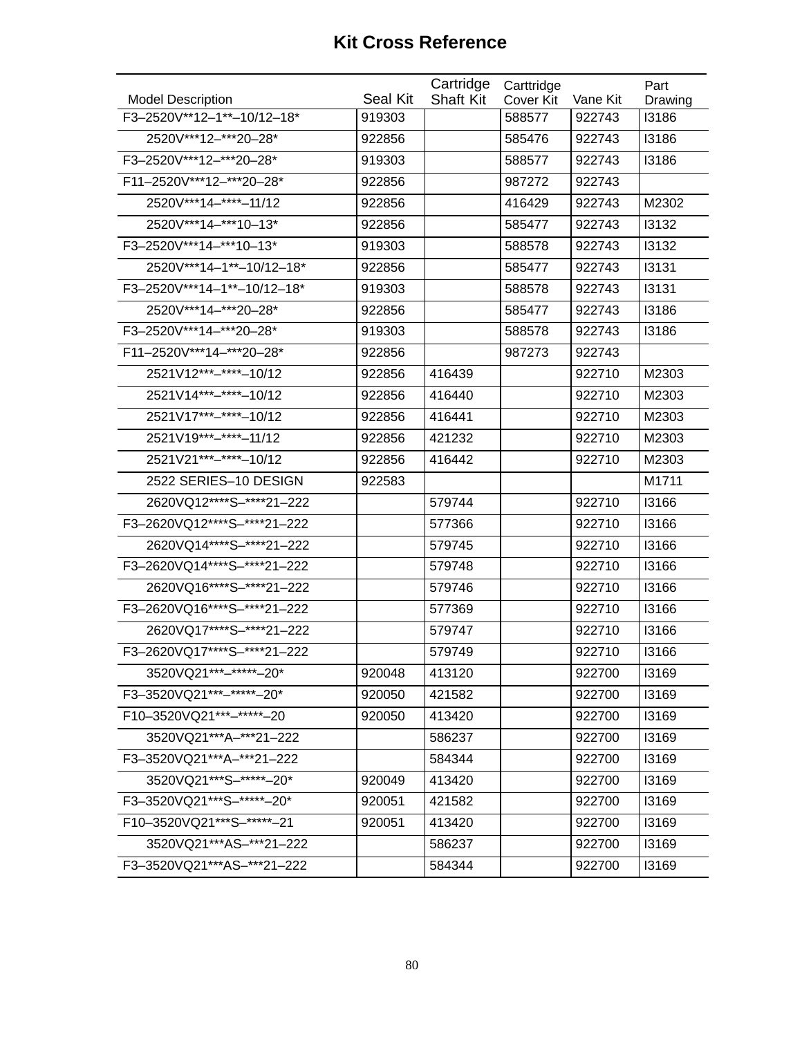# Kit Cross Reference

| Model Description | Seal Kit | Cartridge Shaft Kit | Carttridge Cover Kit | Vane Kit | Part Drawing |
|---|---|---|---|---|---|
| F3–2520V**12–1**–10/12–18* | 919303 | | 588577 | 922743 | I3186 |
| 2520V***12–***20–28* | 922856 | | 585476 | 922743 | I3186 |
| F3–2520V***12–***20–28* | 919303 | | 588577 | 922743 | I3186 |
| F11–2520V***12–***20–28* | 922856 | | 987272 | 922743 | |
| 2520V***14–****–11/12 | 922856 | | 416429 | 922743 | M2302 |
| 2520V***14–***10–13* | 922856 | | 585477 | 922743 | I3132 |
| F3–2520V***14–***10–13* | 919303 | | 588578 | 922743 | I3132 |
| 2520V***14–1**–10/12–18* | 922856 | | 585477 | 922743 | I3131 |
| F3–2520V***14–1**–10/12–18* | 919303 | | 588578 | 922743 | I3131 |
| 2520V***14–***20–28* | 922856 | | 585477 | 922743 | I3186 |
| F3–2520V***14–***20–28* | 919303 | | 588578 | 922743 | I3186 |
| F11–2520V***14–***20–28* | 922856 | | 987273 | 922743 | |
| 2521V12***–****–10/12 | 922856 | 416439 | | 922710 | M2303 |
| 2521V14***–****–10/12 | 922856 | 416440 | | 922710 | M2303 |
| 2521V17***–****–10/12 | 922856 | 416441 | | 922710 | M2303 |
| 2521V19***–****–11/12 | 922856 | 421232 | | 922710 | M2303 |
| 2521V21***–****–10/12 | 922856 | 416442 | | 922710 | M2303 |
| 2522 SERIES–10 DESIGN | 922583 | | | | M1711 |
| 2620VQ12****S–****21–222 | | 579744 | | 922710 | I3166 |
| F3–2620VQ12****S–****21–222 | | 577366 | | 922710 | I3166 |
| 2620VQ14****S–****21–222 | | 579745 | | 922710 | I3166 |
| F3–2620VQ14****S–****21–222 | | 579748 | | 922710 | I3166 |
| 2620VQ16****S–****21–222 | | 579746 | | 922710 | I3166 |
| F3–2620VQ16****S–****21–222 | | 577369 | | 922710 | I3166 |
| 2620VQ17****S–****21–222 | | 579747 | | 922710 | I3166 |
| F3–2620VQ17****S–****21–222 | | 579749 | | 922710 | I3166 |
| 3520VQ21***–*****–20* | 920048 | 413120 | | 922700 | I3169 |
| F3–3520VQ21***–*****–20* | 920050 | 421582 | | 922700 | I3169 |
| F10–3520VQ21***–*****–20 | 920050 | 413420 | | 922700 | I3169 |
| 3520VQ21***A–***21–222 | | 586237 | | 922700 | I3169 |
| F3–3520VQ21***A–***21–222 | | 584344 | | 922700 | I3169 |
| 3520VQ21***S–*****–20* | 920049 | 413420 | | 922700 | I3169 |
| F3–3520VQ21***S–*****–20* | 920051 | 421582 | | 922700 | I3169 |
| F10–3520VQ21***S–*****–21 | 920051 | 413420 | | 922700 | I3169 |
| 3520VQ21***AS–***21–222 | | 586237 | | 922700 | I3169 |
| F3–3520VQ21***AS–***21–222 | | 584344 | | 922700 | I3169 |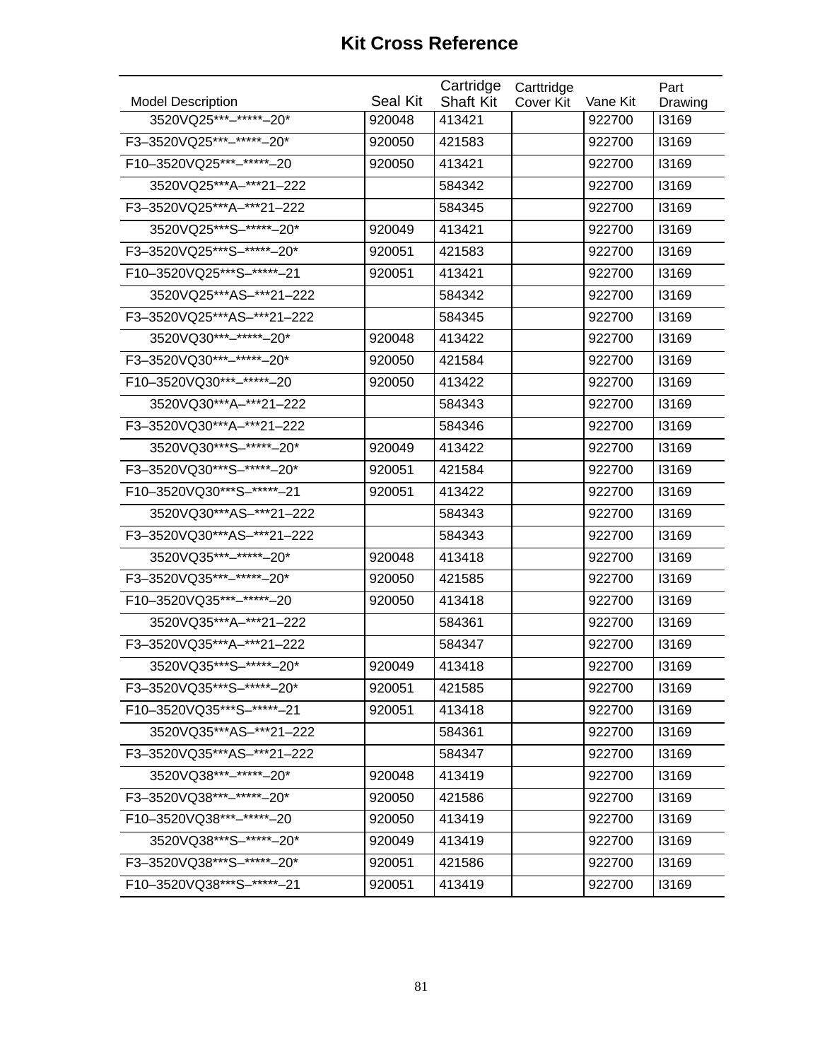# Kit Cross Reference

| Model Description | Seal Kit | Cartridge Shaft Kit | Carttridge Cover Kit | Vane Kit | Part Drawing |
|---|---|---|---|---|---|
| 3520VQ25***–*****–20* | 920048 | 413421 | | 922700 | I3169 |
| F3–3520VQ25***–*****–20* | 920050 | 421583 | | 922700 | I3169 |
| F10–3520VQ25***–*****–20 | 920050 | 413421 | | 922700 | I3169 |
| 3520VQ25***A–***21–222 | | 584342 | | 922700 | I3169 |
| F3–3520VQ25***A–***21–222 | | 584345 | | 922700 | I3169 |
| 3520VQ25***S–*****–20* | 920049 | 413421 | | 922700 | I3169 |
| F3–3520VQ25***S–*****–20* | 920051 | 421583 | | 922700 | I3169 |
| F10–3520VQ25***S–*****–21 | 920051 | 413421 | | 922700 | I3169 |
| 3520VQ25***AS–***21–222 | | 584342 | | 922700 | I3169 |
| F3–3520VQ25***AS–***21–222 | | 584345 | | 922700 | I3169 |
| 3520VQ30***–*****–20* | 920048 | 413422 | | 922700 | I3169 |
| F3–3520VQ30***–*****–20* | 920050 | 421584 | | 922700 | I3169 |
| F10–3520VQ30***–*****–20 | 920050 | 413422 | | 922700 | I3169 |
| 3520VQ30***A–***21–222 | | 584343 | | 922700 | I3169 |
| F3–3520VQ30***A–***21–222 | | 584346 | | 922700 | I3169 |
| 3520VQ30***S–*****–20* | 920049 | 413422 | | 922700 | I3169 |
| F3–3520VQ30***S–*****–20* | 920051 | 421584 | | 922700 | I3169 |
| F10–3520VQ30***S–*****–21 | 920051 | 413422 | | 922700 | I3169 |
| 3520VQ30***AS–***21–222 | | 584343 | | 922700 | I3169 |
| F3–3520VQ30***AS–***21–222 | | 584343 | | 922700 | I3169 |
| 3520VQ35***–*****–20* | 920048 | 413418 | | 922700 | I3169 |
| F3–3520VQ35***–*****–20* | 920050 | 421585 | | 922700 | I3169 |
| F10–3520VQ35***–*****–20 | 920050 | 413418 | | 922700 | I3169 |
| 3520VQ35***A–***21–222 | | 584361 | | 922700 | I3169 |
| F3–3520VQ35***A–***21–222 | | 584347 | | 922700 | I3169 |
| 3520VQ35***S–*****–20* | 920049 | 413418 | | 922700 | I3169 |
| F3–3520VQ35***S–*****–20* | 920051 | 421585 | | 922700 | I3169 |
| F10–3520VQ35***S–*****–21 | 920051 | 413418 | | 922700 | I3169 |
| 3520VQ35***AS–***21–222 | | 584361 | | 922700 | I3169 |
| F3–3520VQ35***AS–***21–222 | | 584347 | | 922700 | I3169 |
| 3520VQ38***–*****–20* | 920048 | 413419 | | 922700 | I3169 |
| F3–3520VQ38***–*****–20* | 920050 | 421586 | | 922700 | I3169 |
| F10–3520VQ38***–*****–20 | 920050 | 413419 | | 922700 | I3169 |
| 3520VQ38***S–*****–20* | 920049 | 413419 | | 922700 | I3169 |
| F3–3520VQ38***S–*****–20* | 920051 | 421586 | | 922700 | I3169 |
| F10–3520VQ38***S–*****–21 | 920051 | 413419 | | 922700 | I3169 |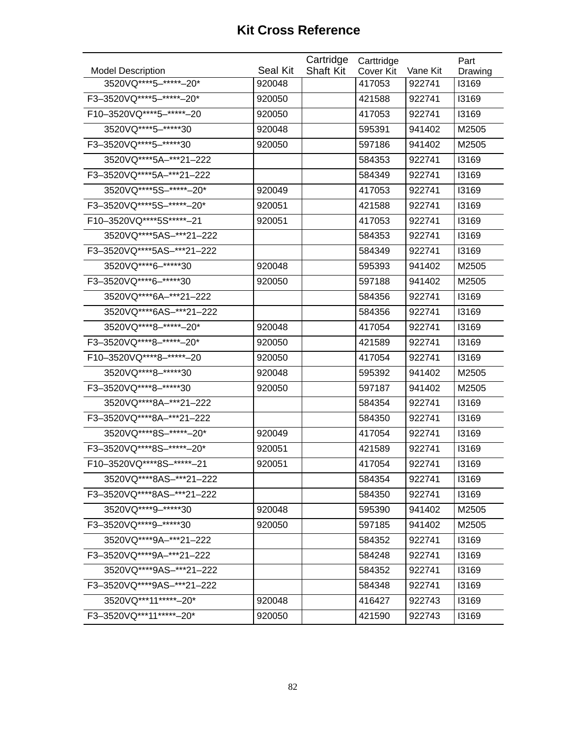# Kit Cross Reference

| Model Description | Seal Kit | Cartridge Shaft Kit | Carttridge Cover Kit | Vane Kit | Part Drawing |
|---|---|---|---|---|---|
| 3520VQ****5–*****–20* | 920048 | | 417053 | 922741 | I3169 |
| F3–3520VQ****5–*****–20* | 920050 | | 421588 | 922741 | I3169 |
| F10–3520VQ****5–*****–20 | 920050 | | 417053 | 922741 | I3169 |
| 3520VQ****5–*****30 | 920048 | | 595391 | 941402 | M2505 |
| F3–3520VQ****5–*****30 | 920050 | | 597186 | 941402 | M2505 |
| 3520VQ****5A–***21–222 | | | 584353 | 922741 | I3169 |
| F3–3520VQ****5A–***21–222 | | | 584349 | 922741 | I3169 |
| 3520VQ****5S–*****–20* | 920049 | | 417053 | 922741 | I3169 |
| F3–3520VQ****5S–*****–20* | 920051 | | 421588 | 922741 | I3169 |
| F10–3520VQ****5S*****–21 | 920051 | | 417053 | 922741 | I3169 |
| 3520VQ****5AS–***21–222 | | | 584353 | 922741 | I3169 |
| F3–3520VQ****5AS–***21–222 | | | 584349 | 922741 | I3169 |
| 3520VQ****6–*****30 | 920048 | | 595393 | 941402 | M2505 |
| F3–3520VQ****6–*****30 | 920050 | | 597188 | 941402 | M2505 |
| 3520VQ****6A–***21–222 | | | 584356 | 922741 | I3169 |
| 3520VQ****6AS–***21–222 | | | 584356 | 922741 | I3169 |
| 3520VQ****8–*****–20* | 920048 | | 417054 | 922741 | I3169 |
| F3–3520VQ****8–*****–20* | 920050 | | 421589 | 922741 | I3169 |
| F10–3520VQ****8–*****–20 | 920050 | | 417054 | 922741 | I3169 |
| 3520VQ****8–*****30 | 920048 | | 595392 | 941402 | M2505 |
| F3–3520VQ****8–*****30 | 920050 | | 597187 | 941402 | M2505 |
| 3520VQ****8A–***21–222 | | | 584354 | 922741 | I3169 |
| F3–3520VQ****8A–***21–222 | | | 584350 | 922741 | I3169 |
| 3520VQ****8S–*****–20* | 920049 | | 417054 | 922741 | I3169 |
| F3–3520VQ****8S–*****–20* | 920051 | | 421589 | 922741 | I3169 |
| F10–3520VQ****8S–*****–21 | 920051 | | 417054 | 922741 | I3169 |
| 3520VQ****8AS–***21–222 | | | 584354 | 922741 | I3169 |
| F3–3520VQ****8AS–***21–222 | | | 584350 | 922741 | I3169 |
| 3520VQ****9–*****30 | 920048 | | 595390 | 941402 | M2505 |
| F3–3520VQ****9–*****30 | 920050 | | 597185 | 941402 | M2505 |
| 3520VQ****9A–***21–222 | | | 584352 | 922741 | I3169 |
| F3–3520VQ****9A–***21–222 | | | 584248 | 922741 | I3169 |
| 3520VQ****9AS–***21–222 | | | 584352 | 922741 | I3169 |
| F3–3520VQ****9AS–***21–222 | | | 584348 | 922741 | I3169 |
| 3520VQ***11*****–20* | 920048 | | 416427 | 922743 | I3169 |
| F3–3520VQ***11*****–20* | 920050 | | 421590 | 922743 | I3169 |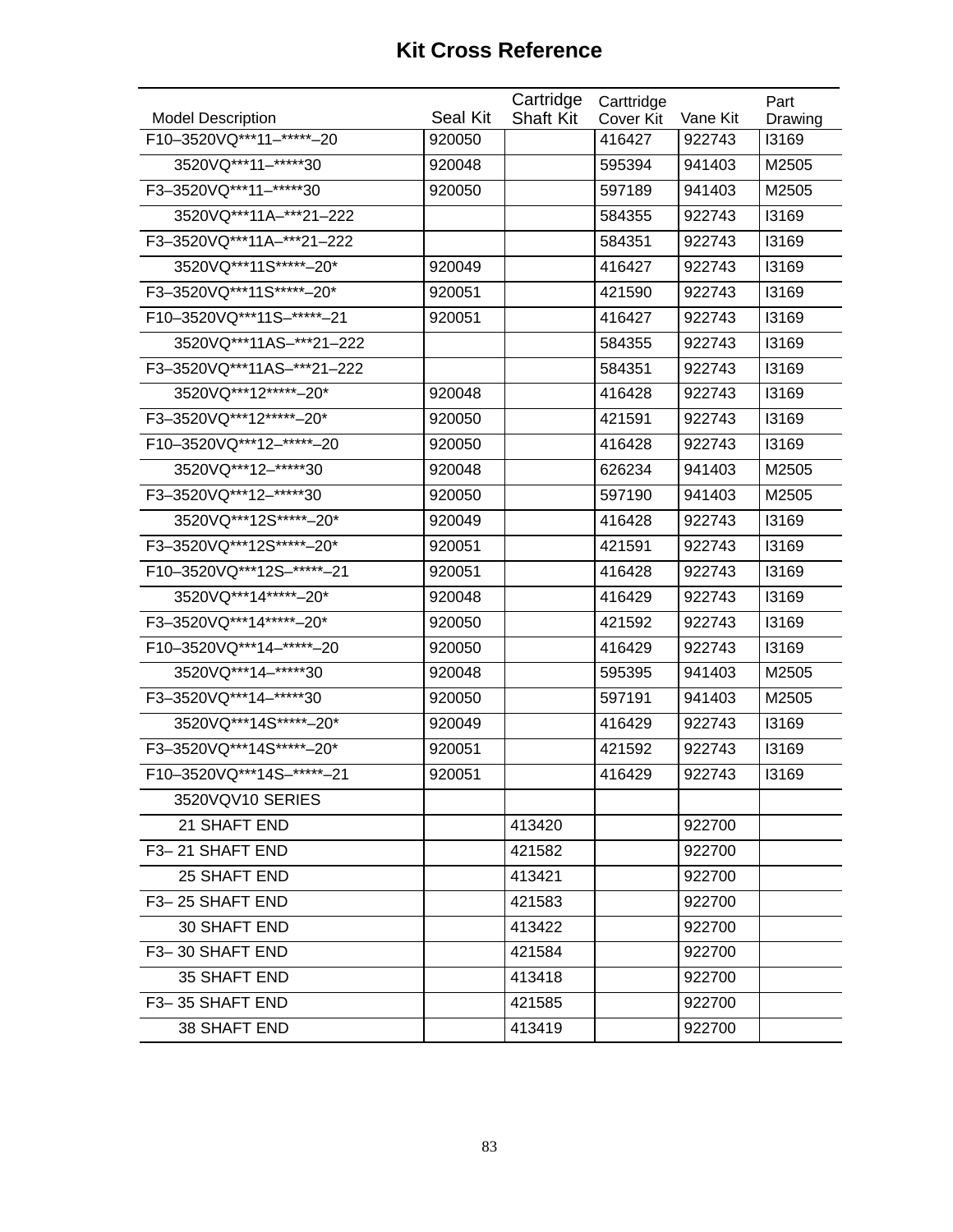# Kit Cross Reference

| Model Description | Seal Kit | Cartridge Shaft Kit | Carttridge Cover Kit | Vane Kit | Part Drawing |
|---|---|---|---|---|---|
| F10–3520VQ***11–*****–20 | 920050 | | 416427 | 922743 | I3169 |
| 3520VQ***11–*****30 | 920048 | | 595394 | 941403 | M2505 |
| F3–3520VQ***11–*****30 | 920050 | | 597189 | 941403 | M2505 |
| 3520VQ***11A–***21–222 | | | 584355 | 922743 | I3169 |
| F3–3520VQ***11A–***21–222 | | | 584351 | 922743 | I3169 |
| 3520VQ***11S*****–20* | 920049 | | 416427 | 922743 | I3169 |
| F3–3520VQ***11S*****–20* | 920051 | | 421590 | 922743 | I3169 |
| F10–3520VQ***11S–*****–21 | 920051 | | 416427 | 922743 | I3169 |
| 3520VQ***11AS–***21–222 | | | 584355 | 922743 | I3169 |
| F3–3520VQ***11AS–***21–222 | | | 584351 | 922743 | I3169 |
| 3520VQ***12*****–20* | 920048 | | 416428 | 922743 | I3169 |
| F3–3520VQ***12*****–20* | 920050 | | 421591 | 922743 | I3169 |
| F10–3520VQ***12–*****–20 | 920050 | | 416428 | 922743 | I3169 |
| 3520VQ***12–*****30 | 920048 | | 626234 | 941403 | M2505 |
| F3–3520VQ***12–*****30 | 920050 | | 597190 | 941403 | M2505 |
| 3520VQ***12S*****–20* | 920049 | | 416428 | 922743 | I3169 |
| F3–3520VQ***12S*****–20* | 920051 | | 421591 | 922743 | I3169 |
| F10–3520VQ***12S–*****–21 | 920051 | | 416428 | 922743 | I3169 |
| 3520VQ***14*****–20* | 920048 | | 416429 | 922743 | I3169 |
| F3–3520VQ***14*****–20* | 920050 | | 421592 | 922743 | I3169 |
| F10–3520VQ***14–*****–20 | 920050 | | 416429 | 922743 | I3169 |
| 3520VQ***14–*****30 | 920048 | | 595395 | 941403 | M2505 |
| F3–3520VQ***14–*****30 | 920050 | | 597191 | 941403 | M2505 |
| 3520VQ***14S*****–20* | 920049 | | 416429 | 922743 | I3169 |
| F3–3520VQ***14S*****–20* | 920051 | | 421592 | 922743 | I3169 |
| F10–3520VQ***14S–*****–21 | 920051 | | 416429 | 922743 | I3169 |
| 3520VQV10 SERIES | | | | | |
| 21 SHAFT END | | 413420 | | 922700 | |
| F3– 21 SHAFT END | | 421582 | | 922700 | |
| 25 SHAFT END | | 413421 | | 922700 | |
| F3– 25 SHAFT END | | 421583 | | 922700 | |
| 30 SHAFT END | | 413422 | | 922700 | |
| F3– 30 SHAFT END | | 421584 | | 922700 | |
| 35 SHAFT END | | 413418 | | 922700 | |
| F3– 35 SHAFT END | | 421585 | | 922700 | |
| 38 SHAFT END | | 413419 | | 922700 | |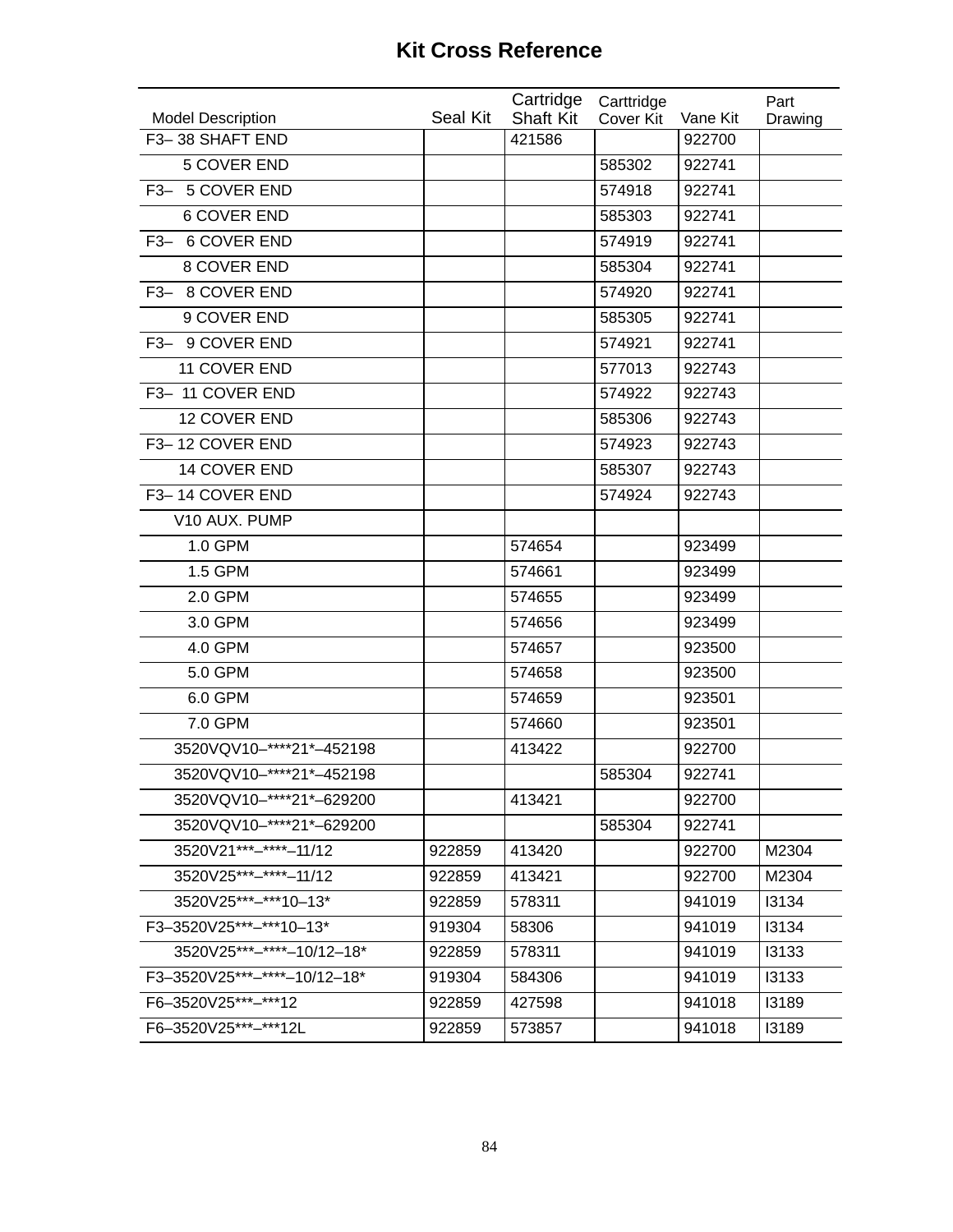# Kit Cross Reference

| Model Description | Seal Kit | Cartridge Shaft Kit | Carttridge Cover Kit | Vane Kit | Part Drawing |
|---|---|---|---|---|---|
| F3– 38 SHAFT END | | 421586 | | 922700 | |
| 5 COVER END | | | 585302 | 922741 | |
| F3– 5 COVER END | | | 574918 | 922741 | |
| 6 COVER END | | | 585303 | 922741 | |
| F3– 6 COVER END | | | 574919 | 922741 | |
| 8 COVER END | | | 585304 | 922741 | |
| F3– 8 COVER END | | | 574920 | 922741 | |
| 9 COVER END | | | 585305 | 922741 | |
| F3– 9 COVER END | | | 574921 | 922741 | |
| 11 COVER END | | | 577013 | 922743 | |
| F3– 11 COVER END | | | 574922 | 922743 | |
| 12 COVER END | | | 585306 | 922743 | |
| F3– 12 COVER END | | | 574923 | 922743 | |
| 14 COVER END | | | 585307 | 922743 | |
| F3– 14 COVER END | | | 574924 | 922743 | |
| V10 AUX. PUMP | | | | | |
| 1.0 GPM | | 574654 | | 923499 | |
| 1.5 GPM | | 574661 | | 923499 | |
| 2.0 GPM | | 574655 | | 923499 | |
| 3.0 GPM | | 574656 | | 923499 | |
| 4.0 GPM | | 574657 | | 923500 | |
| 5.0 GPM | | 574658 | | 923500 | |
| 6.0 GPM | | 574659 | | 923501 | |
| 7.0 GPM | | 574660 | | 923501 | |
| 3520VQV10–****21*–452198 | | 413422 | | 922700 | |
| 3520VQV10–****21*–452198 | | | 585304 | 922741 | |
| 3520VQV10–****21*–629200 | | 413421 | | 922700 | |
| 3520VQV10–****21*–629200 | | | 585304 | 922741 | |
| 3520V21***–****–11/12 | 922859 | 413420 | | 922700 | M2304 |
| 3520V25***–****–11/12 | 922859 | 413421 | | 922700 | M2304 |
| 3520V25***–***10–13* | 922859 | 578311 | | 941019 | I3134 |
| F3–3520V25***–***10–13* | 919304 | 58306 | | 941019 | I3134 |
| 3520V25***–****–10/12–18* | 922859 | 578311 | | 941019 | I3133 |
| F3–3520V25***–****–10/12–18* | 919304 | 584306 | | 941019 | I3133 |
| F6–3520V25***–***12 | 922859 | 427598 | | 941018 | I3189 |
| F6–3520V25***–***12L | 922859 | 573857 | | 941018 | I3189 |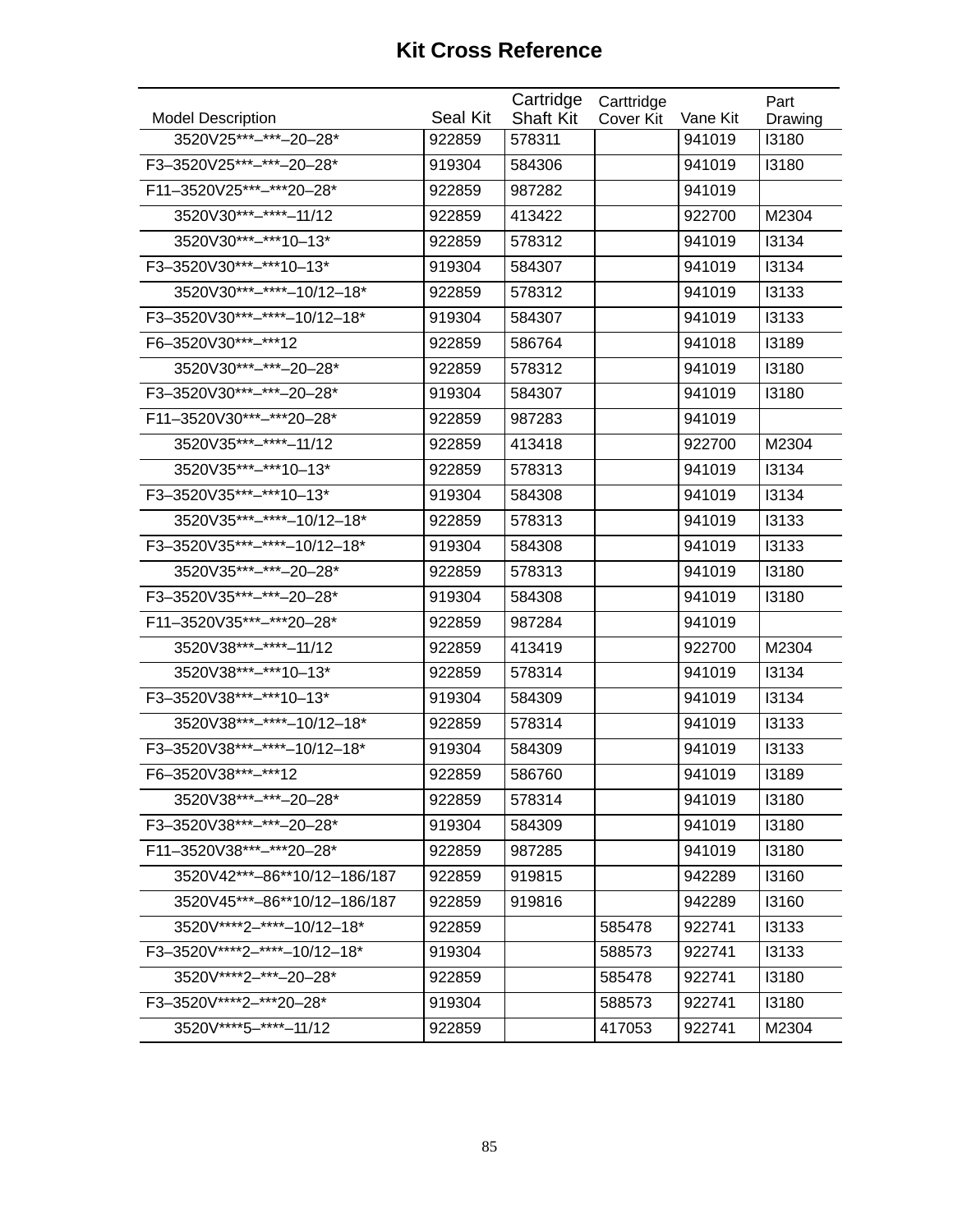# Kit Cross Reference

| Model Description | Seal Kit | Cartridge Shaft Kit | Carttridge Cover Kit | Vane Kit | Part Drawing |
|---|---|---|---|---|---|
| 3520V25***–***–20–28* | 922859 | 578311 | | 941019 | I3180 |
| F3–3520V25***–***–20–28* | 919304 | 584306 | | 941019 | I3180 |
| F11–3520V25***–***20–28* | 922859 | 987282 | | 941019 | |
| 3520V30***–****–11/12 | 922859 | 413422 | | 922700 | M2304 |
| 3520V30***–***10–13* | 922859 | 578312 | | 941019 | I3134 |
| F3–3520V30***–***10–13* | 919304 | 584307 | | 941019 | I3134 |
| 3520V30***–****–10/12–18* | 922859 | 578312 | | 941019 | I3133 |
| F3–3520V30***–****–10/12–18* | 919304 | 584307 | | 941019 | I3133 |
| F6–3520V30***–***12 | 922859 | 586764 | | 941018 | I3189 |
| 3520V30***–***–20–28* | 922859 | 578312 | | 941019 | I3180 |
| F3–3520V30***–***–20–28* | 919304 | 584307 | | 941019 | I3180 |
| F11–3520V30***–***20–28* | 922859 | 987283 | | 941019 | |
| 3520V35***–****–11/12 | 922859 | 413418 | | 922700 | M2304 |
| 3520V35***–***10–13* | 922859 | 578313 | | 941019 | I3134 |
| F3–3520V35***–***10–13* | 919304 | 584308 | | 941019 | I3134 |
| 3520V35***–****–10/12–18* | 922859 | 578313 | | 941019 | I3133 |
| F3–3520V35***–****–10/12–18* | 919304 | 584308 | | 941019 | I3133 |
| 3520V35***–***–20–28* | 922859 | 578313 | | 941019 | I3180 |
| F3–3520V35***–***–20–28* | 919304 | 584308 | | 941019 | I3180 |
| F11–3520V35***–***20–28* | 922859 | 987284 | | 941019 | |
| 3520V38***–****–11/12 | 922859 | 413419 | | 922700 | M2304 |
| 3520V38***–***10–13* | 922859 | 578314 | | 941019 | I3134 |
| F3–3520V38***–***10–13* | 919304 | 584309 | | 941019 | I3134 |
| 3520V38***–****–10/12–18* | 922859 | 578314 | | 941019 | I3133 |
| F3–3520V38***–****–10/12–18* | 919304 | 584309 | | 941019 | I3133 |
| F6–3520V38***–***12 | 922859 | 586760 | | 941019 | I3189 |
| 3520V38***–***–20–28* | 922859 | 578314 | | 941019 | I3180 |
| F3–3520V38***–***–20–28* | 919304 | 584309 | | 941019 | I3180 |
| F11–3520V38***–***20–28* | 922859 | 987285 | | 941019 | I3180 |
| 3520V42***–86**10/12–186/187 | 922859 | 919815 | | 942289 | I3160 |
| 3520V45***–86**10/12–186/187 | 922859 | 919816 | | 942289 | I3160 |
| 3520V****2–****–10/12–18* | 922859 | | 585478 | 922741 | I3133 |
| F3–3520V****2–****–10/12–18* | 919304 | | 588573 | 922741 | I3133 |
| 3520V****2–***–20–28* | 922859 | | 585478 | 922741 | I3180 |
| F3–3520V****2–***20–28* | 919304 | | 588573 | 922741 | I3180 |
| 3520V****5–****–11/12 | 922859 | | 417053 | 922741 | M2304 |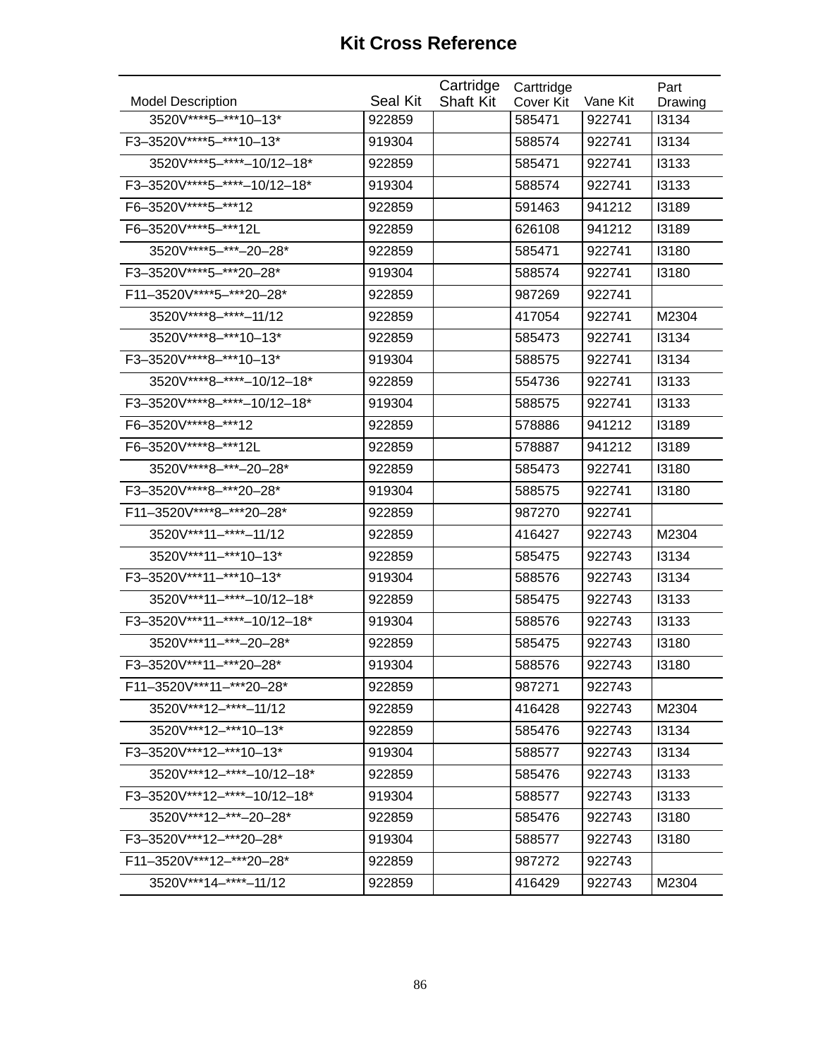# Kit Cross Reference

| Model Description | Seal Kit | Cartridge Shaft Kit | Carttridge Cover Kit | Vane Kit | Part Drawing |
|---|---|---|---|---|---|
| 3520V****5–***10–13* | 922859 | | 585471 | 922741 | I3134 |
| F3–3520V****5–***10–13* | 919304 | | 588574 | 922741 | I3134 |
| 3520V****5–****–10/12–18* | 922859 | | 585471 | 922741 | I3133 |
| F3–3520V****5–****–10/12–18* | 919304 | | 588574 | 922741 | I3133 |
| F6–3520V****5–***12 | 922859 | | 591463 | 941212 | I3189 |
| F6–3520V****5–***12L | 922859 | | 626108 | 941212 | I3189 |
| 3520V****5–***–20–28* | 922859 | | 585471 | 922741 | I3180 |
| F3–3520V****5–***20–28* | 919304 | | 588574 | 922741 | I3180 |
| F11–3520V****5–***20–28* | 922859 | | 987269 | 922741 | |
| 3520V****8–****–11/12 | 922859 | | 417054 | 922741 | M2304 |
| 3520V****8–***10–13* | 922859 | | 585473 | 922741 | I3134 |
| F3–3520V****8–***10–13* | 919304 | | 588575 | 922741 | I3134 |
| 3520V****8–****–10/12–18* | 922859 | | 554736 | 922741 | I3133 |
| F3–3520V****8–****–10/12–18* | 919304 | | 588575 | 922741 | I3133 |
| F6–3520V****8–***12 | 922859 | | 578886 | 941212 | I3189 |
| F6–3520V****8–***12L | 922859 | | 578887 | 941212 | I3189 |
| 3520V****8–***–20–28* | 922859 | | 585473 | 922741 | I3180 |
| F3–3520V****8–***20–28* | 919304 | | 588575 | 922741 | I3180 |
| F11–3520V****8–***20–28* | 922859 | | 987270 | 922741 | |
| 3520V***11–****–11/12 | 922859 | | 416427 | 922743 | M2304 |
| 3520V***11–***10–13* | 922859 | | 585475 | 922743 | I3134 |
| F3–3520V***11–***10–13* | 919304 | | 588576 | 922743 | I3134 |
| 3520V***11–****–10/12–18* | 922859 | | 585475 | 922743 | I3133 |
| F3–3520V***11–****–10/12–18* | 919304 | | 588576 | 922743 | I3133 |
| 3520V***11–***–20–28* | 922859 | | 585475 | 922743 | I3180 |
| F3–3520V***11–***20–28* | 919304 | | 588576 | 922743 | I3180 |
| F11–3520V***11–***20–28* | 922859 | | 987271 | 922743 | |
| 3520V***12–****–11/12 | 922859 | | 416428 | 922743 | M2304 |
| 3520V***12–***10–13* | 922859 | | 585476 | 922743 | I3134 |
| F3–3520V***12–***10–13* | 919304 | | 588577 | 922743 | I3134 |
| 3520V***12–****–10/12–18* | 922859 | | 585476 | 922743 | I3133 |
| F3–3520V***12–****–10/12–18* | 919304 | | 588577 | 922743 | I3133 |
| 3520V***12–***–20–28* | 922859 | | 585476 | 922743 | I3180 |
| F3–3520V***12–***20–28* | 919304 | | 588577 | 922743 | I3180 |
| F11–3520V***12–***20–28* | 922859 | | 987272 | 922743 | |
| 3520V***14–****–11/12 | 922859 | | 416429 | 922743 | M2304 |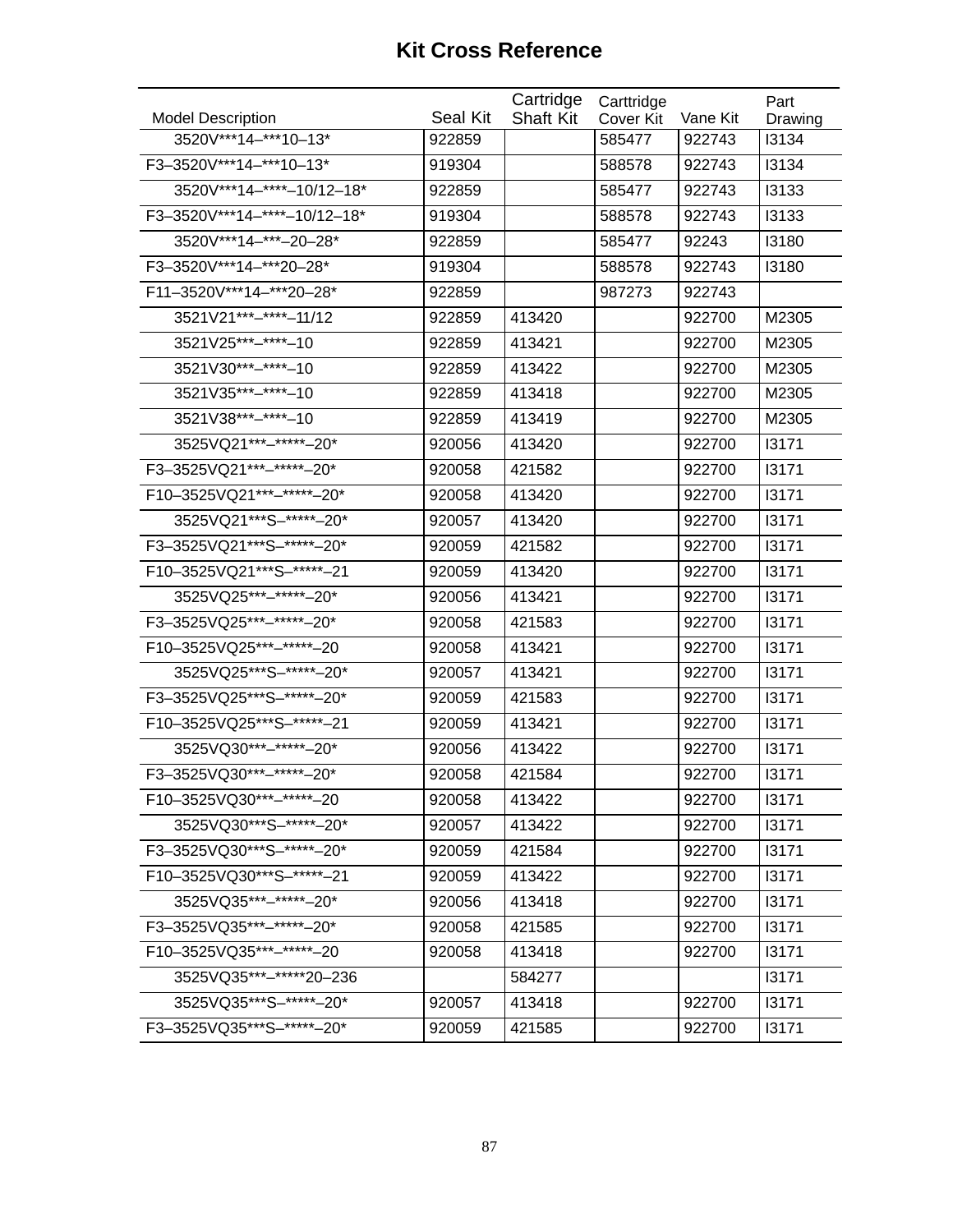# Kit Cross Reference

| Model Description | Seal Kit | Cartridge Shaft Kit | Carttridge Cover Kit | Vane Kit | Part Drawing |
|---|---|---|---|---|---|
| 3520V***14–***10–13* | 922859 | | 585477 | 922743 | I3134 |
| F3–3520V***14–***10–13* | 919304 | | 588578 | 922743 | I3134 |
| 3520V***14–****–10/12–18* | 922859 | | 585477 | 922743 | I3133 |
| F3–3520V***14–****–10/12–18* | 919304 | | 588578 | 922743 | I3133 |
| 3520V***14–***–20–28* | 922859 | | 585477 | 92243 | I3180 |
| F3–3520V***14–***20–28* | 919304 | | 588578 | 922743 | I3180 |
| F11–3520V***14–***20–28* | 922859 | | 987273 | 922743 | |
| 3521V21***–****–11/12 | 922859 | 413420 | | 922700 | M2305 |
| 3521V25***–****–10 | 922859 | 413421 | | 922700 | M2305 |
| 3521V30***–****–10 | 922859 | 413422 | | 922700 | M2305 |
| 3521V35***–****–10 | 922859 | 413418 | | 922700 | M2305 |
| 3521V38***–****–10 | 922859 | 413419 | | 922700 | M2305 |
| 3525VQ21***–*****–20* | 920056 | 413420 | | 922700 | I3171 |
| F3–3525VQ21***–*****–20* | 920058 | 421582 | | 922700 | I3171 |
| F10–3525VQ21***–*****–20* | 920058 | 413420 | | 922700 | I3171 |
| 3525VQ21***S–*****–20* | 920057 | 413420 | | 922700 | I3171 |
| F3–3525VQ21***S–*****–20* | 920059 | 421582 | | 922700 | I3171 |
| F10–3525VQ21***S–*****–21 | 920059 | 413420 | | 922700 | I3171 |
| 3525VQ25***–*****–20* | 920056 | 413421 | | 922700 | I3171 |
| F3–3525VQ25***–*****–20* | 920058 | 421583 | | 922700 | I3171 |
| F10–3525VQ25***–*****–20 | 920058 | 413421 | | 922700 | I3171 |
| 3525VQ25***S–*****–20* | 920057 | 413421 | | 922700 | I3171 |
| F3–3525VQ25***S–*****–20* | 920059 | 421583 | | 922700 | I3171 |
| F10–3525VQ25***S–*****–21 | 920059 | 413421 | | 922700 | I3171 |
| 3525VQ30***–*****–20* | 920056 | 413422 | | 922700 | I3171 |
| F3–3525VQ30***–*****–20* | 920058 | 421584 | | 922700 | I3171 |
| F10–3525VQ30***–*****–20 | 920058 | 413422 | | 922700 | I3171 |
| 3525VQ30***S–*****–20* | 920057 | 413422 | | 922700 | I3171 |
| F3–3525VQ30***S–*****–20* | 920059 | 421584 | | 922700 | I3171 |
| F10–3525VQ30***S–*****–21 | 920059 | 413422 | | 922700 | I3171 |
| 3525VQ35***–*****–20* | 920056 | 413418 | | 922700 | I3171 |
| F3–3525VQ35***–*****–20* | 920058 | 421585 | | 922700 | I3171 |
| F10–3525VQ35***–*****–20 | 920058 | 413418 | | 922700 | I3171 |
| 3525VQ35***–*****20–236 | | 584277 | | | I3171 |
| 3525VQ35***S–*****–20* | 920057 | 413418 | | 922700 | I3171 |
| F3–3525VQ35***S–*****–20* | 920059 | 421585 | | 922700 | I3171 |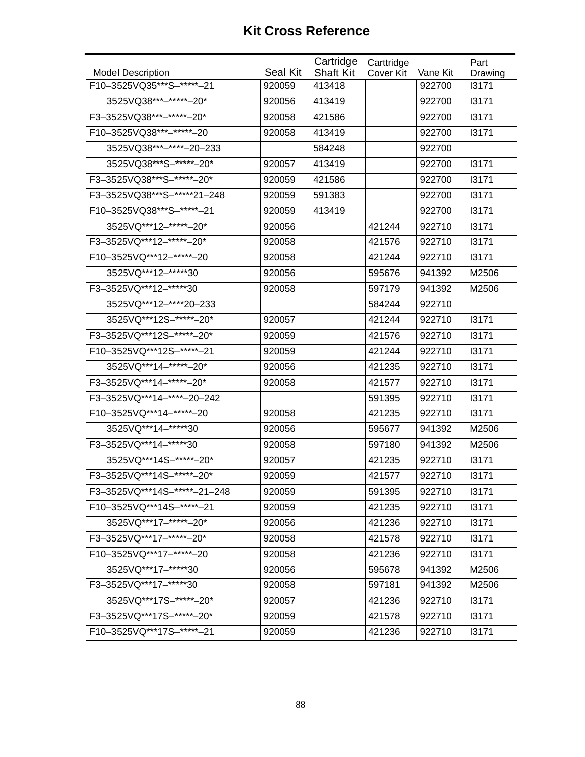# Kit Cross Reference

| Model Description | Seal Kit | Cartridge Shaft Kit | Carttridge Cover Kit | Vane Kit | Part Drawing |
|---|---|---|---|---|---|
| F10–3525VQ35***S–*****–21 | 920059 | 413418 | | 922700 | I3171 |
| 3525VQ38***–*****–20* | 920056 | 413419 | | 922700 | I3171 |
| F3–3525VQ38***–*****–20* | 920058 | 421586 | | 922700 | I3171 |
| F10–3525VQ38***–*****–20 | 920058 | 413419 | | 922700 | I3171 |
| 3525VQ38***–****–20–233 | | 584248 | | 922700 | |
| 3525VQ38***S–*****–20* | 920057 | 413419 | | 922700 | I3171 |
| F3–3525VQ38***S–*****–20* | 920059 | 421586 | | 922700 | I3171 |
| F3–3525VQ38***S–*****21–248 | 920059 | 591383 | | 922700 | I3171 |
| F10–3525VQ38***S–*****–21 | 920059 | 413419 | | 922700 | I3171 |
| 3525VQ***12–*****–20* | 920056 | | 421244 | 922710 | I3171 |
| F3–3525VQ***12–*****–20* | 920058 | | 421576 | 922710 | I3171 |
| F10–3525VQ***12–*****–20 | 920058 | | 421244 | 922710 | I3171 |
| 3525VQ***12–*****30 | 920056 | | 595676 | 941392 | M2506 |
| F3–3525VQ***12–*****30 | 920058 | | 597179 | 941392 | M2506 |
| 3525VQ***12–****20–233 | | | 584244 | 922710 | |
| 3525VQ***12S–*****–20* | 920057 | | 421244 | 922710 | I3171 |
| F3–3525VQ***12S–*****–20* | 920059 | | 421576 | 922710 | I3171 |
| F10–3525VQ***12S–*****–21 | 920059 | | 421244 | 922710 | I3171 |
| 3525VQ***14–*****–20* | 920056 | | 421235 | 922710 | I3171 |
| F3–3525VQ***14–*****–20* | 920058 | | 421577 | 922710 | I3171 |
| F3–3525VQ***14–****–20–242 | | | 591395 | 922710 | I3171 |
| F10–3525VQ***14–*****–20 | 920058 | | 421235 | 922710 | I3171 |
| 3525VQ***14–*****30 | 920056 | | 595677 | 941392 | M2506 |
| F3–3525VQ***14–*****30 | 920058 | | 597180 | 941392 | M2506 |
| 3525VQ***14S–*****–20* | 920057 | | 421235 | 922710 | I3171 |
| F3–3525VQ***14S–*****–20* | 920059 | | 421577 | 922710 | I3171 |
| F3–3525VQ***14S–*****–21–248 | 920059 | | 591395 | 922710 | I3171 |
| F10–3525VQ***14S–*****–21 | 920059 | | 421235 | 922710 | I3171 |
| 3525VQ***17–*****–20* | 920056 | | 421236 | 922710 | I3171 |
| F3–3525VQ***17–*****–20* | 920058 | | 421578 | 922710 | I3171 |
| F10–3525VQ***17–*****–20 | 920058 | | 421236 | 922710 | I3171 |
| 3525VQ***17–*****30 | 920056 | | 595678 | 941392 | M2506 |
| F3–3525VQ***17–*****30 | 920058 | | 597181 | 941392 | M2506 |
| 3525VQ***17S–*****–20* | 920057 | | 421236 | 922710 | I3171 |
| F3–3525VQ***17S–*****–20* | 920059 | | 421578 | 922710 | I3171 |
| F10–3525VQ***17S–*****–21 | 920059 | | 421236 | 922710 | I3171 |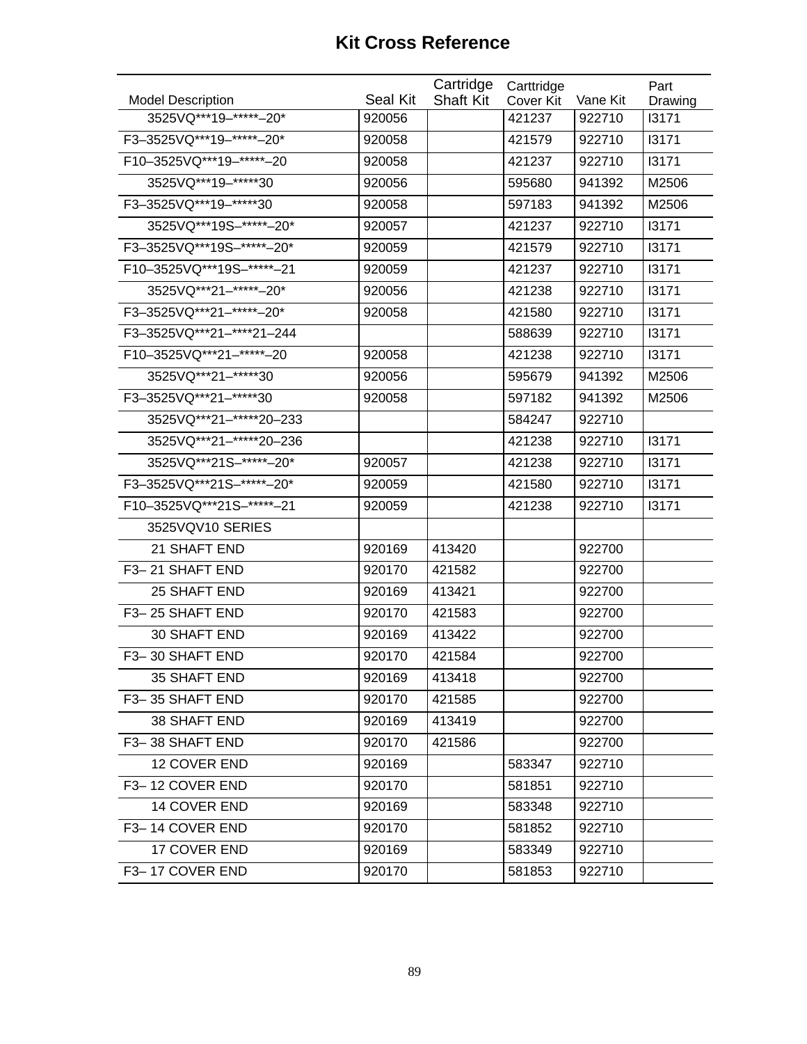# Kit Cross Reference

| Model Description | Seal Kit | Cartridge Shaft Kit | Carttridge Cover Kit | Vane Kit | Part Drawing |
|---|---|---|---|---|---|
| 3525VQ***19–*****–20* | 920056 | | 421237 | 922710 | I3171 |
| F3–3525VQ***19–*****–20* | 920058 | | 421579 | 922710 | I3171 |
| F10–3525VQ***19–*****–20 | 920058 | | 421237 | 922710 | I3171 |
| 3525VQ***19–*****30 | 920056 | | 595680 | 941392 | M2506 |
| F3–3525VQ***19–*****30 | 920058 | | 597183 | 941392 | M2506 |
| 3525VQ***19S–*****–20* | 920057 | | 421237 | 922710 | I3171 |
| F3–3525VQ***19S–*****–20* | 920059 | | 421579 | 922710 | I3171 |
| F10–3525VQ***19S–*****–21 | 920059 | | 421237 | 922710 | I3171 |
| 3525VQ***21–*****–20* | 920056 | | 421238 | 922710 | I3171 |
| F3–3525VQ***21–*****–20* | 920058 | | 421580 | 922710 | I3171 |
| F3–3525VQ***21–****21–244 | | | 588639 | 922710 | I3171 |
| F10–3525VQ***21–*****–20 | 920058 | | 421238 | 922710 | I3171 |
| 3525VQ***21–*****30 | 920056 | | 595679 | 941392 | M2506 |
| F3–3525VQ***21–*****30 | 920058 | | 597182 | 941392 | M2506 |
| 3525VQ***21–*****20–233 | | | 584247 | 922710 | |
| 3525VQ***21–*****20–236 | | | 421238 | 922710 | I3171 |
| 3525VQ***21S–*****–20* | 920057 | | 421238 | 922710 | I3171 |
| F3–3525VQ***21S–*****–20* | 920059 | | 421580 | 922710 | I3171 |
| F10–3525VQ***21S–*****–21 | 920059 | | 421238 | 922710 | I3171 |
| 3525VQV10 SERIES | | | | | |
| 21 SHAFT END | 920169 | 413420 | | 922700 | |
| F3– 21 SHAFT END | 920170 | 421582 | | 922700 | |
| 25 SHAFT END | 920169 | 413421 | | 922700 | |
| F3– 25 SHAFT END | 920170 | 421583 | | 922700 | |
| 30 SHAFT END | 920169 | 413422 | | 922700 | |
| F3– 30 SHAFT END | 920170 | 421584 | | 922700 | |
| 35 SHAFT END | 920169 | 413418 | | 922700 | |
| F3– 35 SHAFT END | 920170 | 421585 | | 922700 | |
| 38 SHAFT END | 920169 | 413419 | | 922700 | |
| F3– 38 SHAFT END | 920170 | 421586 | | 922700 | |
| 12 COVER END | 920169 | | 583347 | 922710 | |
| F3– 12 COVER END | 920170 | | 581851 | 922710 | |
| 14 COVER END | 920169 | | 583348 | 922710 | |
| F3– 14 COVER END | 920170 | | 581852 | 922710 | |
| 17 COVER END | 920169 | | 583349 | 922710 | |
| F3– 17 COVER END | 920170 | | 581853 | 922710 | |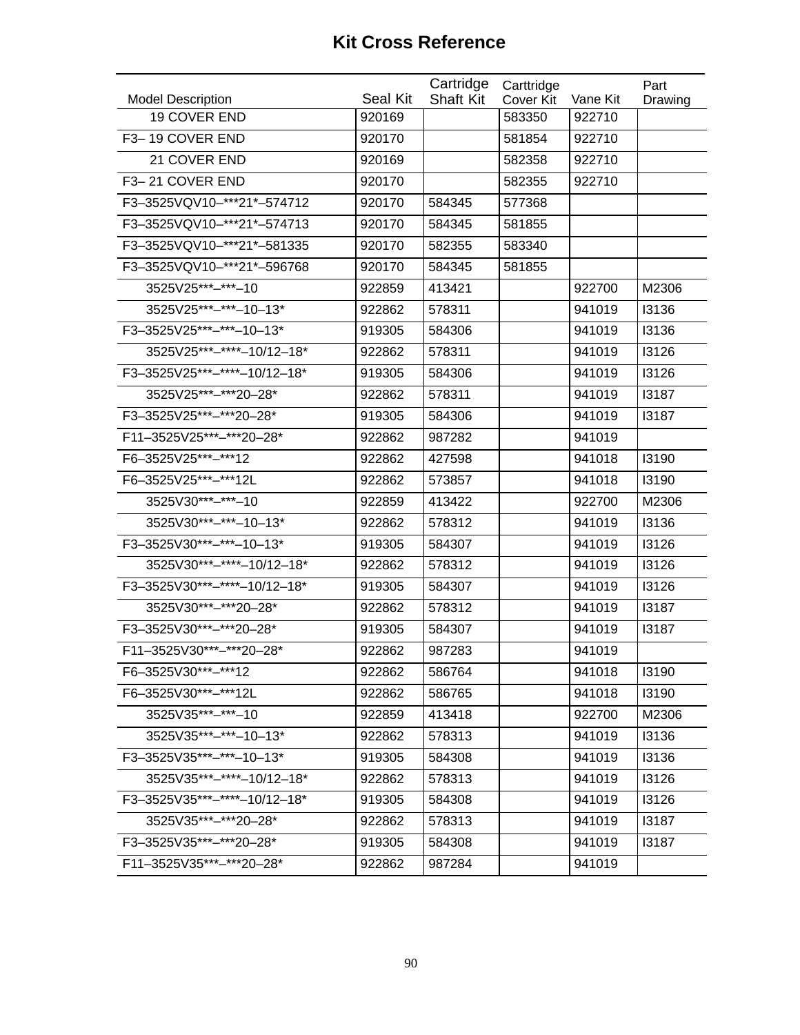# Kit Cross Reference

| Model Description | Seal Kit | Cartridge Shaft Kit | Carttridge Cover Kit | Vane Kit | Part Drawing |
|---|---|---|---|---|---|
| 19 COVER END | 920169 | | 583350 | 922710 | |
| F3– 19 COVER END | 920170 | | 581854 | 922710 | |
| 21 COVER END | 920169 | | 582358 | 922710 | |
| F3– 21 COVER END | 920170 | | 582355 | 922710 | |
| F3–3525VQV10–***21*–574712 | 920170 | 584345 | 577368 | | |
| F3–3525VQV10–***21*–574713 | 920170 | 584345 | 581855 | | |
| F3–3525VQV10–***21*–581335 | 920170 | 582355 | 583340 | | |
| F3–3525VQV10–***21*–596768 | 920170 | 584345 | 581855 | | |
| 3525V25***–***–10 | 922859 | 413421 | | 922700 | M2306 |
| 3525V25***–***–10–13* | 922862 | 578311 | | 941019 | I3136 |
| F3–3525V25***–***–10–13* | 919305 | 584306 | | 941019 | I3136 |
| 3525V25***–****–10/12–18* | 922862 | 578311 | | 941019 | I3126 |
| F3–3525V25***–****–10/12–18* | 919305 | 584306 | | 941019 | I3126 |
| 3525V25***–***20–28* | 922862 | 578311 | | 941019 | I3187 |
| F3–3525V25***–***20–28* | 919305 | 584306 | | 941019 | I3187 |
| F11–3525V25***–***20–28* | 922862 | 987282 | | 941019 | |
| F6–3525V25***–***12 | 922862 | 427598 | | 941018 | I3190 |
| F6–3525V25***–***12L | 922862 | 573857 | | 941018 | I3190 |
| 3525V30***–***–10 | 922859 | 413422 | | 922700 | M2306 |
| 3525V30***–***–10–13* | 922862 | 578312 | | 941019 | I3136 |
| F3–3525V30***–***–10–13* | 919305 | 584307 | | 941019 | I3126 |
| 3525V30***–****–10/12–18* | 922862 | 578312 | | 941019 | I3126 |
| F3–3525V30***–****–10/12–18* | 919305 | 584307 | | 941019 | I3126 |
| 3525V30***–***20–28* | 922862 | 578312 | | 941019 | I3187 |
| F3–3525V30***–***20–28* | 919305 | 584307 | | 941019 | I3187 |
| F11–3525V30***–***20–28* | 922862 | 987283 | | 941019 | |
| F6–3525V30***–***12 | 922862 | 586764 | | 941018 | I3190 |
| F6–3525V30***–***12L | 922862 | 586765 | | 941018 | I3190 |
| 3525V35***–***–10 | 922859 | 413418 | | 922700 | M2306 |
| 3525V35***–***–10–13* | 922862 | 578313 | | 941019 | I3136 |
| F3–3525V35***–***–10–13* | 919305 | 584308 | | 941019 | I3136 |
| 3525V35***–****–10/12–18* | 922862 | 578313 | | 941019 | I3126 |
| F3–3525V35***–****–10/12–18* | 919305 | 584308 | | 941019 | I3126 |
| 3525V35***–***20–28* | 922862 | 578313 | | 941019 | I3187 |
| F3–3525V35***–***20–28* | 919305 | 584308 | | 941019 | I3187 |
| F11–3525V35***–***20–28* | 922862 | 987284 | | 941019 | |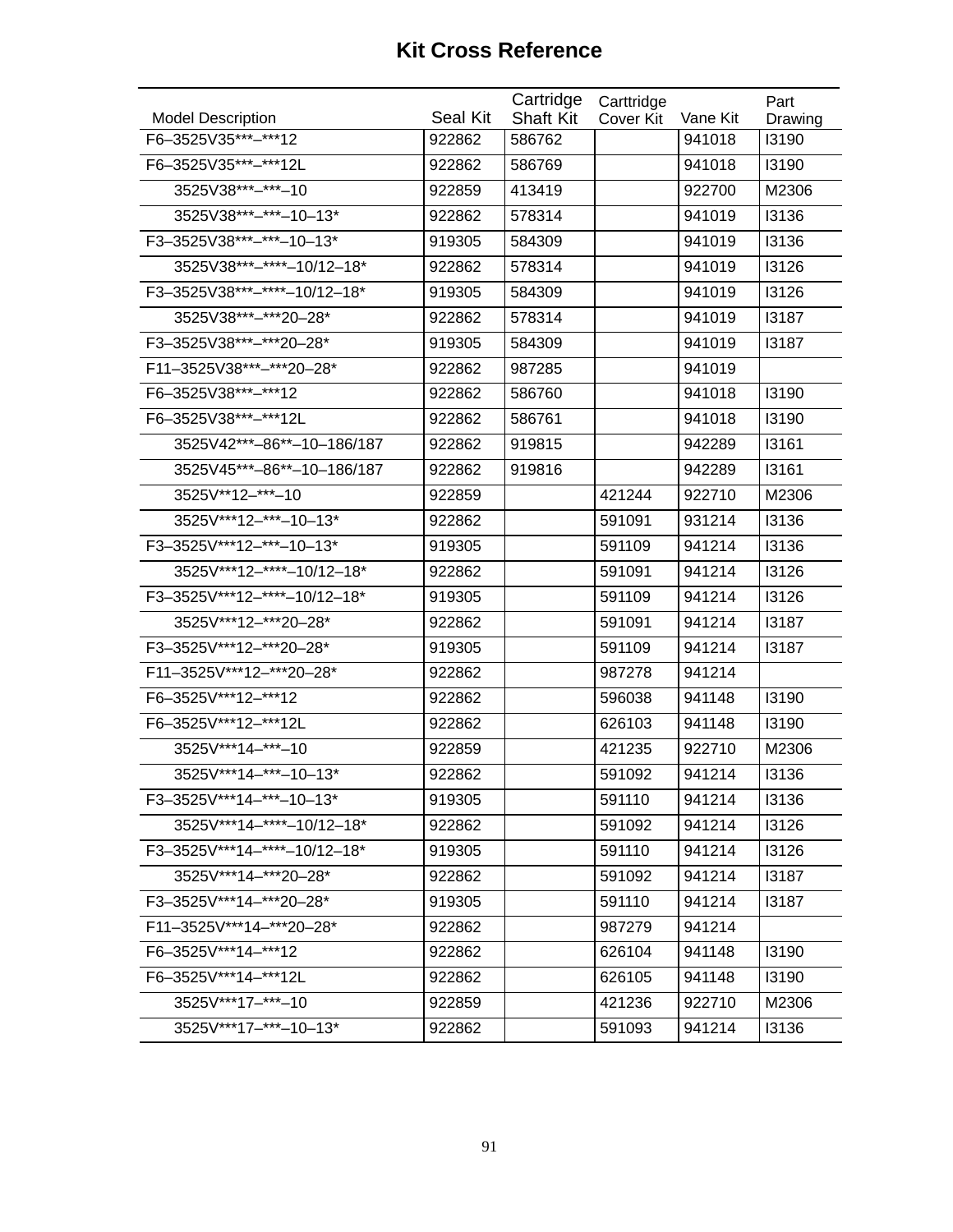# Kit Cross Reference

| Model Description | Seal Kit | Cartridge Shaft Kit | Carttridge Cover Kit | Vane Kit | Part Drawing |
|---|---|---|---|---|---|
| F6–3525V35***–***12 | 922862 | 586762 | | 941018 | I3190 |
| F6–3525V35***–***12L | 922862 | 586769 | | 941018 | I3190 |
| 3525V38***–***–10 | 922859 | 413419 | | 922700 | M2306 |
| 3525V38***–***–10–13* | 922862 | 578314 | | 941019 | I3136 |
| F3–3525V38***–***–10–13* | 919305 | 584309 | | 941019 | I3136 |
| 3525V38***–****–10/12–18* | 922862 | 578314 | | 941019 | I3126 |
| F3–3525V38***–****–10/12–18* | 919305 | 584309 | | 941019 | I3126 |
| 3525V38***–***20–28* | 922862 | 578314 | | 941019 | I3187 |
| F3–3525V38***–***20–28* | 919305 | 584309 | | 941019 | I3187 |
| F11–3525V38***–***20–28* | 922862 | 987285 | | 941019 | |
| F6–3525V38***–***12 | 922862 | 586760 | | 941018 | I3190 |
| F6–3525V38***–***12L | 922862 | 586761 | | 941018 | I3190 |
| 3525V42***–86**–10–186/187 | 922862 | 919815 | | 942289 | I3161 |
| 3525V45***–86**–10–186/187 | 922862 | 919816 | | 942289 | I3161 |
| 3525V**12–***–10 | 922859 | | 421244 | 922710 | M2306 |
| 3525V***12–***–10–13* | 922862 | | 591091 | 931214 | I3136 |
| F3–3525V***12–***–10–13* | 919305 | | 591109 | 941214 | I3136 |
| 3525V***12–****–10/12–18* | 922862 | | 591091 | 941214 | I3126 |
| F3–3525V***12–****–10/12–18* | 919305 | | 591109 | 941214 | I3126 |
| 3525V***12–***20–28* | 922862 | | 591091 | 941214 | I3187 |
| F3–3525V***12–***20–28* | 919305 | | 591109 | 941214 | I3187 |
| F11–3525V***12–***20–28* | 922862 | | 987278 | 941214 | |
| F6–3525V***12–***12 | 922862 | | 596038 | 941148 | I3190 |
| F6–3525V***12–***12L | 922862 | | 626103 | 941148 | I3190 |
| 3525V***14–***–10 | 922859 | | 421235 | 922710 | M2306 |
| 3525V***14–***–10–13* | 922862 | | 591092 | 941214 | I3136 |
| F3–3525V***14–***–10–13* | 919305 | | 591110 | 941214 | I3136 |
| 3525V***14–****–10/12–18* | 922862 | | 591092 | 941214 | I3126 |
| F3–3525V***14–****–10/12–18* | 919305 | | 591110 | 941214 | I3126 |
| 3525V***14–***20–28* | 922862 | | 591092 | 941214 | I3187 |
| F3–3525V***14–***20–28* | 919305 | | 591110 | 941214 | I3187 |
| F11–3525V***14–***20–28* | 922862 | | 987279 | 941214 | |
| F6–3525V***14–***12 | 922862 | | 626104 | 941148 | I3190 |
| F6–3525V***14–***12L | 922862 | | 626105 | 941148 | I3190 |
| 3525V***17–***–10 | 922859 | | 421236 | 922710 | M2306 |
| 3525V***17–***–10–13* | 922862 | | 591093 | 941214 | I3136 |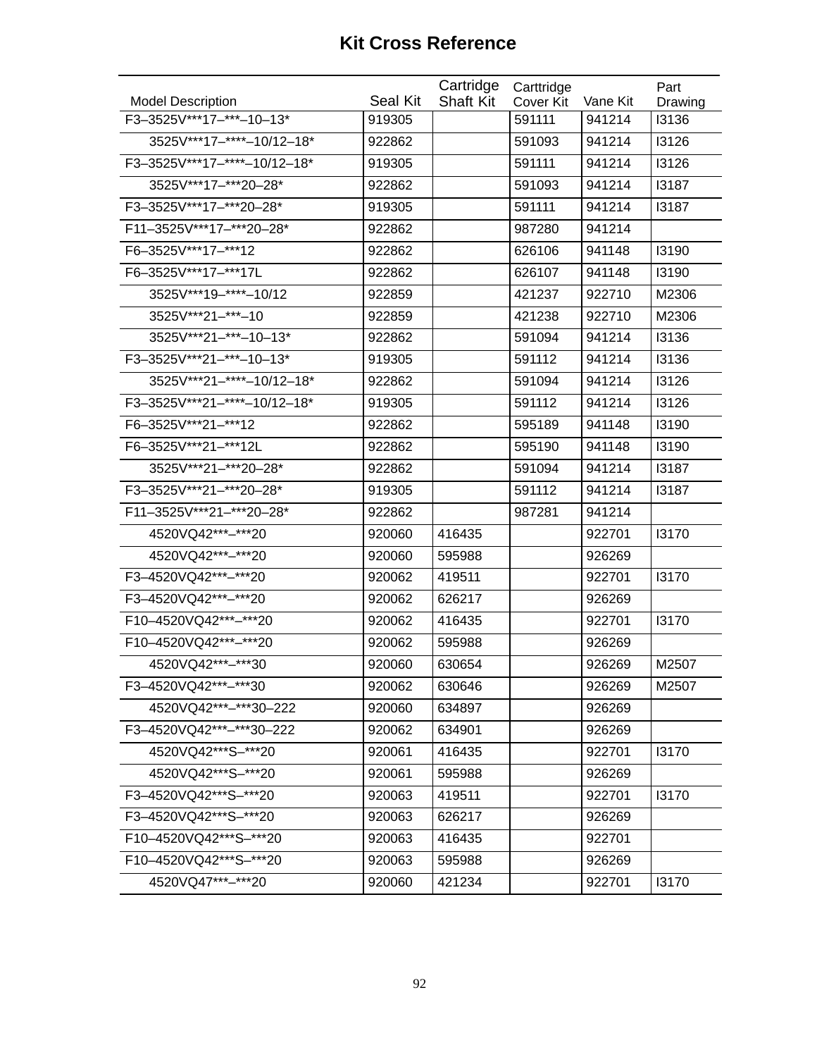# Kit Cross Reference

| Model Description | Seal Kit | Cartridge Shaft Kit | Carttridge Cover Kit | Vane Kit | Part Drawing |
|---|---|---|---|---|---|
| F3–3525V***17–***–10–13* | 919305 | | 591111 | 941214 | I3136 |
| 3525V***17–****–10/12–18* | 922862 | | 591093 | 941214 | I3126 |
| F3–3525V***17–****–10/12–18* | 919305 | | 591111 | 941214 | I3126 |
| 3525V***17–***20–28* | 922862 | | 591093 | 941214 | I3187 |
| F3–3525V***17–***20–28* | 919305 | | 591111 | 941214 | I3187 |
| F11–3525V***17–***20–28* | 922862 | | 987280 | 941214 | |
| F6–3525V***17–***12 | 922862 | | 626106 | 941148 | I3190 |
| F6–3525V***17–***17L | 922862 | | 626107 | 941148 | I3190 |
| 3525V***19–****–10/12 | 922859 | | 421237 | 922710 | M2306 |
| 3525V***21–***–10 | 922859 | | 421238 | 922710 | M2306 |
| 3525V***21–***–10–13* | 922862 | | 591094 | 941214 | I3136 |
| F3–3525V***21–***–10–13* | 919305 | | 591112 | 941214 | I3136 |
| 3525V***21–****–10/12–18* | 922862 | | 591094 | 941214 | I3126 |
| F3–3525V***21–****–10/12–18* | 919305 | | 591112 | 941214 | I3126 |
| F6–3525V***21–***12 | 922862 | | 595189 | 941148 | I3190 |
| F6–3525V***21–***12L | 922862 | | 595190 | 941148 | I3190 |
| 3525V***21–***20–28* | 922862 | | 591094 | 941214 | I3187 |
| F3–3525V***21–***20–28* | 919305 | | 591112 | 941214 | I3187 |
| F11–3525V***21–***20–28* | 922862 | | 987281 | 941214 | |
| 4520VQ42***–***20 | 920060 | 416435 | | 922701 | I3170 |
| 4520VQ42***–***20 | 920060 | 595988 | | 926269 | |
| F3–4520VQ42***–***20 | 920062 | 419511 | | 922701 | I3170 |
| F3–4520VQ42***–***20 | 920062 | 626217 | | 926269 | |
| F10–4520VQ42***–***20 | 920062 | 416435 | | 922701 | I3170 |
| F10–4520VQ42***–***20 | 920062 | 595988 | | 926269 | |
| 4520VQ42***–***30 | 920060 | 630654 | | 926269 | M2507 |
| F3–4520VQ42***–***30 | 920062 | 630646 | | 926269 | M2507 |
| 4520VQ42***–***30–222 | 920060 | 634897 | | 926269 | |
| F3–4520VQ42***–***30–222 | 920062 | 634901 | | 926269 | |
| 4520VQ42***S–***20 | 920061 | 416435 | | 922701 | I3170 |
| 4520VQ42***S–***20 | 920061 | 595988 | | 926269 | |
| F3–4520VQ42***S–***20 | 920063 | 419511 | | 922701 | I3170 |
| F3–4520VQ42***S–***20 | 920063 | 626217 | | 926269 | |
| F10–4520VQ42***S–***20 | 920063 | 416435 | | 922701 | |
| F10–4520VQ42***S–***20 | 920063 | 595988 | | 926269 | |
| 4520VQ47***–***20 | 920060 | 421234 | | 922701 | I3170 |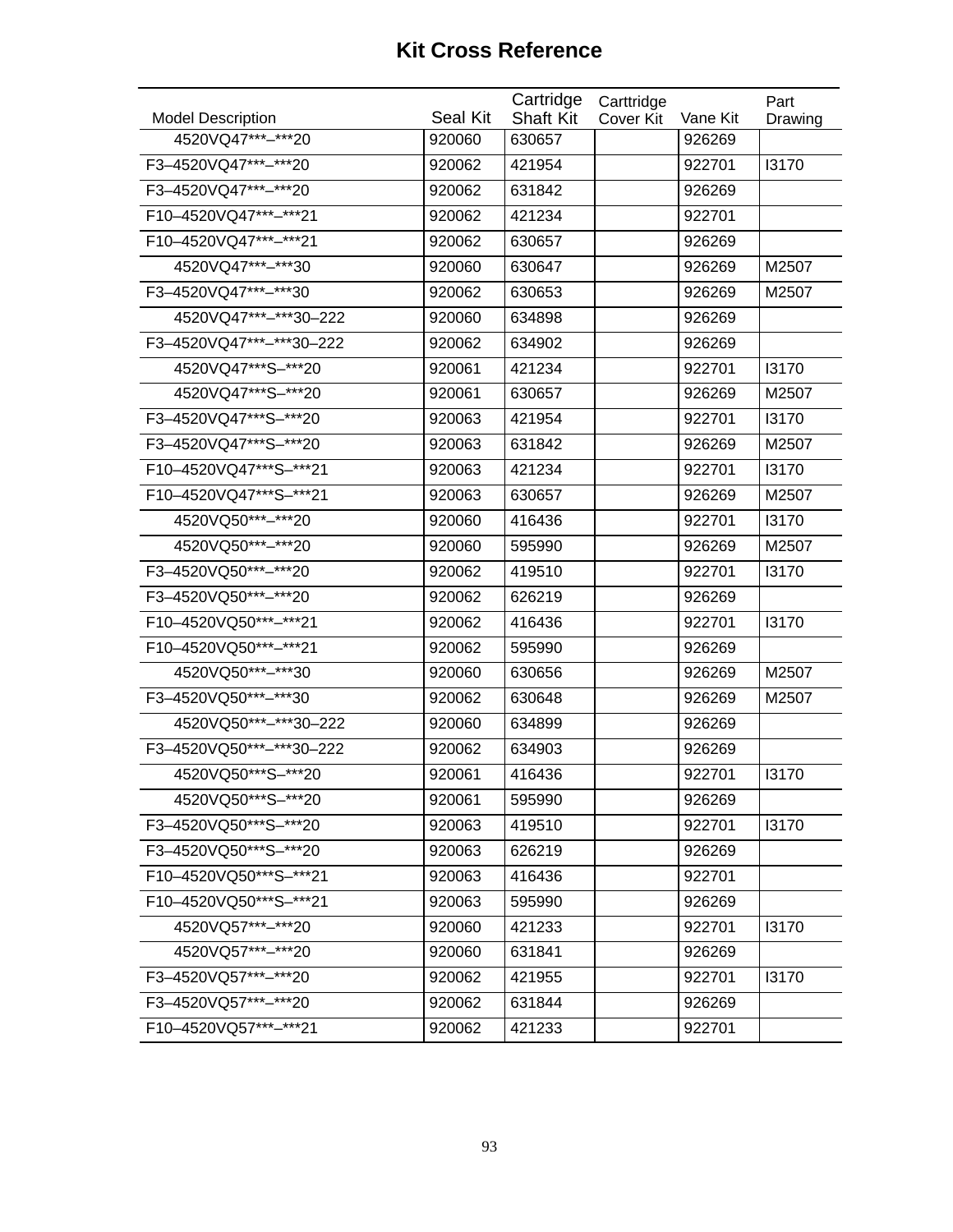# Kit Cross Reference

| Model Description | Seal Kit | Cartridge Shaft Kit | Carttridge Cover Kit | Vane Kit | Part Drawing |
|---|---|---|---|---|---|
| 4520VQ47***–***20 | 920060 | 630657 | | 926269 | |
| F3–4520VQ47***–***20 | 920062 | 421954 | | 922701 | I3170 |
| F3–4520VQ47***–***20 | 920062 | 631842 | | 926269 | |
| F10–4520VQ47***–***21 | 920062 | 421234 | | 922701 | |
| F10–4520VQ47***–***21 | 920062 | 630657 | | 926269 | |
| 4520VQ47***–***30 | 920060 | 630647 | | 926269 | M2507 |
| F3–4520VQ47***–***30 | 920062 | 630653 | | 926269 | M2507 |
| 4520VQ47***–***30–222 | 920060 | 634898 | | 926269 | |
| F3–4520VQ47***–***30–222 | 920062 | 634902 | | 926269 | |
| 4520VQ47***S–***20 | 920061 | 421234 | | 922701 | I3170 |
| 4520VQ47***S–***20 | 920061 | 630657 | | 926269 | M2507 |
| F3–4520VQ47***S–***20 | 920063 | 421954 | | 922701 | I3170 |
| F3–4520VQ47***S–***20 | 920063 | 631842 | | 926269 | M2507 |
| F10–4520VQ47***S–***21 | 920063 | 421234 | | 922701 | I3170 |
| F10–4520VQ47***S–***21 | 920063 | 630657 | | 926269 | M2507 |
| 4520VQ50***–***20 | 920060 | 416436 | | 922701 | I3170 |
| 4520VQ50***–***20 | 920060 | 595990 | | 926269 | M2507 |
| F3–4520VQ50***–***20 | 920062 | 419510 | | 922701 | I3170 |
| F3–4520VQ50***–***20 | 920062 | 626219 | | 926269 | |
| F10–4520VQ50***–***21 | 920062 | 416436 | | 922701 | I3170 |
| F10–4520VQ50***–***21 | 920062 | 595990 | | 926269 | |
| 4520VQ50***–***30 | 920060 | 630656 | | 926269 | M2507 |
| F3–4520VQ50***–***30 | 920062 | 630648 | | 926269 | M2507 |
| 4520VQ50***–***30–222 | 920060 | 634899 | | 926269 | |
| F3–4520VQ50***–***30–222 | 920062 | 634903 | | 926269 | |
| 4520VQ50***S–***20 | 920061 | 416436 | | 922701 | I3170 |
| 4520VQ50***S–***20 | 920061 | 595990 | | 926269 | |
| F3–4520VQ50***S–***20 | 920063 | 419510 | | 922701 | I3170 |
| F3–4520VQ50***S–***20 | 920063 | 626219 | | 926269 | |
| F10–4520VQ50***S–***21 | 920063 | 416436 | | 922701 | |
| F10–4520VQ50***S–***21 | 920063 | 595990 | | 926269 | |
| 4520VQ57***–***20 | 920060 | 421233 | | 922701 | I3170 |
| 4520VQ57***–***20 | 920060 | 631841 | | 926269 | |
| F3–4520VQ57***–***20 | 920062 | 421955 | | 922701 | I3170 |
| F3–4520VQ57***–***20 | 920062 | 631844 | | 926269 | |
| F10–4520VQ57***–***21 | 920062 | 421233 | | 922701 | |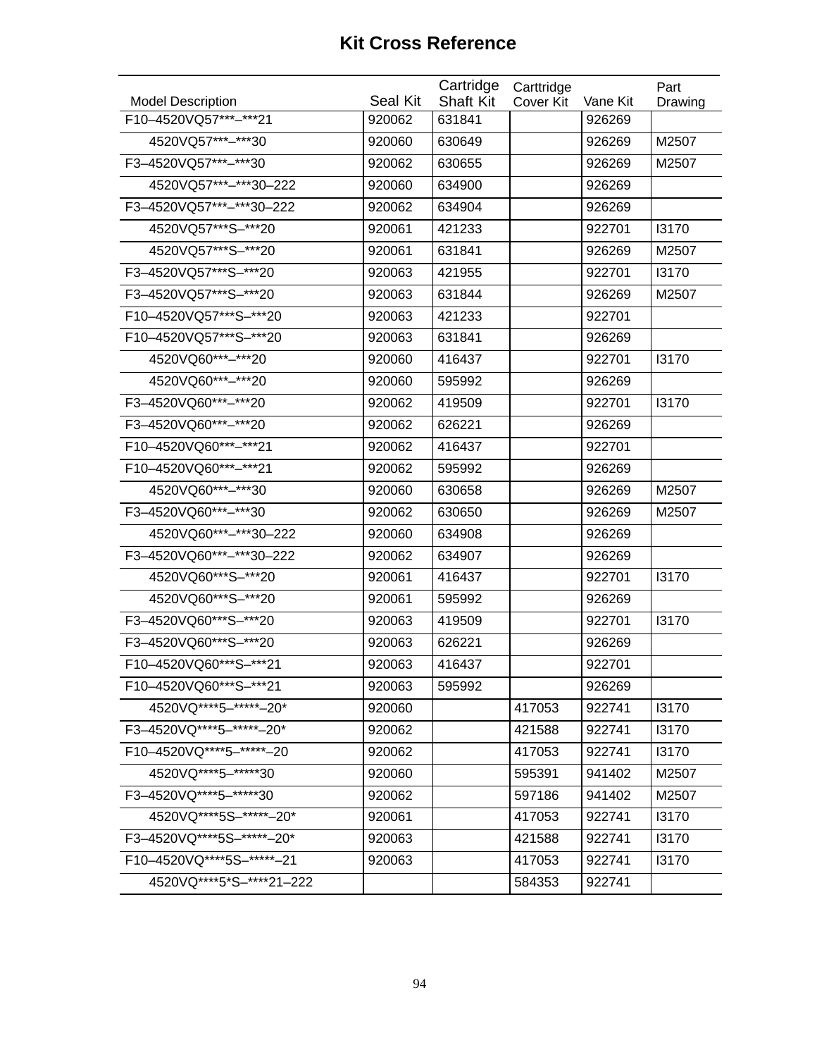# Kit Cross Reference

| Model Description | Seal Kit | Cartridge Shaft Kit | Carttridge Cover Kit | Vane Kit | Part Drawing |
|---|---|---|---|---|---|
| F10–4520VQ57***–***21 | 920062 | 631841 | | 926269 | |
| 4520VQ57***–***30 | 920060 | 630649 | | 926269 | M2507 |
| F3–4520VQ57***–***30 | 920062 | 630655 | | 926269 | M2507 |
| 4520VQ57***–***30–222 | 920060 | 634900 | | 926269 | |
| F3–4520VQ57***–***30–222 | 920062 | 634904 | | 926269 | |
| 4520VQ57***S–***20 | 920061 | 421233 | | 922701 | I3170 |
| 4520VQ57***S–***20 | 920061 | 631841 | | 926269 | M2507 |
| F3–4520VQ57***S–***20 | 920063 | 421955 | | 922701 | I3170 |
| F3–4520VQ57***S–***20 | 920063 | 631844 | | 926269 | M2507 |
| F10–4520VQ57***S–***20 | 920063 | 421233 | | 922701 | |
| F10–4520VQ57***S–***20 | 920063 | 631841 | | 926269 | |
| 4520VQ60***–***20 | 920060 | 416437 | | 922701 | I3170 |
| 4520VQ60***–***20 | 920060 | 595992 | | 926269 | |
| F3–4520VQ60***–***20 | 920062 | 419509 | | 922701 | I3170 |
| F3–4520VQ60***–***20 | 920062 | 626221 | | 926269 | |
| F10–4520VQ60***–***21 | 920062 | 416437 | | 922701 | |
| F10–4520VQ60***–***21 | 920062 | 595992 | | 926269 | |
| 4520VQ60***–***30 | 920060 | 630658 | | 926269 | M2507 |
| F3–4520VQ60***–***30 | 920062 | 630650 | | 926269 | M2507 |
| 4520VQ60***–***30–222 | 920060 | 634908 | | 926269 | |
| F3–4520VQ60***–***30–222 | 920062 | 634907 | | 926269 | |
| 4520VQ60***S–***20 | 920061 | 416437 | | 922701 | I3170 |
| 4520VQ60***S–***20 | 920061 | 595992 | | 926269 | |
| F3–4520VQ60***S–***20 | 920063 | 419509 | | 922701 | I3170 |
| F3–4520VQ60***S–***20 | 920063 | 626221 | | 926269 | |
| F10–4520VQ60***S–***21 | 920063 | 416437 | | 922701 | |
| F10–4520VQ60***S–***21 | 920063 | 595992 | | 926269 | |
| 4520VQ****5–*****–20* | 920060 | | 417053 | 922741 | I3170 |
| F3–4520VQ****5–*****–20* | 920062 | | 421588 | 922741 | I3170 |
| F10–4520VQ****5–*****–20 | 920062 | | 417053 | 922741 | I3170 |
| 4520VQ****5–*****30 | 920060 | | 595391 | 941402 | M2507 |
| F3–4520VQ****5–*****30 | 920062 | | 597186 | 941402 | M2507 |
| 4520VQ****5S–*****–20* | 920061 | | 417053 | 922741 | I3170 |
| F3–4520VQ****5S–*****–20* | 920063 | | 421588 | 922741 | I3170 |
| F10–4520VQ****5S–*****–21 | 920063 | | 417053 | 922741 | I3170 |
| 4520VQ****5*S–****21–222 | | | 584353 | 922741 | |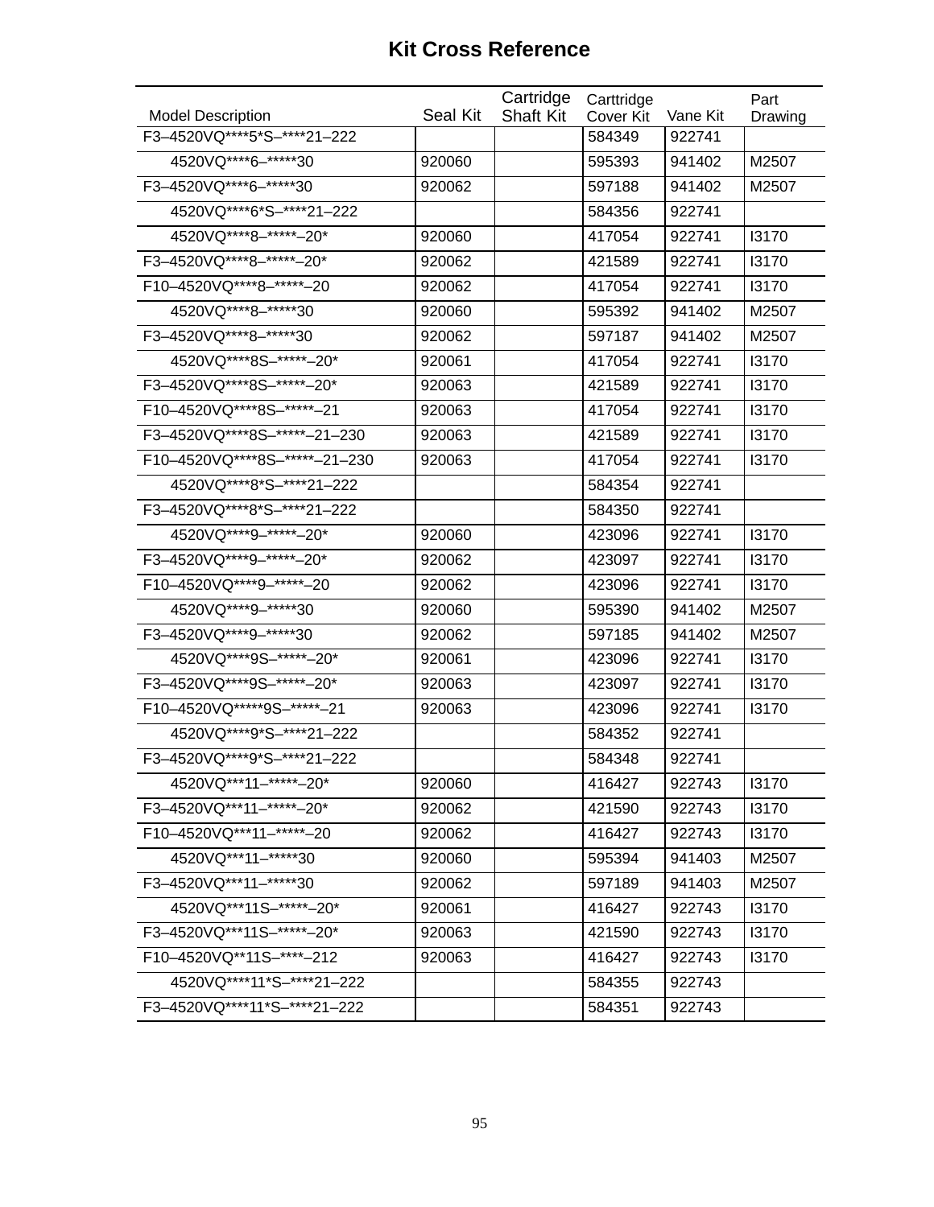# Kit Cross Reference

| Model Description | Seal Kit | Cartridge Shaft Kit | Carttridge Cover Kit | Vane Kit | Part Drawing |
|---|---|---|---|---|---|
| F3–4520VQ****5*S–****21–222 | | | 584349 | 922741 | |
| 4520VQ****6–*****30 | 920060 | | 595393 | 941402 | M2507 |
| F3–4520VQ****6–*****30 | 920062 | | 597188 | 941402 | M2507 |
| 4520VQ****6*S–****21–222 | | | 584356 | 922741 | |
| 4520VQ****8–*****–20* | 920060 | | 417054 | 922741 | I3170 |
| F3–4520VQ****8–*****–20* | 920062 | | 421589 | 922741 | I3170 |
| F10–4520VQ****8–*****–20 | 920062 | | 417054 | 922741 | I3170 |
| 4520VQ****8–*****30 | 920060 | | 595392 | 941402 | M2507 |
| F3–4520VQ****8–*****30 | 920062 | | 597187 | 941402 | M2507 |
| 4520VQ****8S–*****–20* | 920061 | | 417054 | 922741 | I3170 |
| F3–4520VQ****8S–*****–20* | 920063 | | 421589 | 922741 | I3170 |
| F10–4520VQ****8S–*****–21 | 920063 | | 417054 | 922741 | I3170 |
| F3–4520VQ****8S–*****–21–230 | 920063 | | 421589 | 922741 | I3170 |
| F10–4520VQ****8S–*****–21–230 | 920063 | | 417054 | 922741 | I3170 |
| 4520VQ****8*S–****21–222 | | | 584354 | 922741 | |
| F3–4520VQ****8*S–****21–222 | | | 584350 | 922741 | |
| 4520VQ****9–*****–20* | 920060 | | 423096 | 922741 | I3170 |
| F3–4520VQ****9–*****–20* | 920062 | | 423097 | 922741 | I3170 |
| F10–4520VQ****9–*****–20 | 920062 | | 423096 | 922741 | I3170 |
| 4520VQ****9–*****30 | 920060 | | 595390 | 941402 | M2507 |
| F3–4520VQ****9–*****30 | 920062 | | 597185 | 941402 | M2507 |
| 4520VQ****9S–*****–20* | 920061 | | 423096 | 922741 | I3170 |
| F3–4520VQ****9S–*****–20* | 920063 | | 423097 | 922741 | I3170 |
| F10–4520VQ*****9S–*****–21 | 920063 | | 423096 | 922741 | I3170 |
| 4520VQ****9*S–****21–222 | | | 584352 | 922741 | |
| F3–4520VQ****9*S–****21–222 | | | 584348 | 922741 | |
| 4520VQ***11–*****–20* | 920060 | | 416427 | 922743 | I3170 |
| F3–4520VQ***11–*****–20* | 920062 | | 421590 | 922743 | I3170 |
| F10–4520VQ***11–*****–20 | 920062 | | 416427 | 922743 | I3170 |
| 4520VQ***11–*****30 | 920060 | | 595394 | 941403 | M2507 |
| F3–4520VQ***11–*****30 | 920062 | | 597189 | 941403 | M2507 |
| 4520VQ***11S–*****–20* | 920061 | | 416427 | 922743 | I3170 |
| F3–4520VQ***11S–*****–20* | 920063 | | 421590 | 922743 | I3170 |
| F10–4520VQ**11S–****–212 | 920063 | | 416427 | 922743 | I3170 |
| 4520VQ****11*S–****21–222 | | | 584355 | 922743 | |
| F3–4520VQ****11*S–****21–222 | | | 584351 | 922743 | |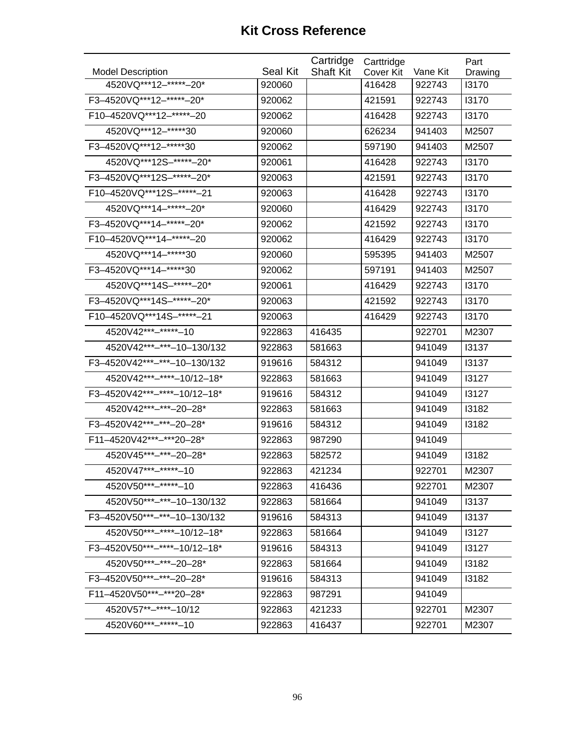# Kit Cross Reference

| Model Description | Seal Kit | Cartridge Shaft Kit | Carttridge Cover Kit | Vane Kit | Part Drawing |
|---|---|---|---|---|---|
| 4520VQ***12–*****–20* | 920060 | | 416428 | 922743 | I3170 |
| F3–4520VQ***12–*****–20* | 920062 | | 421591 | 922743 | I3170 |
| F10–4520VQ***12–*****–20 | 920062 | | 416428 | 922743 | I3170 |
| 4520VQ***12–*****30 | 920060 | | 626234 | 941403 | M2507 |
| F3–4520VQ***12–*****30 | 920062 | | 597190 | 941403 | M2507 |
| 4520VQ***12S–*****–20* | 920061 | | 416428 | 922743 | I3170 |
| F3–4520VQ***12S–*****–20* | 920063 | | 421591 | 922743 | I3170 |
| F10–4520VQ***12S–*****–21 | 920063 | | 416428 | 922743 | I3170 |
| 4520VQ***14–*****–20* | 920060 | | 416429 | 922743 | I3170 |
| F3–4520VQ***14–*****–20* | 920062 | | 421592 | 922743 | I3170 |
| F10–4520VQ***14–*****–20 | 920062 | | 416429 | 922743 | I3170 |
| 4520VQ***14–*****30 | 920060 | | 595395 | 941403 | M2507 |
| F3–4520VQ***14–*****30 | 920062 | | 597191 | 941403 | M2507 |
| 4520VQ***14S–*****–20* | 920061 | | 416429 | 922743 | I3170 |
| F3–4520VQ***14S–*****–20* | 920063 | | 421592 | 922743 | I3170 |
| F10–4520VQ***14S–*****–21 | 920063 | | 416429 | 922743 | I3170 |
| 4520V42***–*****–10 | 922863 | 416435 | | 922701 | M2307 |
| 4520V42***–***–10–130/132 | 922863 | 581663 | | 941049 | I3137 |
| F3–4520V42***–***–10–130/132 | 919616 | 584312 | | 941049 | I3137 |
| 4520V42***–****–10/12–18* | 922863 | 581663 | | 941049 | I3127 |
| F3–4520V42***–****–10/12–18* | 919616 | 584312 | | 941049 | I3127 |
| 4520V42***–***–20–28* | 922863 | 581663 | | 941049 | I3182 |
| F3–4520V42***–***–20–28* | 919616 | 584312 | | 941049 | I3182 |
| F11–4520V42***–***20–28* | 922863 | 987290 | | 941049 | |
| 4520V45***–***–20–28* | 922863 | 582572 | | 941049 | I3182 |
| 4520V47***–*****–10 | 922863 | 421234 | | 922701 | M2307 |
| 4520V50***–*****–10 | 922863 | 416436 | | 922701 | M2307 |
| 4520V50***–***–10–130/132 | 922863 | 581664 | | 941049 | I3137 |
| F3–4520V50***–***–10–130/132 | 919616 | 584313 | | 941049 | I3137 |
| 4520V50***–****–10/12–18* | 922863 | 581664 | | 941049 | I3127 |
| F3–4520V50***–****–10/12–18* | 919616 | 584313 | | 941049 | I3127 |
| 4520V50***–***–20–28* | 922863 | 581664 | | 941049 | I3182 |
| F3–4520V50***–***–20–28* | 919616 | 584313 | | 941049 | I3182 |
| F11–4520V50***–***20–28* | 922863 | 987291 | | 941049 | |
| 4520V57**–****–10/12 | 922863 | 421233 | | 922701 | M2307 |
| 4520V60***–*****–10 | 922863 | 416437 | | 922701 | M2307 |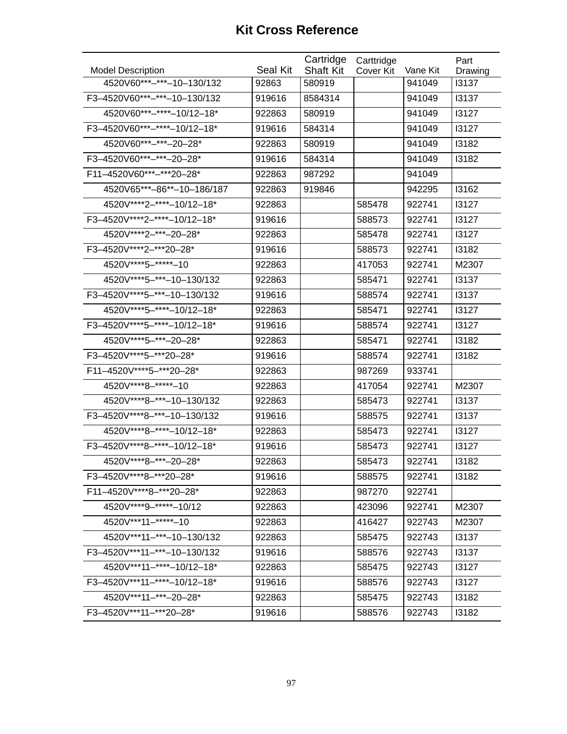# Kit Cross Reference

| Model Description | Seal Kit | Cartridge Shaft Kit | Carttridge Cover Kit | Vane Kit | Part Drawing |
|---|---|---|---|---|---|
| 4520V60***–***–10–130/132 | 92863 | 580919 | | 941049 | I3137 |
| F3–4520V60***–***–10–130/132 | 919616 | 8584314 | | 941049 | I3137 |
| 4520V60***–****–10/12–18* | 922863 | 580919 | | 941049 | I3127 |
| F3–4520V60***–****–10/12–18* | 919616 | 584314 | | 941049 | I3127 |
| 4520V60***–***–20–28* | 922863 | 580919 | | 941049 | I3182 |
| F3–4520V60***–***–20–28* | 919616 | 584314 | | 941049 | I3182 |
| F11–4520V60***–***20–28* | 922863 | 987292 | | 941049 | |
| 4520V65***–86**–10–186/187 | 922863 | 919846 | | 942295 | I3162 |
| 4520V****2–****–10/12–18* | 922863 | | 585478 | 922741 | I3127 |
| F3–4520V****2–****–10/12–18* | 919616 | | 588573 | 922741 | I3127 |
| 4520V****2–***–20–28* | 922863 | | 585478 | 922741 | I3127 |
| F3–4520V****2–***20–28* | 919616 | | 588573 | 922741 | I3182 |
| 4520V****5–*****–10 | 922863 | | 417053 | 922741 | M2307 |
| 4520V****5–***–10–130/132 | 922863 | | 585471 | 922741 | I3137 |
| F3–4520V****5–***–10–130/132 | 919616 | | 588574 | 922741 | I3137 |
| 4520V****5–****–10/12–18* | 922863 | | 585471 | 922741 | I3127 |
| F3–4520V****5–****–10/12–18* | 919616 | | 588574 | 922741 | I3127 |
| 4520V****5–***–20–28* | 922863 | | 585471 | 922741 | I3182 |
| F3–4520V****5–***20–28* | 919616 | | 588574 | 922741 | I3182 |
| F11–4520V****5–***20–28* | 922863 | | 987269 | 933741 | |
| 4520V****8–*****–10 | 922863 | | 417054 | 922741 | M2307 |
| 4520V****8–***–10–130/132 | 922863 | | 585473 | 922741 | I3137 |
| F3–4520V****8–***–10–130/132 | 919616 | | 588575 | 922741 | I3137 |
| 4520V****8–****–10/12–18* | 922863 | | 585473 | 922741 | I3127 |
| F3–4520V****8–****–10/12–18* | 919616 | | 585473 | 922741 | I3127 |
| 4520V****8–***–20–28* | 922863 | | 585473 | 922741 | I3182 |
| F3–4520V****8–***20–28* | 919616 | | 588575 | 922741 | I3182 |
| F11–4520V****8–***20–28* | 922863 | | 987270 | 922741 | |
| 4520V****9–*****–10/12 | 922863 | | 423096 | 922741 | M2307 |
| 4520V***11–*****–10 | 922863 | | 416427 | 922743 | M2307 |
| 4520V***11–***–10–130/132 | 922863 | | 585475 | 922743 | I3137 |
| F3–4520V***11–***–10–130/132 | 919616 | | 588576 | 922743 | I3137 |
| 4520V***11–****–10/12–18* | 922863 | | 585475 | 922743 | I3127 |
| F3–4520V***11–****–10/12–18* | 919616 | | 588576 | 922743 | I3127 |
| 4520V***11–***–20–28* | 922863 | | 585475 | 922743 | I3182 |
| F3–4520V***11–***20–28* | 919616 | | 588576 | 922743 | I3182 |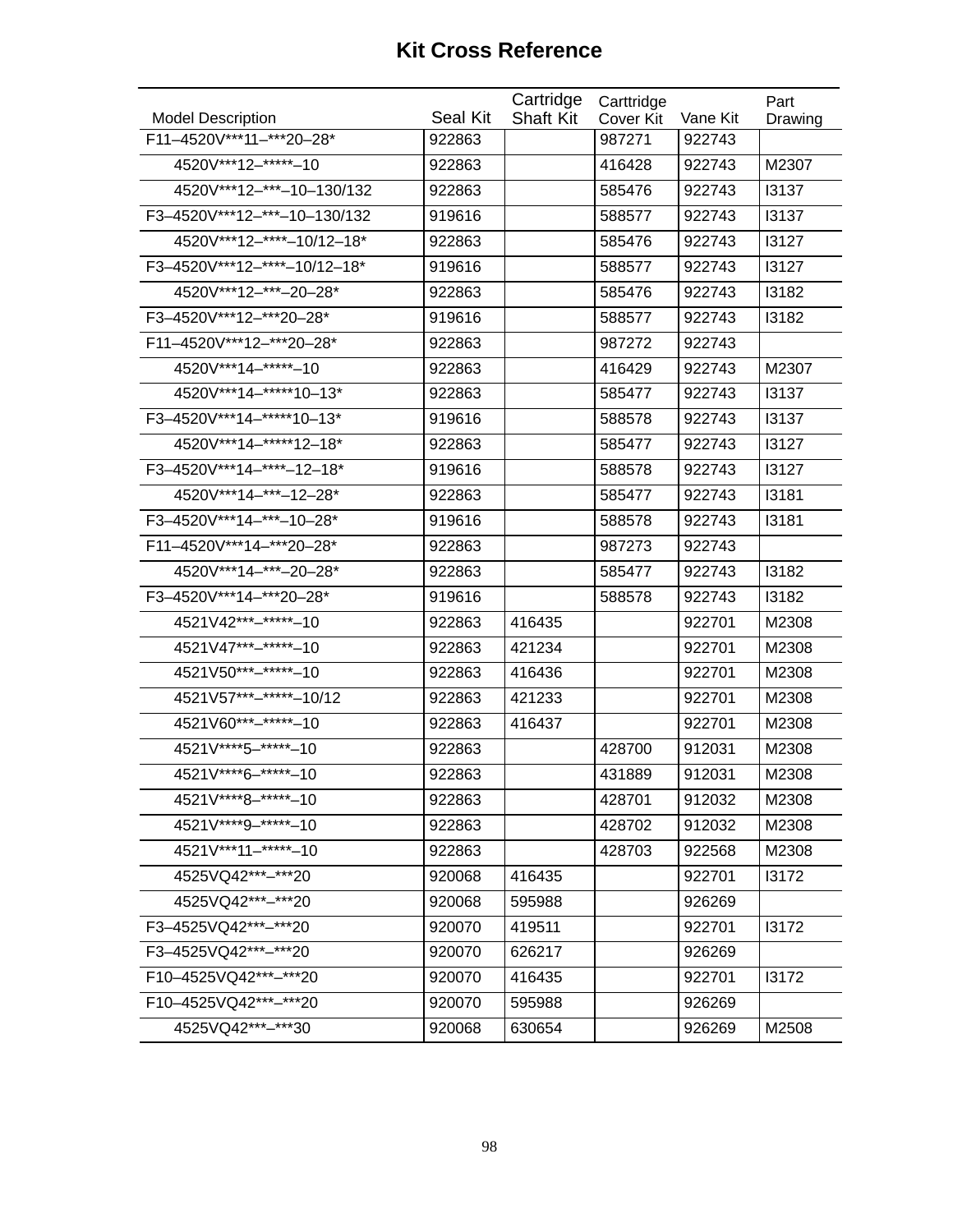# Kit Cross Reference

| Model Description | Seal Kit | Cartridge Shaft Kit | Carttridge Cover Kit | Vane Kit | Part Drawing |
|---|---|---|---|---|---|
| F11–4520V***11–***20–28* | 922863 | | 987271 | 922743 | |
| 4520V***12–*****–10 | 922863 | | 416428 | 922743 | M2307 |
| 4520V***12–***–10–130/132 | 922863 | | 585476 | 922743 | I3137 |
| F3–4520V***12–***–10–130/132 | 919616 | | 588577 | 922743 | I3137 |
| 4520V***12–****–10/12–18* | 922863 | | 585476 | 922743 | I3127 |
| F3–4520V***12–****–10/12–18* | 919616 | | 588577 | 922743 | I3127 |
| 4520V***12–***–20–28* | 922863 | | 585476 | 922743 | I3182 |
| F3–4520V***12–***20–28* | 919616 | | 588577 | 922743 | I3182 |
| F11–4520V***12–***20–28* | 922863 | | 987272 | 922743 | |
| 4520V***14–*****–10 | 922863 | | 416429 | 922743 | M2307 |
| 4520V***14–*****10–13* | 922863 | | 585477 | 922743 | I3137 |
| F3–4520V***14–*****10–13* | 919616 | | 588578 | 922743 | I3137 |
| 4520V***14–*****12–18* | 922863 | | 585477 | 922743 | I3127 |
| F3–4520V***14–****–12–18* | 919616 | | 588578 | 922743 | I3127 |
| 4520V***14–***–12–28* | 922863 | | 585477 | 922743 | I3181 |
| F3–4520V***14–***–10–28* | 919616 | | 588578 | 922743 | I3181 |
| F11–4520V***14–***20–28* | 922863 | | 987273 | 922743 | |
| 4520V***14–***–20–28* | 922863 | | 585477 | 922743 | I3182 |
| F3–4520V***14–***20–28* | 919616 | | 588578 | 922743 | I3182 |
| 4521V42***–*****–10 | 922863 | 416435 | | 922701 | M2308 |
| 4521V47***–*****–10 | 922863 | 421234 | | 922701 | M2308 |
| 4521V50***–*****–10 | 922863 | 416436 | | 922701 | M2308 |
| 4521V57***–*****–10/12 | 922863 | 421233 | | 922701 | M2308 |
| 4521V60***–*****–10 | 922863 | 416437 | | 922701 | M2308 |
| 4521V****5–*****–10 | 922863 | | 428700 | 912031 | M2308 |
| 4521V****6–*****–10 | 922863 | | 431889 | 912031 | M2308 |
| 4521V****8–*****–10 | 922863 | | 428701 | 912032 | M2308 |
| 4521V****9–*****–10 | 922863 | | 428702 | 912032 | M2308 |
| 4521V***11–*****–10 | 922863 | | 428703 | 922568 | M2308 |
| 4525VQ42***–***20 | 920068 | 416435 | | 922701 | I3172 |
| 4525VQ42***–***20 | 920068 | 595988 | | 926269 | |
| F3–4525VQ42***–***20 | 920070 | 419511 | | 922701 | I3172 |
| F3–4525VQ42***–***20 | 920070 | 626217 | | 926269 | |
| F10–4525VQ42***–***20 | 920070 | 416435 | | 922701 | I3172 |
| F10–4525VQ42***–***20 | 920070 | 595988 | | 926269 | |
| 4525VQ42***–***30 | 920068 | 630654 | | 926269 | M2508 |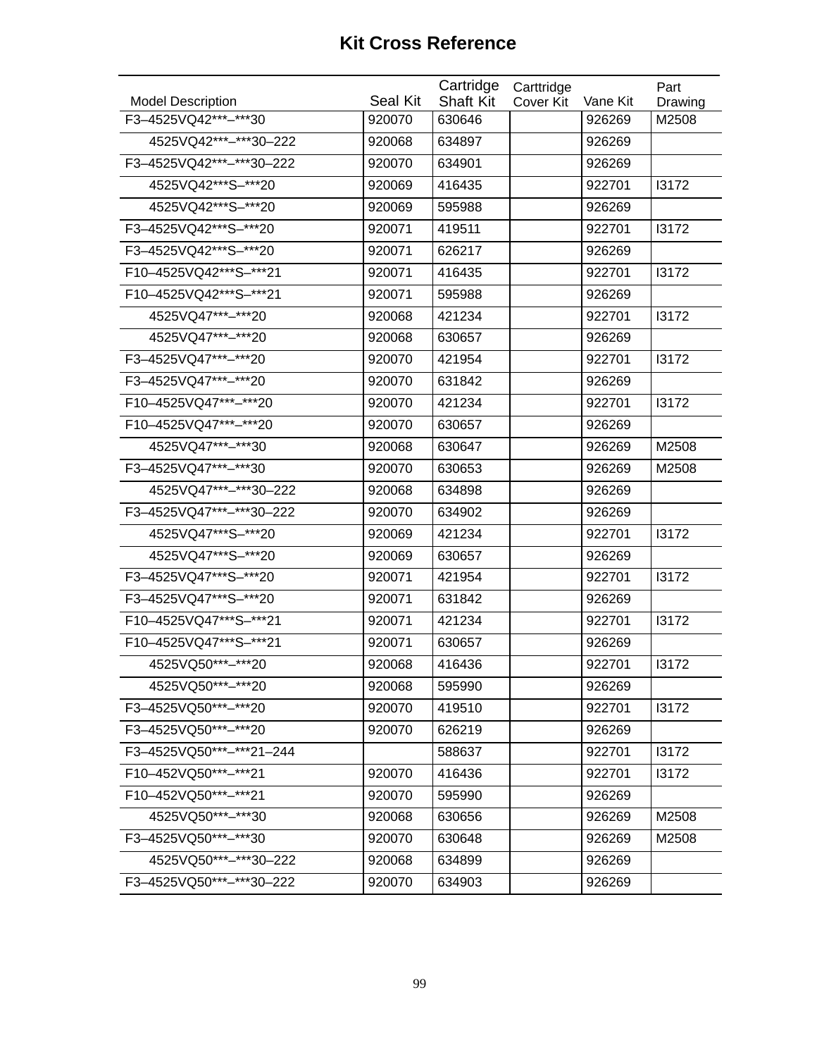# Kit Cross Reference

| Model Description | Seal Kit | Cartridge Shaft Kit | Carttridge Cover Kit | Vane Kit | Part Drawing |
|---|---|---|---|---|---|
| F3–4525VQ42***–***30 | 920070 | 630646 | | 926269 | M2508 |
| 4525VQ42***–***30–222 | 920068 | 634897 | | 926269 | |
| F3–4525VQ42***–***30–222 | 920070 | 634901 | | 926269 | |
| 4525VQ42***S–***20 | 920069 | 416435 | | 922701 | I3172 |
| 4525VQ42***S–***20 | 920069 | 595988 | | 926269 | |
| F3–4525VQ42***S–***20 | 920071 | 419511 | | 922701 | I3172 |
| F3–4525VQ42***S–***20 | 920071 | 626217 | | 926269 | |
| F10–4525VQ42***S–***21 | 920071 | 416435 | | 922701 | I3172 |
| F10–4525VQ42***S–***21 | 920071 | 595988 | | 926269 | |
| 4525VQ47***–***20 | 920068 | 421234 | | 922701 | I3172 |
| 4525VQ47***–***20 | 920068 | 630657 | | 926269 | |
| F3–4525VQ47***–***20 | 920070 | 421954 | | 922701 | I3172 |
| F3–4525VQ47***–***20 | 920070 | 631842 | | 926269 | |
| F10–4525VQ47***–***20 | 920070 | 421234 | | 922701 | I3172 |
| F10–4525VQ47***–***20 | 920070 | 630657 | | 926269 | |
| 4525VQ47***–***30 | 920068 | 630647 | | 926269 | M2508 |
| F3–4525VQ47***–***30 | 920070 | 630653 | | 926269 | M2508 |
| 4525VQ47***–***30–222 | 920068 | 634898 | | 926269 | |
| F3–4525VQ47***–***30–222 | 920070 | 634902 | | 926269 | |
| 4525VQ47***S–***20 | 920069 | 421234 | | 922701 | I3172 |
| 4525VQ47***S–***20 | 920069 | 630657 | | 926269 | |
| F3–4525VQ47***S–***20 | 920071 | 421954 | | 922701 | I3172 |
| F3–4525VQ47***S–***20 | 920071 | 631842 | | 926269 | |
| F10–4525VQ47***S–***21 | 920071 | 421234 | | 922701 | I3172 |
| F10–4525VQ47***S–***21 | 920071 | 630657 | | 926269 | |
| 4525VQ50***–***20 | 920068 | 416436 | | 922701 | I3172 |
| 4525VQ50***–***20 | 920068 | 595990 | | 926269 | |
| F3–4525VQ50***–***20 | 920070 | 419510 | | 922701 | I3172 |
| F3–4525VQ50***–***20 | 920070 | 626219 | | 926269 | |
| F3–4525VQ50***–***21–244 | | 588637 | | 922701 | I3172 |
| F10–452VQ50***–***21 | 920070 | 416436 | | 922701 | I3172 |
| F10–452VQ50***–***21 | 920070 | 595990 | | 926269 | |
| 4525VQ50***–***30 | 920068 | 630656 | | 926269 | M2508 |
| F3–4525VQ50***–***30 | 920070 | 630648 | | 926269 | M2508 |
| 4525VQ50***–***30–222 | 920068 | 634899 | | 926269 | |
| F3–4525VQ50***–***30–222 | 920070 | 634903 | | 926269 | |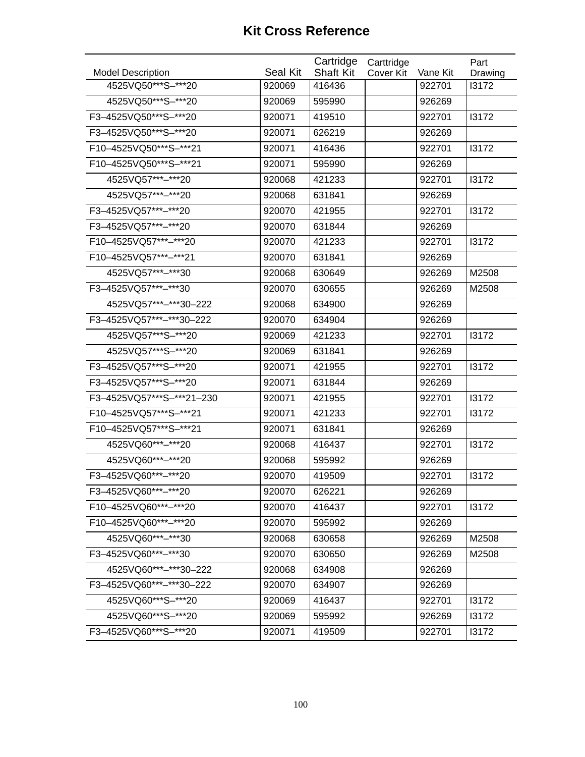# Kit Cross Reference

| Model Description | Seal Kit | Cartridge Shaft Kit | Carttridge Cover Kit | Vane Kit | Part Drawing |
|---|---|---|---|---|---|
| 4525VQ50***S–***20 | 920069 | 416436 | | 922701 | I3172 |
| 4525VQ50***S–***20 | 920069 | 595990 | | 926269 | |
| F3–4525VQ50***S–***20 | 920071 | 419510 | | 922701 | I3172 |
| F3–4525VQ50***S–***20 | 920071 | 626219 | | 926269 | |
| F10–4525VQ50***S–***21 | 920071 | 416436 | | 922701 | I3172 |
| F10–4525VQ50***S–***21 | 920071 | 595990 | | 926269 | |
| 4525VQ57***–***20 | 920068 | 421233 | | 922701 | I3172 |
| 4525VQ57***–***20 | 920068 | 631841 | | 926269 | |
| F3–4525VQ57***–***20 | 920070 | 421955 | | 922701 | I3172 |
| F3–4525VQ57***–***20 | 920070 | 631844 | | 926269 | |
| F10–4525VQ57***–***20 | 920070 | 421233 | | 922701 | I3172 |
| F10–4525VQ57***–***21 | 920070 | 631841 | | 926269 | |
| 4525VQ57***–***30 | 920068 | 630649 | | 926269 | M2508 |
| F3–4525VQ57***–***30 | 920070 | 630655 | | 926269 | M2508 |
| 4525VQ57***–***30–222 | 920068 | 634900 | | 926269 | |
| F3–4525VQ57***–***30–222 | 920070 | 634904 | | 926269 | |
| 4525VQ57***S–***20 | 920069 | 421233 | | 922701 | I3172 |
| 4525VQ57***S–***20 | 920069 | 631841 | | 926269 | |
| F3–4525VQ57***S–***20 | 920071 | 421955 | | 922701 | I3172 |
| F3–4525VQ57***S–***20 | 920071 | 631844 | | 926269 | |
| F3–4525VQ57***S–***21–230 | 920071 | 421955 | | 922701 | I3172 |
| F10–4525VQ57***S–***21 | 920071 | 421233 | | 922701 | I3172 |
| F10–4525VQ57***S–***21 | 920071 | 631841 | | 926269 | |
| 4525VQ60***–***20 | 920068 | 416437 | | 922701 | I3172 |
| 4525VQ60***–***20 | 920068 | 595992 | | 926269 | |
| F3–4525VQ60***–***20 | 920070 | 419509 | | 922701 | I3172 |
| F3–4525VQ60***–***20 | 920070 | 626221 | | 926269 | |
| F10–4525VQ60***–***20 | 920070 | 416437 | | 922701 | I3172 |
| F10–4525VQ60***–***20 | 920070 | 595992 | | 926269 | |
| 4525VQ60***–***30 | 920068 | 630658 | | 926269 | M2508 |
| F3–4525VQ60***–***30 | 920070 | 630650 | | 926269 | M2508 |
| 4525VQ60***–***30–222 | 920068 | 634908 | | 926269 | |
| F3–4525VQ60***–***30–222 | 920070 | 634907 | | 926269 | |
| 4525VQ60***S–***20 | 920069 | 416437 | | 922701 | I3172 |
| 4525VQ60***S–***20 | 920069 | 595992 | | 926269 | I3172 |
| F3–4525VQ60***S–***20 | 920071 | 419509 | | 922701 | I3172 |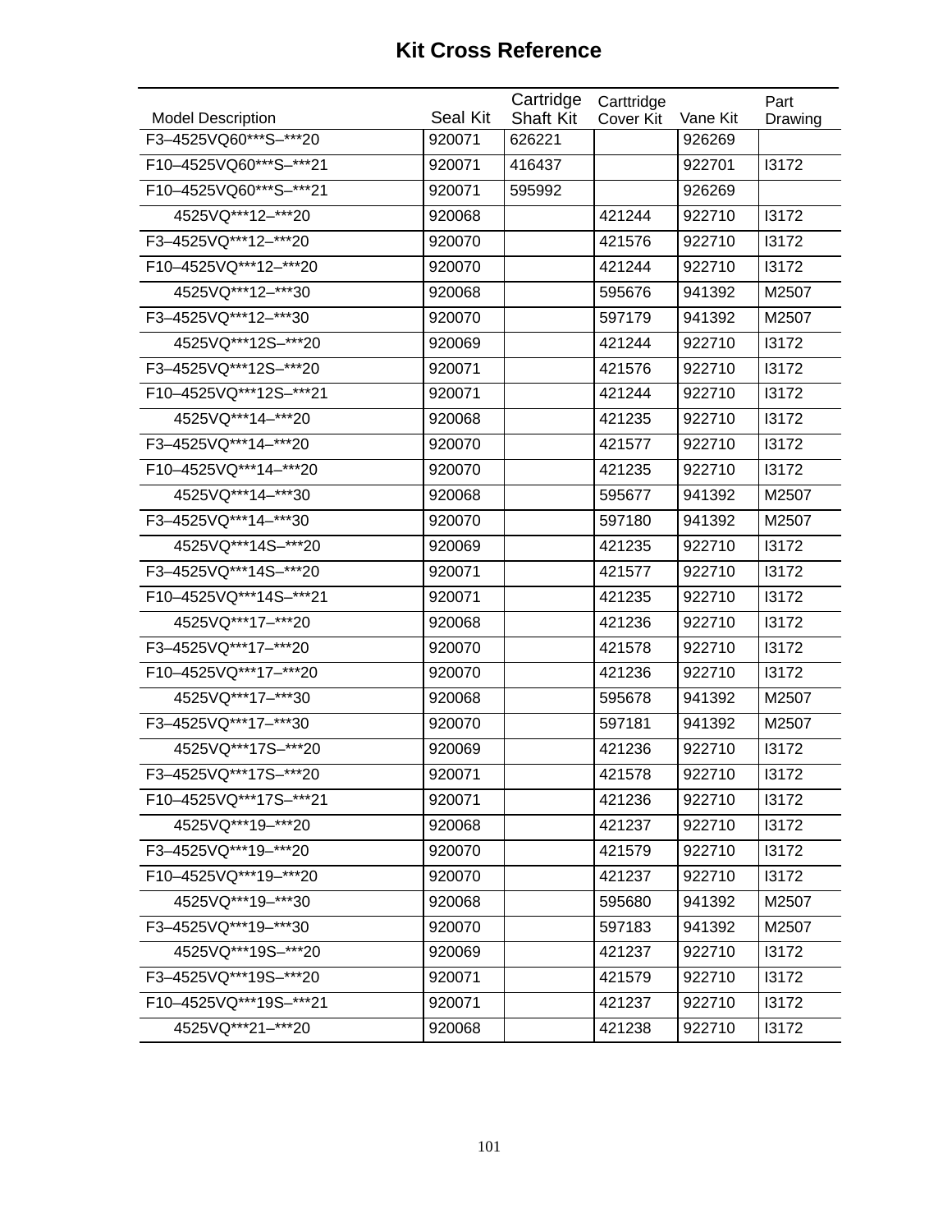# Kit Cross Reference

| Model Description | Seal Kit | Cartridge Shaft Kit | Carttridge Cover Kit | Vane Kit | Part Drawing |
|---|---|---|---|---|---|
| F3–4525VQ60***S–***20 | 920071 | 626221 | | 926269 | |
| F10–4525VQ60***S–***21 | 920071 | 416437 | | 922701 | I3172 |
| F10–4525VQ60***S–***21 | 920071 | 595992 | | 926269 | |
| 4525VQ***12–***20 | 920068 | | 421244 | 922710 | I3172 |
| F3–4525VQ***12–***20 | 920070 | | 421576 | 922710 | I3172 |
| F10–4525VQ***12–***20 | 920070 | | 421244 | 922710 | I3172 |
| 4525VQ***12–***30 | 920068 | | 595676 | 941392 | M2507 |
| F3–4525VQ***12–***30 | 920070 | | 597179 | 941392 | M2507 |
| 4525VQ***12S–***20 | 920069 | | 421244 | 922710 | I3172 |
| F3–4525VQ***12S–***20 | 920071 | | 421576 | 922710 | I3172 |
| F10–4525VQ***12S–***21 | 920071 | | 421244 | 922710 | I3172 |
| 4525VQ***14–***20 | 920068 | | 421235 | 922710 | I3172 |
| F3–4525VQ***14–***20 | 920070 | | 421577 | 922710 | I3172 |
| F10–4525VQ***14–***20 | 920070 | | 421235 | 922710 | I3172 |
| 4525VQ***14–***30 | 920068 | | 595677 | 941392 | M2507 |
| F3–4525VQ***14–***30 | 920070 | | 597180 | 941392 | M2507 |
| 4525VQ***14S–***20 | 920069 | | 421235 | 922710 | I3172 |
| F3–4525VQ***14S–***20 | 920071 | | 421577 | 922710 | I3172 |
| F10–4525VQ***14S–***21 | 920071 | | 421235 | 922710 | I3172 |
| 4525VQ***17–***20 | 920068 | | 421236 | 922710 | I3172 |
| F3–4525VQ***17–***20 | 920070 | | 421578 | 922710 | I3172 |
| F10–4525VQ***17–***20 | 920070 | | 421236 | 922710 | I3172 |
| 4525VQ***17–***30 | 920068 | | 595678 | 941392 | M2507 |
| F3–4525VQ***17–***30 | 920070 | | 597181 | 941392 | M2507 |
| 4525VQ***17S–***20 | 920069 | | 421236 | 922710 | I3172 |
| F3–4525VQ***17S–***20 | 920071 | | 421578 | 922710 | I3172 |
| F10–4525VQ***17S–***21 | 920071 | | 421236 | 922710 | I3172 |
| 4525VQ***19–***20 | 920068 | | 421237 | 922710 | I3172 |
| F3–4525VQ***19–***20 | 920070 | | 421579 | 922710 | I3172 |
| F10–4525VQ***19–***20 | 920070 | | 421237 | 922710 | I3172 |
| 4525VQ***19–***30 | 920068 | | 595680 | 941392 | M2507 |
| F3–4525VQ***19–***30 | 920070 | | 597183 | 941392 | M2507 |
| 4525VQ***19S–***20 | 920069 | | 421237 | 922710 | I3172 |
| F3–4525VQ***19S–***20 | 920071 | | 421579 | 922710 | I3172 |
| F10–4525VQ***19S–***21 | 920071 | | 421237 | 922710 | I3172 |
| 4525VQ***21–***20 | 920068 | | 421238 | 922710 | I3172 |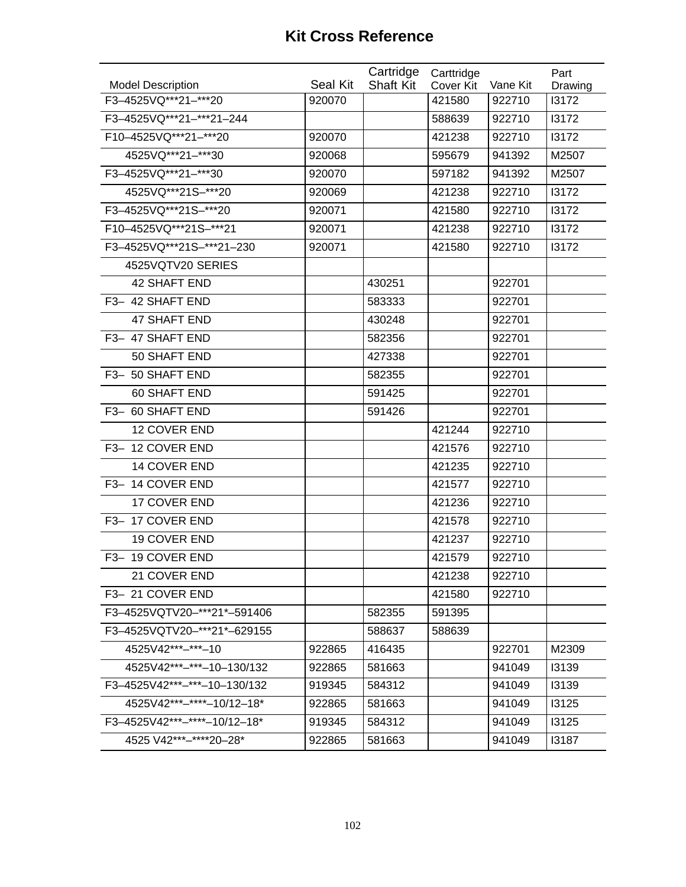# Kit Cross Reference

| Model Description | Seal Kit | Cartridge Shaft Kit | Carttridge Cover Kit | Vane Kit | Part Drawing |
|---|---|---|---|---|---|
| F3–4525VQ***21–***20 | 920070 | | 421580 | 922710 | I3172 |
| F3–4525VQ***21–***21–244 | | | 588639 | 922710 | I3172 |
| F10–4525VQ***21–***20 | 920070 | | 421238 | 922710 | I3172 |
| 4525VQ***21–***30 | 920068 | | 595679 | 941392 | M2507 |
| F3–4525VQ***21–***30 | 920070 | | 597182 | 941392 | M2507 |
| 4525VQ***21S–***20 | 920069 | | 421238 | 922710 | I3172 |
| F3–4525VQ***21S–***20 | 920071 | | 421580 | 922710 | I3172 |
| F10–4525VQ***21S–***21 | 920071 | | 421238 | 922710 | I3172 |
| F3–4525VQ***21S–***21–230 | 920071 | | 421580 | 922710 | I3172 |
| 4525VQTV20 SERIES | | | | | |
| 42 SHAFT END | | 430251 | | 922701 | |
| F3– 42 SHAFT END | | 583333 | | 922701 | |
| 47 SHAFT END | | 430248 | | 922701 | |
| F3– 47 SHAFT END | | 582356 | | 922701 | |
| 50 SHAFT END | | 427338 | | 922701 | |
| F3– 50 SHAFT END | | 582355 | | 922701 | |
| 60 SHAFT END | | 591425 | | 922701 | |
| F3– 60 SHAFT END | | 591426 | | 922701 | |
| 12 COVER END | | | 421244 | 922710 | |
| F3– 12 COVER END | | | 421576 | 922710 | |
| 14 COVER END | | | 421235 | 922710 | |
| F3– 14 COVER END | | | 421577 | 922710 | |
| 17 COVER END | | | 421236 | 922710 | |
| F3– 17 COVER END | | | 421578 | 922710 | |
| 19 COVER END | | | 421237 | 922710 | |
| F3– 19 COVER END | | | 421579 | 922710 | |
| 21 COVER END | | | 421238 | 922710 | |
| F3– 21 COVER END | | | 421580 | 922710 | |
| F3–4525VQTV20–***21*–591406 | | 582355 | 591395 | | |
| F3–4525VQTV20–***21*–629155 | | 588637 | 588639 | | |
| 4525V42***–***–10 | 922865 | 416435 | | 922701 | M2309 |
| 4525V42***–***–10–130/132 | 922865 | 581663 | | 941049 | I3139 |
| F3–4525V42***–***–10–130/132 | 919345 | 584312 | | 941049 | I3139 |
| 4525V42***–****–10/12–18* | 922865 | 581663 | | 941049 | I3125 |
| F3–4525V42***–****–10/12–18* | 919345 | 584312 | | 941049 | I3125 |
| 4525 V42***–****20–28* | 922865 | 581663 | | 941049 | I3187 |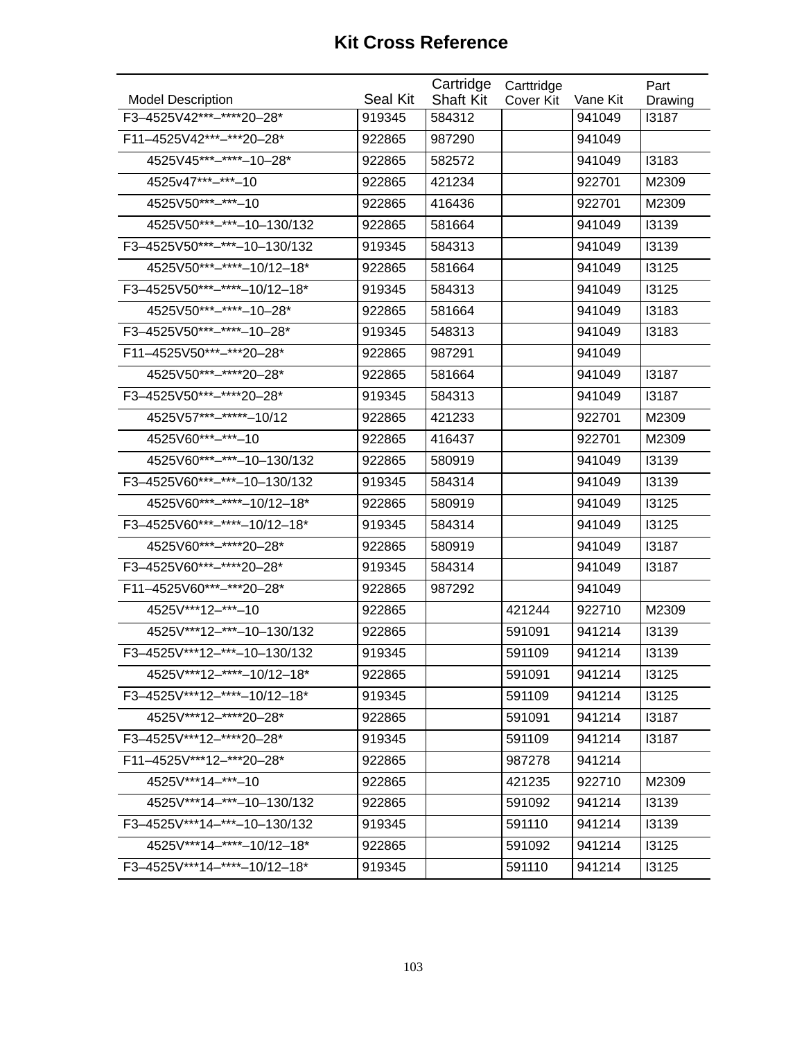# Kit Cross Reference

| Model Description | Seal Kit | Cartridge Shaft Kit | Carttridge Cover Kit | Vane Kit | Part Drawing |
|---|---|---|---|---|---|
| F3–4525V42***–****20–28* | 919345 | 584312 | | 941049 | I3187 |
| F11–4525V42***–***20–28* | 922865 | 987290 | | 941049 | |
| 4525V45***–****–10–28* | 922865 | 582572 | | 941049 | I3183 |
| 4525v47***–***–10 | 922865 | 421234 | | 922701 | M2309 |
| 4525V50***–***–10 | 922865 | 416436 | | 922701 | M2309 |
| 4525V50***–***–10–130/132 | 922865 | 581664 | | 941049 | I3139 |
| F3–4525V50***–***–10–130/132 | 919345 | 584313 | | 941049 | I3139 |
| 4525V50***–****–10/12–18* | 922865 | 581664 | | 941049 | I3125 |
| F3–4525V50***–****–10/12–18* | 919345 | 584313 | | 941049 | I3125 |
| 4525V50***–****–10–28* | 922865 | 581664 | | 941049 | I3183 |
| F3–4525V50***–****–10–28* | 919345 | 548313 | | 941049 | I3183 |
| F11–4525V50***–***20–28* | 922865 | 987291 | | 941049 | |
| 4525V50***–****20–28* | 922865 | 581664 | | 941049 | I3187 |
| F3–4525V50***–****20–28* | 919345 | 584313 | | 941049 | I3187 |
| 4525V57***–*****–10/12 | 922865 | 421233 | | 922701 | M2309 |
| 4525V60***–***–10 | 922865 | 416437 | | 922701 | M2309 |
| 4525V60***–***–10–130/132 | 922865 | 580919 | | 941049 | I3139 |
| F3–4525V60***–***–10–130/132 | 919345 | 584314 | | 941049 | I3139 |
| 4525V60***–****–10/12–18* | 922865 | 580919 | | 941049 | I3125 |
| F3–4525V60***–****–10/12–18* | 919345 | 584314 | | 941049 | I3125 |
| 4525V60***–****20–28* | 922865 | 580919 | | 941049 | I3187 |
| F3–4525V60***–****20–28* | 919345 | 584314 | | 941049 | I3187 |
| F11–4525V60***–***20–28* | 922865 | 987292 | | 941049 | |
| 4525V***12–***–10 | 922865 | | 421244 | 922710 | M2309 |
| 4525V***12–***–10–130/132 | 922865 | | 591091 | 941214 | I3139 |
| F3–4525V***12–***–10–130/132 | 919345 | | 591109 | 941214 | I3139 |
| 4525V***12–****–10/12–18* | 922865 | | 591091 | 941214 | I3125 |
| F3–4525V***12–****–10/12–18* | 919345 | | 591109 | 941214 | I3125 |
| 4525V***12–****20–28* | 922865 | | 591091 | 941214 | I3187 |
| F3–4525V***12–****20–28* | 919345 | | 591109 | 941214 | I3187 |
| F11–4525V***12–***20–28* | 922865 | | 987278 | 941214 | |
| 4525V***14–***–10 | 922865 | | 421235 | 922710 | M2309 |
| 4525V***14–***–10–130/132 | 922865 | | 591092 | 941214 | I3139 |
| F3–4525V***14–***–10–130/132 | 919345 | | 591110 | 941214 | I3139 |
| 4525V***14–****–10/12–18* | 922865 | | 591092 | 941214 | I3125 |
| F3–4525V***14–****–10/12–18* | 919345 | | 591110 | 941214 | I3125 |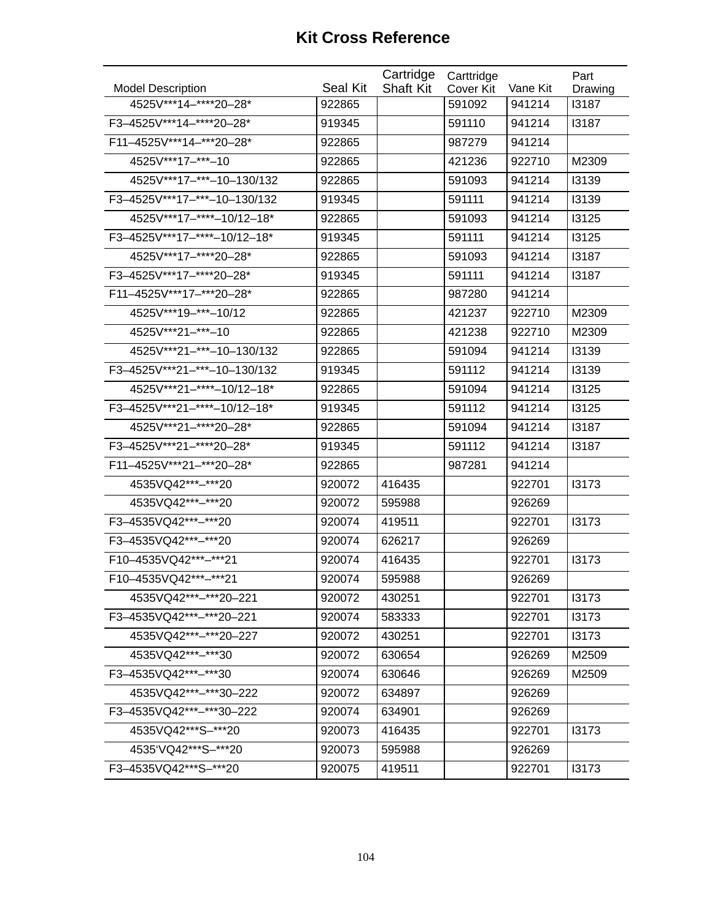# Kit Cross Reference

| Model Description | Seal Kit | Cartridge Shaft Kit | Carttridge Cover Kit | Vane Kit | Part Drawing |
|---|---|---|---|---|---|
| 4525V***14–****20–28* | 922865 | | 591092 | 941214 | I3187 |
| F3–4525V***14–****20–28* | 919345 | | 591110 | 941214 | I3187 |
| F11–4525V***14–***20–28* | 922865 | | 987279 | 941214 | |
| 4525V***17–***–10 | 922865 | | 421236 | 922710 | M2309 |
| 4525V***17–***–10–130/132 | 922865 | | 591093 | 941214 | I3139 |
| F3–4525V***17–***–10–130/132 | 919345 | | 591111 | 941214 | I3139 |
| 4525V***17–****–10/12–18* | 922865 | | 591093 | 941214 | I3125 |
| F3–4525V***17–****–10/12–18* | 919345 | | 591111 | 941214 | I3125 |
| 4525V***17–****20–28* | 922865 | | 591093 | 941214 | I3187 |
| F3–4525V***17–****20–28* | 919345 | | 591111 | 941214 | I3187 |
| F11–4525V***17–***20–28* | 922865 | | 987280 | 941214 | |
| 4525V***19–***–10/12 | 922865 | | 421237 | 922710 | M2309 |
| 4525V***21–***–10 | 922865 | | 421238 | 922710 | M2309 |
| 4525V***21–***–10–130/132 | 922865 | | 591094 | 941214 | I3139 |
| F3–4525V***21–***–10–130/132 | 919345 | | 591112 | 941214 | I3139 |
| 4525V***21–****–10/12–18* | 922865 | | 591094 | 941214 | I3125 |
| F3–4525V***21–****–10/12–18* | 919345 | | 591112 | 941214 | I3125 |
| 4525V***21–****20–28* | 922865 | | 591094 | 941214 | I3187 |
| F3–4525V***21–****20–28* | 919345 | | 591112 | 941214 | I3187 |
| F11–4525V***21–***20–28* | 922865 | | 987281 | 941214 | |
| 4535VQ42***–***20 | 920072 | 416435 | | 922701 | I3173 |
| 4535VQ42***–***20 | 920072 | 595988 | | 926269 | |
| F3–4535VQ42***–***20 | 920074 | 419511 | | 922701 | I3173 |
| F3–4535VQ42***–***20 | 920074 | 626217 | | 926269 | |
| F10–4535VQ42***–***21 | 920074 | 416435 | | 922701 | I3173 |
| F10–4535VQ42***–***21 | 920074 | 595988 | | 926269 | |
| 4535VQ42***–***20–221 | 920072 | 430251 | | 922701 | I3173 |
| F3–4535VQ42***–***20–221 | 920074 | 583333 | | 922701 | I3173 |
| 4535VQ42***–***20–227 | 920072 | 430251 | | 922701 | I3173 |
| 4535VQ42***–***30 | 920072 | 630654 | | 926269 | M2509 |
| F3–4535VQ42***–***30 | 920074 | 630646 | | 926269 | M2509 |
| 4535VQ42***–***30–222 | 920072 | 634897 | | 926269 | |
| F3–4535VQ42***–***30–222 | 920074 | 634901 | | 926269 | |
| 4535VQ42***S–***20 | 920073 | 416435 | | 922701 | I3173 |
| 4535'VQ42***S–***20 | 920073 | 595988 | | 926269 | |
| F3–4535VQ42***S–***20 | 920075 | 419511 | | 922701 | I3173 |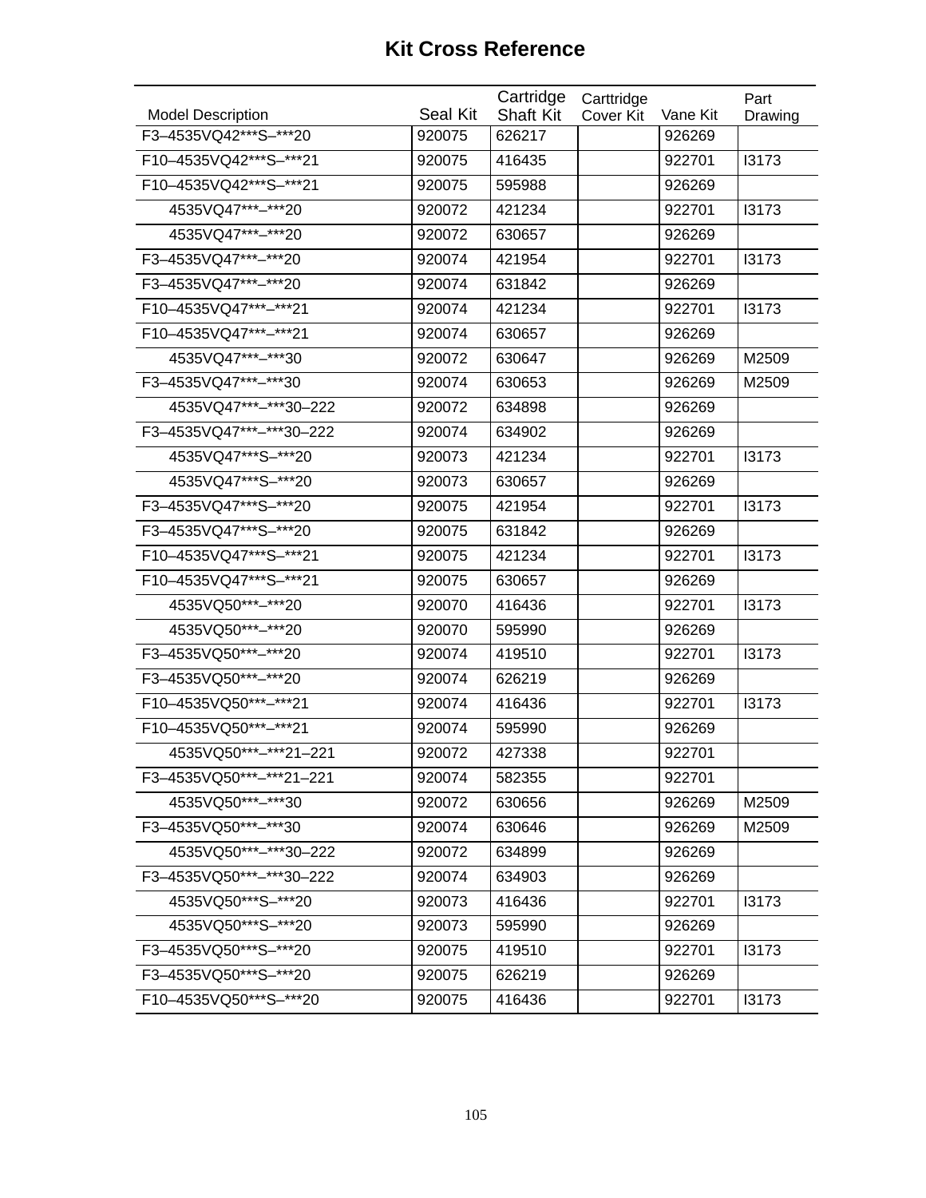# Kit Cross Reference

| Model Description | Seal Kit | Cartridge Shaft Kit | Carttridge Cover Kit | Vane Kit | Part Drawing |
|---|---|---|---|---|---|
| F3–4535VQ42***S–***20 | 920075 | 626217 | | 926269 | |
| F10–4535VQ42***S–***21 | 920075 | 416435 | | 922701 | I3173 |
| F10–4535VQ42***S–***21 | 920075 | 595988 | | 926269 | |
| 4535VQ47***–***20 | 920072 | 421234 | | 922701 | I3173 |
| 4535VQ47***–***20 | 920072 | 630657 | | 926269 | |
| F3–4535VQ47***–***20 | 920074 | 421954 | | 922701 | I3173 |
| F3–4535VQ47***–***20 | 920074 | 631842 | | 926269 | |
| F10–4535VQ47***–***21 | 920074 | 421234 | | 922701 | I3173 |
| F10–4535VQ47***–***21 | 920074 | 630657 | | 926269 | |
| 4535VQ47***–***30 | 920072 | 630647 | | 926269 | M2509 |
| F3–4535VQ47***–***30 | 920074 | 630653 | | 926269 | M2509 |
| 4535VQ47***–***30–222 | 920072 | 634898 | | 926269 | |
| F3–4535VQ47***–***30–222 | 920074 | 634902 | | 926269 | |
| 4535VQ47***S–***20 | 920073 | 421234 | | 922701 | I3173 |
| 4535VQ47***S–***20 | 920073 | 630657 | | 926269 | |
| F3–4535VQ47***S–***20 | 920075 | 421954 | | 922701 | I3173 |
| F3–4535VQ47***S–***20 | 920075 | 631842 | | 926269 | |
| F10–4535VQ47***S–***21 | 920075 | 421234 | | 922701 | I3173 |
| F10–4535VQ47***S–***21 | 920075 | 630657 | | 926269 | |
| 4535VQ50***–***20 | 920070 | 416436 | | 922701 | I3173 |
| 4535VQ50***–***20 | 920070 | 595990 | | 926269 | |
| F3–4535VQ50***–***20 | 920074 | 419510 | | 922701 | I3173 |
| F3–4535VQ50***–***20 | 920074 | 626219 | | 926269 | |
| F10–4535VQ50***–***21 | 920074 | 416436 | | 922701 | I3173 |
| F10–4535VQ50***–***21 | 920074 | 595990 | | 926269 | |
| 4535VQ50***–***21–221 | 920072 | 427338 | | 922701 | |
| F3–4535VQ50***–***21–221 | 920074 | 582355 | | 922701 | |
| 4535VQ50***–***30 | 920072 | 630656 | | 926269 | M2509 |
| F3–4535VQ50***–***30 | 920074 | 630646 | | 926269 | M2509 |
| 4535VQ50***–***30–222 | 920072 | 634899 | | 926269 | |
| F3–4535VQ50***–***30–222 | 920074 | 634903 | | 926269 | |
| 4535VQ50***S–***20 | 920073 | 416436 | | 922701 | I3173 |
| 4535VQ50***S–***20 | 920073 | 595990 | | 926269 | |
| F3–4535VQ50***S–***20 | 920075 | 419510 | | 922701 | I3173 |
| F3–4535VQ50***S–***20 | 920075 | 626219 | | 926269 | |
| F10–4535VQ50***S–***20 | 920075 | 416436 | | 922701 | I3173 |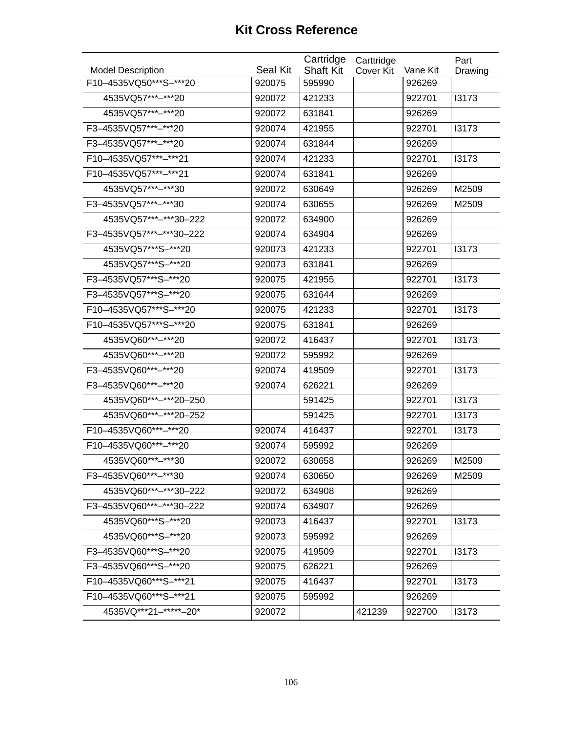# Kit Cross Reference

| Model Description | Seal Kit | Cartridge Shaft Kit | Carttridge Cover Kit | Vane Kit | Part Drawing |
|---|---|---|---|---|---|
| F10–4535VQ50***S–***20 | 920075 | 595990 | | 926269 | |
| 4535VQ57***–***20 | 920072 | 421233 | | 922701 | I3173 |
| 4535VQ57***–***20 | 920072 | 631841 | | 926269 | |
| F3–4535VQ57***–***20 | 920074 | 421955 | | 922701 | I3173 |
| F3–4535VQ57***–***20 | 920074 | 631844 | | 926269 | |
| F10–4535VQ57***–***21 | 920074 | 421233 | | 922701 | I3173 |
| F10–4535VQ57***–***21 | 920074 | 631841 | | 926269 | |
| 4535VQ57***–***30 | 920072 | 630649 | | 926269 | M2509 |
| F3–4535VQ57***–***30 | 920074 | 630655 | | 926269 | M2509 |
| 4535VQ57***–***30–222 | 920072 | 634900 | | 926269 | |
| F3–4535VQ57***–***30–222 | 920074 | 634904 | | 926269 | |
| 4535VQ57***S–***20 | 920073 | 421233 | | 922701 | I3173 |
| 4535VQ57***S–***20 | 920073 | 631841 | | 926269 | |
| F3–4535VQ57***S–***20 | 920075 | 421955 | | 922701 | I3173 |
| F3–4535VQ57***S–***20 | 920075 | 631644 | | 926269 | |
| F10–4535VQ57***S–***20 | 920075 | 421233 | | 922701 | I3173 |
| F10–4535VQ57***S–***20 | 920075 | 631841 | | 926269 | |
| 4535VQ60***–***20 | 920072 | 416437 | | 922701 | I3173 |
| 4535VQ60***–***20 | 920072 | 595992 | | 926269 | |
| F3–4535VQ60***–***20 | 920074 | 419509 | | 922701 | I3173 |
| F3–4535VQ60***–***20 | 920074 | 626221 | | 926269 | |
| 4535VQ60***–***20–250 | | 591425 | | 922701 | I3173 |
| 4535VQ60***–***20–252 | | 591425 | | 922701 | I3173 |
| F10–4535VQ60***–***20 | 920074 | 416437 | | 922701 | I3173 |
| F10–4535VQ60***–***20 | 920074 | 595992 | | 926269 | |
| 4535VQ60***–***30 | 920072 | 630658 | | 926269 | M2509 |
| F3–4535VQ60***–***30 | 920074 | 630650 | | 926269 | M2509 |
| 4535VQ60***–***30–222 | 920072 | 634908 | | 926269 | |
| F3–4535VQ60***–***30–222 | 920074 | 634907 | | 926269 | |
| 4535VQ60***S–***20 | 920073 | 416437 | | 922701 | I3173 |
| 4535VQ60***S–***20 | 920073 | 595992 | | 926269 | |
| F3–4535VQ60***S–***20 | 920075 | 419509 | | 922701 | I3173 |
| F3–4535VQ60***S–***20 | 920075 | 626221 | | 926269 | |
| F10–4535VQ60***S–***21 | 920075 | 416437 | | 922701 | I3173 |
| F10–4535VQ60***S–***21 | 920075 | 595992 | | 926269 | |
| 4535VQ***21–*****–20* | 920072 | | 421239 | 922700 | I3173 |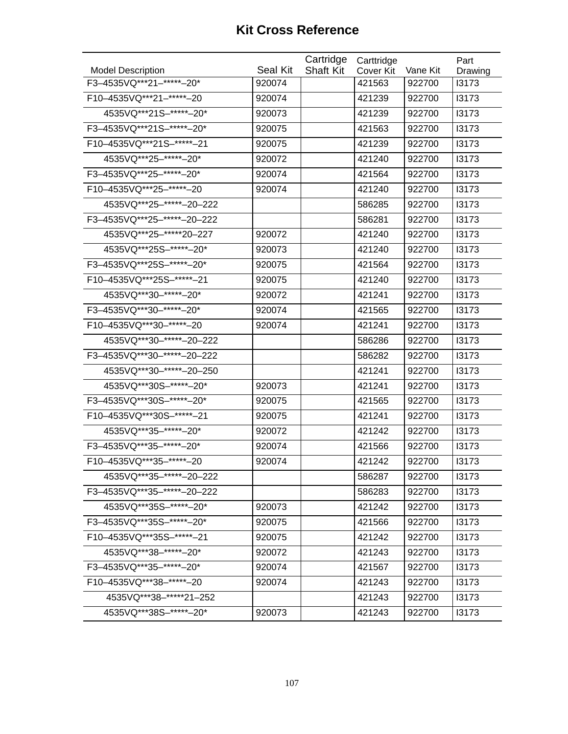# Kit Cross Reference

| Model Description | Seal Kit | Cartridge Shaft Kit | Carttridge Cover Kit | Vane Kit | Part Drawing |
|---|---|---|---|---|---|
| F3–4535VQ***21–*****–20* | 920074 | | 421563 | 922700 | I3173 |
| F10–4535VQ***21–*****–20 | 920074 | | 421239 | 922700 | I3173 |
| 4535VQ***21S–*****–20* | 920073 | | 421239 | 922700 | I3173 |
| F3–4535VQ***21S–*****–20* | 920075 | | 421563 | 922700 | I3173 |
| F10–4535VQ***21S–*****–21 | 920075 | | 421239 | 922700 | I3173 |
| 4535VQ***25–*****–20* | 920072 | | 421240 | 922700 | I3173 |
| F3–4535VQ***25–*****–20* | 920074 | | 421564 | 922700 | I3173 |
| F10–4535VQ***25–*****–20 | 920074 | | 421240 | 922700 | I3173 |
| 4535VQ***25–*****–20–222 | | | 586285 | 922700 | I3173 |
| F3–4535VQ***25–*****–20–222 | | | 586281 | 922700 | I3173 |
| 4535VQ***25–*****20–227 | 920072 | | 421240 | 922700 | I3173 |
| 4535VQ***25S–*****–20* | 920073 | | 421240 | 922700 | I3173 |
| F3–4535VQ***25S–*****–20* | 920075 | | 421564 | 922700 | I3173 |
| F10–4535VQ***25S–*****–21 | 920075 | | 421240 | 922700 | I3173 |
| 4535VQ***30–*****–20* | 920072 | | 421241 | 922700 | I3173 |
| F3–4535VQ***30–*****–20* | 920074 | | 421565 | 922700 | I3173 |
| F10–4535VQ***30–*****–20 | 920074 | | 421241 | 922700 | I3173 |
| 4535VQ***30–*****–20–222 | | | 586286 | 922700 | I3173 |
| F3–4535VQ***30–*****–20–222 | | | 586282 | 922700 | I3173 |
| 4535VQ***30–*****–20–250 | | | 421241 | 922700 | I3173 |
| 4535VQ***30S–*****–20* | 920073 | | 421241 | 922700 | I3173 |
| F3–4535VQ***30S–*****–20* | 920075 | | 421565 | 922700 | I3173 |
| F10–4535VQ***30S–*****–21 | 920075 | | 421241 | 922700 | I3173 |
| 4535VQ***35–*****–20* | 920072 | | 421242 | 922700 | I3173 |
| F3–4535VQ***35–*****–20* | 920074 | | 421566 | 922700 | I3173 |
| F10–4535VQ***35–*****–20 | 920074 | | 421242 | 922700 | I3173 |
| 4535VQ***35–*****–20–222 | | | 586287 | 922700 | I3173 |
| F3–4535VQ***35–*****–20–222 | | | 586283 | 922700 | I3173 |
| 4535VQ***35S–*****–20* | 920073 | | 421242 | 922700 | I3173 |
| F3–4535VQ***35S–*****–20* | 920075 | | 421566 | 922700 | I3173 |
| F10–4535VQ***35S–*****–21 | 920075 | | 421242 | 922700 | I3173 |
| 4535VQ***38–*****–20* | 920072 | | 421243 | 922700 | I3173 |
| F3–4535VQ***35–*****–20* | 920074 | | 421567 | 922700 | I3173 |
| F10–4535VQ***38–*****–20 | 920074 | | 421243 | 922700 | I3173 |
| 4535VQ***38–*****21–252 | | | 421243 | 922700 | I3173 |
| 4535VQ***38S–*****–20* | 920073 | | 421243 | 922700 | I3173 |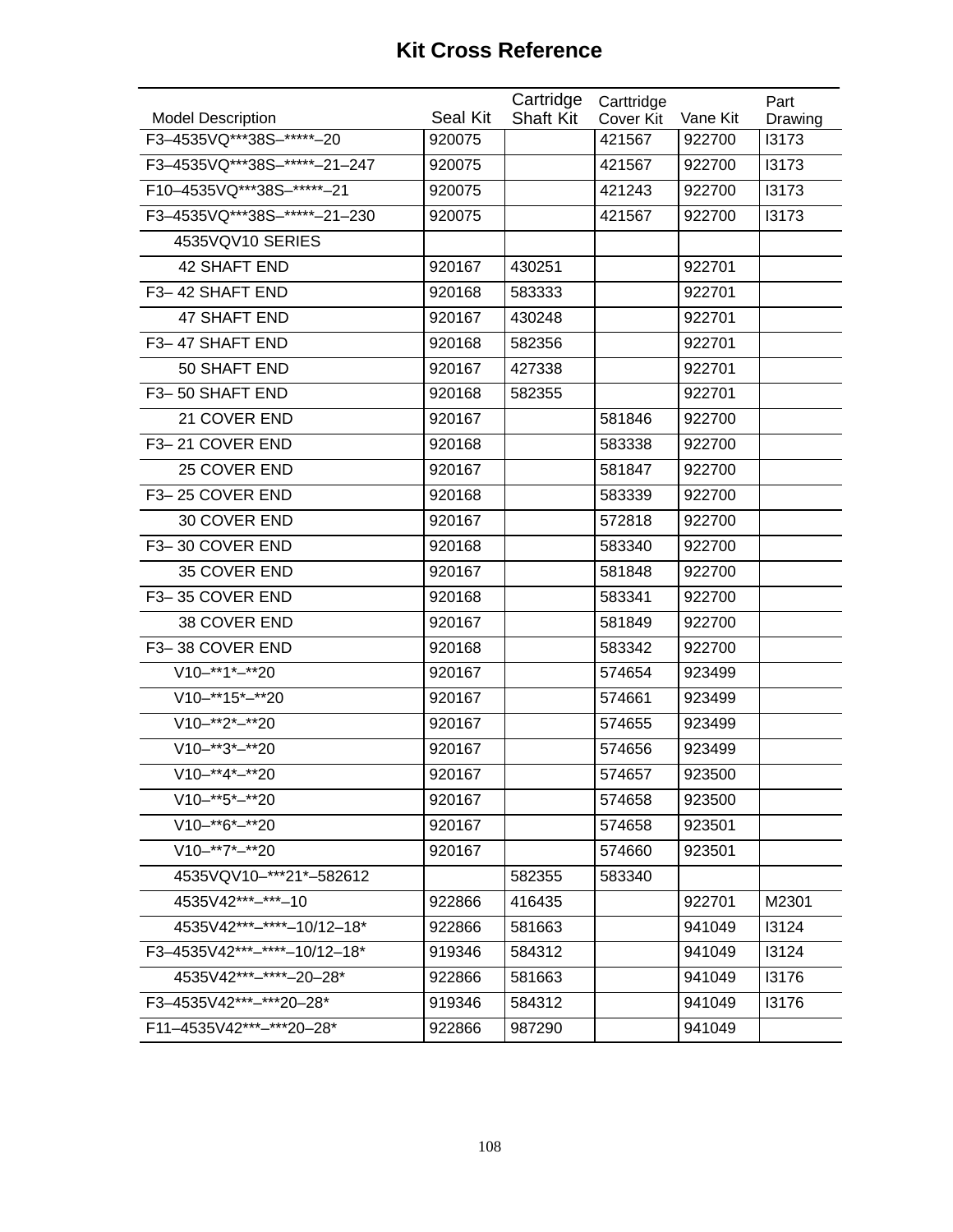# Kit Cross Reference

| Model Description | Seal Kit | Cartridge Shaft Kit | Carttridge Cover Kit | Vane Kit | Part Drawing |
|---|---|---|---|---|---|
| F3–4535VQ***38S–*****–20 | 920075 | | 421567 | 922700 | I3173 |
| F3–4535VQ***38S–*****–21–247 | 920075 | | 421567 | 922700 | I3173 |
| F10–4535VQ***38S–*****–21 | 920075 | | 421243 | 922700 | I3173 |
| F3–4535VQ***38S–*****–21–230 | 920075 | | 421567 | 922700 | I3173 |
| 4535VQV10 SERIES | | | | | |
| 42 SHAFT END | 920167 | 430251 | | 922701 | |
| F3– 42 SHAFT END | 920168 | 583333 | | 922701 | |
| 47 SHAFT END | 920167 | 430248 | | 922701 | |
| F3– 47 SHAFT END | 920168 | 582356 | | 922701 | |
| 50 SHAFT END | 920167 | 427338 | | 922701 | |
| F3– 50 SHAFT END | 920168 | 582355 | | 922701 | |
| 21 COVER END | 920167 | | 581846 | 922700 | |
| F3– 21 COVER END | 920168 | | 583338 | 922700 | |
| 25 COVER END | 920167 | | 581847 | 922700 | |
| F3– 25 COVER END | 920168 | | 583339 | 922700 | |
| 30 COVER END | 920167 | | 572818 | 922700 | |
| F3– 30 COVER END | 920168 | | 583340 | 922700 | |
| 35 COVER END | 920167 | | 581848 | 922700 | |
| F3– 35 COVER END | 920168 | | 583341 | 922700 | |
| 38 COVER END | 920167 | | 581849 | 922700 | |
| F3– 38 COVER END | 920168 | | 583342 | 922700 | |
| V10–**1*–**20 | 920167 | | 574654 | 923499 | |
| V10–**15*–**20 | 920167 | | 574661 | 923499 | |
| V10–**2*–**20 | 920167 | | 574655 | 923499 | |
| V10–**3*–**20 | 920167 | | 574656 | 923499 | |
| V10–**4*–**20 | 920167 | | 574657 | 923500 | |
| V10–**5*–**20 | 920167 | | 574658 | 923500 | |
| V10–**6*–**20 | 920167 | | 574658 | 923501 | |
| V10–**7*–**20 | 920167 | | 574660 | 923501 | |
| 4535VQV10–***21*–582612 | | 582355 | 583340 | | |
| 4535V42***–***–10 | 922866 | 416435 | | 922701 | M2301 |
| 4535V42***–****–10/12–18* | 922866 | 581663 | | 941049 | I3124 |
| F3–4535V42***–****–10/12–18* | 919346 | 584312 | | 941049 | I3124 |
| 4535V42***–****–20–28* | 922866 | 581663 | | 941049 | I3176 |
| F3–4535V42***–***20–28* | 919346 | 584312 | | 941049 | I3176 |
| F11–4535V42***–***20–28* | 922866 | 987290 | | 941049 | |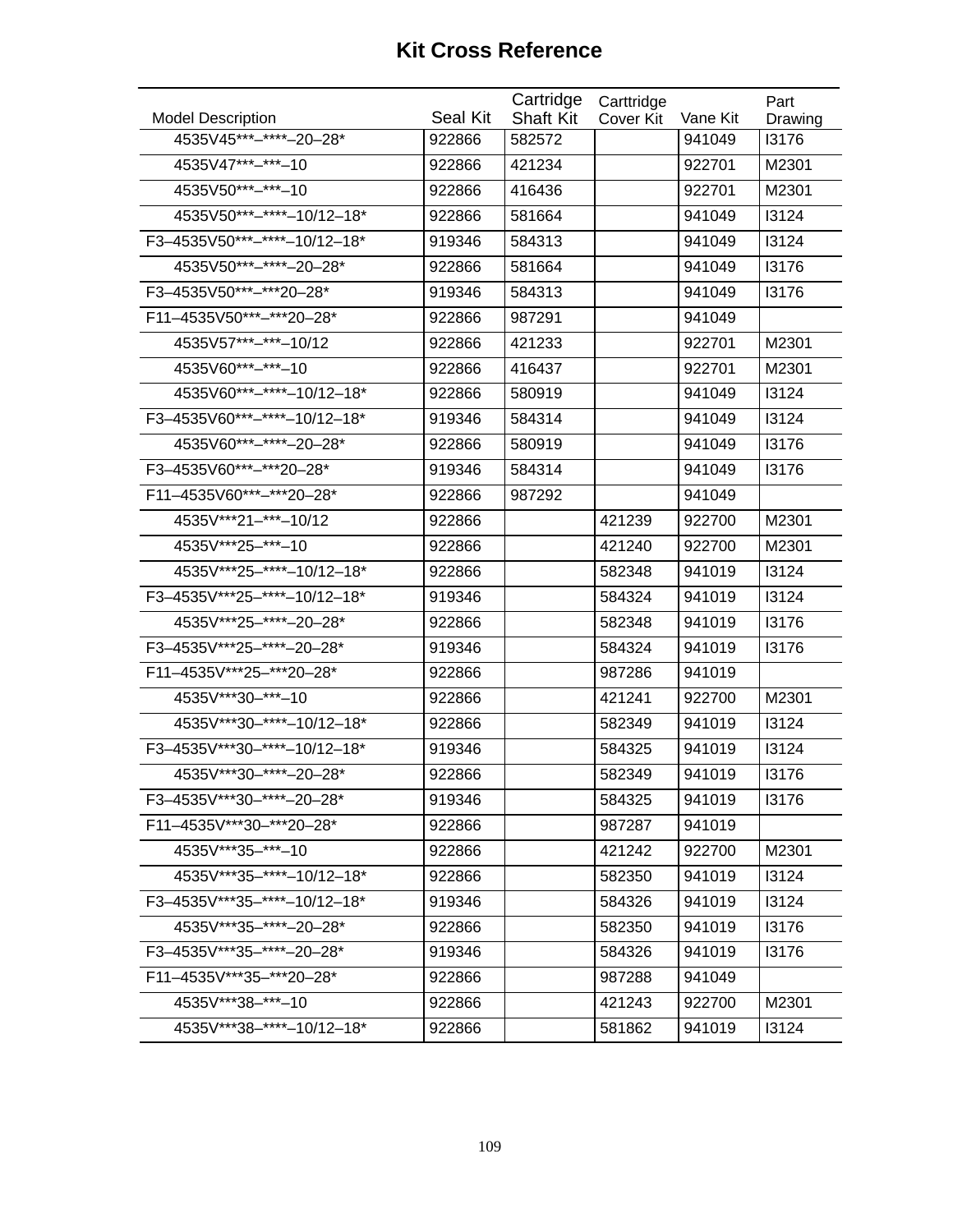# Kit Cross Reference

| Model Description | Seal Kit | Cartridge Shaft Kit | Carttridge Cover Kit | Vane Kit | Part Drawing |
|---|---|---|---|---|---|
| 4535V45***–****–20–28* | 922866 | 582572 | | 941049 | I3176 |
| 4535V47***–***–10 | 922866 | 421234 | | 922701 | M2301 |
| 4535V50***–***–10 | 922866 | 416436 | | 922701 | M2301 |
| 4535V50***–****–10/12–18* | 922866 | 581664 | | 941049 | I3124 |
| F3–4535V50***–****–10/12–18* | 919346 | 584313 | | 941049 | I3124 |
| 4535V50***–****–20–28* | 922866 | 581664 | | 941049 | I3176 |
| F3–4535V50***–***20–28* | 919346 | 584313 | | 941049 | I3176 |
| F11–4535V50***–***20–28* | 922866 | 987291 | | 941049 | |
| 4535V57***–***–10/12 | 922866 | 421233 | | 922701 | M2301 |
| 4535V60***–***–10 | 922866 | 416437 | | 922701 | M2301 |
| 4535V60***–****–10/12–18* | 922866 | 580919 | | 941049 | I3124 |
| F3–4535V60***–****–10/12–18* | 919346 | 584314 | | 941049 | I3124 |
| 4535V60***–****–20–28* | 922866 | 580919 | | 941049 | I3176 |
| F3–4535V60***–***20–28* | 919346 | 584314 | | 941049 | I3176 |
| F11–4535V60***–***20–28* | 922866 | 987292 | | 941049 | |
| 4535V***21–***–10/12 | 922866 | | 421239 | 922700 | M2301 |
| 4535V***25–***–10 | 922866 | | 421240 | 922700 | M2301 |
| 4535V***25–****–10/12–18* | 922866 | | 582348 | 941019 | I3124 |
| F3–4535V***25–****–10/12–18* | 919346 | | 584324 | 941019 | I3124 |
| 4535V***25–****–20–28* | 922866 | | 582348 | 941019 | I3176 |
| F3–4535V***25–****–20–28* | 919346 | | 584324 | 941019 | I3176 |
| F11–4535V***25–***20–28* | 922866 | | 987286 | 941019 | |
| 4535V***30–***–10 | 922866 | | 421241 | 922700 | M2301 |
| 4535V***30–****–10/12–18* | 922866 | | 582349 | 941019 | I3124 |
| F3–4535V***30–****–10/12–18* | 919346 | | 584325 | 941019 | I3124 |
| 4535V***30–****–20–28* | 922866 | | 582349 | 941019 | I3176 |
| F3–4535V***30–****–20–28* | 919346 | | 584325 | 941019 | I3176 |
| F11–4535V***30–***20–28* | 922866 | | 987287 | 941019 | |
| 4535V***35–***–10 | 922866 | | 421242 | 922700 | M2301 |
| 4535V***35–****–10/12–18* | 922866 | | 582350 | 941019 | I3124 |
| F3–4535V***35–****–10/12–18* | 919346 | | 584326 | 941019 | I3124 |
| 4535V***35–****–20–28* | 922866 | | 582350 | 941019 | I3176 |
| F3–4535V***35–****–20–28* | 919346 | | 584326 | 941019 | I3176 |
| F11–4535V***35–***20–28* | 922866 | | 987288 | 941049 | |
| 4535V***38–***–10 | 922866 | | 421243 | 922700 | M2301 |
| 4535V***38–****–10/12–18* | 922866 | | 581862 | 941019 | I3124 |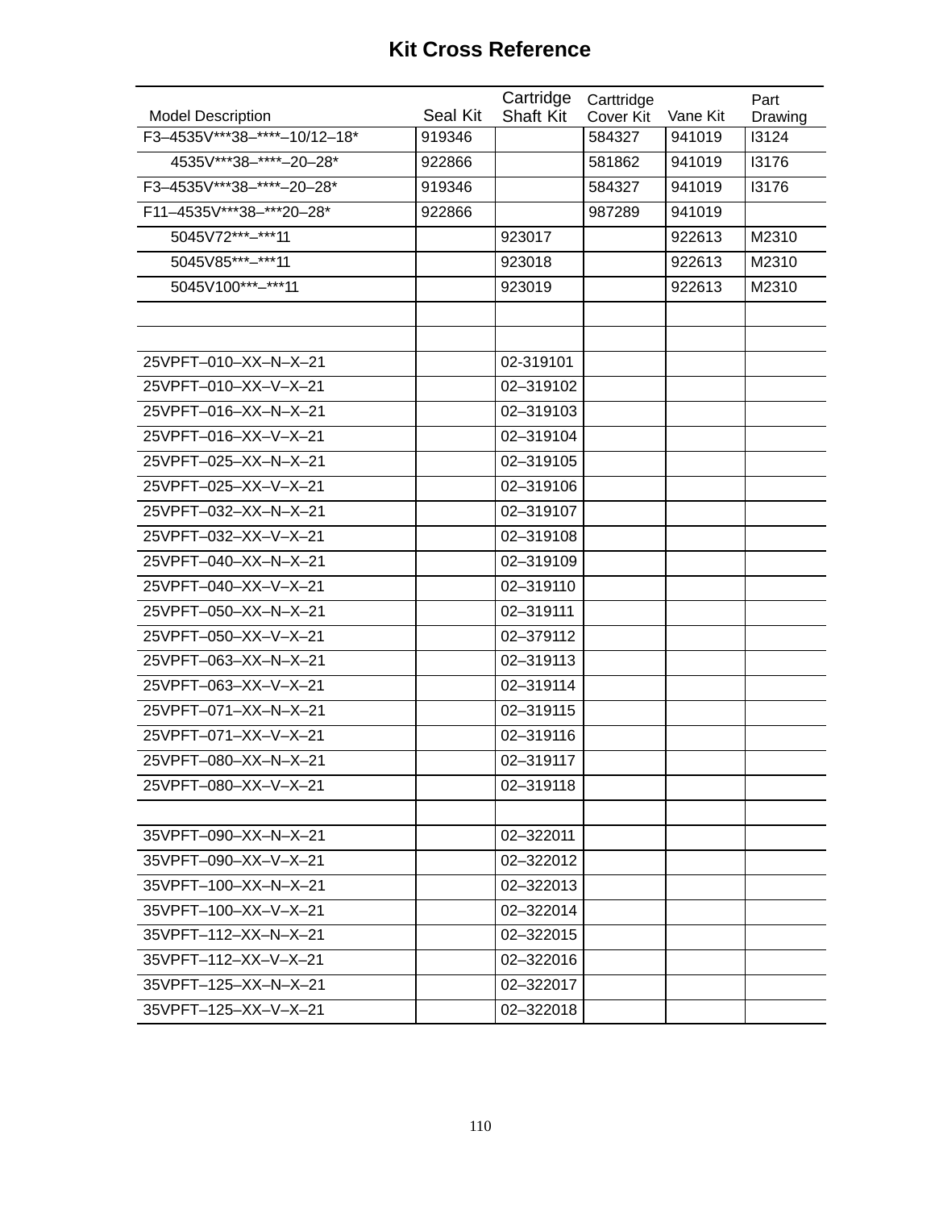# Kit Cross Reference

| Model Description | Seal Kit | Cartridge Shaft Kit | Carttridge Cover Kit | Vane Kit | Part Drawing |
|---|---|---|---|---|---|
| F3–4535V***38–****–10/12–18* | 919346 | | 584327 | 941019 | I3124 |
| 4535V***38–****–20–28* | 922866 | | 581862 | 941019 | I3176 |
| F3–4535V***38–****–20–28* | 919346 | | 584327 | 941019 | I3176 |
| F11–4535V***38–***20–28* | 922866 | | 987289 | 941019 | |
| 5045V72***–***11 | | 923017 | | 922613 | M2310 |
| 5045V85***–***11 | | 923018 | | 922613 | M2310 |
| 5045V100***–***11 | | 923019 | | 922613 | M2310 |
| | | | | | |
| | | | | | |
| 25VPFT–010–XX–N–X–21 | | 02-319101 | | | |
| 25VPFT–010–XX–V–X–21 | | 02–319102 | | | |
| 25VPFT–016–XX–N–X–21 | | 02–319103 | | | |
| 25VPFT–016–XX–V–X–21 | | 02–319104 | | | |
| 25VPFT–025–XX–N–X–21 | | 02–319105 | | | |
| 25VPFT–025–XX–V–X–21 | | 02–319106 | | | |
| 25VPFT–032–XX–N–X–21 | | 02–319107 | | | |
| 25VPFT–032–XX–V–X–21 | | 02–319108 | | | |
| 25VPFT–040–XX–N–X–21 | | 02–319109 | | | |
| 25VPFT–040–XX–V–X–21 | | 02–319110 | | | |
| 25VPFT–050–XX–N–X–21 | | 02–319111 | | | |
| 25VPFT–050–XX–V–X–21 | | 02–379112 | | | |
| 25VPFT–063–XX–N–X–21 | | 02–319113 | | | |
| 25VPFT–063–XX–V–X–21 | | 02–319114 | | | |
| 25VPFT–071–XX–N–X–21 | | 02–319115 | | | |
| 25VPFT–071–XX–V–X–21 | | 02–319116 | | | |
| 25VPFT–080–XX–N–X–21 | | 02–319117 | | | |
| 25VPFT–080–XX–V–X–21 | | 02–319118 | | | |
| | | | | | |
| 35VPFT–090–XX–N–X–21 | | 02–322011 | | | |
| 35VPFT–090–XX–V–X–21 | | 02–322012 | | | |
| 35VPFT–100–XX–N–X–21 | | 02–322013 | | | |
| 35VPFT–100–XX–V–X–21 | | 02–322014 | | | |
| 35VPFT–112–XX–N–X–21 | | 02–322015 | | | |
| 35VPFT–112–XX–V–X–21 | | 02–322016 | | | |
| 35VPFT–125–XX–N–X–21 | | 02–322017 | | | |
| 35VPFT–125–XX–V–X–21 | | 02–322018 | | | |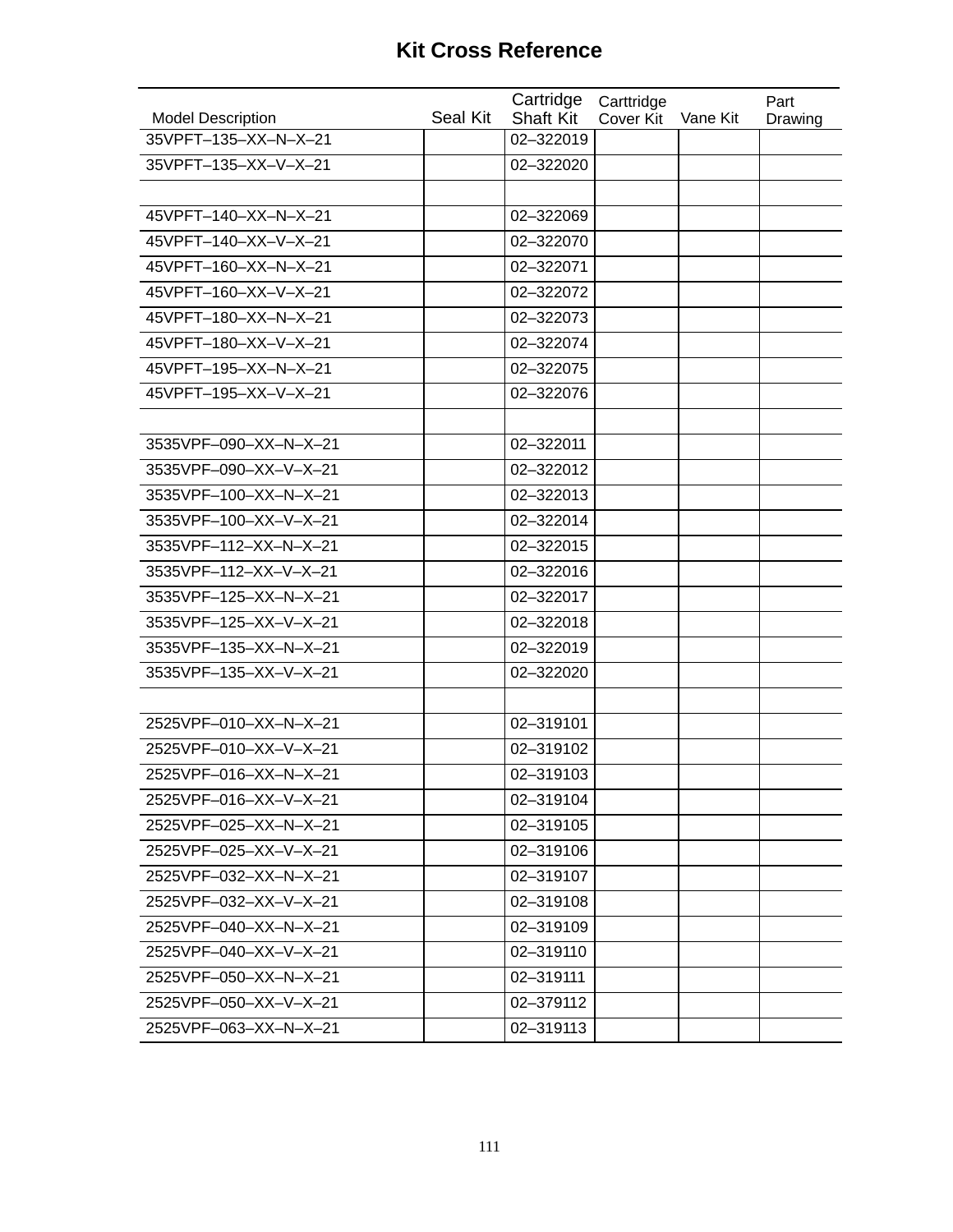# Kit Cross Reference

| Model Description | Seal Kit | Cartridge Shaft Kit | Carttridge Cover Kit | Vane Kit | Part Drawing |
|---|---|---|---|---|---|
| 35VPFT–135–XX–N–X–21 | | 02–322019 | | | |
| 35VPFT–135–XX–V–X–21 | | 02–322020 | | | |
| | | | | | |
| 45VPFT–140–XX–N–X–21 | | 02–322069 | | | |
| 45VPFT–140–XX–V–X–21 | | 02–322070 | | | |
| 45VPFT–160–XX–N–X–21 | | 02–322071 | | | |
| 45VPFT–160–XX–V–X–21 | | 02–322072 | | | |
| 45VPFT–180–XX–N–X–21 | | 02–322073 | | | |
| 45VPFT–180–XX–V–X–21 | | 02–322074 | | | |
| 45VPFT–195–XX–N–X–21 | | 02–322075 | | | |
| 45VPFT–195–XX–V–X–21 | | 02–322076 | | | |
| | | | | | |
| 3535VPF–090–XX–N–X–21 | | 02–322011 | | | |
| 3535VPF–090–XX–V–X–21 | | 02–322012 | | | |
| 3535VPF–100–XX–N–X–21 | | 02–322013 | | | |
| 3535VPF–100–XX–V–X–21 | | 02–322014 | | | |
| 3535VPF–112–XX–N–X–21 | | 02–322015 | | | |
| 3535VPF–112–XX–V–X–21 | | 02–322016 | | | |
| 3535VPF–125–XX–N–X–21 | | 02–322017 | | | |
| 3535VPF–125–XX–V–X–21 | | 02–322018 | | | |
| 3535VPF–135–XX–N–X–21 | | 02–322019 | | | |
| 3535VPF–135–XX–V–X–21 | | 02–322020 | | | |
| | | | | | |
| 2525VPF–010–XX–N–X–21 | | 02–319101 | | | |
| 2525VPF–010–XX–V–X–21 | | 02–319102 | | | |
| 2525VPF–016–XX–N–X–21 | | 02–319103 | | | |
| 2525VPF–016–XX–V–X–21 | | 02–319104 | | | |
| 2525VPF–025–XX–N–X–21 | | 02–319105 | | | |
| 2525VPF–025–XX–V–X–21 | | 02–319106 | | | |
| 2525VPF–032–XX–N–X–21 | | 02–319107 | | | |
| 2525VPF–032–XX–V–X–21 | | 02–319108 | | | |
| 2525VPF–040–XX–N–X–21 | | 02–319109 | | | |
| 2525VPF–040–XX–V–X–21 | | 02–319110 | | | |
| 2525VPF–050–XX–N–X–21 | | 02–319111 | | | |
| 2525VPF–050–XX–V–X–21 | | 02–379112 | | | |
| 2525VPF–063–XX–N–X–21 | | 02–319113 | | | |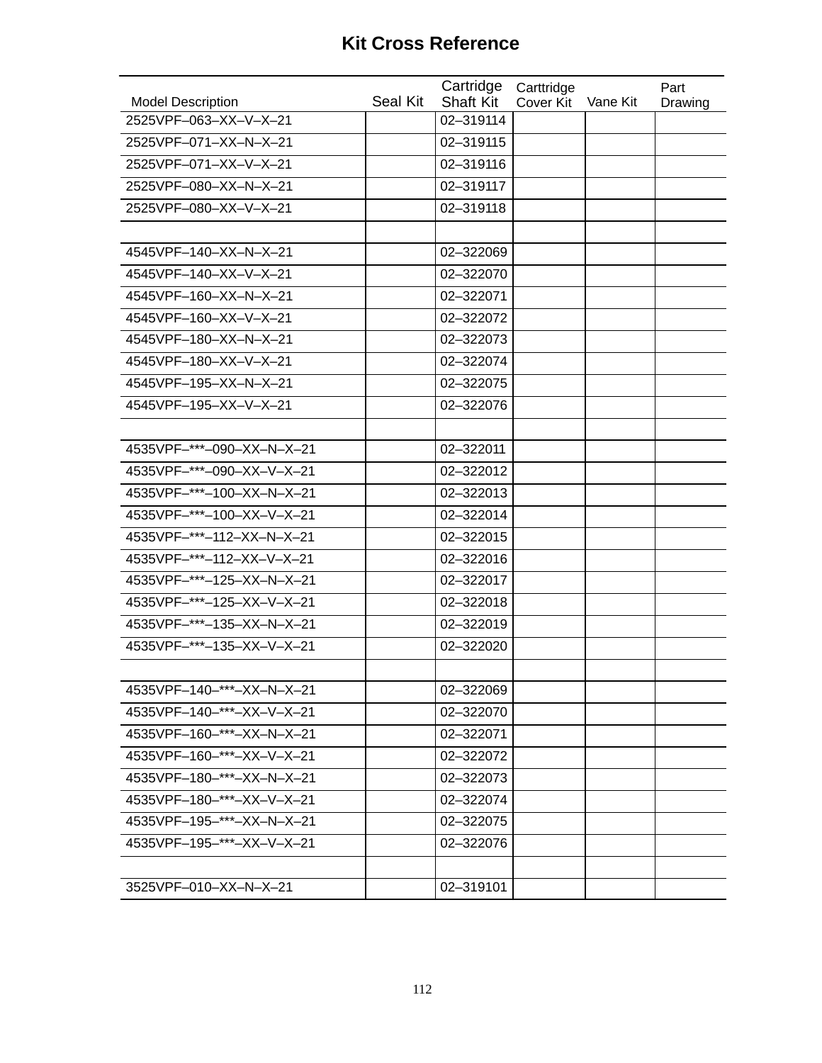# Kit Cross Reference

| Model Description | Seal Kit | Cartridge Shaft Kit | Carttridge Cover Kit | Vane Kit | Part Drawing |
|---|---|---|---|---|---|
| 2525VPF–063–XX–V–X–21 | | 02–319114 | | | |
| 2525VPF–071–XX–N–X–21 | | 02–319115 | | | |
| 2525VPF–071–XX–V–X–21 | | 02–319116 | | | |
| 2525VPF–080–XX–N–X–21 | | 02–319117 | | | |
| 2525VPF–080–XX–V–X–21 | | 02–319118 | | | |
| | | | | | |
| 4545VPF–140–XX–N–X–21 | | 02–322069 | | | |
| 4545VPF–140–XX–V–X–21 | | 02–322070 | | | |
| 4545VPF–160–XX–N–X–21 | | 02–322071 | | | |
| 4545VPF–160–XX–V–X–21 | | 02–322072 | | | |
| 4545VPF–180–XX–N–X–21 | | 02–322073 | | | |
| 4545VPF–180–XX–V–X–21 | | 02–322074 | | | |
| 4545VPF–195–XX–N–X–21 | | 02–322075 | | | |
| 4545VPF–195–XX–V–X–21 | | 02–322076 | | | |
| | | | | | |
| 4535VPF–***–090–XX–N–X–21 | | 02–322011 | | | |
| 4535VPF–***–090–XX–V–X–21 | | 02–322012 | | | |
| 4535VPF–***–100–XX–N–X–21 | | 02–322013 | | | |
| 4535VPF–***–100–XX–V–X–21 | | 02–322014 | | | |
| 4535VPF–***–112–XX–N–X–21 | | 02–322015 | | | |
| 4535VPF–***–112–XX–V–X–21 | | 02–322016 | | | |
| 4535VPF–***–125–XX–N–X–21 | | 02–322017 | | | |
| 4535VPF–***–125–XX–V–X–21 | | 02–322018 | | | |
| 4535VPF–***–135–XX–N–X–21 | | 02–322019 | | | |
| 4535VPF–***–135–XX–V–X–21 | | 02–322020 | | | |
| | | | | | |
| 4535VPF–140–***–XX–N–X–21 | | 02–322069 | | | |
| 4535VPF–140–***–XX–V–X–21 | | 02–322070 | | | |
| 4535VPF–160–***–XX–N–X–21 | | 02–322071 | | | |
| 4535VPF–160–***–XX–V–X–21 | | 02–322072 | | | |
| 4535VPF–180–***–XX–N–X–21 | | 02–322073 | | | |
| 4535VPF–180–***–XX–V–X–21 | | 02–322074 | | | |
| 4535VPF–195–***–XX–N–X–21 | | 02–322075 | | | |
| 4535VPF–195–***–XX–V–X–21 | | 02–322076 | | | |
| | | | | | |
| 3525VPF–010–XX–N–X–21 | | 02–319101 | | | |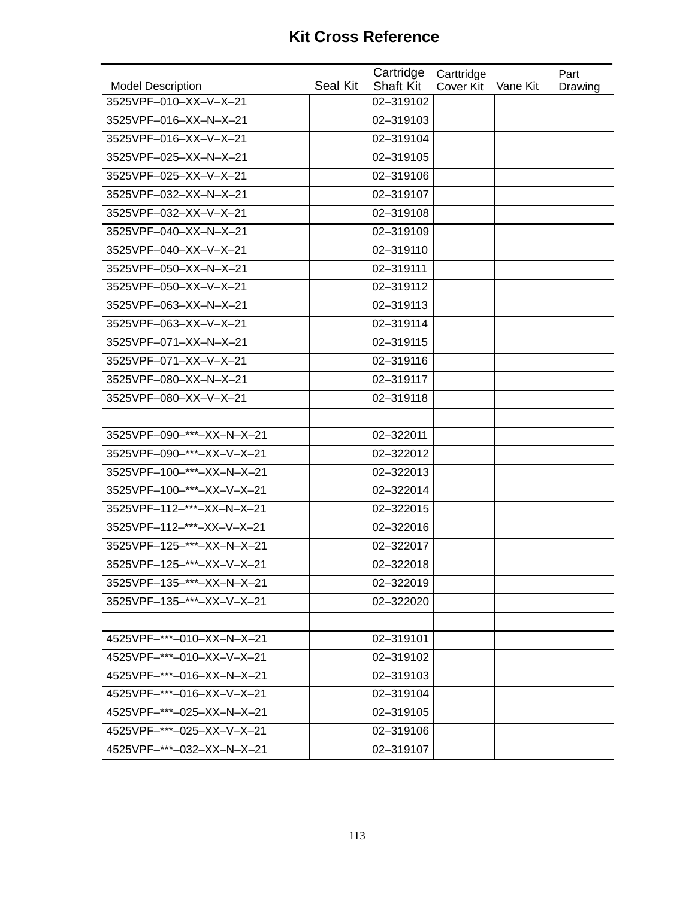# Kit Cross Reference

| Model Description | Seal Kit | Cartridge Shaft Kit | Carttridge Cover Kit | Vane Kit | Part Drawing |
|---|---|---|---|---|---|
| 3525VPF–010–XX–V–X–21 | | 02–319102 | | | |
| 3525VPF–016–XX–N–X–21 | | 02–319103 | | | |
| 3525VPF–016–XX–V–X–21 | | 02–319104 | | | |
| 3525VPF–025–XX–N–X–21 | | 02–319105 | | | |
| 3525VPF–025–XX–V–X–21 | | 02–319106 | | | |
| 3525VPF–032–XX–N–X–21 | | 02–319107 | | | |
| 3525VPF–032–XX–V–X–21 | | 02–319108 | | | |
| 3525VPF–040–XX–N–X–21 | | 02–319109 | | | |
| 3525VPF–040–XX–V–X–21 | | 02–319110 | | | |
| 3525VPF–050–XX–N–X–21 | | 02–319111 | | | |
| 3525VPF–050–XX–V–X–21 | | 02–319112 | | | |
| 3525VPF–063–XX–N–X–21 | | 02–319113 | | | |
| 3525VPF–063–XX–V–X–21 | | 02–319114 | | | |
| 3525VPF–071–XX–N–X–21 | | 02–319115 | | | |
| 3525VPF–071–XX–V–X–21 | | 02–319116 | | | |
| 3525VPF–080–XX–N–X–21 | | 02–319117 | | | |
| 3525VPF–080–XX–V–X–21 | | 02–319118 | | | |
| | | | | | |
| 3525VPF–090–***–XX–N–X–21 | | 02–322011 | | | |
| 3525VPF–090–***–XX–V–X–21 | | 02–322012 | | | |
| 3525VPF–100–***–XX–N–X–21 | | 02–322013 | | | |
| 3525VPF–100–***–XX–V–X–21 | | 02–322014 | | | |
| 3525VPF–112–***–XX–N–X–21 | | 02–322015 | | | |
| 3525VPF–112–***–XX–V–X–21 | | 02–322016 | | | |
| 3525VPF–125–***–XX–N–X–21 | | 02–322017 | | | |
| 3525VPF–125–***–XX–V–X–21 | | 02–322018 | | | |
| 3525VPF–135–***–XX–N–X–21 | | 02–322019 | | | |
| 3525VPF–135–***–XX–V–X–21 | | 02–322020 | | | |
| | | | | | |
| 4525VPF–***–010–XX–N–X–21 | | 02–319101 | | | |
| 4525VPF–***–010–XX–V–X–21 | | 02–319102 | | | |
| 4525VPF–***–016–XX–N–X–21 | | 02–319103 | | | |
| 4525VPF–***–016–XX–V–X–21 | | 02–319104 | | | |
| 4525VPF–***–025–XX–N–X–21 | | 02–319105 | | | |
| 4525VPF–***–025–XX–V–X–21 | | 02–319106 | | | |
| 4525VPF–***–032–XX–N–X–21 | | 02–319107 | | | |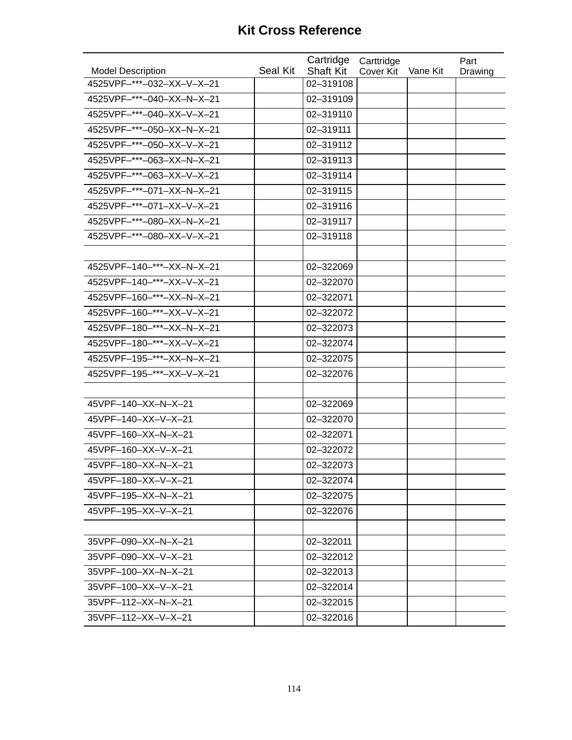# Kit Cross Reference

| Model Description | Seal Kit | Cartridge Shaft Kit | Carttridge Cover Kit | Vane Kit | Part Drawing |
|---|---|---|---|---|---|
| 4525VPF–***–032–XX–V–X–21 | | 02–319108 | | | |
| 4525VPF–***–040–XX–N–X–21 | | 02–319109 | | | |
| 4525VPF–***–040–XX–V–X–21 | | 02–319110 | | | |
| 4525VPF–***–050–XX–N–X–21 | | 02–319111 | | | |
| 4525VPF–***–050–XX–V–X–21 | | 02–319112 | | | |
| 4525VPF–***–063–XX–N–X–21 | | 02–319113 | | | |
| 4525VPF–***–063–XX–V–X–21 | | 02–319114 | | | |
| 4525VPF–***–071–XX–N–X–21 | | 02–319115 | | | |
| 4525VPF–***–071–XX–V–X–21 | | 02–319116 | | | |
| 4525VPF–***–080–XX–N–X–21 | | 02–319117 | | | |
| 4525VPF–***–080–XX–V–X–21 | | 02–319118 | | | |
| | | | | | |
| 4525VPF–140–***–XX–N–X–21 | | 02–322069 | | | |
| 4525VPF–140–***–XX–V–X–21 | | 02–322070 | | | |
| 4525VPF–160–***–XX–N–X–21 | | 02–322071 | | | |
| 4525VPF–160–***–XX–V–X–21 | | 02–322072 | | | |
| 4525VPF–180–***–XX–N–X–21 | | 02–322073 | | | |
| 4525VPF–180–***–XX–V–X–21 | | 02–322074 | | | |
| 4525VPF–195–***–XX–N–X–21 | | 02–322075 | | | |
| 4525VPF–195–***–XX–V–X–21 | | 02–322076 | | | |
| | | | | | |
| 45VPF–140–XX–N–X–21 | | 02–322069 | | | |
| 45VPF–140–XX–V–X–21 | | 02–322070 | | | |
| 45VPF–160–XX–N–X–21 | | 02–322071 | | | |
| 45VPF–160–XX–V–X–21 | | 02–322072 | | | |
| 45VPF–180–XX–N–X–21 | | 02–322073 | | | |
| 45VPF–180–XX–V–X–21 | | 02–322074 | | | |
| 45VPF–195–XX–N–X–21 | | 02–322075 | | | |
| 45VPF–195–XX–V–X–21 | | 02–322076 | | | |
| | | | | | |
| 35VPF–090–XX–N–X–21 | | 02–322011 | | | |
| 35VPF–090–XX–V–X–21 | | 02–322012 | | | |
| 35VPF–100–XX–N–X–21 | | 02–322013 | | | |
| 35VPF–100–XX–V–X–21 | | 02–322014 | | | |
| 35VPF–112–XX–N–X–21 | | 02–322015 | | | |
| 35VPF–112–XX–V–X–21 | | 02–322016 | | | |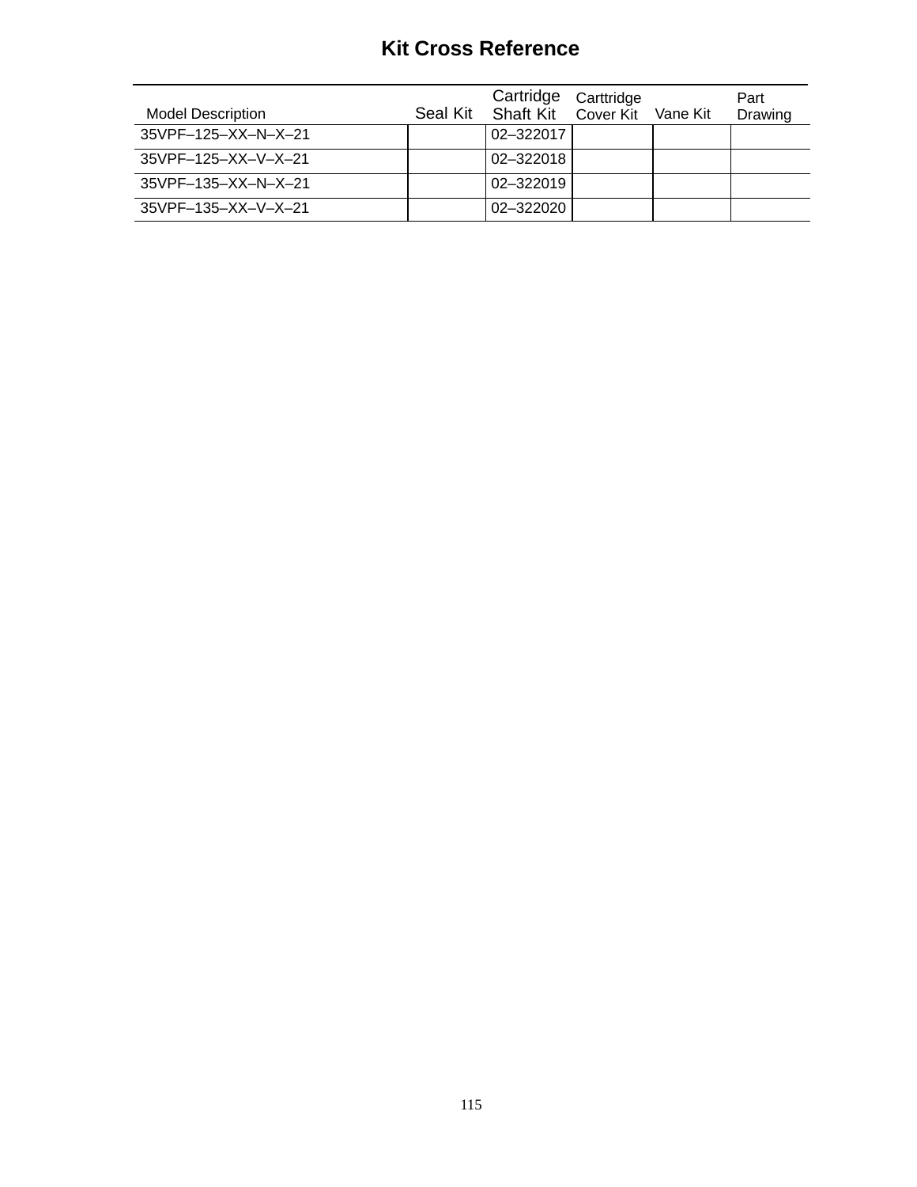# Kit Cross Reference

| Model Description | Seal Kit | Cartridge Shaft Kit | Carttridge Cover Kit | Vane Kit | Part Drawing |
|---|---|---|---|---|---|
| 35VPF–125–XX–N–X–21 | | 02–322017 | | | |
| 35VPF–125–XX–V–X–21 | | 02–322018 | | | |
| 35VPF–135–XX–N–X–21 | | 02–322019 | | | |
| 35VPF–135–XX–V–X–21 | | 02–322020 | | | |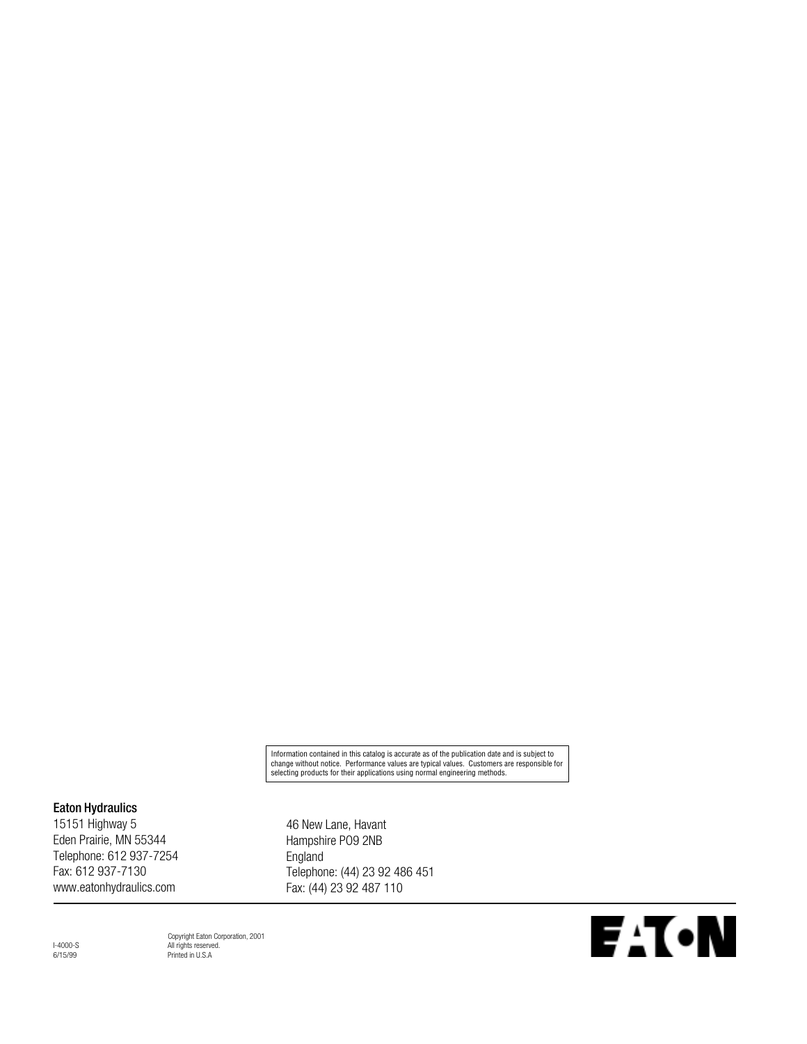Information contained in this catalog is accurate as of the publication date and is subject to change without notice. Performance values are typical values. Customers are responsible for selecting products for their applications using normal engineering methods.

**Eaton Hydraulics**

15151 Highway 5
Eden Prairie, MN 55344
Telephone: 612 937-7254
Fax: 612 937-7130
www.eatonhydraulics.com

46 New Lane, Havant
Hampshire PO9 2NB
England
Telephone: (44) 23 92 486 451
Fax: (44) 23 92 487 110

I-4000-S
6/15/99

Copyright Eaton Corporation, 2001
All rights reserved.
Printed in U.S.A

EATON